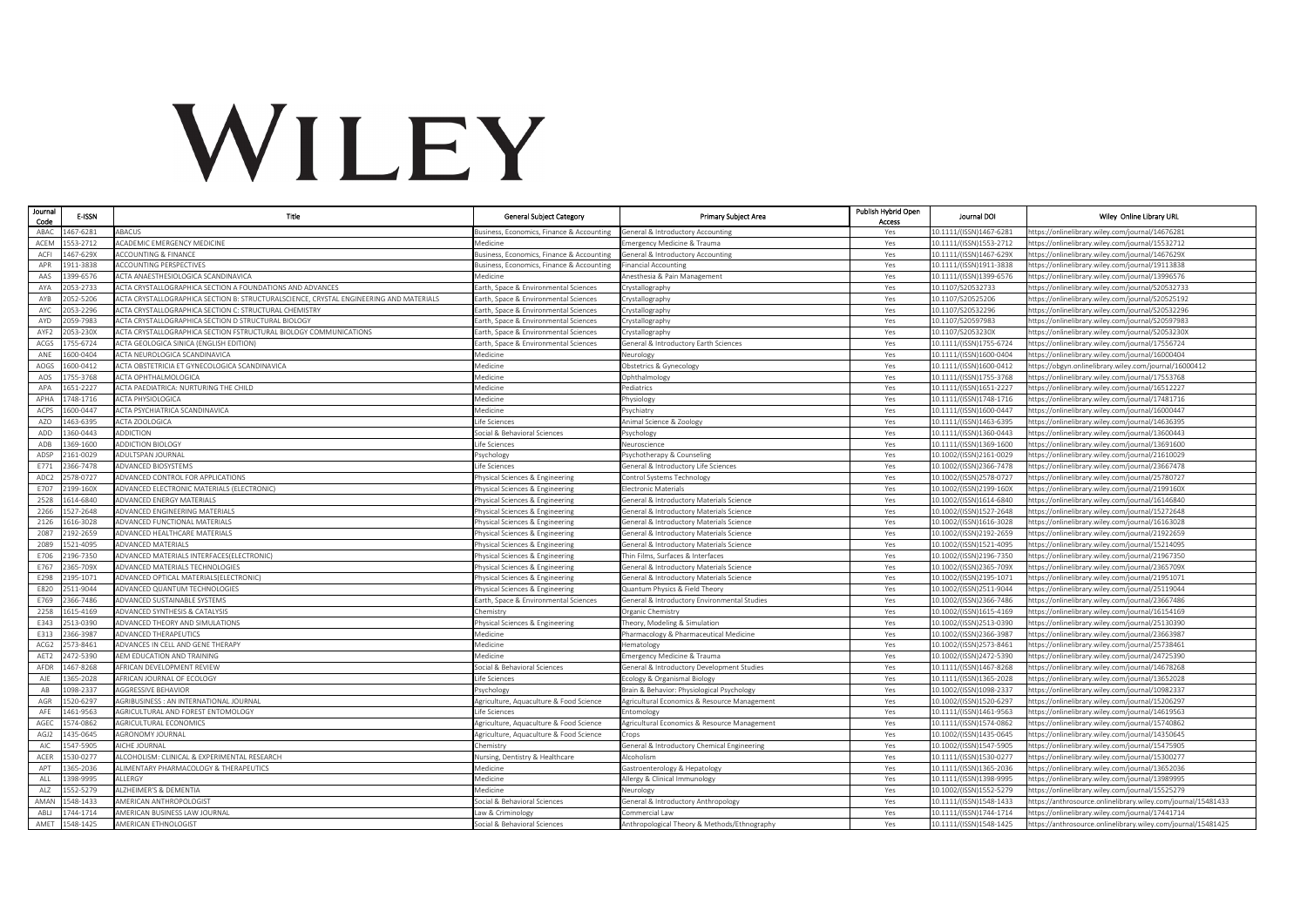# WILEY

| Journal Code | E-ISSN | Title | General Subject Category | Primary Subject Area | Publish Hybrid Open Access | Journal DOI | Wiley Online Library URL |
|---|---|---|---|---|---|---|---|
| ABAC | 1467-6281 | ABACUS | Business, Economics, Finance & Accounting | General & Introductory Accounting | Yes | 10.1111/(ISSN)1467-6281 | https://onlinelibrary.wiley.com/journal/14676281 |
| ACEM | 1553-2712 | ACADEMIC EMERGENCY MEDICINE | Medicine | Emergency Medicine & Trauma | Yes | 10.1111/(ISSN)1553-2712 | https://onlinelibrary.wiley.com/journal/15532712 |
| ACFI | 1467-629X | ACCOUNTING & FINANCE | Business, Economics, Finance & Accounting | General & Introductory Accounting | Yes | 10.1111/(ISSN)1467-629X | https://onlinelibrary.wiley.com/journal/1467629X |
| APR | 1911-3838 | ACCOUNTING PERSPECTIVES | Business, Economics, Finance & Accounting | Financial Accounting | Yes | 10.1111/(ISSN)1911-3838 | https://onlinelibrary.wiley.com/journal/19113838 |
| AAS | 1399-6576 | ACTA ANAESTHESIOLOGICA SCANDINAVICA | Medicine | Anesthesia & Pain Management | Yes | 10.1111/(ISSN)1399-6576 | https://onlinelibrary.wiley.com/journal/13996576 |
| AYA | 2053-2733 | ACTA CRYSTALLOGRAPHICA SECTION A FOUNDATIONS AND ADVANCES | Earth, Space & Environmental Sciences | Crystallography | Yes | 10.1107/S20532733 | https://onlinelibrary.wiley.com/journal/S20532733 |
| AYB | 2052-5206 | ACTA CRYSTALLOGRAPHICA SECTION B: STRUCTURALSCIENCE, CRYSTAL ENGINEERING AND MATERIALS | Earth, Space & Environmental Sciences | Crystallography | Yes | 10.1107/S20525206 | https://onlinelibrary.wiley.com/journal/S20525192 |
| AYC | 2053-2296 | ACTA CRYSTALLOGRAPHICA SECTION C: STRUCTURAL CHEMISTRY | Earth, Space & Environmental Sciences | Crystallography | Yes | 10.1107/S20532296 | https://onlinelibrary.wiley.com/journal/S20532296 |
| AYD | 2059-7983 | ACTA CRYSTALLOGRAPHICA SECTION D STRUCTURAL BIOLOGY | Earth, Space & Environmental Sciences | Crystallography | Yes | 10.1107/S20597983 | https://onlinelibrary.wiley.com/journal/S20597983 |
| AYF2 | 2053-230X | ACTA CRYSTALLOGRAPHICA SECTION FSTRUCTURAL BIOLOGY COMMUNICATIONS | Earth, Space & Environmental Sciences | Crystallography | Yes | 10.1107/S2053230X | https://onlinelibrary.wiley.com/journal/S2053230X |
| ACGS | 1755-6724 | ACTA GEOLOGICA SINICA (ENGLISH EDITION) | Earth, Space & Environmental Sciences | General & Introductory Earth Sciences | Yes | 10.1111/(ISSN)1755-6724 | https://onlinelibrary.wiley.com/journal/17556724 |
| ANE | 1600-0404 | ACTA NEUROLOGICA SCANDINAVICA | Medicine | Neurology | Yes | 10.1111/(ISSN)1600-0404 | https://onlinelibrary.wiley.com/journal/16000404 |
| AOGS | 1600-0412 | ACTA OBSTETRICIA ET GYNECOLOGICA SCANDINAVICA | Medicine | Obstetrics & Gynecology | Yes | 10.1111/(ISSN)1600-0412 | https://obgyn.onlinelibrary.wiley.com/journal/16000412 |
| AOS | 1755-3768 | ACTA OPHTHALMOLOGICA | Medicine | Ophthalmology | Yes | 10.1111/(ISSN)1755-3768 | https://onlinelibrary.wiley.com/journal/17553768 |
| APA | 1651-2227 | ACTA PAEDIATRICA: NURTURING THE CHILD | Medicine | Pediatrics | Yes | 10.1111/(ISSN)1651-2227 | https://onlinelibrary.wiley.com/journal/16512227 |
| APHA | 1748-1716 | ACTA PHYSIOLOGICA | Medicine | Physiology | Yes | 10.1111/(ISSN)1748-1716 | https://onlinelibrary.wiley.com/journal/17481716 |
| ACPS | 1600-0447 | ACTA PSYCHIATRICA SCANDINAVICA | Medicine | Psychiatry | Yes | 10.1111/(ISSN)1600-0447 | https://onlinelibrary.wiley.com/journal/16000447 |
| AZO | 1463-6395 | ACTA ZOOLOGICA | Life Sciences | Animal Science & Zoology | Yes | 10.1111/(ISSN)1463-6395 | https://onlinelibrary.wiley.com/journal/14636395 |
| ADD | 1360-0443 | ADDICTION | Social & Behavioral Sciences | Psychology | Yes | 10.1111/(ISSN)1360-0443 | https://onlinelibrary.wiley.com/journal/13600443 |
| ADB | 1369-1600 | ADDICTION BIOLOGY | Life Sciences | Neuroscience | Yes | 10.1111/(ISSN)1369-1600 | https://onlinelibrary.wiley.com/journal/13691600 |
| ADSP | 2161-0029 | ADULTSPAN JOURNAL | Psychology | Psychotherapy & Counseling | Yes | 10.1002/(ISSN)2161-0029 | https://onlinelibrary.wiley.com/journal/21610029 |
| E771 | 2366-7478 | ADVANCED BIOSYSTEMS | Life Sciences | General & Introductory Life Sciences | Yes | 10.1002/(ISSN)2366-7478 | https://onlinelibrary.wiley.com/journal/23667478 |
| ADC2 | 2578-0727 | ADVANCED CONTROL FOR APPLICATIONS | Physical Sciences & Engineering | Control Systems Technology | Yes | 10.1002/(ISSN)2578-0727 | https://onlinelibrary.wiley.com/journal/25780727 |
| E707 | 2199-160X | ADVANCED ELECTRONIC MATERIALS (ELECTRONIC) | Physical Sciences & Engineering | Electronic Materials | Yes | 10.1002/(ISSN)2199-160X | https://onlinelibrary.wiley.com/journal/2199160X |
| 2528 | 1614-6840 | ADVANCED ENERGY MATERIALS | Physical Sciences & Engineering | General & Introductory Materials Science | Yes | 10.1002/(ISSN)1614-6840 | https://onlinelibrary.wiley.com/journal/16146840 |
| 2266 | 1527-2648 | ADVANCED ENGINEERING MATERIALS | Physical Sciences & Engineering | General & Introductory Materials Science | Yes | 10.1002/(ISSN)1527-2648 | https://onlinelibrary.wiley.com/journal/15272648 |
| 2126 | 1616-3028 | ADVANCED FUNCTIONAL MATERIALS | Physical Sciences & Engineering | General & Introductory Materials Science | Yes | 10.1002/(ISSN)1616-3028 | https://onlinelibrary.wiley.com/journal/16163028 |
| 2087 | 2192-2659 | ADVANCED HEALTHCARE MATERIALS | Physical Sciences & Engineering | General & Introductory Materials Science | Yes | 10.1002/(ISSN)2192-2659 | https://onlinelibrary.wiley.com/journal/21922659 |
| 2089 | 1521-4095 | ADVANCED MATERIALS | Physical Sciences & Engineering | General & Introductory Materials Science | Yes | 10.1002/(ISSN)1521-4095 | https://onlinelibrary.wiley.com/journal/15214095 |
| E706 | 2196-7350 | ADVANCED MATERIALS INTERFACES(ELECTRONIC) | Physical Sciences & Engineering | Thin Films, Surfaces & Interfaces | Yes | 10.1002/(ISSN)2196-7350 | https://onlinelibrary.wiley.com/journal/21967350 |
| E767 | 2365-709X | ADVANCED MATERIALS TECHNOLOGIES | Physical Sciences & Engineering | General & Introductory Materials Science | Yes | 10.1002/(ISSN)2365-709X | https://onlinelibrary.wiley.com/journal/2365709X |
| E298 | 2195-1071 | ADVANCED OPTICAL MATERIALS(ELECTRONIC) | Physical Sciences & Engineering | General & Introductory Materials Science | Yes | 10.1002/(ISSN)2195-1071 | https://onlinelibrary.wiley.com/journal/21951071 |
| E820 | 2511-9044 | ADVANCED QUANTUM TECHNOLOGIES | Physical Sciences & Engineering | Quantum Physics & Field Theory | Yes | 10.1002/(ISSN)2511-9044 | https://onlinelibrary.wiley.com/journal/25119044 |
| E769 | 2366-7486 | ADVANCED SUSTAINABLE SYSTEMS | Earth, Space & Environmental Sciences | General & Introductory Environmental Studies | Yes | 10.1002/(ISSN)2366-7486 | https://onlinelibrary.wiley.com/journal/23667486 |
| 2258 | 1615-4169 | ADVANCED SYNTHESIS & CATALYSIS | Chemistry | Organic Chemistry | Yes | 10.1002/(ISSN)1615-4169 | https://onlinelibrary.wiley.com/journal/16154169 |
| E343 | 2513-0390 | ADVANCED THEORY AND SIMULATIONS | Physical Sciences & Engineering | Theory, Modeling & Simulation | Yes | 10.1002/(ISSN)2513-0390 | https://onlinelibrary.wiley.com/journal/25130390 |
| E313 | 2366-3987 | ADVANCED THERAPEUTICS | Medicine | Pharmacology & Pharmaceutical Medicine | Yes | 10.1002/(ISSN)2366-3987 | https://onlinelibrary.wiley.com/journal/23663987 |
| ACG2 | 2573-8461 | ADVANCES IN CELL AND GENE THERAPY | Medicine | Hematology | Yes | 10.1002/(ISSN)2573-8461 | https://onlinelibrary.wiley.com/journal/25738461 |
| AET2 | 2472-5390 | AEM EDUCATION AND TRAINING | Medicine | Emergency Medicine & Trauma | Yes | 10.1002/(ISSN)2472-5390 | https://onlinelibrary.wiley.com/journal/24725390 |
| AFDR | 1467-8268 | AFRICAN DEVELOPMENT REVIEW | Social & Behavioral Sciences | General & Introductory Development Studies | Yes | 10.1111/(ISSN)1467-8268 | https://onlinelibrary.wiley.com/journal/14678268 |
| AJE | 1365-2028 | AFRICAN JOURNAL OF ECOLOGY | Life Sciences | Ecology & Organismal Biology | Yes | 10.1111/(ISSN)1365-2028 | https://onlinelibrary.wiley.com/journal/13652028 |
| AB | 1098-2337 | AGGRESSIVE BEHAVIOR | Psychology | Brain & Behavior: Physiological Psychology | Yes | 10.1002/(ISSN)1098-2337 | https://onlinelibrary.wiley.com/journal/10982337 |
| AGR | 1520-6297 | AGRIBUSINESS : AN INTERNATIONAL JOURNAL | Agriculture, Aquaculture & Food Science | Agricultural Economics & Resource Management | Yes | 10.1002/(ISSN)1520-6297 | https://onlinelibrary.wiley.com/journal/15206297 |
| AFE | 1461-9563 | AGRICULTURAL AND FOREST ENTOMOLOGY | Life Sciences | Entomology | Yes | 10.1111/(ISSN)1461-9563 | https://onlinelibrary.wiley.com/journal/14619563 |
| AGEC | 1574-0862 | AGRICULTURAL ECONOMICS | Agriculture, Aquaculture & Food Science | Agricultural Economics & Resource Management | Yes | 10.1111/(ISSN)1574-0862 | https://onlinelibrary.wiley.com/journal/15740862 |
| AGJ2 | 1435-0645 | AGRONOMY JOURNAL | Agriculture, Aquaculture & Food Science | Crops | Yes | 10.1002/(ISSN)1435-0645 | https://onlinelibrary.wiley.com/journal/14350645 |
| AIC | 1547-5905 | AICHE JOURNAL | Chemistry | General & Introductory Chemical Engineering | Yes | 10.1002/(ISSN)1547-5905 | https://onlinelibrary.wiley.com/journal/15475905 |
| ACER | 1530-0277 | ALCOHOLISM: CLINICAL & EXPERIMENTAL RESEARCH | Nursing, Dentistry & Healthcare | Alcoholism | Yes | 10.1111/(ISSN)1530-0277 | https://onlinelibrary.wiley.com/journal/15300277 |
| APT | 1365-2036 | ALIMENTARY PHARMACOLOGY & THERAPEUTICS | Medicine | Gastroenterology & Hepatology | Yes | 10.1111/(ISSN)1365-2036 | https://onlinelibrary.wiley.com/journal/13652036 |
| ALL | 1398-9995 | ALLERGY | Medicine | Allergy & Clinical Immunology | Yes | 10.1111/(ISSN)1398-9995 | https://onlinelibrary.wiley.com/journal/13989995 |
| ALZ | 1552-5279 | ALZHEIMER'S & DEMENTIA | Medicine | Neurology | Yes | 10.1002/(ISSN)1552-5279 | https://onlinelibrary.wiley.com/journal/15525279 |
| AMAN | 1548-1433 | AMERICAN ANTHROPOLOGIST | Social & Behavioral Sciences | General & Introductory Anthropology | Yes | 10.1111/(ISSN)1548-1433 | https://anthrosource.onlinelibrary.wiley.com/journal/15481433 |
| ABLJ | 1744-1714 | AMERICAN BUSINESS LAW JOURNAL | Law & Criminology | Commercial Law | Yes | 10.1111/(ISSN)1744-1714 | https://onlinelibrary.wiley.com/journal/17441714 |
| AMET | 1548-1425 | AMERICAN ETHNOLOGIST | Social & Behavioral Sciences | Anthropological Theory & Methods/Ethnography | Yes | 10.1111/(ISSN)1548-1425 | https://anthrosource.onlinelibrary.wiley.com/journal/15481425 |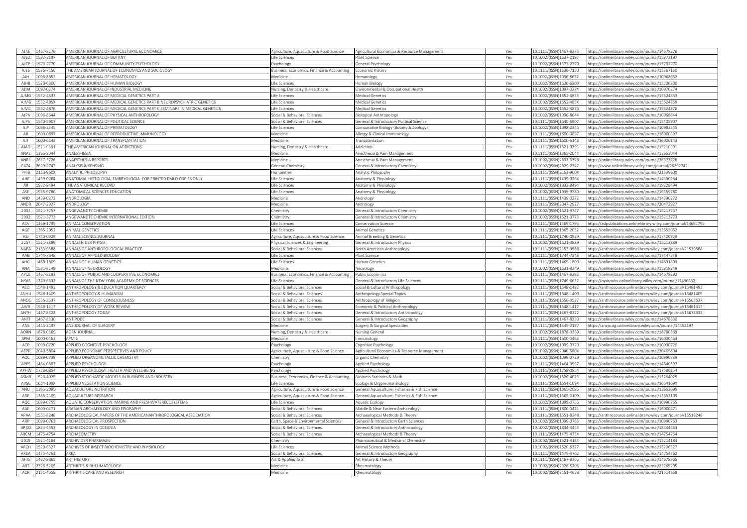| AJAE | 1467-8276 | AMERICAN JOURNAL OF AGRICULTURAL ECONOMICS | Agriculture, Aquaculture & Food Science | Agricultural Economics & Resource Management | Yes | 10.1111/(ISSN)1467-8276 | https://onlinelibrary.wiley.com/journal/14678276 |
|---|---|---|---|---|---|---|---|
| AJB2 | 1537-2197 | AMERICAN JOURNAL OF BOTANY | Life Sciences | Plant Science | Yes | 10.1002/(ISSN)1537-2197 | https://onlinelibrary.wiley.com/journal/15372197 |
| AJCP | 1573-2770 | AMERICAN JOURNAL OF COMMUNITY PSYCHOLOGY | Psychology | General Psychology | Yes | 10.1002/(ISSN)1573-2770 | https://onlinelibrary.wiley.com/journal/15732770 |
| AJES | 1536-7150 | THE AMERICAN JOURNAL OF ECONOMICS AND SOCIOLOGY | Business, Economics, Finance & Accounting | Economic History | Yes | 10.1111/(ISSN)1536-7150 | https://onlinelibrary.wiley.com/journal/15367150 |
| AJH | 1096-8652 | AMERICAN JOURNAL OF HEMATOLOGY | Medicine | Hematology | Yes | 10.1002/(ISSN)1096-8652 | https://onlinelibrary.wiley.com/journal/10968652 |
| AJHB | 1520-6300 | AMERICAN JOURNAL OF HUMAN BIOLOGY | Life Sciences | Human Biology | Yes | 10.1002/(ISSN)1520-6300 | https://onlinelibrary.wiley.com/journal/15206300 |
| AJIM | 1097-0274 | AMERICAN JOURNAL OF INDUSTRIAL MEDICINE | Nursing, Dentistry & Healthcare | Environmental & Occupational Health | Yes | 10.1002/(ISSN)1097-0274 | https://onlinelibrary.wiley.com/journal/10970274 |
| AJMG | 1552-4833 | AMERICAN JOURNAL OF MEDICAL GENETICS PART A | Life Sciences | Medical Genetics | Yes | 10.1002/(ISSN)1552-4833 | https://onlinelibrary.wiley.com/journal/15524833 |
| AJMB | 1552-485X | AMERICAN JOURNAL OF MEDICAL GENETICS PART B:NEUROPSYCHIATRIC GENETICS | Life Sciences | Medical Genetics | Yes | 10.1002/(ISSN)1552-485X | https://onlinelibrary.wiley.com/journal/1552485X |
| AJMC | 1552-4876 | AMERICAN JOURNAL OF MEDICAL GENETICS PART C:SEMINARS IN MEDICAL GENETICS | Life Sciences | Medical Genetics | Yes | 10.1002/(ISSN)1552-4876 | https://onlinelibrary.wiley.com/journal/15524876 |
| AJPA | 1096-8644 | AMERICAN JOURNAL OF PHYSICAL ANTHROPOLOGY | Social & Behavioral Sciences | Biological Anthropology | Yes | 10.1002/(ISSN)1096-8644 | https://onlinelibrary.wiley.com/journal/10968644 |
| AJPS | 1540-5907 | AMERICAN JOURNAL OF POLITICAL SCIENCE | Social & Behavioral Sciences | General & Introductory Political Science | Yes | 10.1111/(ISSN)1540-5907 | https://onlinelibrary.wiley.com/journal/15405907 |
| AJP | 1098-2345 | AMERICAN JOURNAL OF PRIMATOLOGY | Life Sciences | Comparative Biology (Botany & Zoology) | Yes | 10.1002/(ISSN)1098-2345 | https://onlinelibrary.wiley.com/journal/10982345 |
| AJI | 1600-0897 | AMERICAN JOURNAL OF REPRODUCTIVE IMMUNOLOGY | Medicine | Allergy & Clinical Immunology | Yes | 10.1111/(ISSN)1600-0897 | https://onlinelibrary.wiley.com/journal/16000897 |
| AJT | 1600-6143 | AMERICAN JOURNAL OF TRANSPLANTATION | Medicine | Transplantation | Yes | 10.1111/(ISSN)1600-6143 | https://onlinelibrary.wiley.com/journal/16006143 |
| AJAD | 1521-0391 | THE AMERICAN JOURNAL ON ADDICTIONS | Nursing, Dentistry & Healthcare | Addiction | Yes | 10.1111/(ISSN)1521-0391 | https://onlinelibrary.wiley.com/journal/15210391 |
| ANAE | 1365-2044 | ANAESTHESIA | Medicine | Anesthesia & Pain Management | Yes | 10.1111/(ISSN)1365-2044 | https://onlinelibrary.wiley.com/journal/13652044 |
| ANR3 | 2637-3726 | ANAESTHESIA REPORTS | Medicine | Anesthesia & Pain Management | Yes | 10.1002/(ISSN)2637-3726 | https://onlinelibrary.wiley.com/journal/26373726 |
| E474 | 2629-2742 | ANALYSIS & SENSING | General Chemistry | General & Introductory Chemistry | Yes | 10.1002/(ISSN)2629-2742 | https://www.onlinelibrary.wiley.com/journal/26292742 |
| PHIB | 2153-960X | ANALYTIC PHILOSOPHY | Humanities | Analytic Philosophy | Yes | 10.1111/(ISSN)2153-960X | https://onlinelibrary.wiley.com/journal/2153960X |
| AHE | 1439-0264 | ANATOMIA, HISTOLOGIA, EMBRYOLOGIA -FOR PRINTED EMLO COPIES ONLY | Life Sciences | Anatomy & Physiology | Yes | 10.1111/(ISSN)1439-0264 | https://onlinelibrary.wiley.com/journal/14390264 |
| AR | 1932-8494 | THE ANATOMICAL RECORD | Life Sciences | Anatomy & Physiology | Yes | 10.1002/(ISSN)1932-8494 | https://onlinelibrary.wiley.com/journal/19328494 |
| ASE | 1935-9780 | ANATOMICAL SCIENCES EDUCATION | Life Sciences | Anatomy & Physiology | Yes | 10.1002/(ISSN)1935-9780 | https://onlinelibrary.wiley.com/journal/19359780 |
| AND | 1439-0272 | ANDROLOGIA | Medicine | Andrology | Yes | 10.1111/(ISSN)1439-0272 | https://onlinelibrary.wiley.com/journal/14390272 |
| ANDR | 2047-2927 | ANDROLOGY | Medicine | Andrology | Yes | 10.1111/(ISSN)2047-2927 | https://onlinelibrary.wiley.com/journal/20472927 |
| 2001 | 1521-3757 | ANGEWANDTE CHEMIE | Chemistry | General & Introductory Chemistry | Yes | 10.1002/(ISSN)1521-3757 | https://onlinelibrary.wiley.com/journal/15213757 |
| 2002 | 1521-3773 | ANGEWANDTE CHEMIE INTERNATIONAL EDITION | Chemistry | General & Introductory Chemistry | Yes | 10.1002/(ISSN)1521-3773 | https://onlinelibrary.wiley.com/journal/15213773 |
| ACV | 1469-1795 | ANIMAL CONSERVATION | Life Sciences | Conservation Science | Yes | 10.1111/(ISSN)1469-1795 | https://zslpublications.onlinelibrary.wiley.com/journal/14691795 |
| AGE | 1365-2052 | ANIMAL GENETICS | Life Sciences | Animal Genetics | Yes | 10.1111/(ISSN)1365-2052 | https://onlinelibrary.wiley.com/journal/13652052 |
| ASJ | 1740-0929 | ANIMAL SCIENCE JOURNAL | Agriculture, Aquaculture & Food Science | Animal Breeding & Genetics | Yes | 10.1111/(ISSN)1740-0929 | https://onlinelibrary.wiley.com/journal/17400929 |
| 2257 | 1521-3889 | ANNALEN DER PHYSIK | Physical Sciences & Engineering | General & Introductory Physics | Yes | 10.1002/(ISSN)1521-3889 | https://onlinelibrary.wiley.com/journal/15213889 |
| NAPA | 2153-9588 | ANNALS OF ANTHROPOLOGICAL PRACTICE | Social & Behavioral Sciences | North American Anthropology | Yes | 10.1111/(ISSN)2153-9588 | https://anthrosource.onlinelibrary.wiley.com/journal/21539588 |
| AAB | 1744-7348 | ANNALS OF APPLIED BIOLOGY | Life Sciences | Plant Science | Yes | 10.1111/(ISSN)1744-7348 | https://onlinelibrary.wiley.com/journal/17447348 |
| AHG | 1469-1809 | ANNALS OF HUMAN GENETICS | Life Sciences | Human Genetics | Yes | 10.1111/(ISSN)1469-1809 | https://onlinelibrary.wiley.com/journal/14691809 |
| ANA | 1531-8249 | ANNALS OF NEUROLOGY | Medicine | Neurology | Yes | 10.1002/(ISSN)1531-8249 | https://onlinelibrary.wiley.com/journal/15318249 |
| APCE | 1467-8292 | ANNALS OF PUBLIC AND COOPERATIVE ECONOMICS | Business, Economics, Finance & Accounting | Public Economics | Yes | 10.1111/(ISSN)1467-8292 | https://onlinelibrary.wiley.com/journal/14678292 |
| NYAS | 1749-6632 | ANNALS OF THE NEW YORK ACADEMY OF SCIENCES | Life Sciences | General & Introductory Life Sciences | Yes | 10.1111/(ISSN)1749-6632 | https://nyaspubs.onlinelibrary.wiley.com/journal/17496632 |
| AEQ | 1548-1492 | ANTHROPOLOGY & EDUCATION QUARTERLY | Social & Behavioral Sciences | Social & Cultural Anthropology | Yes | 10.1111/(ISSN)1548-1492 | https://anthrosource.onlinelibrary.wiley.com/journal/15481492 |
| ANHU | 1548-1409 | ANTHROPOLOGY & HUMANISM | Social & Behavioral Sciences | Anthropology Special Topics | Yes | 10.1111/(ISSN)1548-1409 | https://anthrosource.onlinelibrary.wiley.com/journal/15481409 |
| ANOC | 1556-3537 | ANTHROPOLOGY OF CONSCIOUSNESS | Social & Behavioral Sciences | Anthropology of Religion | Yes | 10.1111/(ISSN)1556-3537 | https://anthrosource.onlinelibrary.wiley.com/journal/15563537 |
| AWR | 1548-1417 | ANTHROPOLOGY OF WORK REVIEW | Social & Behavioral Sciences | Economic & Political Anthropology | Yes | 10.1111/(ISSN)1548-1417 | https://anthrosource.onlinelibrary.wiley.com/journal/15481417 |
| ANTH | 1467-8322 | ANTHROPOLOGY TODAY | Social & Behavioral Sciences | General & Introductory Anthropology | Yes | 10.1111/(ISSN)1467-8322 | https://anthrosource.onlinelibrary.wiley.com/journal/14678322 |
| ANTI | 1467-8330 | ANTIPODE | Social & Behavioral Sciences | General & Introductory Geography | Yes | 10.1111/(ISSN)1467-8330 | https://onlinelibrary.wiley.com/journal/14678330 |
| ANS | 1445-2197 | ANZ JOURNAL OF SURGERY | Medicine | Surgery & Surgical Specialties | Yes | 10.1111/(ISSN)1445-2197 | https://anzjsurg.onlinelibrary.wiley.com/journal/14452197 |
| AORN | 1878-0369 | AORN JOURNAL | Nursing, Dentistry & Healthcare | Nursing General | Yes | 10.1002/(ISSN)1878-0369 | https://onlinelibrary.wiley.com/journal/18780369 |
| APM | 1600-0463 | APMIS | Medicine | Immunology | Yes | 10.1111/(ISSN)1600-0463 | https://onlinelibrary.wiley.com/journal/16000463 |
| ACP | 1099-0720 | APPLIED COGNITIVE PSYCHOLOGY | Psychology | Cognitive Psychology | Yes | 10.1002/(ISSN)1099-0720 | https://onlinelibrary.wiley.com/journal/10990720 |
| AEPP | 2040-5804 | APPLIED ECONOMIC PERSPECTIVES AND POLICY | Agriculture, Aquaculture & Food Science | Agricultural Economics & Resource Management | Yes | 10.1002/(ISSN)2040-5804 | https://onlinelibrary.wiley.com/journal/20405804 |
| AOC | 1099-0739 | APPLIED ORGANOMETALLIC CHEMISTRY | Chemistry | Organic Chemistry | Yes | 10.1002/(ISSN)1099-0739 | https://onlinelibrary.wiley.com/journal/10990739 |
| APPS | 1464-0597 | APPLIED PSYCHOLOGY | Psychology | Applied Psychology | Yes | 10.1111/(ISSN)1464-0597 | https://onlinelibrary.wiley.com/journal/14640597 |
| APHW | 1758-0854 | APPLIED PSYCHOLOGY: HEALTH AND WELL-BEING | Psychology | Applied Psychology | Yes | 10.1111/(ISSN)1758-0854 | https://onlinelibrary.wiley.com/journal/17580854 |
| ASMB | 1526-4025 | APPLIED STOCHASTIC MODELS IN BUSINESS AND INDUSTRY | Business, Economics, Finance & Accounting | Business Statistics & Math | Yes | 10.1002/(ISSN)1526-4025 | https://onlinelibrary.wiley.com/journal/15264025 |
| AVSC | 1654-109X | APPLIED VEGETATION SCIENCE | Life Sciences | Ecology & Organismal Biology | Yes | 10.1111/(ISSN)1654-109X | https://onlinelibrary.wiley.com/journal/1654109X |
| ANU | 1365-2095 | AQUACULTURE NUTRITION | Agriculture, Aquaculture & Food Science | General Aquaculture, Fisheries & Fish Science | Yes | 10.1111/(ISSN)1365-2095 | https://onlinelibrary.wiley.com/journal/13652095 |
| ARE | 1365-2109 | AQUACULTURE RESEARCH | Agriculture, Aquaculture & Food Science | General Aquaculture, Fisheries & Fish Science | Yes | 10.1111/(ISSN)1365-2109 | https://onlinelibrary.wiley.com/journal/13652109 |
| AQC | 1099-0755 | AQUATIC CONSERVATION: MARINE AND FRESHWATERECOSYSTEMS | Life Sciences | Aquatic Ecology | Yes | 10.1002/(ISSN)1099-0755 | https://onlinelibrary.wiley.com/journal/10990755 |
| AAE | 1600-0471 | ARABIAN ARCHAEOLOGY AND EPIGRAPHY | Social & Behavioral Sciences | Middle & Near Eastern Archaeology | Yes | 10.1111/(ISSN)1600-0471 | https://onlinelibrary.wiley.com/journal/16000471 |
| APAA | 1551-8248 | ARCHAEOLOGICAL PAPERS OF THE AMERICANANTHROPOLOGICAL ASSOCIATION | Social & Behavioral Sciences | Archaeological Methods & Theory | Yes | 10.1111/(ISSN)1551-8248 | https://anthrosource.onlinelibrary.wiley.com/journal/15518248 |
| ARP | 1099-0763 | ARCHAEOLOGICAL PROSPECTION | Earth, Space & Environmental Sciences | General & Introductory Earth Sciences | Yes | 10.1002/(ISSN)1099-0763 | https://onlinelibrary.wiley.com/journal/10990763 |
| ARCO | 1834-4453 | ARCHAEOLOGY IN OCEANIA | Social & Behavioral Sciences | General & Introductory Anthropology | Yes | 10.1002/(ISSN)1834-4453 | https://onlinelibrary.wiley.com/journal/18344453 |
| ARCM | 1475-4754 | ARCHAEOMETRY | Social & Behavioral Sciences | Archaeological Methods & Theory | Yes | 10.1111/(ISSN)1475-4754 | https://onlinelibrary.wiley.com/journal/14754754 |
| 2019 | 1521-4184 | ARCHIV DER PHARMAZIE | Chemistry | Pharmaceutical & Medicinal Chemistry | Yes | 10.1002/(ISSN)1521-4184 | https://onlinelibrary.wiley.com/journal/15214184 |
| ARCH | 1520-6327 | ARCHIVES OF INSECT BIOCHEMISTRY AND PHYSIOLOGY | Life Sciences | Animal Science Methods | Yes | 10.1002/(ISSN)1520-6327 | https://onlinelibrary.wiley.com/journal/15206327 |
| AREA | 1475-4762 | AREA | Social & Behavioral Sciences | General & Introductory Geography | Yes | 10.1111/(ISSN)1475-4762 | https://onlinelibrary.wiley.com/journal/14754762 |
| AHIS | 1467-8365 | ART HISTORY | Art & Applied Arts | Art History & Theory | Yes | 10.1111/(ISSN)1467-8365 | https://onlinelibrary.wiley.com/journal/14678365 |
| ART | 2326-5205 | ARTHRITIS & RHEUMATOLOGY | Medicine | Rheumatology | Yes | 10.1002/(ISSN)2326-5205 | https://onlinelibrary.wiley.com/journal/23265205 |
| ACR | 2151-4658 | ARTHRITIS CARE AND RESEARCH | Medicine | Rheumatology | Yes | 10.1002/(ISSN)2151-4658 | https://onlinelibrary.wiley.com/journal/21514658 |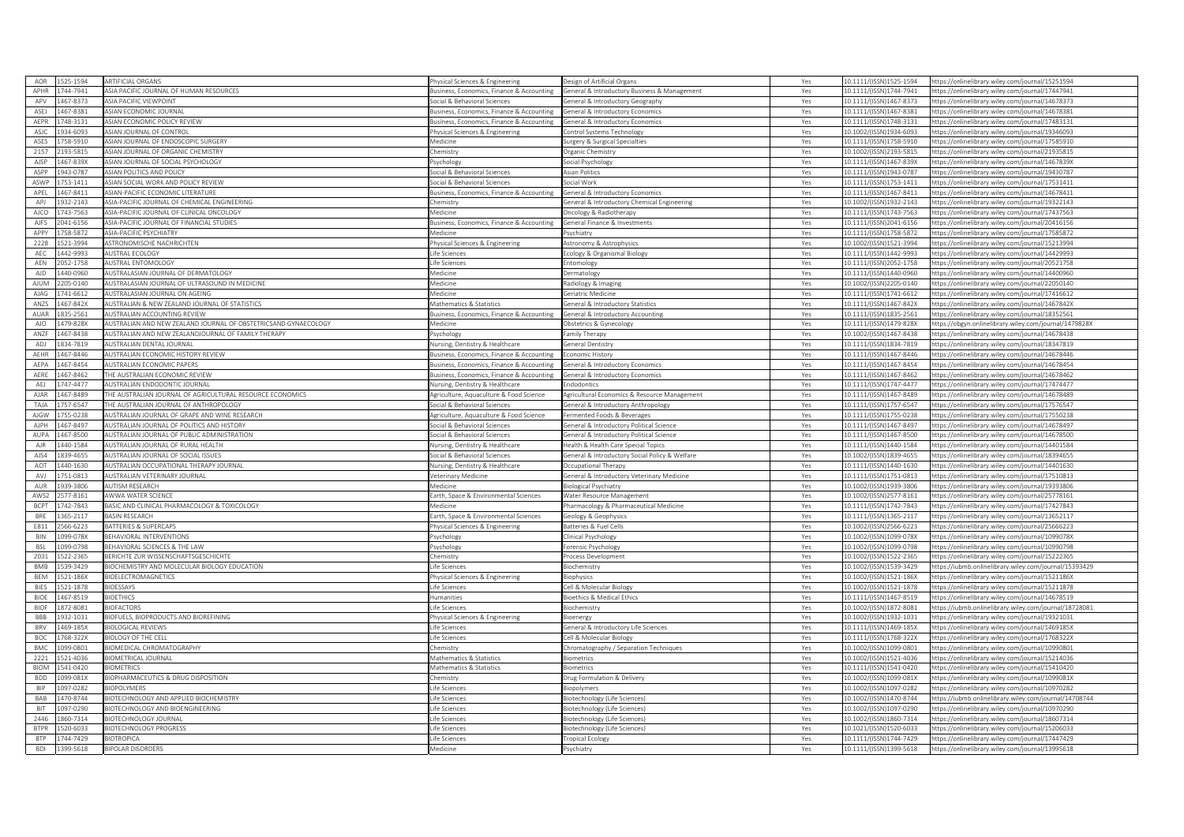| AOR | 1525-1594 | ARTIFICIAL ORGANS | Physical Sciences & Engineering | Design of Artificial Organs | Yes | 10.1111/(ISSN)1525-1594 | https://onlinelibrary.wiley.com/journal/15251594 |
|---|---|---|---|---|---|---|---|
| APHR | 1744-7941 | ASIA PACIFIC JOURNAL OF HUMAN RESOURCES | Business, Economics, Finance & Accounting | General & Introductory Business & Management | Yes | 10.1111/(ISSN)1744-7941 | https://onlinelibrary.wiley.com/journal/17447941 |
| APV | 1467-8373 | ASIA PACIFIC VIEWPOINT | Social & Behavioral Sciences | General & Introductory Geography | Yes | 10.1111/(ISSN)1467-8373 | https://onlinelibrary.wiley.com/journal/14678373 |
| ASEJ | 1467-8381 | ASIAN ECONOMIC JOURNAL | Business, Economics, Finance & Accounting | General & Introductory Economics | Yes | 10.1111/(ISSN)1467-8381 | https://onlinelibrary.wiley.com/journal/14678381 |
| AEPR | 1748-3131 | ASIAN ECONOMIC POLICY REVIEW | Business, Economics, Finance & Accounting | General & Introductory Economics | Yes | 10.1111/(ISSN)1748-3131 | https://onlinelibrary.wiley.com/journal/17483131 |
| ASJC | 1934-6093 | ASIAN JOURNAL OF CONTROL | Physical Sciences & Engineering | Control Systems Technology | Yes | 10.1002/(ISSN)1934-6093 | https://onlinelibrary.wiley.com/journal/19346093 |
| ASES | 1758-5910 | ASIAN JOURNAL OF ENDOSCOPIC SURGERY | Medicine | Surgery & Surgical Specialties | Yes | 10.1111/(ISSN)1758-5910 | https://onlinelibrary.wiley.com/journal/17585910 |
| 2157 | 2193-5815 | ASIAN JOURNAL OF ORGANIC CHEMISTRY | Chemistry | Organic Chemistry | Yes | 10.1002/(ISSN)2193-5815 | https://onlinelibrary.wiley.com/journal/21935815 |
| AJSP | 1467-839X | ASIAN JOURNAL OF SOCIAL PSYCHOLOGY | Psychology | Social Psychology | Yes | 10.1111/(ISSN)1467-839X | https://onlinelibrary.wiley.com/journal/1467839X |
| ASPP | 1943-0787 | ASIAN POLITICS AND POLICY | Social & Behavioral Sciences | Asian Politics | Yes | 10.1111/(ISSN)1943-0787 | https://onlinelibrary.wiley.com/journal/19430787 |
| ASWP | 1753-1411 | ASIAN SOCIAL WORK AND POLICY REVIEW | Social & Behavioral Sciences | Social Work | Yes | 10.1111/(ISSN)1753-1411 | https://onlinelibrary.wiley.com/journal/17531411 |
| APEL | 1467-8411 | ASIAN-PACIFIC ECONOMIC LITERATURE | Business, Economics, Finance & Accounting | General & Introductory Economics | Yes | 10.1111/(ISSN)1467-8411 | https://onlinelibrary.wiley.com/journal/14678411 |
| APJ | 1932-2143 | ASIA-PACIFIC JOURNAL OF CHEMICAL ENGINEERING | Chemistry | General & Introductory Chemical Engineering | Yes | 10.1002/(ISSN)1932-2143 | https://onlinelibrary.wiley.com/journal/19322143 |
| AJCO | 1743-7563 | ASIA-PACIFIC JOURNAL OF CLINICAL ONCOLOGY | Medicine | Oncology & Radiotherapy | Yes | 10.1111/(ISSN)1743-7563 | https://onlinelibrary.wiley.com/journal/17437563 |
| AJFS | 2041-6156 | ASIA-PACIFIC JOURNAL OF FINANCIAL STUDIES | Business, Economics, Finance & Accounting | General Finance & Investments | Yes | 10.1111/(ISSN)2041-6156 | https://onlinelibrary.wiley.com/journal/20416156 |
| APPY | 1758-5872 | ASIA-PACIFIC PSYCHIATRY | Medicine | Psychiatry | Yes | 10.1111/(ISSN)1758-5872 | https://onlinelibrary.wiley.com/journal/17585872 |
| 2228 | 1521-3994 | ASTRONOMISCHE NACHRICHTEN | Physical Sciences & Engineering | Astronomy & Astrophysics | Yes | 10.1002/(ISSN)1521-3994 | https://onlinelibrary.wiley.com/journal/15213994 |
| AEC | 1442-9993 | AUSTRAL ECOLOGY | Life Sciences | Ecology & Organismal Biology | Yes | 10.1111/(ISSN)1442-9993 | https://onlinelibrary.wiley.com/journal/14429993 |
| AEN | 2052-1758 | AUSTRAL ENTOMOLOGY | Life Sciences | Entomology | Yes | 10.1111/(ISSN)2052-1758 | https://onlinelibrary.wiley.com/journal/20521758 |
| AJD | 1440-0960 | AUSTRALASIAN JOURNAL OF DERMATOLOGY | Medicine | Dermatology | Yes | 10.1111/(ISSN)1440-0960 | https://onlinelibrary.wiley.com/journal/14400960 |
| AJUM | 2205-0140 | AUSTRALASIAN JOURNAL OF ULTRASOUND IN MEDICINE | Medicine | Radiology & Imaging | Yes | 10.1002/(ISSN)2205-0140 | https://onlinelibrary.wiley.com/journal/22050140 |
| AJAG | 1741-6612 | AUSTRALASIAN JOURNAL ON AGEING | Medicine | Geriatric Medicine | Yes | 10.1111/(ISSN)1741-6612 | https://onlinelibrary.wiley.com/journal/17416612 |
| ANZS | 1467-842X | AUSTRALIAN & NEW ZEALAND JOURNAL OF STATISTICS | Mathematics & Statistics | General & Introductory Statistics | Yes | 10.1111/(ISSN)1467-842X | https://onlinelibrary.wiley.com/journal/1467842X |
| AUAR | 1835-2561 | AUSTRALIAN ACCOUNTING REVIEW | Business, Economics, Finance & Accounting | General & Introductory Accounting | Yes | 10.1111/(ISSN)1835-2561 | https://onlinelibrary.wiley.com/journal/18352561 |
| AJO | 1479-828X | AUSTRALIAN AND NEW ZEALAND JOURNAL OF OBSTETRICSAND GYNAECOLOGY | Medicine | Obstetrics & Gynecology | Yes | 10.1111/(ISSN)1479-828X | https://obgyn.onlinelibrary.wiley.com/journal/1479828X |
| ANZF | 1467-8438 | AUSTRALIAN AND NEW ZEALANDJOURNAL OF FAMILY THERAPY | Psychology | Family Therapy | Yes | 10.1002/(ISSN)1467-8438 | https://onlinelibrary.wiley.com/journal/14678438 |
| ADJ | 1834-7819 | AUSTRALIAN DENTAL JOURNAL | Nursing, Dentistry & Healthcare | General Dentistry | Yes | 10.1111/(ISSN)1834-7819 | https://onlinelibrary.wiley.com/journal/18347819 |
| AEHR | 1467-8446 | AUSTRALIAN ECONOMIC HISTORY REVIEW | Business, Economics, Finance & Accounting | Economic History | Yes | 10.1111/(ISSN)1467-8446 | https://onlinelibrary.wiley.com/journal/14678446 |
| AEPA | 1467-8454 | AUSTRALIAN ECONOMIC PAPERS | Business, Economics, Finance & Accounting | General & Introductory Economics | Yes | 10.1111/(ISSN)1467-8454 | https://onlinelibrary.wiley.com/journal/14678454 |
| AERE | 1467-8462 | THE AUSTRALIAN ECONOMIC REVIEW | Business, Economics, Finance & Accounting | General & Introductory Economics | Yes | 10.1111/(ISSN)1467-8462 | https://onlinelibrary.wiley.com/journal/14678462 |
| AEJ | 1747-4477 | AUSTRALIAN ENDODONTIC JOURNAL | Nursing, Dentistry & Healthcare | Endodontics | Yes | 10.1111/(ISSN)1747-4477 | https://onlinelibrary.wiley.com/journal/17474477 |
| AJAR | 1467-8489 | THE AUSTRALIAN JOURNAL OF AGRICULTURAL RESOURCE ECONOMICS | Agriculture, Aquaculture & Food Science | Agricultural Economics & Resource Management | Yes | 10.1111/(ISSN)1467-8489 | https://onlinelibrary.wiley.com/journal/14678489 |
| TAJA | 1757-6547 | THE AUSTRALIAN JOURNAL OF ANTHROPOLOGY | Social & Behavioral Sciences | General & Introductory Anthropology | Yes | 10.1111/(ISSN)1757-6547 | https://onlinelibrary.wiley.com/journal/17576547 |
| AJGW | 1755-0238 | AUSTRALIAN JOURNAL OF GRAPE AND WINE RESEARCH | Agriculture, Aquaculture & Food Science | Fermented Foods & Beverages | Yes | 10.1111/(ISSN)1755-0238 | https://onlinelibrary.wiley.com/journal/17550238 |
| AJPH | 1467-8497 | AUSTRALIAN JOURNAL OF POLITICS AND HISTORY | Social & Behavioral Sciences | General & Introductory Political Science | Yes | 10.1111/(ISSN)1467-8497 | https://onlinelibrary.wiley.com/journal/14678497 |
| AUPA | 1467-8500 | AUSTRALIAN JOURNAL OF PUBLIC ADMINISTRATION | Social & Behavioral Sciences | General & Introductory Political Science | Yes | 10.1111/(ISSN)1467-8500 | https://onlinelibrary.wiley.com/journal/14678500 |
| AJR | 1440-1584 | AUSTRALIAN JOURNAL OF RURAL HEALTH | Nursing, Dentistry & Healthcare | Health & Health Care Special Topics | Yes | 10.1111/(ISSN)1440-1584 | https://onlinelibrary.wiley.com/journal/14401584 |
| AJS4 | 1839-4655 | AUSTRALIAN JOURNAL OF SOCIAL ISSUES | Social & Behavioral Sciences | General & Introductory Social Policy & Welfare | Yes | 10.1002/(ISSN)1839-4655 | https://onlinelibrary.wiley.com/journal/18394655 |
| AOT | 1440-1630 | AUSTRALIAN OCCUPATIONAL THERAPY JOURNAL | Nursing, Dentistry & Healthcare | Occupational Therapy | Yes | 10.1111/(ISSN)1440-1630 | https://onlinelibrary.wiley.com/journal/14401630 |
| AVJ | 1751-0813 | AUSTRALIAN VETERINARY JOURNAL | Veterinary Medicine | General & Introductory Veterinary Medicine | Yes | 10.1111/(ISSN)1751-0813 | https://onlinelibrary.wiley.com/journal/17510813 |
| AUR | 1939-3806 | AUTISM RESEARCH | Medicine | Biological Psychiatry | Yes | 10.1002/(ISSN)1939-3806 | https://onlinelibrary.wiley.com/journal/19393806 |
| AWS2 | 2577-8161 | AWWA WATER SCIENCE | Earth, Space & Environmental Sciences | Water Resource Management | Yes | 10.1002/(ISSN)2577-8161 | https://onlinelibrary.wiley.com/journal/25778161 |
| BCPT | 1742-7843 | BASIC AND CLINICAL PHARMACOLOGY & TOXICOLOGY | Medicine | Pharmacology & Pharmaceutical Medicine | Yes | 10.1111/(ISSN)1742-7843 | https://onlinelibrary.wiley.com/journal/17427843 |
| BRE | 1365-2117 | BASIN RESEARCH | Earth, Space & Environmental Sciences | Geology & Geophysics | Yes | 10.1111/(ISSN)1365-2117 | https://onlinelibrary.wiley.com/journal/13652117 |
| E811 | 2566-6223 | BATTERIES & SUPERCAPS | Physical Sciences & Engineering | Batteries & Fuel Cells | Yes | 10.1002/(ISSN)2566-6223 | https://onlinelibrary.wiley.com/journal/25666223 |
| BIN | 1099-078X | BEHAVIORAL INTERVENTIONS | Psychology | Clinical Psychology | Yes | 10.1002/(ISSN)1099-078X | https://onlinelibrary.wiley.com/journal/1099078X |
| BSL | 1099-0798 | BEHAVIORAL SCIENCES & THE LAW | Psychology | Forensic Psychology | Yes | 10.1002/(ISSN)1099-0798 | https://onlinelibrary.wiley.com/journal/10990798 |
| 2031 | 1522-2365 | BERICHTE ZUR WISSENSCHAFTSGESCHICHTE | Chemistry | Process Development | Yes | 10.1002/(ISSN)1522-2365 | https://onlinelibrary.wiley.com/journal/15222365 |
| BMB | 1539-3429 | BIOCHEMISTRY AND MOLECULAR BIOLOGY EDUCATION | Life Sciences | Biochemistry | Yes | 10.1002/(ISSN)1539-3429 | https://iubmb.onlinelibrary.wiley.com/journal/15393429 |
| BEM | 1521-186X | BIOELECTROMAGNETICS | Physical Sciences & Engineering | Biophysics | Yes | 10.1002/(ISSN)1521-186X | https://onlinelibrary.wiley.com/journal/1521186X |
| BIES | 1521-1878 | BIOESSAYS | Life Sciences | Cell & Molecular Biology | Yes | 10.1002/(ISSN)1521-1878 | https://onlinelibrary.wiley.com/journal/15211878 |
| BIOE | 1467-8519 | BIOETHICS | Humanities | Bioethics & Medical Ethics | Yes | 10.1111/(ISSN)1467-8519 | https://onlinelibrary.wiley.com/journal/14678519 |
| BIOF | 1872-8081 | BIOFACTORS | Life Sciences | Biochemistry | Yes | 10.1002/(ISSN)1872-8081 | https://iubmb.onlinelibrary.wiley.com/journal/18728081 |
| BBB | 1932-1031 | BIOFUELS, BIOPRODUCTS AND BIOREFINING | Physical Sciences & Engineering | Bioenergy | Yes | 10.1002/(ISSN)1932-1031 | https://onlinelibrary.wiley.com/journal/19321031 |
| BRV | 1469-185X | BIOLOGICAL REVIEWS | Life Sciences | General & Introductory Life Sciences | Yes | 10.1111/(ISSN)1469-185X | https://onlinelibrary.wiley.com/journal/1469185X |
| BOC | 1768-322X | BIOLOGY OF THE CELL | Life Sciences | Cell & Molecular Biology | Yes | 10.1111/(ISSN)1768-322X | https://onlinelibrary.wiley.com/journal/1768322X |
| BMC | 1099-0801 | BIOMEDICAL CHROMATOGRAPHY | Chemistry | Chromatography / Separation Techniques | Yes | 10.1002/(ISSN)1099-0801 | https://onlinelibrary.wiley.com/journal/10990801 |
| 2221 | 1521-4036 | BIOMETRICAL JOURNAL | Mathematics & Statistics | Biometrics | Yes | 10.1002/(ISSN)1521-4036 | https://onlinelibrary.wiley.com/journal/15214036 |
| BIOM | 1541-0420 | BIOMETRICS | Mathematics & Statistics | Biometrics | Yes | 10.1111/(ISSN)1541-0420 | https://onlinelibrary.wiley.com/journal/15410420 |
| BDD | 1099-081X | BIOPHARMACEUTICS & DRUG DISPOSITION | Chemistry | Drug Formulation & Delivery | Yes | 10.1002/(ISSN)1099-081X | https://onlinelibrary.wiley.com/journal/1099081X |
| BIP | 1097-0282 | BIOPOLYMERS | Life Sciences | Biopolymers | Yes | 10.1002/(ISSN)1097-0282 | https://onlinelibrary.wiley.com/journal/10970282 |
| BAB | 1470-8744 | BIOTECHNOLOGY AND APPLIED BIOCHEMISTRY | Life Sciences | Biotechnology (Life Sciences) | Yes | 10.1002/(ISSN)1470-8744 | https://iubmb.onlinelibrary.wiley.com/journal/14708744 |
| BIT | 1097-0290 | BIOTECHNOLOGY AND BIOENGINEERING | Life Sciences | Biotechnology (Life Sciences) | Yes | 10.1002/(ISSN)1097-0290 | https://onlinelibrary.wiley.com/journal/10970290 |
| 2446 | 1860-7314 | BIOTECHNOLOGY JOURNAL | Life Sciences | Biotechnology (Life Sciences) | Yes | 10.1002/(ISSN)1860-7314 | https://onlinelibrary.wiley.com/journal/18607314 |
| BTPR | 1520-6033 | BIOTECHNOLOGY PROGRESS | Life Sciences | Biotechnology (Life Sciences) | Yes | 10.1021/(ISSN)1520-6033 | https://onlinelibrary.wiley.com/journal/15206033 |
| BTP | 1744-7429 | BIOTROPICA | Life Sciences | Tropical Ecology | Yes | 10.1111/(ISSN)1744-7429 | https://onlinelibrary.wiley.com/journal/17447429 |
| BDI | 1399-5618 | BIPOLAR DISORDERS | Medicine | Psychiatry | Yes | 10.1111/(ISSN)1399-5618 | https://onlinelibrary.wiley.com/journal/13995618 |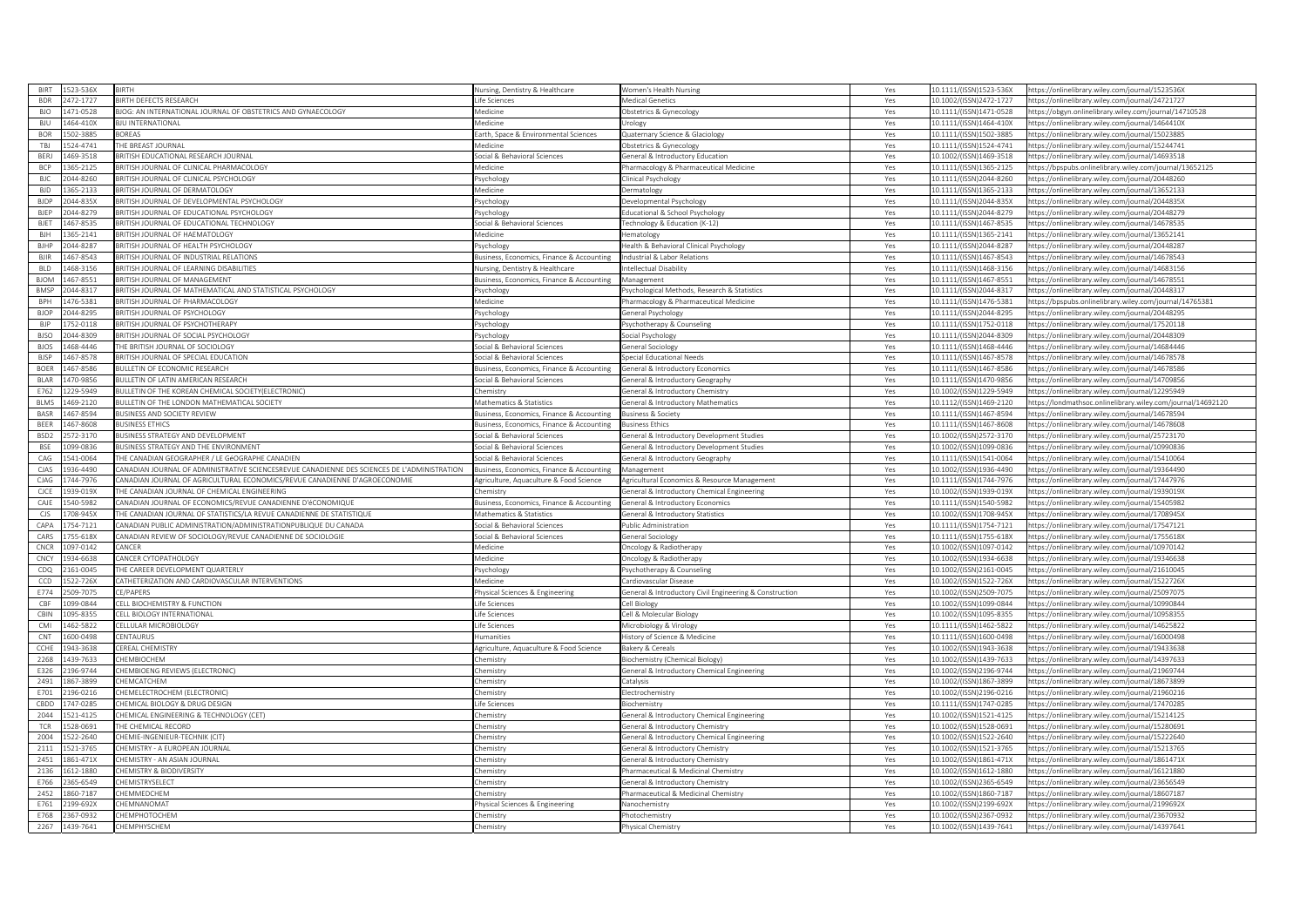| BIRT | 1523-536X | BIRTH | Nursing, Dentistry & Healthcare | Women's Health Nursing | Yes | 10.1111/(ISSN)1523-536X | https://onlinelibrary.wiley.com/journal/1523536X |
|---|---|---|---|---|---|---|---|
| BDR | 2472-1727 | BIRTH DEFECTS RESEARCH | Life Sciences | Medical Genetics | Yes | 10.1002/(ISSN)2472-1727 | https://onlinelibrary.wiley.com/journal/24721727 |
| BJO | 1471-0528 | BJOG: AN INTERNATIONAL JOURNAL OF OBSTETRICS AND GYNAECOLOGY | Medicine | Obstetrics & Gynecology | Yes | 10.1111/(ISSN)1471-0528 | https://obgyn.onlinelibrary.wiley.com/journal/14710528 |
| BJU | 1464-410X | BJU INTERNATIONAL | Medicine | Urology | Yes | 10.1111/(ISSN)1464-410X | https://onlinelibrary.wiley.com/journal/1464410X |
| BOR | 1502-3885 | BOREAS | Earth, Space & Environmental Sciences | Quaternary Science & Glaciology | Yes | 10.1111/(ISSN)1502-3885 | https://onlinelibrary.wiley.com/journal/15023885 |
| TBJ | 1524-4741 | THE BREAST JOURNAL | Medicine | Obstetrics & Gynecology | Yes | 10.1111/(ISSN)1524-4741 | https://onlinelibrary.wiley.com/journal/15244741 |
| BERJ | 1469-3518 | BRITISH EDUCATIONAL RESEARCH JOURNAL | Social & Behavioral Sciences | General & Introductory Education | Yes | 10.1002/(ISSN)1469-3518 | https://onlinelibrary.wiley.com/journal/14693518 |
| BCP | 1365-2125 | BRITISH JOURNAL OF CLINICAL PHARMACOLOGY | Medicine | Pharmacology & Pharmaceutical Medicine | Yes | 10.1111/(ISSN)1365-2125 | https://bpspubs.onlinelibrary.wiley.com/journal/13652125 |
| BJC | 2044-8260 | BRITISH JOURNAL OF CLINICAL PSYCHOLOGY | Psychology | Clinical Psychology | Yes | 10.1111/(ISSN)2044-8260 | https://onlinelibrary.wiley.com/journal/20448260 |
| BJD | 1365-2133 | BRITISH JOURNAL OF DERMATOLOGY | Medicine | Dermatology | Yes | 10.1111/(ISSN)1365-2133 | https://onlinelibrary.wiley.com/journal/13652133 |
| BJDP | 2044-835X | BRITISH JOURNAL OF DEVELOPMENTAL PSYCHOLOGY | Psychology | Developmental Psychology | Yes | 10.1111/(ISSN)2044-835X | https://onlinelibrary.wiley.com/journal/2044835X |
| BJEP | 2044-8279 | BRITISH JOURNAL OF EDUCATIONAL PSYCHOLOGY | Psychology | Educational & School Psychology | Yes | 10.1111/(ISSN)2044-8279 | https://onlinelibrary.wiley.com/journal/20448279 |
| BJET | 1467-8535 | BRITISH JOURNAL OF EDUCATIONAL TECHNOLOGY | Social & Behavioral Sciences | Technology & Education (K-12) | Yes | 10.1111/(ISSN)1467-8535 | https://onlinelibrary.wiley.com/journal/14678535 |
| BJH | 1365-2141 | BRITISH JOURNAL OF HAEMATOLOGY | Medicine | Hematology | Yes | 10.1111/(ISSN)1365-2141 | https://onlinelibrary.wiley.com/journal/13652141 |
| BJHP | 2044-8287 | BRITISH JOURNAL OF HEALTH PSYCHOLOGY | Psychology | Health & Behavioral Clinical Psychology | Yes | 10.1111/(ISSN)2044-8287 | https://onlinelibrary.wiley.com/journal/20448287 |
| BJIR | 1467-8543 | BRITISH JOURNAL OF INDUSTRIAL RELATIONS | Business, Economics, Finance & Accounting | Industrial & Labor Relations | Yes | 10.1111/(ISSN)1467-8543 | https://onlinelibrary.wiley.com/journal/14678543 |
| BLD | 1468-3156 | BRITISH JOURNAL OF LEARNING DISABILITIES | Nursing, Dentistry & Healthcare | Intellectual Disability | Yes | 10.1111/(ISSN)1468-3156 | https://onlinelibrary.wiley.com/journal/14683156 |
| BJOM | 1467-8551 | BRITISH JOURNAL OF MANAGEMENT | Business, Economics, Finance & Accounting | Management | Yes | 10.1111/(ISSN)1467-8551 | https://onlinelibrary.wiley.com/journal/14678551 |
| BMSP | 2044-8317 | BRITISH JOURNAL OF MATHEMATICAL AND STATISTICAL PSYCHOLOGY | Psychology | Psychological Methods, Research & Statistics | Yes | 10.1111/(ISSN)2044-8317 | https://onlinelibrary.wiley.com/journal/20448317 |
| BPH | 1476-5381 | BRITISH JOURNAL OF PHARMACOLOGY | Medicine | Pharmacology & Pharmaceutical Medicine | Yes | 10.1111/(ISSN)1476-5381 | https://bpspubs.onlinelibrary.wiley.com/journal/14765381 |
| BJOP | 2044-8295 | BRITISH JOURNAL OF PSYCHOLOGY | Psychology | General Psychology | Yes | 10.1111/(ISSN)2044-8295 | https://onlinelibrary.wiley.com/journal/20448295 |
| BJP | 1752-0118 | BRITISH JOURNAL OF PSYCHOTHERAPY | Psychology | Psychotherapy & Counseling | Yes | 10.1111/(ISSN)1752-0118 | https://onlinelibrary.wiley.com/journal/17520118 |
| BJSO | 2044-8309 | BRITISH JOURNAL OF SOCIAL PSYCHOLOGY | Psychology | Social Psychology | Yes | 10.1111/(ISSN)2044-8309 | https://onlinelibrary.wiley.com/journal/20448309 |
| BJOS | 1468-4446 | THE BRITISH JOURNAL OF SOCIOLOGY | Social & Behavioral Sciences | General Sociology | Yes | 10.1111/(ISSN)1468-4446 | https://onlinelibrary.wiley.com/journal/14684446 |
| BJSP | 1467-8578 | BRITISH JOURNAL OF SPECIAL EDUCATION | Social & Behavioral Sciences | Special Educational Needs | Yes | 10.1111/(ISSN)1467-8578 | https://onlinelibrary.wiley.com/journal/14678578 |
| BOER | 1467-8586 | BULLETIN OF ECONOMIC RESEARCH | Business, Economics, Finance & Accounting | General & Introductory Economics | Yes | 10.1111/(ISSN)1467-8586 | https://onlinelibrary.wiley.com/journal/14678586 |
| BLAR | 1470-9856 | BULLETIN OF LATIN AMERICAN RESEARCH | Social & Behavioral Sciences | General & Introductory Geography | Yes | 10.1111/(ISSN)1470-9856 | https://onlinelibrary.wiley.com/journal/14709856 |
| E762 | 1229-5949 | BULLETIN OF THE KOREAN CHEMICAL SOCIETY(ELECTRONIC) | Chemistry | General & Introductory Chemistry | Yes | 10.1002/(ISSN)1229-5949 | https://onlinelibrary.wiley.com/journal/12295949 |
| BLMS | 1469-2120 | BULLETIN OF THE LONDON MATHEMATICAL SOCIETY | Mathematics & Statistics | General & Introductory Mathematics | Yes | 10.1112/(ISSN)1469-2120 | https://londmathsoc.onlinelibrary.wiley.com/journal/14692120 |
| BASR | 1467-8594 | BUSINESS AND SOCIETY REVIEW | Business, Economics, Finance & Accounting | Business & Society | Yes | 10.1111/(ISSN)1467-8594 | https://onlinelibrary.wiley.com/journal/14678594 |
| BEER | 1467-8608 | BUSINESS ETHICS | Business, Economics, Finance & Accounting | Business Ethics | Yes | 10.1111/(ISSN)1467-8608 | https://onlinelibrary.wiley.com/journal/14678608 |
| BSD2 | 2572-3170 | BUSINESS STRATEGY AND DEVELOPMENT | Social & Behavioral Sciences | General & Introductory Development Studies | Yes | 10.1002/(ISSN)2572-3170 | https://onlinelibrary.wiley.com/journal/25723170 |
| BSE | 1099-0836 | BUSINESS STRATEGY AND THE ENVIRONMENT | Social & Behavioral Sciences | General & Introductory Development Studies | Yes | 10.1002/(ISSN)1099-0836 | https://onlinelibrary.wiley.com/journal/10990836 |
| CAG | 1541-0064 | THE CANADIAN GEOGRAPHER / LE GéOGRAPHE CANADIEN | Social & Behavioral Sciences | General & Introductory Geography | Yes | 10.1111/(ISSN)1541-0064 | https://onlinelibrary.wiley.com/journal/15410064 |
| CJAS | 1936-4490 | CANADIAN JOURNAL OF ADMINISTRATIVE SCIENCESREVUE CANADIENNE DES SCIENCES DE L'ADMINISTRATION | Business, Economics, Finance & Accounting | Management | Yes | 10.1002/(ISSN)1936-4490 | https://onlinelibrary.wiley.com/journal/19364490 |
| CJAG | 1744-7976 | CANADIAN JOURNAL OF AGRICULTURAL ECONOMICS/REVUE CANADIENNE D'AGROECONOMIE | Agriculture, Aquaculture & Food Science | Agricultural Economics & Resource Management | Yes | 10.1111/(ISSN)1744-7976 | https://onlinelibrary.wiley.com/journal/17447976 |
| CJCE | 1939-019X | THE CANADIAN JOURNAL OF CHEMICAL ENGINEERING | Chemistry | General & Introductory Chemical Engineering | Yes | 10.1002/(ISSN)1939-019X | https://onlinelibrary.wiley.com/journal/1939019X |
| CAJE | 1540-5982 | CANADIAN JOURNAL OF ECONOMICS/REVUE CANADIENNE D'éCONOMIQUE | Business, Economics, Finance & Accounting | General & Introductory Economics | Yes | 10.1111/(ISSN)1540-5982 | https://onlinelibrary.wiley.com/journal/15405982 |
| CJS | 1708-945X | THE CANADIAN JOURNAL OF STATISTICS/LA REVUE CANADIENNE DE STATISTIQUE | Mathematics & Statistics | General & Introductory Statistics | Yes | 10.1002/(ISSN)1708-945X | https://onlinelibrary.wiley.com/journal/1708945X |
| CAPA | 1754-7121 | CANADIAN PUBLIC ADMINISTRATION/ADMINISTRATIONPUBLIQUE DU CANADA | Social & Behavioral Sciences | Public Administration | Yes | 10.1111/(ISSN)1754-7121 | https://onlinelibrary.wiley.com/journal/17547121 |
| CARS | 1755-618X | CANADIAN REVIEW OF SOCIOLOGY/REVUE CANADIENNE DE SOCIOLOGIE | Social & Behavioral Sciences | General Sociology | Yes | 10.1111/(ISSN)1755-618X | https://onlinelibrary.wiley.com/journal/1755618X |
| CNCR | 1097-0142 | CANCER | Medicine | Oncology & Radiotherapy | Yes | 10.1002/(ISSN)1097-0142 | https://onlinelibrary.wiley.com/journal/10970142 |
| CNCY | 1934-6638 | CANCER CYTOPATHOLOGY | Medicine | Oncology & Radiotherapy | Yes | 10.1002/(ISSN)1934-6638 | https://onlinelibrary.wiley.com/journal/19346638 |
| CDQ | 2161-0045 | THE CAREER DEVELOPMENT QUARTERLY | Psychology | Psychotherapy & Counseling | Yes | 10.1002/(ISSN)2161-0045 | https://onlinelibrary.wiley.com/journal/21610045 |
| CCD | 1522-726X | CATHETERIZATION AND CARDIOVASCULAR INTERVENTIONS | Medicine | Cardiovascular Disease | Yes | 10.1002/(ISSN)1522-726X | https://onlinelibrary.wiley.com/journal/1522726X |
| E774 | 2509-7075 | CE/PAPERS | Physical Sciences & Engineering | General & Introductory Civil Engineering & Construction | Yes | 10.1002/(ISSN)2509-7075 | https://onlinelibrary.wiley.com/journal/25097075 |
| CBF | 1099-0844 | CELL BIOCHEMISTRY & FUNCTION | Life Sciences | Cell Biology | Yes | 10.1002/(ISSN)1099-0844 | https://onlinelibrary.wiley.com/journal/10990844 |
| CBIN | 1095-8355 | CELL BIOLOGY INTERNATIONAL | Life Sciences | Cell & Molecular Biology | Yes | 10.1002/(ISSN)1095-8355 | https://onlinelibrary.wiley.com/journal/10958355 |
| CMI | 1462-5822 | CELLULAR MICROBIOLOGY | Life Sciences | Microbiology & Virology | Yes | 10.1111/(ISSN)1462-5822 | https://onlinelibrary.wiley.com/journal/14625822 |
| CNT | 1600-0498 | CENTAURUS | Humanities | History of Science & Medicine | Yes | 10.1111/(ISSN)1600-0498 | https://onlinelibrary.wiley.com/journal/16000498 |
| CCHE | 1943-3638 | CEREAL CHEMISTRY | Agriculture, Aquaculture & Food Science | Bakery & Cereals | Yes | 10.1002/(ISSN)1943-3638 | https://onlinelibrary.wiley.com/journal/19433638 |
| 2268 | 1439-7633 | CHEMBIOCHEM | Chemistry | Biochemistry (Chemical Biology) | Yes | 10.1002/(ISSN)1439-7633 | https://onlinelibrary.wiley.com/journal/14397633 |
| E326 | 2196-9744 | CHEMBIOENG REVIEWS (ELECTRONIC) | Chemistry | General & Introductory Chemical Engineering | Yes | 10.1002/(ISSN)2196-9744 | https://onlinelibrary.wiley.com/journal/21969744 |
| 2491 | 1867-3899 | CHEMCATCHEM | Chemistry | Catalysis | Yes | 10.1002/(ISSN)1867-3899 | https://onlinelibrary.wiley.com/journal/18673899 |
| E701 | 2196-0216 | CHEMELECTROCHEM (ELECTRONIC) | Chemistry | Electrochemistry | Yes | 10.1002/(ISSN)2196-0216 | https://onlinelibrary.wiley.com/journal/21960216 |
| CBDD | 1747-0285 | CHEMICAL BIOLOGY & DRUG DESIGN | Life Sciences | Biochemistry | Yes | 10.1111/(ISSN)1747-0285 | https://onlinelibrary.wiley.com/journal/17470285 |
| 2044 | 1521-4125 | CHEMICAL ENGINEERING & TECHNOLOGY (CET) | Chemistry | General & Introductory Chemical Engineering | Yes | 10.1002/(ISSN)1521-4125 | https://onlinelibrary.wiley.com/journal/15214125 |
| TCR | 1528-0691 | THE CHEMICAL RECORD | Chemistry | General & Introductory Chemistry | Yes | 10.1002/(ISSN)1528-0691 | https://onlinelibrary.wiley.com/journal/15280691 |
| 2004 | 1522-2640 | CHEMIE-INGENIEUR-TECHNIK (CIT) | Chemistry | General & Introductory Chemical Engineering | Yes | 10.1002/(ISSN)1522-2640 | https://onlinelibrary.wiley.com/journal/15222640 |
| 2111 | 1521-3765 | CHEMISTRY - A EUROPEAN JOURNAL | Chemistry | General & Introductory Chemistry | Yes | 10.1002/(ISSN)1521-3765 | https://onlinelibrary.wiley.com/journal/15213765 |
| 2451 | 1861-471X | CHEMISTRY - AN ASIAN JOURNAL | Chemistry | General & Introductory Chemistry | Yes | 10.1002/(ISSN)1861-471X | https://onlinelibrary.wiley.com/journal/1861471X |
| 2136 | 1612-1880 | CHEMISTRY & BIODIVERSITY | Chemistry | Pharmaceutical & Medicinal Chemistry | Yes | 10.1002/(ISSN)1612-1880 | https://onlinelibrary.wiley.com/journal/16121880 |
| E766 | 2365-6549 | CHEMISTRYSELECT | Chemistry | General & Introductory Chemistry | Yes | 10.1002/(ISSN)2365-6549 | https://onlinelibrary.wiley.com/journal/23656549 |
| 2452 | 1860-7187 | CHEMMEDCHEM | Chemistry | Pharmaceutical & Medicinal Chemistry | Yes | 10.1002/(ISSN)1860-7187 | https://onlinelibrary.wiley.com/journal/18607187 |
| E761 | 2199-692X | CHEMNANOMAT | Physical Sciences & Engineering | Nanochemistry | Yes | 10.1002/(ISSN)2199-692X | https://onlinelibrary.wiley.com/journal/2199692X |
| E768 | 2367-0932 | CHEMPHOTOCHEM | Chemistry | Photochemistry | Yes | 10.1002/(ISSN)2367-0932 | https://onlinelibrary.wiley.com/journal/23670932 |
| 2267 | 1439-7641 | CHEMPHYSCHEM | Chemistry | Physical Chemistry | Yes | 10.1002/(ISSN)1439-7641 | https://onlinelibrary.wiley.com/journal/14397641 |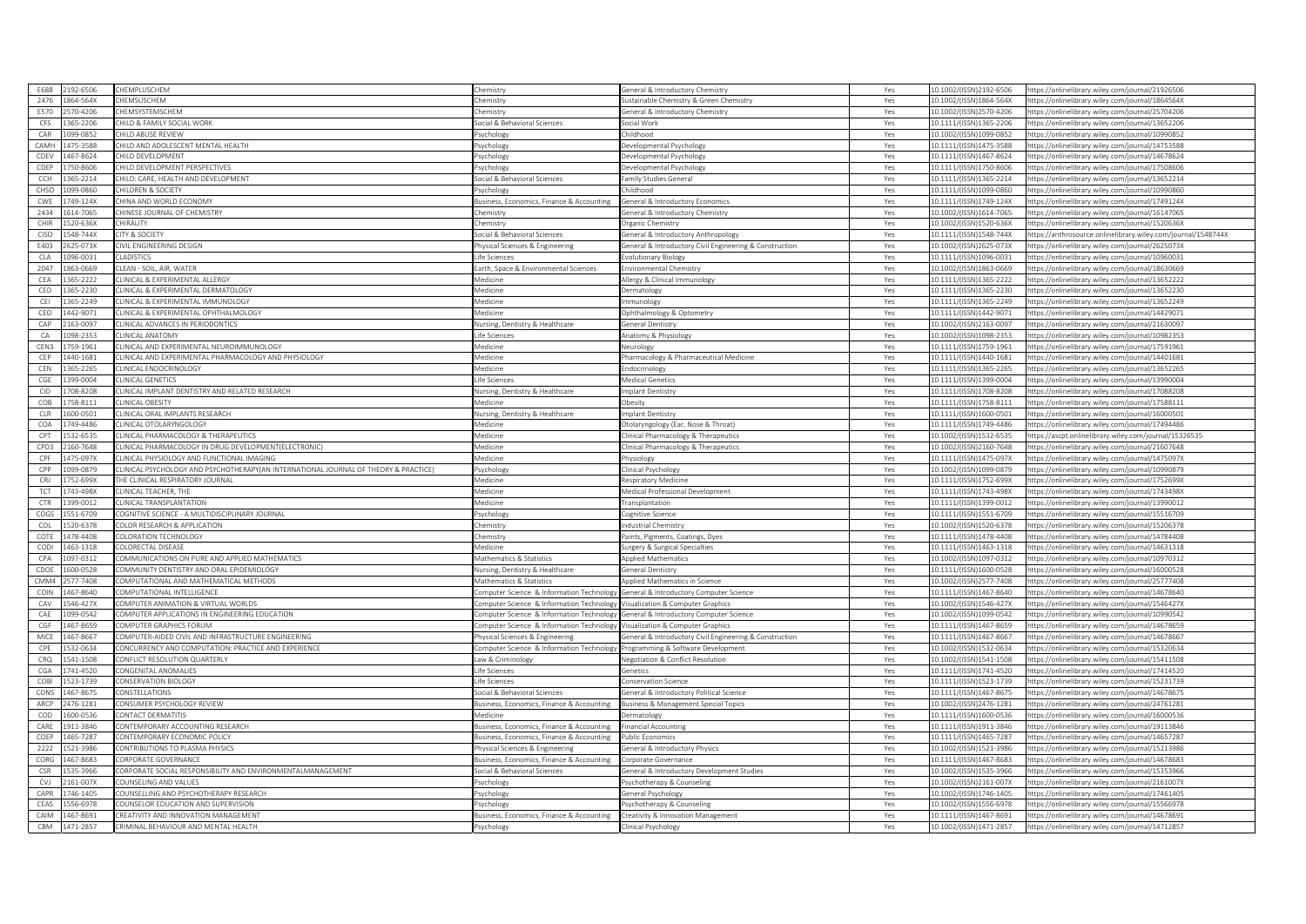| E688 | 2192-6506 | CHEMPLUSCHEM | Chemistry | General & Introductory Chemistry | Yes | 10.1002/(ISSN)2192-6506 | https://onlinelibrary.wiley.com/journal/21926506 |
|---|---|---|---|---|---|---|---|
| 2476 | 1864-564X | CHEMSUSCHEM | Chemistry | Sustainable Chemistry & Green Chemistry | Yes | 10.1002/(ISSN)1864-564X | https://onlinelibrary.wiley.com/journal/1864564X |
| E570 | 2570-4206 | CHEMSYSTEMSCHEM | Chemistry | General & Introductory Chemistry | Yes | 10.1002/(ISSN)2570-4206 | https://onlinelibrary.wiley.com/journal/25704206 |
| CFS | 1365-2206 | CHILD & FAMILY SOCIAL WORK | Social & Behavioral Sciences | Social Work | Yes | 10.1111/(ISSN)1365-2206 | https://onlinelibrary.wiley.com/journal/13652206 |
| CAR | 1099-0852 | CHILD ABUSE REVIEW | Psychology | Childhood | Yes | 10.1002/(ISSN)1099-0852 | https://onlinelibrary.wiley.com/journal/10990852 |
| CAMH | 1475-3588 | CHILD AND ADOLESCENT MENTAL HEALTH | Psychology | Developmental Psychology | Yes | 10.1111/(ISSN)1475-3588 | https://onlinelibrary.wiley.com/journal/14753588 |
| CDEV | 1467-8624 | CHILD DEVELOPMENT | Psychology | Developmental Psychology | Yes | 10.1111/(ISSN)1467-8624 | https://onlinelibrary.wiley.com/journal/14678624 |
| CDEP | 1750-8606 | CHILD DEVELOPMENT PERSPECTIVES | Psychology | Developmental Psychology | Yes | 10.1111/(ISSN)1750-8606 | https://onlinelibrary.wiley.com/journal/17508606 |
| CCH | 1365-2214 | CHILD: CARE, HEALTH AND DEVELOPMENT | Social & Behavioral Sciences | Family Studies General | Yes | 10.1111/(ISSN)1365-2214 | https://onlinelibrary.wiley.com/journal/13652214 |
| CHSO | 1099-0860 | CHILDREN & SOCIETY | Psychology | Childhood | Yes | 10.1111/(ISSN)1099-0860 | https://onlinelibrary.wiley.com/journal/10990860 |
| CWE | 1749-124X | CHINA AND WORLD ECONOMY | Business, Economics, Finance & Accounting | General & Introductory Economics | Yes | 10.1111/(ISSN)1749-124X | https://onlinelibrary.wiley.com/journal/1749124X |
| 2434 | 1614-7065 | CHINESE JOURNAL OF CHEMISTRY | Chemistry | General & Introductory Chemistry | Yes | 10.1002/(ISSN)1614-7065 | https://onlinelibrary.wiley.com/journal/16147065 |
| CHIR | 1520-636X | CHIRALITY | Chemistry | Organic Chemistry | Yes | 10.1002/(ISSN)1520-636X | https://onlinelibrary.wiley.com/journal/1520636X |
| CISO | 1548-744X | CITY & SOCIETY | Social & Behavioral Sciences | General & Introductory Anthropology | Yes | 10.1111/(ISSN)1548-744X | https://anthrosource.onlinelibrary.wiley.com/journal/1548744X |
| E403 | 2625-073X | CIVIL ENGINEERING DESIGN | Physical Sciences & Engineering | General & Introductory Civil Engineering & Construction | Yes | 10.1002/(ISSN)2625-073X | https://onlinelibrary.wiley.com/journal/2625073X |
| CLA | 1096-0031 | CLADISTICS | Life Sciences | Evolutionary Biology | Yes | 10.1111/(ISSN)1096-0031 | https://onlinelibrary.wiley.com/journal/10960031 |
| 2047 | 1863-0669 | CLEAN - SOIL, AIR, WATER | Earth, Space & Environmental Sciences | Environmental Chemistry | Yes | 10.1002/(ISSN)1863-0669 | https://onlinelibrary.wiley.com/journal/18630669 |
| CEA | 1365-2222 | CLINICAL & EXPERIMENTAL ALLERGY | Medicine | Allergy & Clinical Immunology | Yes | 10.1111/(ISSN)1365-2222 | https://onlinelibrary.wiley.com/journal/13652222 |
| CED | 1365-2230 | CLINICAL & EXPERIMENTAL DERMATOLOGY | Medicine | Dermatology | Yes | 10.1111/(ISSN)1365-2230 | https://onlinelibrary.wiley.com/journal/13652230 |
| CEI | 1365-2249 | CLINICAL & EXPERIMENTAL IMMUNOLOGY | Medicine | Immunology | Yes | 10.1111/(ISSN)1365-2249 | https://onlinelibrary.wiley.com/journal/13652249 |
| CEO | 1442-9071 | CLINICAL & EXPERIMENTAL OPHTHALMOLOGY | Medicine | Ophthalmology & Optometry | Yes | 10.1111/(ISSN)1442-9071 | https://onlinelibrary.wiley.com/journal/14429071 |
| CAP | 2163-0097 | CLINICAL ADVANCES IN PERIODONTICS | Nursing, Dentistry & Healthcare | General Dentistry | Yes | 10.1002/(ISSN)2163-0097 | https://onlinelibrary.wiley.com/journal/21630097 |
| CA | 1098-2353 | CLINICAL ANATOMY | Life Sciences | Anatomy & Physiology | Yes | 10.1002/(ISSN)1098-2353 | https://onlinelibrary.wiley.com/journal/10982353 |
| CEN3 | 1759-1961 | CLINICAL AND EXPERIMENTAL NEUROIMMUNOLOGY | Medicine | Neurology | Yes | 10.1111/(ISSN)1759-1961 | https://onlinelibrary.wiley.com/journal/17591961 |
| CEP | 1440-1681 | CLINICAL AND EXPERIMENTAL PHARMACOLOGY AND PHYSIOLOGY | Medicine | Pharmacology & Pharmaceutical Medicine | Yes | 10.1111/(ISSN)1440-1681 | https://onlinelibrary.wiley.com/journal/14401681 |
| CEN | 1365-2265 | CLINICAL ENDOCRINOLOGY | Medicine | Endocrinology | Yes | 10.1111/(ISSN)1365-2265 | https://onlinelibrary.wiley.com/journal/13652265 |
| CGE | 1399-0004 | CLINICAL GENETICS | Life Sciences | Medical Genetics | Yes | 10.1111/(ISSN)1399-0004 | https://onlinelibrary.wiley.com/journal/13990004 |
| CID | 1708-8208 | CLINICAL IMPLANT DENTISTRY AND RELATED RESEARCH | Nursing, Dentistry & Healthcare | Implant Dentistry | Yes | 10.1111/(ISSN)1708-8208 | https://onlinelibrary.wiley.com/journal/17088208 |
| COB | 1758-8111 | CLINICAL OBESITY | Medicine | Obesity | Yes | 10.1111/(ISSN)1758-8111 | https://onlinelibrary.wiley.com/journal/17588111 |
| CLR | 1600-0501 | CLINICAL ORAL IMPLANTS RESEARCH | Nursing, Dentistry & Healthcare | Implant Dentistry | Yes | 10.1111/(ISSN)1600-0501 | https://onlinelibrary.wiley.com/journal/16000501 |
| COA | 1749-4486 | CLINICAL OTOLARYNGOLOGY | Medicine | Otolaryngology (Ear, Nose & Throat) | Yes | 10.1111/(ISSN)1749-4486 | https://onlinelibrary.wiley.com/journal/17494486 |
| CPT | 1532-6535 | CLINICAL PHARMACOLOGY & THERAPEUTICS | Medicine | Clinical Pharmacology & Therapeutics | Yes | 10.1002/(ISSN)1532-6535 | https://ascpt.onlinelibrary.wiley.com/journal/15326535 |
| CPD3 | 2160-7648 | CLINICAL PHARMACOLOGY IN DRUG DEVELOPMENT(ELECTRONIC) | Medicine | Clinical Pharmacology & Therapeutics | Yes | 10.1002/(ISSN)2160-7648 | https://onlinelibrary.wiley.com/journal/21607648 |
| CPF | 1475-097X | CLINICAL PHYSIOLOGY AND FUNCTIONAL IMAGING | Medicine | Physiology | Yes | 10.1111/(ISSN)1475-097X | https://onlinelibrary.wiley.com/journal/1475097X |
| CPP | 1099-0879 | CLINICAL PSYCHOLOGY AND PSYCHOTHERAPY(AN INTERNATIONAL JOURNAL OF THEORY & PRACTICE) | Psychology | Clinical Psychology | Yes | 10.1002/(ISSN)1099-0879 | https://onlinelibrary.wiley.com/journal/10990879 |
| CRJ | 1752-699X | THE CLINICAL RESPIRATORY JOURNAL | Medicine | Respiratory Medicine | Yes | 10.1111/(ISSN)1752-699X | https://onlinelibrary.wiley.com/journal/1752699X |
| TCT | 1743-498X | CLINICAL TEACHER, THE | Medicine | Medical Professional Development | Yes | 10.1111/(ISSN)1743-498X | https://onlinelibrary.wiley.com/journal/1743498X |
| CTR | 1399-0012 | CLINICAL TRANSPLANTATION | Medicine | Transplantation | Yes | 10.1111/(ISSN)1399-0012 | https://onlinelibrary.wiley.com/journal/13990012 |
| COGS | 1551-6709 | COGNITIVE SCIENCE - A MULTIDISCIPLINARY JOURNAL | Psychology | Cognitive Science | Yes | 10.1111/(ISSN)1551-6709 | https://onlinelibrary.wiley.com/journal/15516709 |
| COL | 1520-6378 | COLOR RESEARCH & APPLICATION | Chemistry | Industrial Chemistry | Yes | 10.1002/(ISSN)1520-6378 | https://onlinelibrary.wiley.com/journal/15206378 |
| COTE | 1478-4408 | COLORATION TECHNOLOGY | Chemistry | Paints, Pigments, Coatings, Dyes | Yes | 10.1111/(ISSN)1478-4408 | https://onlinelibrary.wiley.com/journal/14784408 |
| CODI | 1463-1318 | COLORECTAL DISEASE | Medicine | Surgery & Surgical Specialties | Yes | 10.1111/(ISSN)1463-1318 | https://onlinelibrary.wiley.com/journal/14631318 |
| CPA | 1097-0312 | COMMUNICATIONS ON PURE AND APPLIED MATHEMATICS | Mathematics & Statistics | Applied Mathematics | Yes | 10.1002/(ISSN)1097-0312 | https://onlinelibrary.wiley.com/journal/10970312 |
| CDOE | 1600-0528 | COMMUNITY DENTISTRY AND ORAL EPIDEMIOLOGY | Nursing, Dentistry & Healthcare | General Dentistry | Yes | 10.1111/(ISSN)1600-0528 | https://onlinelibrary.wiley.com/journal/16000528 |
| CMM4 | 2577-7408 | COMPUTATIONAL AND MATHEMATICAL METHODS | Mathematics & Statistics | Applied Mathematics in Science | Yes | 10.1002/(ISSN)2577-7408 | https://onlinelibrary.wiley.com/journal/25777408 |
| COIN | 1467-8640 | COMPUTATIONAL INTELLIGENCE | Computer Science & Information Technology | General & Introductory Computer Science | Yes | 10.1111/(ISSN)1467-8640 | https://onlinelibrary.wiley.com/journal/14678640 |
| CAV | 1546-427X | COMPUTER ANIMATION & VIRTUAL WORLDS | Computer Science & Information Technology | Visualization & Computer Graphics | Yes | 10.1002/(ISSN)1546-427X | https://onlinelibrary.wiley.com/journal/1546427X |
| CAE | 1099-0542 | COMPUTER APPLICATIONS IN ENGINEERING EDUCATION | Computer Science & Information Technology | General & Introductory Computer Science | Yes | 10.1002/(ISSN)1099-0542 | https://onlinelibrary.wiley.com/journal/10990542 |
| CGF | 1467-8659 | COMPUTER GRAPHICS FORUM | Computer Science & Information Technology | Visualization & Computer Graphics | Yes | 10.1111/(ISSN)1467-8659 | https://onlinelibrary.wiley.com/journal/14678659 |
| MICE | 1467-8667 | COMPUTER-AIDED CIVIL AND INFRASTRUCTURE ENGINEERING | Physical Sciences & Engineering | General & Introductory Civil Engineering & Construction | Yes | 10.1111/(ISSN)1467-8667 | https://onlinelibrary.wiley.com/journal/14678667 |
| CPE | 1532-0634 | CONCURRENCY AND COMPUTATION: PRACTICE AND EXPERIENCE | Computer Science & Information Technology | Programming & Software Development | Yes | 10.1002/(ISSN)1532-0634 | https://onlinelibrary.wiley.com/journal/15320634 |
| CRQ | 1541-1508 | CONFLICT RESOLUTION QUARTERLY | Law & Criminology | Negotiation & Conflict Resolution | Yes | 10.1002/(ISSN)1541-1508 | https://onlinelibrary.wiley.com/journal/15411508 |
| CGA | 1741-4520 | CONGENITAL ANOMALIES | Life Sciences | Genetics | Yes | 10.1111/(ISSN)1741-4520 | https://onlinelibrary.wiley.com/journal/17414520 |
| COBI | 1523-1739 | CONSERVATION BIOLOGY | Life Sciences | Conservation Science | Yes | 10.1111/(ISSN)1523-1739 | https://onlinelibrary.wiley.com/journal/15231739 |
| CONS | 1467-8675 | CONSTELLATIONS | Social & Behavioral Sciences | General & Introductory Political Science | Yes | 10.1111/(ISSN)1467-8675 | https://onlinelibrary.wiley.com/journal/14678675 |
| ARCP | 2476-1281 | CONSUMER PSYCHOLOGY REVIEW | Business, Economics, Finance & Accounting | Business & Management Special Topics | Yes | 10.1002/(ISSN)2476-1281 | https://onlinelibrary.wiley.com/journal/24761281 |
| COD | 1600-0536 | CONTACT DERMATITIS | Medicine | Dermatology | Yes | 10.1111/(ISSN)1600-0536 | https://onlinelibrary.wiley.com/journal/16000536 |
| CARE | 1911-3846 | CONTEMPORARY ACCOUNTING RESEARCH | Business, Economics, Finance & Accounting | Financial Accounting | Yes | 10.1111/(ISSN)1911-3846 | https://onlinelibrary.wiley.com/journal/19113846 |
| COEP | 1465-7287 | CONTEMPORARY ECONOMIC POLICY | Business, Economics, Finance & Accounting | Public Economics | Yes | 10.1111/(ISSN)1465-7287 | https://onlinelibrary.wiley.com/journal/14657287 |
| 2222 | 1521-3986 | CONTRIBUTIONS TO PLASMA PHYSICS | Physical Sciences & Engineering | General & Introductory Physics | Yes | 10.1002/(ISSN)1521-3986 | https://onlinelibrary.wiley.com/journal/15213986 |
| CORG | 1467-8683 | CORPORATE GOVERNANCE | Business, Economics, Finance & Accounting | Corporate Governance | Yes | 10.1111/(ISSN)1467-8683 | https://onlinelibrary.wiley.com/journal/14678683 |
| CSR | 1535-3966 | CORPORATE SOCIAL RESPONSIBILITY AND ENVIRONMENTALMANAGEMENT | Social & Behavioral Sciences | General & Introductory Development Studies | Yes | 10.1002/(ISSN)1535-3966 | https://onlinelibrary.wiley.com/journal/15353966 |
| CVJ | 2161-007X | COUNSELING AND VALUES | Psychology | Psychotherapy & Counseling | Yes | 10.1002/(ISSN)2161-007X | https://onlinelibrary.wiley.com/journal/2161007X |
| CAPR | 1746-1405 | COUNSELLING AND PSYCHOTHERAPY RESEARCH | Psychology | General Psychology | Yes | 10.1002/(ISSN)1746-1405 | https://onlinelibrary.wiley.com/journal/17461405 |
| CEAS | 1556-6978 | COUNSELOR EDUCATION AND SUPERVISION | Psychology | Psychotherapy & Counseling | Yes | 10.1002/(ISSN)1556-6978 | https://onlinelibrary.wiley.com/journal/15566978 |
| CAIM | 1467-8691 | CREATIVITY AND INNOVATION MANAGEMENT | Business, Economics, Finance & Accounting | Creativity & Innovation Management | Yes | 10.1111/(ISSN)1467-8691 | https://onlinelibrary.wiley.com/journal/14678691 |
| CBM | 1471-2857 | CRIMINAL BEHAVIOUR AND MENTAL HEALTH | Psychology | Clinical Psychology | Yes | 10.1002/(ISSN)1471-2857 | https://onlinelibrary.wiley.com/journal/14712857 |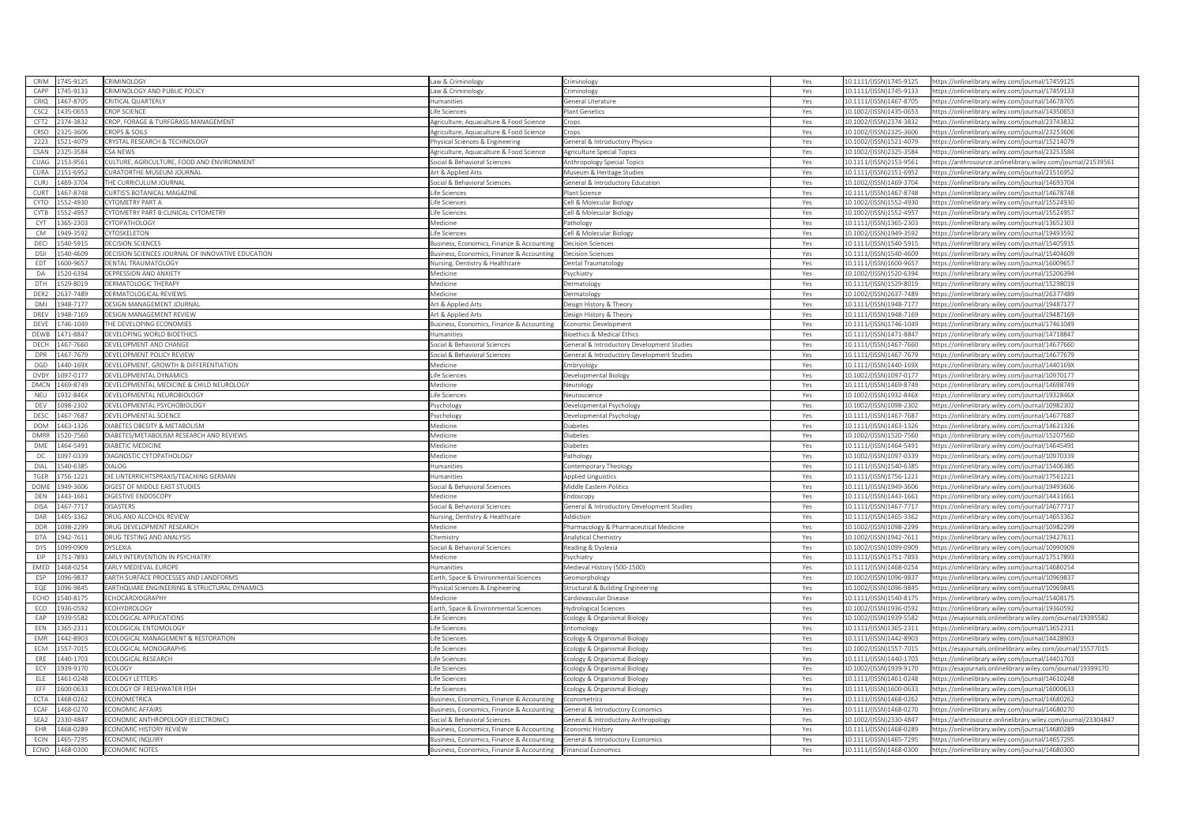| | | | | | | | |
|---|---|---|---|---|---|---|---|
| CRIM | 1745-9125 | CRIMINOLOGY | Law & Criminology | Criminology | Yes | 10.1111/(ISSN)1745-9125 | https://onlinelibrary.wiley.com/journal/17459125 |
| CAPP | 1745-9133 | CRIMINOLOGY AND PUBLIC POLICY | Law & Criminology | Criminology | Yes | 10.1111/(ISSN)1745-9133 | https://onlinelibrary.wiley.com/journal/17459133 |
| CRIQ | 1467-8705 | CRITICAL QUARTERLY | Humanities | General Literature | Yes | 10.1111/(ISSN)1467-8705 | https://onlinelibrary.wiley.com/journal/14678705 |
| CSC2 | 1435-0653 | CROP SCIENCE | Life Sciences | Plant Genetics | Yes | 10.1002/(ISSN)1435-0653 | https://onlinelibrary.wiley.com/journal/14350653 |
| CFT2 | 2374-3832 | CROP, FORAGE & TURFGRASS MANAGEMENT | Agriculture, Aquaculture & Food Science | Crops | Yes | 10.1002/(ISSN)2374-3832 | https://onlinelibrary.wiley.com/journal/23743832 |
| CRSO | 2325-3606 | CROPS & SOILS | Agriculture, Aquaculture & Food Science | Crops | Yes | 10.1002/(ISSN)2325-3606 | https://onlinelibrary.wiley.com/journal/23253606 |
| 2223 | 1521-4079 | CRYSTAL RESEARCH & TECHNOLOGY | Physical Sciences & Engineering | General & Introductory Physics | Yes | 10.1002/(ISSN)1521-4079 | https://onlinelibrary.wiley.com/journal/15214079 |
| CSAN | 2325-3584 | CSA NEWS | Agriculture, Aquaculture & Food Science | Agriculture Special Topics | Yes | 10.1002/(ISSN)2325-3584 | https://onlinelibrary.wiley.com/journal/23253584 |
| CUAG | 2153-9561 | CULTURE, AGRICULTURE, FOOD AND ENVIRONMENT | Social & Behavioral Sciences | Anthropology Special Topics | Yes | 10.1111/(ISSN)2153-9561 | https://anthrosource.onlinelibrary.wiley.com/journal/21539561 |
| CURA | 2151-6952 | CURATORTHE MUSEUM JOURNAL | Art & Applied Arts | Museum & Heritage Studies | Yes | 10.1111/(ISSN)2151-6952 | https://onlinelibrary.wiley.com/journal/21516952 |
| CURJ | 1469-3704 | THE CURRICULUM JOURNAL | Social & Behavioral Sciences | General & Introductory Education | Yes | 10.1002/(ISSN)1469-3704 | https://onlinelibrary.wiley.com/journal/14693704 |
| CURT | 1467-8748 | CURTIS'S BOTANICAL MAGAZINE | Life Sciences | Plant Science | Yes | 10.1111/(ISSN)1467-8748 | https://onlinelibrary.wiley.com/journal/14678748 |
| CYTO | 1552-4930 | CYTOMETRY PART A | Life Sciences | Cell & Molecular Biology | Yes | 10.1002/(ISSN)1552-4930 | https://onlinelibrary.wiley.com/journal/15524930 |
| CYTB | 1552-4957 | CYTOMETRY PART B:CLINICAL CYTOMETRY | Life Sciences | Cell & Molecular Biology | Yes | 10.1002/(ISSN)1552-4957 | https://onlinelibrary.wiley.com/journal/15524957 |
| CYT | 1365-2303 | CYTOPATHOLOGY | Medicine | Pathology | Yes | 10.1111/(ISSN)1365-2303 | https://onlinelibrary.wiley.com/journal/13652303 |
| CM | 1949-3592 | CYTOSKELETON | Life Sciences | Cell & Molecular Biology | Yes | 10.1002/(ISSN)1949-3592 | https://onlinelibrary.wiley.com/journal/19493592 |
| DECI | 1540-5915 | DECISION SCIENCES | Business, Economics, Finance & Accounting | Decision Sciences | Yes | 10.1111/(ISSN)1540-5915 | https://onlinelibrary.wiley.com/journal/15405915 |
| DSJI | 1540-4609 | DECISION SCIENCES JOURNAL OF INNOVATIVE EDUCATION | Business, Economics, Finance & Accounting | Decision Sciences | Yes | 10.1111/(ISSN)1540-4609 | https://onlinelibrary.wiley.com/journal/15404609 |
| EDT | 1600-9657 | DENTAL TRAUMATOLOGY | Nursing, Dentistry & Healthcare | Dental Traumatology | Yes | 10.1111/(ISSN)1600-9657 | https://onlinelibrary.wiley.com/journal/16009657 |
| DA | 1520-6394 | DEPRESSION AND ANXIETY | Medicine | Psychiatry | Yes | 10.1002/(ISSN)1520-6394 | https://onlinelibrary.wiley.com/journal/15206394 |
| DTH | 1529-8019 | DERMATOLOGIC THERAPY | Medicine | Dermatology | Yes | 10.1111/(ISSN)1529-8019 | https://onlinelibrary.wiley.com/journal/15298019 |
| DER2 | 2637-7489 | DERMATOLOGICAL REVIEWS | Medicine | Dermatology | Yes | 10.1002/(ISSN)2637-7489 | https://onlinelibrary.wiley.com/journal/26377489 |
| DMJ | 1948-7177 | DESIGN MANAGEMENT JOURNAL | Art & Applied Arts | Design History & Theory | Yes | 10.1111/(ISSN)1948-7177 | https://onlinelibrary.wiley.com/journal/19487177 |
| DREV | 1948-7169 | DESIGN MANAGEMENT REVIEW | Art & Applied Arts | Design History & Theory | Yes | 10.1111/(ISSN)1948-7169 | https://onlinelibrary.wiley.com/journal/19487169 |
| DEVE | 1746-1049 | THE DEVELOPING ECONOMIES | Business, Economics, Finance & Accounting | Economic Development | Yes | 10.1111/(ISSN)1746-1049 | https://onlinelibrary.wiley.com/journal/17461049 |
| DEWB | 1471-8847 | DEVELOPING WORLD BIOETHICS | Humanities | Bioethics & Medical Ethics | Yes | 10.1111/(ISSN)1471-8847 | https://onlinelibrary.wiley.com/journal/14718847 |
| DECH | 1467-7660 | DEVELOPMENT AND CHANGE | Social & Behavioral Sciences | General & Introductory Development Studies | Yes | 10.1111/(ISSN)1467-7660 | https://onlinelibrary.wiley.com/journal/14677660 |
| DPR | 1467-7679 | DEVELOPMENT POLICY REVIEW | Social & Behavioral Sciences | General & Introductory Development Studies | Yes | 10.1111/(ISSN)1467-7679 | https://onlinelibrary.wiley.com/journal/14677679 |
| DGD | 1440-169X | DEVELOPMENT, GROWTH & DIFFERENTIATION | Medicine | Embryology | Yes | 10.1111/(ISSN)1440-169X | https://onlinelibrary.wiley.com/journal/1440169X |
| DVDY | 1097-0177 | DEVELOPMENTAL DYNAMICS | Life Sciences | Developmental Biology | Yes | 10.1002/(ISSN)1097-0177 | https://onlinelibrary.wiley.com/journal/10970177 |
| DMCN | 1469-8749 | DEVELOPMENTAL MEDICINE & CHILD NEUROLOGY | Medicine | Neurology | Yes | 10.1111/(ISSN)1469-8749 | https://onlinelibrary.wiley.com/journal/14698749 |
| NEU | 1932-846X | DEVELOPMENTAL NEUROBIOLOGY | Life Sciences | Neuroscience | Yes | 10.1002/(ISSN)1932-846X | https://onlinelibrary.wiley.com/journal/1932846X |
| DEV | 1098-2302 | DEVELOPMENTAL PSYCHOBIOLOGY | Psychology | Developmental Psychology | Yes | 10.1002/(ISSN)1098-2302 | https://onlinelibrary.wiley.com/journal/10982302 |
| DESC | 1467-7687 | DEVELOPMENTAL SCIENCE | Psychology | Developmental Psychology | Yes | 10.1111/(ISSN)1467-7687 | https://onlinelibrary.wiley.com/journal/14677687 |
| DOM | 1463-1326 | DIABETES OBESITY & METABOLISM | Medicine | Diabetes | Yes | 10.1111/(ISSN)1463-1326 | https://onlinelibrary.wiley.com/journal/14631326 |
| DMRR | 1520-7560 | DIABETES/METABOLISM RESEARCH AND REVIEWS | Medicine | Diabetes | Yes | 10.1002/(ISSN)1520-7560 | https://onlinelibrary.wiley.com/journal/15207560 |
| DME | 1464-5491 | DIABETIC MEDICINE | Medicine | Diabetes | Yes | 10.1111/(ISSN)1464-5491 | https://onlinelibrary.wiley.com/journal/14645491 |
| DC | 1097-0339 | DIAGNOSTIC CYTOPATHOLOGY | Medicine | Pathology | Yes | 10.1002/(ISSN)1097-0339 | https://onlinelibrary.wiley.com/journal/10970339 |
| DIAL | 1540-6385 | DIALOG | Humanities | Contemporary Theology | Yes | 10.1111/(ISSN)1540-6385 | https://onlinelibrary.wiley.com/journal/15406385 |
| TGER | 1756-1221 | DIE UNTERRICHTSPRAXIS/TEACHING GERMAN | Humanities | Applied Linguistics | Yes | 10.1111/(ISSN)1756-1221 | https://onlinelibrary.wiley.com/journal/17561221 |
| DOME | 1949-3606 | DIGEST OF MIDDLE EAST STUDIES | Social & Behavioral Sciences | Middle Eastern Politics | Yes | 10.1111/(ISSN)1949-3606 | https://onlinelibrary.wiley.com/journal/19493606 |
| DEN | 1443-1661 | DIGESTIVE ENDOSCOPY | Medicine | Endoscopy | Yes | 10.1111/(ISSN)1443-1661 | https://onlinelibrary.wiley.com/journal/14431661 |
| DISA | 1467-7717 | DISASTERS | Social & Behavioral Sciences | General & Introductory Development Studies | Yes | 10.1111/(ISSN)1467-7717 | https://onlinelibrary.wiley.com/journal/14677717 |
| DAR | 1465-3362 | DRUG AND ALCOHOL REVIEW | Nursing, Dentistry & Healthcare | Addiction | Yes | 10.1111/(ISSN)1465-3362 | https://onlinelibrary.wiley.com/journal/14653362 |
| DDR | 1098-2299 | DRUG DEVELOPMENT RESEARCH | Medicine | Pharmacology & Pharmaceutical Medicine | Yes | 10.1002/(ISSN)1098-2299 | https://onlinelibrary.wiley.com/journal/10982299 |
| DTA | 1942-7611 | DRUG TESTING AND ANALYSIS | Chemistry | Analytical Chemistry | Yes | 10.1002/(ISSN)1942-7611 | https://onlinelibrary.wiley.com/journal/19427611 |
| DYS | 1099-0909 | DYSLEXIA | Social & Behavioral Sciences | Reading & Dyslexia | Yes | 10.1002/(ISSN)1099-0909 | https://onlinelibrary.wiley.com/journal/10990909 |
| EIP | 1751-7893 | EARLY INTERVENTION IN PSYCHIATRY | Medicine | Psychiatry | Yes | 10.1111/(ISSN)1751-7893 | https://onlinelibrary.wiley.com/journal/17517893 |
| EMED | 1468-0254 | EARLY MEDIEVAL EUROPE | Humanities | Medieval History (500-1500) | Yes | 10.1111/(ISSN)1468-0254 | https://onlinelibrary.wiley.com/journal/14680254 |
| ESP | 1096-9837 | EARTH SURFACE PROCESSES AND LANDFORMS | Earth, Space & Environmental Sciences | Geomorphology | Yes | 10.1002/(ISSN)1096-9837 | https://onlinelibrary.wiley.com/journal/10969837 |
| EQE | 1096-9845 | EARTHQUAKE ENGINEERING & STRUCTURAL DYNAMICS | Physical Sciences & Engineering | Structural & Building Engineering | Yes | 10.1002/(ISSN)1096-9845 | https://onlinelibrary.wiley.com/journal/10969845 |
| ECHO | 1540-8175 | ECHOCARDIOGRAPHY | Medicine | Cardiovascular Disease | Yes | 10.1111/(ISSN)1540-8175 | https://onlinelibrary.wiley.com/journal/15408175 |
| ECO | 1936-0592 | ECOHYDROLOGY | Earth, Space & Environmental Sciences | Hydrological Sciences | Yes | 10.1002/(ISSN)1936-0592 | https://onlinelibrary.wiley.com/journal/19360592 |
| EAP | 1939-5582 | ECOLOGICAL APPLICATIONS | Life Sciences | Ecology & Organismal Biology | Yes | 10.1002/(ISSN)1939-5582 | https://esajournals.onlinelibrary.wiley.com/journal/19395582 |
| EEN | 1365-2311 | ECOLOGICAL ENTOMOLOGY | Life Sciences | Entomology | Yes | 10.1111/(ISSN)1365-2311 | https://onlinelibrary.wiley.com/journal/13652311 |
| EMR | 1442-8903 | ECOLOGICAL MANAGEMENT & RESTORATION | Life Sciences | Ecology & Organismal Biology | Yes | 10.1111/(ISSN)1442-8903 | https://onlinelibrary.wiley.com/journal/14428903 |
| ECM | 1557-7015 | ECOLOGICAL MONOGRAPHS | Life Sciences | Ecology & Organismal Biology | Yes | 10.1002/(ISSN)1557-7015 | https://esajournals.onlinelibrary.wiley.com/journal/15577015 |
| ERE | 1440-1703 | ECOLOGICAL RESEARCH | Life Sciences | Ecology & Organismal Biology | Yes | 10.1111/(ISSN)1440-1703 | https://onlinelibrary.wiley.com/journal/14401703 |
| ECY | 1939-9170 | ECOLOGY | Life Sciences | Ecology & Organismal Biology | Yes | 10.1002/(ISSN)1939-9170 | https://esajournals.onlinelibrary.wiley.com/journal/19399170 |
| ELE | 1461-0248 | ECOLOGY LETTERS | Life Sciences | Ecology & Organismal Biology | Yes | 10.1111/(ISSN)1461-0248 | https://onlinelibrary.wiley.com/journal/14610248 |
| EFF | 1600-0633 | ECOLOGY OF FRESHWATER FISH | Life Sciences | Ecology & Organismal Biology | Yes | 10.1111/(ISSN)1600-0633 | https://onlinelibrary.wiley.com/journal/16000633 |
| ECTA | 1468-0262 | ECONOMETRICA | Business, Economics, Finance & Accounting | Econometrics | Yes | 10.1111/(ISSN)1468-0262 | https://onlinelibrary.wiley.com/journal/14680262 |
| ECAF | 1468-0270 | ECONOMIC AFFAIRS | Business, Economics, Finance & Accounting | General & Introductory Economics | Yes | 10.1111/(ISSN)1468-0270 | https://onlinelibrary.wiley.com/journal/14680270 |
| SEA2 | 2330-4847 | ECONOMIC ANTHROPOLOGY (ELECTRONIC) | Social & Behavioral Sciences | General & Introductory Anthropology | Yes | 10.1002/(ISSN)2330-4847 | https://anthrosource.onlinelibrary.wiley.com/journal/23304847 |
| EHR | 1468-0289 | ECONOMIC HISTORY REVIEW | Business, Economics, Finance & Accounting | Economic History | Yes | 10.1111/(ISSN)1468-0289 | https://onlinelibrary.wiley.com/journal/14680289 |
| ECIN | 1465-7295 | ECONOMIC INQUIRY | Business, Economics, Finance & Accounting | General & Introductory Economics | Yes | 10.1111/(ISSN)1465-7295 | https://onlinelibrary.wiley.com/journal/14657295 |
| ECNO | 1468-0300 | ECONOMIC NOTES | Business, Economics, Finance & Accounting | Financial Economics | Yes | 10.1111/(ISSN)1468-0300 | https://onlinelibrary.wiley.com/journal/14680300 |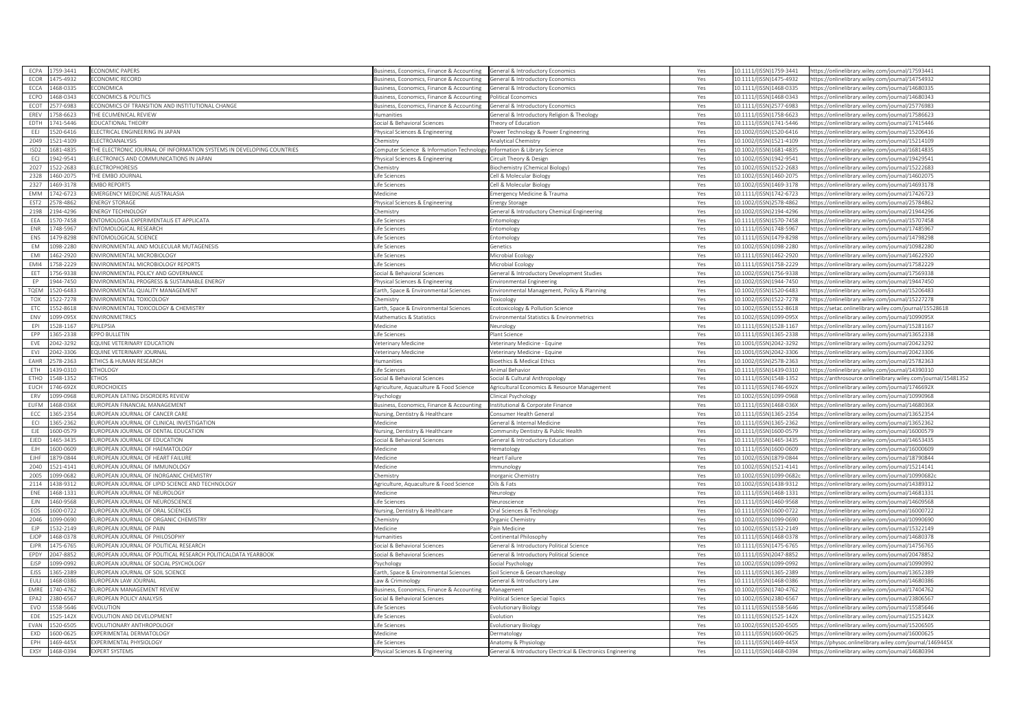| | | | | | | | |
|---|---|---|---|---|---|---|---|
| ECPA | 1759-3441 | ECONOMIC PAPERS | Business, Economics, Finance & Accounting | General & Introductory Economics | Yes | 10.1111/(ISSN)1759-3441 | https://onlinelibrary.wiley.com/journal/17593441 |
| ECOR | 1475-4932 | ECONOMIC RECORD | Business, Economics, Finance & Accounting | General & Introductory Economics | Yes | 10.1111/(ISSN)1475-4932 | https://onlinelibrary.wiley.com/journal/14754932 |
| ECCA | 1468-0335 | ECONOMICA | Business, Economics, Finance & Accounting | General & Introductory Economics | Yes | 10.1111/(ISSN)1468-0335 | https://onlinelibrary.wiley.com/journal/14680335 |
| ECPO | 1468-0343 | ECONOMICS & POLITICS | Business, Economics, Finance & Accounting | Political Economics | Yes | 10.1111/(ISSN)1468-0343 | https://onlinelibrary.wiley.com/journal/14680343 |
| ECOT | 2577-6983 | ECONOMICS OF TRANSITION AND INSTITUTIONAL CHANGE | Business, Economics, Finance & Accounting | General & Introductory Economics | Yes | 10.1111/(ISSN)2577-6983 | https://onlinelibrary.wiley.com/journal/25776983 |
| EREV | 1758-6623 | THE ECUMENICAL REVIEW | Humanities | General & Introductory Religion & Theology | Yes | 10.1111/(ISSN)1758-6623 | https://onlinelibrary.wiley.com/journal/17586623 |
| EDTH | 1741-5446 | EDUCATIONAL THEORY | Social & Behavioral Sciences | Theory of Education | Yes | 10.1111/(ISSN)1741-5446 | https://onlinelibrary.wiley.com/journal/17415446 |
| EEJ | 1520-6416 | ELECTRICAL ENGINEERING IN JAPAN | Physical Sciences & Engineering | Power Technology & Power Engineering | Yes | 10.1002/(ISSN)1520-6416 | https://onlinelibrary.wiley.com/journal/15206416 |
| 2049 | 1521-4109 | ELECTROANALYSIS | Chemistry | Analytical Chemistry | Yes | 10.1002/(ISSN)1521-4109 | https://onlinelibrary.wiley.com/journal/15214109 |
| ISD2 | 1681-4835 | THE ELECTRONIC JOURNAL OF INFORMATION SYSTEMS IN DEVELOPING COUNTRIES | Computer Science & Information Technology | Information & Library Science | Yes | 10.1002/(ISSN)1681-4835 | https://onlinelibrary.wiley.com/journal/16814835 |
| ECJ | 1942-9541 | ELECTRONICS AND COMMUNICATIONS IN JAPAN | Physical Sciences & Engineering | Circuit Theory & Design | Yes | 10.1002/(ISSN)1942-9541 | https://onlinelibrary.wiley.com/journal/19429541 |
| 2027 | 1522-2683 | ELECTROPHORESIS | Chemistry | Biochemistry (Chemical Biology) | Yes | 10.1002/(ISSN)1522-2683 | https://onlinelibrary.wiley.com/journal/15222683 |
| 2328 | 1460-2075 | THE EMBO JOURNAL | Life Sciences | Cell & Molecular Biology | Yes | 10.1002/(ISSN)1460-2075 | https://onlinelibrary.wiley.com/journal/14602075 |
| 2327 | 1469-3178 | EMBO REPORTS | Life Sciences | Cell & Molecular Biology | Yes | 10.1002/(ISSN)1469-3178 | https://onlinelibrary.wiley.com/journal/14693178 |
| EMM | 1742-6723 | EMERGENCY MEDICINE AUSTRALASIA | Medicine | Emergency Medicine & Trauma | Yes | 10.1111/(ISSN)1742-6723 | https://onlinelibrary.wiley.com/journal/17426723 |
| EST2 | 2578-4862 | ENERGY STORAGE | Physical Sciences & Engineering | Energy Storage | Yes | 10.1002/(ISSN)2578-4862 | https://onlinelibrary.wiley.com/journal/25784862 |
| 2198 | 2194-4296 | ENERGY TECHNOLOGY | Chemistry | General & Introductory Chemical Engineering | Yes | 10.1002/(ISSN)2194-4296 | https://onlinelibrary.wiley.com/journal/21944296 |
| EEA | 1570-7458 | ENTOMOLOGIA EXPERIMENTALIS ET APPLICATA | Life Sciences | Entomology | Yes | 10.1111/(ISSN)1570-7458 | https://onlinelibrary.wiley.com/journal/15707458 |
| ENR | 1748-5967 | ENTOMOLOGICAL RESEARCH | Life Sciences | Entomology | Yes | 10.1111/(ISSN)1748-5967 | https://onlinelibrary.wiley.com/journal/17485967 |
| ENS | 1479-8298 | ENTOMOLOGICAL SCIENCE | Life Sciences | Entomology | Yes | 10.1111/(ISSN)1479-8298 | https://onlinelibrary.wiley.com/journal/14798298 |
| EM | 1098-2280 | ENVIRONMENTAL AND MOLECULAR MUTAGENESIS | Life Sciences | Genetics | Yes | 10.1002/(ISSN)1098-2280 | https://onlinelibrary.wiley.com/journal/10982280 |
| EMI | 1462-2920 | ENVIRONMENTAL MICROBIOLOGY | Life Sciences | Microbial Ecology | Yes | 10.1111/(ISSN)1462-2920 | https://onlinelibrary.wiley.com/journal/14622920 |
| EMI4 | 1758-2229 | ENVIRONMENTAL MICROBIOLOGY REPORTS | Life Sciences | Microbial Ecology | Yes | 10.1111/(ISSN)1758-2229 | https://onlinelibrary.wiley.com/journal/17582229 |
| EET | 1756-9338 | ENVIRONMENTAL POLICY AND GOVERNANCE | Social & Behavioral Sciences | General & Introductory Development Studies | Yes | 10.1002/(ISSN)1756-9338 | https://onlinelibrary.wiley.com/journal/17569338 |
| EP | 1944-7450 | ENVIRONMENTAL PROGRESS & SUSTAINABLE ENERGY | Physical Sciences & Engineering | Environmental Engineering | Yes | 10.1002/(ISSN)1944-7450 | https://onlinelibrary.wiley.com/journal/19447450 |
| TQEM | 1520-6483 | ENVIRONMENTAL QUALITY MANAGEMENT | Earth, Space & Environmental Sciences | Environmental Management, Policy & Planning | Yes | 10.1002/(ISSN)1520-6483 | https://onlinelibrary.wiley.com/journal/15206483 |
| TOX | 1522-7278 | ENVIRONMENTAL TOXICOLOGY | Chemistry | Toxicology | Yes | 10.1002/(ISSN)1522-7278 | https://onlinelibrary.wiley.com/journal/15227278 |
| ETC | 1552-8618 | ENVIRONMENTAL TOXICOLOGY & CHEMISTRY | Earth, Space & Environmental Sciences | Ecotoxicology & Pollution Science | Yes | 10.1002/(ISSN)1552-8618 | https://setac.onlinelibrary.wiley.com/journal/15528618 |
| ENV | 1099-095X | ENVIRONMETRICS | Mathematics & Statistics | Environmental Statistics & Environmetrics | Yes | 10.1002/(ISSN)1099-095X | https://onlinelibrary.wiley.com/journal/1099095X |
| EPI | 1528-1167 | EPILEPSIA | Medicine | Neurology | Yes | 10.1111/(ISSN)1528-1167 | https://onlinelibrary.wiley.com/journal/15281167 |
| EPP | 1365-2338 | EPPO BULLETIN | Life Sciences | Plant Science | Yes | 10.1111/(ISSN)1365-2338 | https://onlinelibrary.wiley.com/journal/13652338 |
| EVE | 2042-3292 | EQUINE VETERINARY EDUCATION | Veterinary Medicine | Veterinary Medicine - Equine | Yes | 10.1001/(ISSN)2042-3292 | https://onlinelibrary.wiley.com/journal/20423292 |
| EVJ | 2042-3306 | EQUINE VETERINARY JOURNAL | Veterinary Medicine | Veterinary Medicine - Equine | Yes | 10.1001/(ISSN)2042-3306 | https://onlinelibrary.wiley.com/journal/20423306 |
| EAHR | 2578-2363 | ETHICS & HUMAN RESEARCH | Humanities | Bioethics & Medical Ethics | Yes | 10.1002/(ISSN)2578-2363 | https://onlinelibrary.wiley.com/journal/25782363 |
| ETH | 1439-0310 | ETHOLOGY | Life Sciences | Animal Behavior | Yes | 10.1111/(ISSN)1439-0310 | https://onlinelibrary.wiley.com/journal/14390310 |
| ETHO | 1548-1352 | ETHOS | Social & Behavioral Sciences | Social & Cultural Anthropology | Yes | 10.1111/(ISSN)1548-1352 | https://anthrosource.onlinelibrary.wiley.com/journal/15481352 |
| EUCH | 1746-692X | EUROCHOICES | Agriculture, Aquaculture & Food Science | Agricultural Economics & Resource Management | Yes | 10.1111/(ISSN)1746-692X | https://onlinelibrary.wiley.com/journal/1746692X |
| ERV | 1099-0968 | EUROPEAN EATING DISORDERS REVIEW | Psychology | Clinical Psychology | Yes | 10.1002/(ISSN)1099-0968 | https://onlinelibrary.wiley.com/journal/10990968 |
| EUFM | 1468-036X | EUROPEAN FINANCIAL MANAGEMENT | Business, Economics, Finance & Accounting | Institutional & Corporate Finance | Yes | 10.1111/(ISSN)1468-036X | https://onlinelibrary.wiley.com/journal/1468036X |
| ECC | 1365-2354 | EUROPEAN JOURNAL OF CANCER CARE | Nursing, Dentistry & Healthcare | Consumer Health General | Yes | 10.1111/(ISSN)1365-2354 | https://onlinelibrary.wiley.com/journal/13652354 |
| ECI | 1365-2362 | EUROPEAN JOURNAL OF CLINICAL INVESTIGATION | Medicine | General & Internal Medicine | Yes | 10.1111/(ISSN)1365-2362 | https://onlinelibrary.wiley.com/journal/13652362 |
| EJE | 1600-0579 | EUROPEAN JOURNAL OF DENTAL EDUCATION | Nursing, Dentistry & Healthcare | Community Dentistry & Public Health | Yes | 10.1111/(ISSN)1600-0579 | https://onlinelibrary.wiley.com/journal/16000579 |
| EJED | 1465-3435 | EUROPEAN JOURNAL OF EDUCATION | Social & Behavioral Sciences | General & Introductory Education | Yes | 10.1111/(ISSN)1465-3435 | https://onlinelibrary.wiley.com/journal/14653435 |
| EJH | 1600-0609 | EUROPEAN JOURNAL OF HAEMATOLOGY | Medicine | Hematology | Yes | 10.1111/(ISSN)1600-0609 | https://onlinelibrary.wiley.com/journal/16000609 |
| EJHF | 1879-0844 | EUROPEAN JOURNAL OF HEART FAILURE | Medicine | Heart Failure | Yes | 10.1002/(ISSN)1879-0844 | https://onlinelibrary.wiley.com/journal/18790844 |
| 2040 | 1521-4141 | EUROPEAN JOURNAL OF IMMUNOLOGY | Medicine | Immunology | Yes | 10.1002/(ISSN)1521-4141 | https://onlinelibrary.wiley.com/journal/15214141 |
| 2005 | 1099-0682 | EUROPEAN JOURNAL OF INORGANIC CHEMISTRY | Chemistry | Inorganic Chemistry | Yes | 10.1002/(ISSN)1099-0682c | https://onlinelibrary.wiley.com/journal/10990682c |
| 2114 | 1438-9312 | EUROPEAN JOURNAL OF LIPID SCIENCE AND TECHNOLOGY | Agriculture, Aquaculture & Food Science | Oils & Fats | Yes | 10.1002/(ISSN)1438-9312 | https://onlinelibrary.wiley.com/journal/14389312 |
| ENE | 1468-1331 | EUROPEAN JOURNAL OF NEUROLOGY | Medicine | Neurology | Yes | 10.1111/(ISSN)1468-1331 | https://onlinelibrary.wiley.com/journal/14681331 |
| EJN | 1460-9568 | EUROPEAN JOURNAL OF NEUROSCIENCE | Life Sciences | Neuroscience | Yes | 10.1111/(ISSN)1460-9568 | https://onlinelibrary.wiley.com/journal/14609568 |
| EOS | 1600-0722 | EUROPEAN JOURNAL OF ORAL SCIENCES | Nursing, Dentistry & Healthcare | Oral Sciences & Technology | Yes | 10.1111/(ISSN)1600-0722 | https://onlinelibrary.wiley.com/journal/16000722 |
| 2046 | 1099-0690 | EUROPEAN JOURNAL OF ORGANIC CHEMISTRY | Chemistry | Organic Chemistry | Yes | 10.1002/(ISSN)1099-0690 | https://onlinelibrary.wiley.com/journal/10990690 |
| EJP | 1532-2149 | EUROPEAN JOURNAL OF PAIN | Medicine | Pain Medicine | Yes | 10.1002/(ISSN)1532-2149 | https://onlinelibrary.wiley.com/journal/15322149 |
| EJOP | 1468-0378 | EUROPEAN JOURNAL OF PHILOSOPHY | Humanities | Continental Philosophy | Yes | 10.1111/(ISSN)1468-0378 | https://onlinelibrary.wiley.com/journal/14680378 |
| EJPR | 1475-6765 | EUROPEAN JOURNAL OF POLITICAL RESEARCH | Social & Behavioral Sciences | General & Introductory Political Science | Yes | 10.1111/(ISSN)1475-6765 | https://onlinelibrary.wiley.com/journal/14756765 |
| EPDY | 2047-8852 | EUROPEAN JOURNAL OF POLITICAL RESEARCH POLITICALDATA YEARBOOK | Social & Behavioral Sciences | General & Introductory Political Science | Yes | 10.1111/(ISSN)2047-8852 | https://onlinelibrary.wiley.com/journal/20478852 |
| EJSP | 1099-0992 | EUROPEAN JOURNAL OF SOCIAL PSYCHOLOGY | Psychology | Social Psychology | Yes | 10.1002/(ISSN)1099-0992 | https://onlinelibrary.wiley.com/journal/10990992 |
| EJSS | 1365-2389 | EUROPEAN JOURNAL OF SOIL SCIENCE | Earth, Space & Environmental Sciences | Soil Science & Geoarchaeology | Yes | 10.1111/(ISSN)1365-2389 | https://onlinelibrary.wiley.com/journal/13652389 |
| EULJ | 1468-0386 | EUROPEAN LAW JOURNAL | Law & Criminology | General & Introductory Law | Yes | 10.1111/(ISSN)1468-0386 | https://onlinelibrary.wiley.com/journal/14680386 |
| EMRE | 1740-4762 | EUROPEAN MANAGEMENT REVIEW | Business, Economics, Finance & Accounting | Management | Yes | 10.1002/(ISSN)1740-4762 | https://onlinelibrary.wiley.com/journal/17404762 |
| EPA2 | 2380-6567 | EUROPEAN POLICY ANALYSIS | Social & Behavioral Sciences | Political Science Special Topics | Yes | 10.1002/(ISSN)2380-6567 | https://onlinelibrary.wiley.com/journal/23806567 |
| EVO | 1558-5646 | EVOLUTION | Life Sciences | Evolutionary Biology | Yes | 10.1111/(ISSN)1558-5646 | https://onlinelibrary.wiley.com/journal/15585646 |
| EDE | 1525-142X | EVOLUTION AND DEVELOPMENT | Life Sciences | Evolution | Yes | 10.1111/(ISSN)1525-142X | https://onlinelibrary.wiley.com/journal/1525142X |
| EVAN | 1520-6505 | EVOLUTIONARY ANTHROPOLOGY | Life Sciences | Evolutionary Biology | Yes | 10.1002/(ISSN)1520-6505 | https://onlinelibrary.wiley.com/journal/15206505 |
| EXD | 1600-0625 | EXPERIMENTAL DERMATOLOGY | Medicine | Dermatology | Yes | 10.1111/(ISSN)1600-0625 | https://onlinelibrary.wiley.com/journal/16000625 |
| EPH | 1469-445X | EXPERIMENTAL PHYSIOLOGY | Life Sciences | Anatomy & Physiology | Yes | 10.1111/(ISSN)1469-445X | https://physoc.onlinelibrary.wiley.com/journal/1469445X |
| EXSY | 1468-0394 | EXPERT SYSTEMS | Physical Sciences & Engineering | General & Introductory Electrical & Electronics Engineering | Yes | 10.1111/(ISSN)1468-0394 | https://onlinelibrary.wiley.com/journal/14680394 |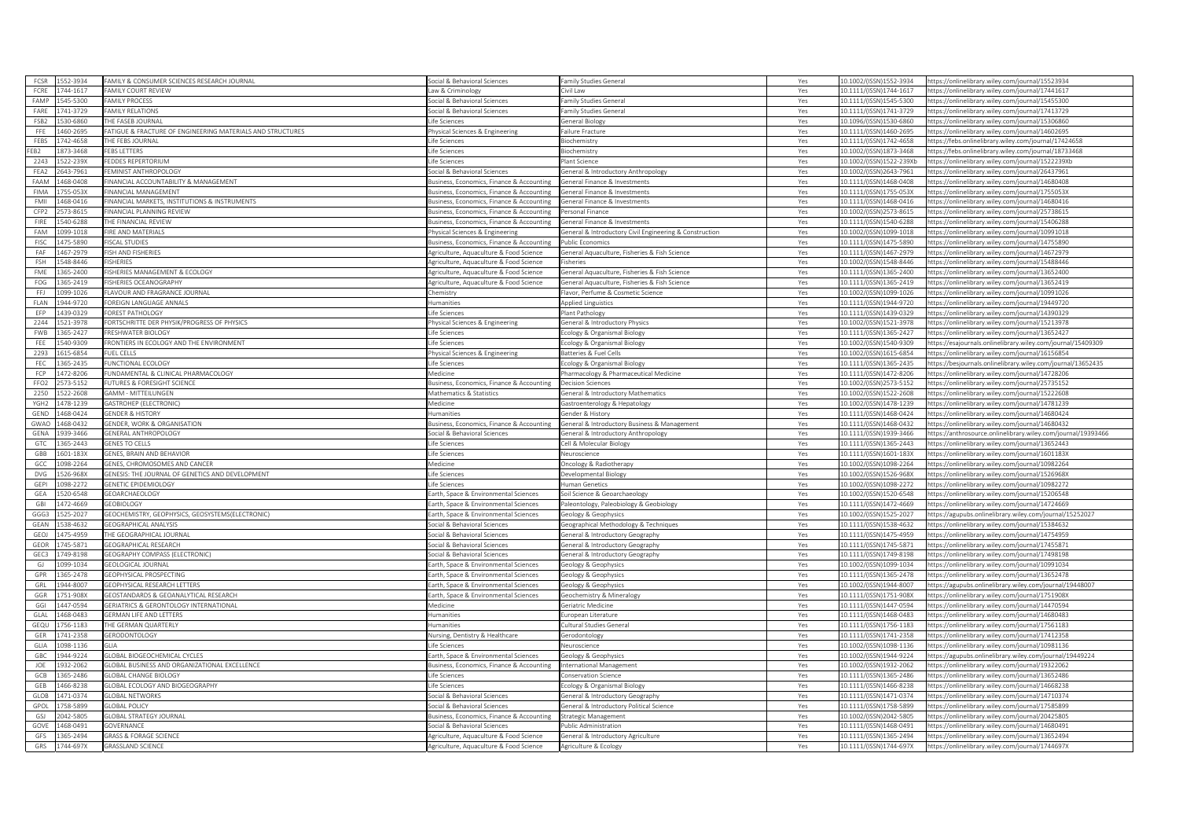| | | | | | | | |
|---|---|---|---|---|---|---|---|
| FCSR | 1552-3934 | FAMILY & CONSUMER SCIENCES RESEARCH JOURNAL | Social & Behavioral Sciences | Family Studies General | Yes | 10.1002/(ISSN)1552-3934 | https://onlinelibrary.wiley.com/journal/15523934 |
| FCRE | 1744-1617 | FAMILY COURT REVIEW | Law & Criminology | Civil Law | Yes | 10.1111/(ISSN)1744-1617 | https://onlinelibrary.wiley.com/journal/17441617 |
| FAMP | 1545-5300 | FAMILY PROCESS | Social & Behavioral Sciences | Family Studies General | Yes | 10.1111/(ISSN)1545-5300 | https://onlinelibrary.wiley.com/journal/15455300 |
| FARE | 1741-3729 | FAMILY RELATIONS | Social & Behavioral Sciences | Family Studies General | Yes | 10.1111/(ISSN)1741-3729 | https://onlinelibrary.wiley.com/journal/17413729 |
| FSB2 | 1530-6860 | THE FASEB JOURNAL | Life Sciences | General Biology | Yes | 10.1096/(ISSN)1530-6860 | https://onlinelibrary.wiley.com/journal/15306860 |
| FFE | 1460-2695 | FATIGUE & FRACTURE OF ENGINEERING MATERIALS AND STRUCTURES | Physical Sciences & Engineering | Failure Fracture | Yes | 10.1111/(ISSN)1460-2695 | https://onlinelibrary.wiley.com/journal/14602695 |
| FEBS | 1742-4658 | THE FEBS JOURNAL | Life Sciences | Biochemistry | Yes | 10.1111/(ISSN)1742-4658 | https://febs.onlinelibrary.wiley.com/journal/17424658 |
| FEB2 | 1873-3468 | FEBS LETTERS | Life Sciences | Biochemistry | Yes | 10.1002/(ISSN)1873-3468 | https://febs.onlinelibrary.wiley.com/journal/18733468 |
| 2243 | 1522-239X | FEDDES REPERTORIUM | Life Sciences | Plant Science | Yes | 10.1002/(ISSN)1522-239Xb | https://onlinelibrary.wiley.com/journal/1522239Xb |
| FEA2 | 2643-7961 | FEMINIST ANTHROPOLOGY | Social & Behavioral Sciences | General & Introductory Anthropology | Yes | 10.1002/(ISSN)2643-7961 | https://onlinelibrary.wiley.com/journal/26437961 |
| FAAM | 1468-0408 | FINANCIAL ACCOUNTABILITY & MANAGEMENT | Business, Economics, Finance & Accounting | General Finance & Investments | Yes | 10.1111/(ISSN)1468-0408 | https://onlinelibrary.wiley.com/journal/14680408 |
| FIMA | 1755-053X | FINANCIAL MANAGEMENT | Business, Economics, Finance & Accounting | General Finance & Investments | Yes | 10.1111/(ISSN)1755-053X | https://onlinelibrary.wiley.com/journal/1755053X |
| FMII | 1468-0416 | FINANCIAL MARKETS, INSTITUTIONS & INSTRUMENTS | Business, Economics, Finance & Accounting | General Finance & Investments | Yes | 10.1111/(ISSN)1468-0416 | https://onlinelibrary.wiley.com/journal/14680416 |
| CFP2 | 2573-8615 | FINANCIAL PLANNING REVIEW | Business, Economics, Finance & Accounting | Personal Finance | Yes | 10.1002/(ISSN)2573-8615 | https://onlinelibrary.wiley.com/journal/25738615 |
| FIRE | 1540-6288 | THE FINANCIAL REVIEW | Business, Economics, Finance & Accounting | General Finance & Investments | Yes | 10.1111/(ISSN)1540-6288 | https://onlinelibrary.wiley.com/journal/15406288 |
| FAM | 1099-1018 | FIRE AND MATERIALS | Physical Sciences & Engineering | General & Introductory Civil Engineering & Construction | Yes | 10.1002/(ISSN)1099-1018 | https://onlinelibrary.wiley.com/journal/10991018 |
| FISC | 1475-5890 | FISCAL STUDIES | Business, Economics, Finance & Accounting | Public Economics | Yes | 10.1111/(ISSN)1475-5890 | https://onlinelibrary.wiley.com/journal/14755890 |
| FAF | 1467-2979 | FISH AND FISHERIES | Agriculture, Aquaculture & Food Science | General Aquaculture, Fisheries & Fish Science | Yes | 10.1111/(ISSN)1467-2979 | https://onlinelibrary.wiley.com/journal/14672979 |
| FSH | 1548-8446 | FISHERIES | Agriculture, Aquaculture & Food Science | Fisheries | Yes | 10.1002/(ISSN)1548-8446 | https://onlinelibrary.wiley.com/journal/15488446 |
| FME | 1365-2400 | FISHERIES MANAGEMENT & ECOLOGY | Agriculture, Aquaculture & Food Science | General Aquaculture, Fisheries & Fish Science | Yes | 10.1111/(ISSN)1365-2400 | https://onlinelibrary.wiley.com/journal/13652400 |
| FOG | 1365-2419 | FISHERIES OCEANOGRAPHY | Agriculture, Aquaculture & Food Science | General Aquaculture, Fisheries & Fish Science | Yes | 10.1111/(ISSN)1365-2419 | https://onlinelibrary.wiley.com/journal/13652419 |
| FFJ | 1099-1026 | FLAVOUR AND FRAGRANCE JOURNAL | Chemistry | Flavor, Perfume & Cosmetic Science | Yes | 10.1002/(ISSN)1099-1026 | https://onlinelibrary.wiley.com/journal/10991026 |
| FLAN | 1944-9720 | FOREIGN LANGUAGE ANNALS | Humanities | Applied Linguistics | Yes | 10.1111/(ISSN)1944-9720 | https://onlinelibrary.wiley.com/journal/19449720 |
| EFP | 1439-0329 | FOREST PATHOLOGY | Life Sciences | Plant Pathology | Yes | 10.1111/(ISSN)1439-0329 | https://onlinelibrary.wiley.com/journal/14390329 |
| 2244 | 1521-3978 | FORTSCHRITTE DER PHYSIK/PROGRESS OF PHYSICS | Physical Sciences & Engineering | General & Introductory Physics | Yes | 10.1002/(ISSN)1521-3978 | https://onlinelibrary.wiley.com/journal/15213978 |
| FWB | 1365-2427 | FRESHWATER BIOLOGY | Life Sciences | Ecology & Organismal Biology | Yes | 10.1111/(ISSN)1365-2427 | https://onlinelibrary.wiley.com/journal/13652427 |
| FEE | 1540-9309 | FRONTIERS IN ECOLOGY AND THE ENVIRONMENT | Life Sciences | Ecology & Organismal Biology | Yes | 10.1002/(ISSN)1540-9309 | https://esajournals.onlinelibrary.wiley.com/journal/15409309 |
| 2293 | 1615-6854 | FUEL CELLS | Physical Sciences & Engineering | Batteries & Fuel Cells | Yes | 10.1002/(ISSN)1615-6854 | https://onlinelibrary.wiley.com/journal/16156854 |
| FEC | 1365-2435 | FUNCTIONAL ECOLOGY | Life Sciences | Ecology & Organismal Biology | Yes | 10.1111/(ISSN)1365-2435 | https://besjournals.onlinelibrary.wiley.com/journal/13652435 |
| FCP | 1472-8206 | FUNDAMENTAL & CLINICAL PHARMACOLOGY | Medicine | Pharmacology & Pharmaceutical Medicine | Yes | 10.1111/(ISSN)1472-8206 | https://onlinelibrary.wiley.com/journal/14728206 |
| FFO2 | 2573-5152 | FUTURES & FORESIGHT SCIENCE | Business, Economics, Finance & Accounting | Decision Sciences | Yes | 10.1002/(ISSN)2573-5152 | https://onlinelibrary.wiley.com/journal/25735152 |
| 2250 | 1522-2608 | GAMM - MITTEILUNGEN | Mathematics & Statistics | General & Introductory Mathematics | Yes | 10.1002/(ISSN)1522-2608 | https://onlinelibrary.wiley.com/journal/15222608 |
| YGH2 | 1478-1239 | GASTROHEP (ELECTRONIC) | Medicine | Gastroenterology & Hepatology | Yes | 10.1002/(ISSN)1478-1239 | https://onlinelibrary.wiley.com/journal/14781239 |
| GEND | 1468-0424 | GENDER & HISTORY | Humanities | Gender & History | Yes | 10.1111/(ISSN)1468-0424 | https://onlinelibrary.wiley.com/journal/14680424 |
| GWAO | 1468-0432 | GENDER, WORK & ORGANISATION | Business, Economics, Finance & Accounting | General & Introductory Business & Management | Yes | 10.1111/(ISSN)1468-0432 | https://onlinelibrary.wiley.com/journal/14680432 |
| GENA | 1939-3466 | GENERAL ANTHROPOLOGY | Social & Behavioral Sciences | General & Introductory Anthropology | Yes | 10.1111/(ISSN)1939-3466 | https://anthrosource.onlinelibrary.wiley.com/journal/19393466 |
| GTC | 1365-2443 | GENES TO CELLS | Life Sciences | Cell & Molecular Biology | Yes | 10.1111/(ISSN)1365-2443 | https://onlinelibrary.wiley.com/journal/13652443 |
| GBB | 1601-183X | GENES, BRAIN AND BEHAVIOR | Life Sciences | Neuroscience | Yes | 10.1111/(ISSN)1601-183X | https://onlinelibrary.wiley.com/journal/1601183X |
| GCC | 1098-2264 | GENES, CHROMOSOMES AND CANCER | Medicine | Oncology & Radiotherapy | Yes | 10.1002/(ISSN)1098-2264 | https://onlinelibrary.wiley.com/journal/10982264 |
| DVG | 1526-968X | GENESIS: THE JOURNAL OF GENETICS AND DEVELOPMENT | Life Sciences | Developmental Biology | Yes | 10.1002/(ISSN)1526-968X | https://onlinelibrary.wiley.com/journal/1526968X |
| GEPI | 1098-2272 | GENETIC EPIDEMIOLOGY | Life Sciences | Human Genetics | Yes | 10.1002/(ISSN)1098-2272 | https://onlinelibrary.wiley.com/journal/10982272 |
| GEA | 1520-6548 | GEOARCHAEOLOGY | Earth, Space & Environmental Sciences | Soil Science & Geoarchaeology | Yes | 10.1002/(ISSN)1520-6548 | https://onlinelibrary.wiley.com/journal/15206548 |
| GBI | 1472-4669 | GEOBIOLOGY | Earth, Space & Environmental Sciences | Paleontology, Paleobiology & Geobiology | Yes | 10.1111/(ISSN)1472-4669 | https://onlinelibrary.wiley.com/journal/14724669 |
| GGG3 | 1525-2027 | GEOCHEMISTRY, GEOPHYSICS, GEOSYSTEMS(ELECTRONIC) | Earth, Space & Environmental Sciences | Geology & Geophysics | Yes | 10.1002/(ISSN)1525-2027 | https://agupubs.onlinelibrary.wiley.com/journal/15252027 |
| GEAN | 1538-4632 | GEOGRAPHICAL ANALYSIS | Social & Behavioral Sciences | Geographical Methodology & Techniques | Yes | 10.1111/(ISSN)1538-4632 | https://onlinelibrary.wiley.com/journal/15384632 |
| GEOJ | 1475-4959 | THE GEOGRAPHICAL JOURNAL | Social & Behavioral Sciences | General & Introductory Geography | Yes | 10.1111/(ISSN)1475-4959 | https://onlinelibrary.wiley.com/journal/14754959 |
| GEOR | 1745-5871 | GEOGRAPHICAL RESEARCH | Social & Behavioral Sciences | General & Introductory Geography | Yes | 10.1111/(ISSN)1745-5871 | https://onlinelibrary.wiley.com/journal/17455871 |
| GEC3 | 1749-8198 | GEOGRAPHY COMPASS (ELECTRONIC) | Social & Behavioral Sciences | General & Introductory Geography | Yes | 10.1111/(ISSN)1749-8198 | https://onlinelibrary.wiley.com/journal/17498198 |
| GJ | 1099-1034 | GEOLOGICAL JOURNAL | Earth, Space & Environmental Sciences | Geology & Geophysics | Yes | 10.1002/(ISSN)1099-1034 | https://onlinelibrary.wiley.com/journal/10991034 |
| GPR | 1365-2478 | GEOPHYSICAL PROSPECTING | Earth, Space & Environmental Sciences | Geology & Geophysics | Yes | 10.1111/(ISSN)1365-2478 | https://onlinelibrary.wiley.com/journal/13652478 |
| GRL | 1944-8007 | GEOPHYSICAL RESEARCH LETTERS | Earth, Space & Environmental Sciences | Geology & Geophysics | Yes | 10.1002/(ISSN)1944-8007 | https://agupubs.onlinelibrary.wiley.com/journal/19448007 |
| GGR | 1751-908X | GEOSTANDARDS & GEOANALYTICAL RESEARCH | Earth, Space & Environmental Sciences | Geochemistry & Mineralogy | Yes | 10.1111/(ISSN)1751-908X | https://onlinelibrary.wiley.com/journal/1751908X |
| GGI | 1447-0594 | GERIATRICS & GERONTOLOGY INTERNATIONAL | Medicine | Geriatric Medicine | Yes | 10.1111/(ISSN)1447-0594 | https://onlinelibrary.wiley.com/journal/14470594 |
| GLAL | 1468-0483 | GERMAN LIFE AND LETTERS | Humanities | European Literature | Yes | 10.1111/(ISSN)1468-0483 | https://onlinelibrary.wiley.com/journal/14680483 |
| GEQU | 1756-1183 | THE GERMAN QUARTERLY | Humanities | Cultural Studies General | Yes | 10.1111/(ISSN)1756-1183 | https://onlinelibrary.wiley.com/journal/17561183 |
| GER | 1741-2358 | GERODONTOLOGY | Nursing, Dentistry & Healthcare | Gerodontology | Yes | 10.1111/(ISSN)1741-2358 | https://onlinelibrary.wiley.com/journal/17412358 |
| GLIA | 1098-1136 | GLIA | Life Sciences | Neuroscience | Yes | 10.1002/(ISSN)1098-1136 | https://onlinelibrary.wiley.com/journal/10981136 |
| GBC | 1944-9224 | GLOBAL BIOGEOCHEMICAL CYCLES | Earth, Space & Environmental Sciences | Geology & Geophysics | Yes | 10.1002/(ISSN)1944-9224 | https://agupubs.onlinelibrary.wiley.com/journal/19449224 |
| JOE | 1932-2062 | GLOBAL BUSINESS AND ORGANIZATIONAL EXCELLENCE | Business, Economics, Finance & Accounting | International Management | Yes | 10.1002/(ISSN)1932-2062 | https://onlinelibrary.wiley.com/journal/19322062 |
| GCB | 1365-2486 | GLOBAL CHANGE BIOLOGY | Life Sciences | Conservation Science | Yes | 10.1111/(ISSN)1365-2486 | https://onlinelibrary.wiley.com/journal/13652486 |
| GEB | 1466-8238 | GLOBAL ECOLOGY AND BIOGEOGRAPHY | Life Sciences | Ecology & Organismal Biology | Yes | 10.1111/(ISSN)1466-8238 | https://onlinelibrary.wiley.com/journal/14668238 |
| GLOB | 1471-0374 | GLOBAL NETWORKS | Social & Behavioral Sciences | General & Introductory Geography | Yes | 10.1111/(ISSN)1471-0374 | https://onlinelibrary.wiley.com/journal/14710374 |
| GPOL | 1758-5899 | GLOBAL POLICY | Social & Behavioral Sciences | General & Introductory Political Science | Yes | 10.1111/(ISSN)1758-5899 | https://onlinelibrary.wiley.com/journal/17585899 |
| GSJ | 2042-5805 | GLOBAL STRATEGY JOURNAL | Business, Economics, Finance & Accounting | Strategic Management | Yes | 10.1002/(ISSN)2042-5805 | https://onlinelibrary.wiley.com/journal/20425805 |
| GOVE | 1468-0491 | GOVERNANCE | Social & Behavioral Sciences | Public Administration | Yes | 10.1111/(ISSN)1468-0491 | https://onlinelibrary.wiley.com/journal/14680491 |
| GFS | 1365-2494 | GRASS & FORAGE SCIENCE | Agriculture, Aquaculture & Food Science | General & Introductory Agriculture | Yes | 10.1111/(ISSN)1365-2494 | https://onlinelibrary.wiley.com/journal/13652494 |
| GRS | 1744-697X | GRASSLAND SCIENCE | Agriculture, Aquaculture & Food Science | Agriculture & Ecology | Yes | 10.1111/(ISSN)1744-697X | https://onlinelibrary.wiley.com/journal/1744697X |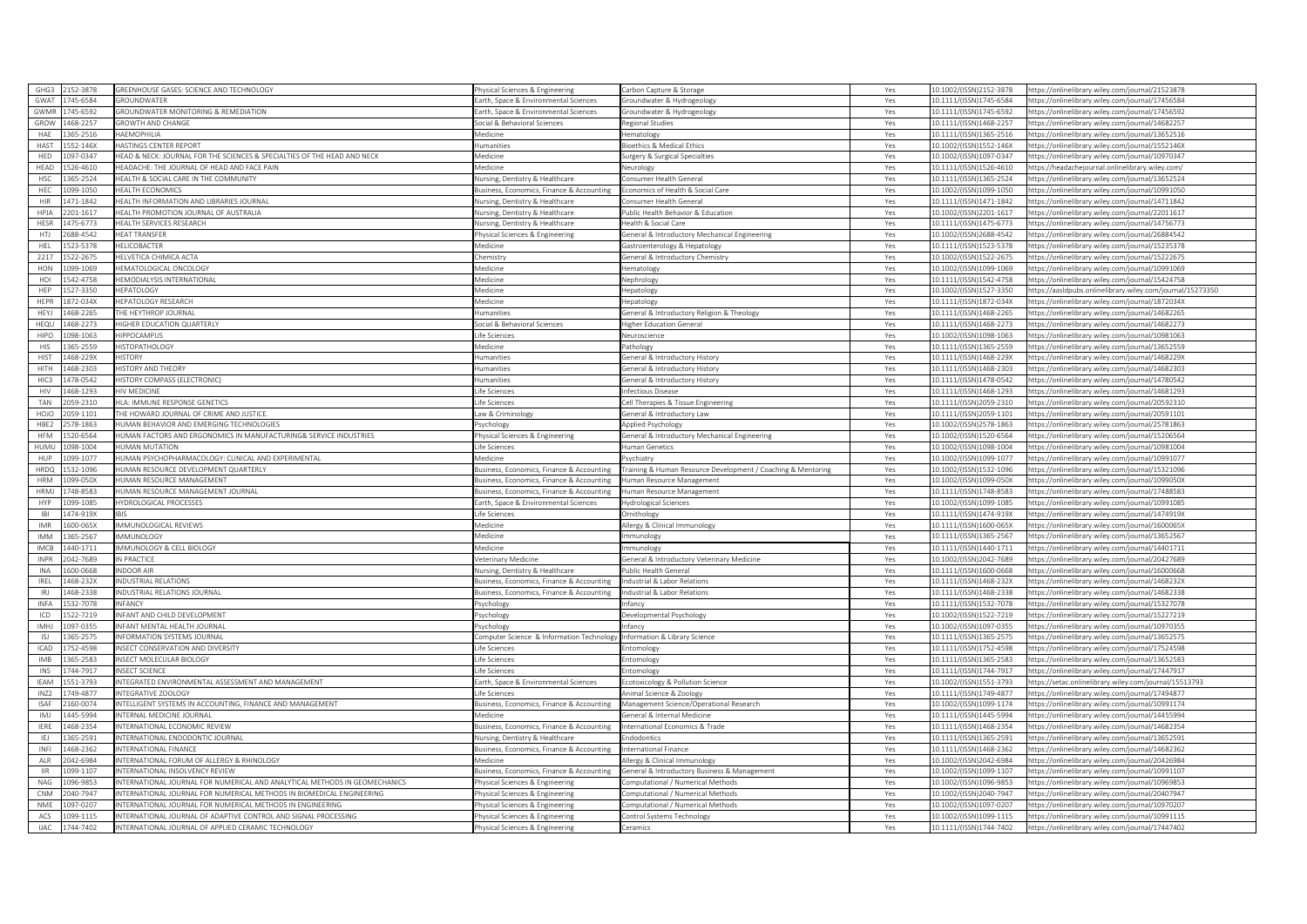| GHG3 | 2152-3878 | GREENHOUSE GASES: SCIENCE AND TECHNOLOGY | Physical Sciences & Engineering | Carbon Capture & Storage | Yes | 10.1002/(ISSN)2152-3878 | https://onlinelibrary.wiley.com/journal/21523878 |
|---|---|---|---|---|---|---|---|
| GWAT | 1745-6584 | GROUNDWATER | Earth, Space & Environmental Sciences | Groundwater & Hydrogeology | Yes | 10.1111/(ISSN)1745-6584 | https://onlinelibrary.wiley.com/journal/17456584 |
| GWMR | 1745-6592 | GROUNDWATER MONITORING & REMEDIATION | Earth, Space & Environmental Sciences | Groundwater & Hydrogeology | Yes | 10.1111/(ISSN)1745-6592 | https://onlinelibrary.wiley.com/journal/17456592 |
| GROW | 1468-2257 | GROWTH AND CHANGE | Social & Behavioral Sciences | Regional Studies | Yes | 10.1111/(ISSN)1468-2257 | https://onlinelibrary.wiley.com/journal/14682257 |
| HAE | 1365-2516 | HAEMOPHILIA | Medicine | Hematology | Yes | 10.1111/(ISSN)1365-2516 | https://onlinelibrary.wiley.com/journal/13652516 |
| HAST | 1552-146X | HASTINGS CENTER REPORT | Humanities | Bioethics & Medical Ethics | Yes | 10.1002/(ISSN)1552-146X | https://onlinelibrary.wiley.com/journal/1552146X |
| HED | 1097-0347 | HEAD & NECK: JOURNAL FOR THE SCIENCES & SPECIALTIES OF THE HEAD AND NECK | Medicine | Surgery & Surgical Specialties | Yes | 10.1002/(ISSN)1097-0347 | https://onlinelibrary.wiley.com/journal/10970347 |
| HEAD | 1526-4610 | HEADACHE: THE JOURNAL OF HEAD AND FACE PAIN | Medicine | Neurology | Yes | 10.1111/(ISSN)1526-4610 | https://headachejournal.onlinelibrary.wiley.com/ |
| HSC | 1365-2524 | HEALTH & SOCIAL CARE IN THE COMMUNITY | Nursing, Dentistry & Healthcare | Consumer Health General | Yes | 10.1111/(ISSN)1365-2524 | https://onlinelibrary.wiley.com/journal/13652524 |
| HEC | 1099-1050 | HEALTH ECONOMICS | Business, Economics, Finance & Accounting | Economics of Health & Social Care | Yes | 10.1002/(ISSN)1099-1050 | https://onlinelibrary.wiley.com/journal/10991050 |
| HIR | 1471-1842 | HEALTH INFORMATION AND LIBRARIES JOURNAL | Nursing, Dentistry & Healthcare | Consumer Health General | Yes | 10.1111/(ISSN)1471-1842 | https://onlinelibrary.wiley.com/journal/14711842 |
| HPJA | 2201-1617 | HEALTH PROMOTION JOURNAL OF AUSTRALIA | Nursing, Dentistry & Healthcare | Public Health Behavior & Education | Yes | 10.1002/(ISSN)2201-1617 | https://onlinelibrary.wiley.com/journal/22011617 |
| HESR | 1475-6773 | HEALTH SERVICES RESEARCH | Nursing, Dentistry & Healthcare | Health & Social Care | Yes | 10.1111/(ISSN)1475-6773 | https://onlinelibrary.wiley.com/journal/14756773 |
| HTJ | 2688-4542 | HEAT TRANSFER | Physical Sciences & Engineering | General & Introductory Mechanical Engineering | Yes | 10.1002/(ISSN)2688-4542 | https://onlinelibrary.wiley.com/journal/26884542 |
| HEL | 1523-5378 | HELICOBACTER | Medicine | Gastroenterology & Hepatology | Yes | 10.1111/(ISSN)1523-5378 | https://onlinelibrary.wiley.com/journal/15235378 |
| 2217 | 1522-2675 | HELVETICA CHIMICA ACTA | Chemistry | General & Introductory Chemistry | Yes | 10.1002/(ISSN)1522-2675 | https://onlinelibrary.wiley.com/journal/15222675 |
| HON | 1099-1069 | HEMATOLOGICAL ONCOLOGY | Medicine | Hematology | Yes | 10.1002/(ISSN)1099-1069 | https://onlinelibrary.wiley.com/journal/10991069 |
| HDI | 1542-4758 | HEMODIALYSIS INTERNATIONAL | Medicine | Nephrology | Yes | 10.1111/(ISSN)1542-4758 | https://onlinelibrary.wiley.com/journal/15424758 |
| HEP | 1527-3350 | HEPATOLOGY | Medicine | Hepatology | Yes | 10.1002/(ISSN)1527-3350 | https://aasldpubs.onlinelibrary.wiley.com/journal/15273350 |
| HEPR | 1872-034X | HEPATOLOGY RESEARCH | Medicine | Hepatology | Yes | 10.1111/(ISSN)1872-034X | https://onlinelibrary.wiley.com/journal/1872034X |
| HEYJ | 1468-2265 | THE HEYTHROP JOURNAL | Humanities | General & Introductory Religion & Theology | Yes | 10.1111/(ISSN)1468-2265 | https://onlinelibrary.wiley.com/journal/14682265 |
| HEQU | 1468-2273 | HIGHER EDUCATION QUARTERLY | Social & Behavioral Sciences | Higher Education General | Yes | 10.1111/(ISSN)1468-2273 | https://onlinelibrary.wiley.com/journal/14682273 |
| HIPO | 1098-1063 | HIPPOCAMPUS | Life Sciences | Neuroscience | Yes | 10.1002/(ISSN)1098-1063 | https://onlinelibrary.wiley.com/journal/10981063 |
| HIS | 1365-2559 | HISTOPATHOLOGY | Medicine | Pathology | Yes | 10.1111/(ISSN)1365-2559 | https://onlinelibrary.wiley.com/journal/13652559 |
| HIST | 1468-229X | HISTORY | Humanities | General & Introductory History | Yes | 10.1111/(ISSN)1468-229X | https://onlinelibrary.wiley.com/journal/1468229X |
| HITH | 1468-2303 | HISTORY AND THEORY | Humanities | General & Introductory History | Yes | 10.1111/(ISSN)1468-2303 | https://onlinelibrary.wiley.com/journal/14682303 |
| HIC3 | 1478-0542 | HISTORY COMPASS (ELECTRONIC) | Humanities | General & Introductory History | Yes | 10.1111/(ISSN)1478-0542 | https://onlinelibrary.wiley.com/journal/14780542 |
| HIV | 1468-1293 | HIV MEDICINE | Life Sciences | Infectious Disease | Yes | 10.1111/(ISSN)1468-1293 | https://onlinelibrary.wiley.com/journal/14681293 |
| TAN | 2059-2310 | HLA: IMMUNE RESPONSE GENETICS | Life Sciences | Cell Therapies & Tissue Engineering | Yes | 10.1111/(ISSN)2059-2310 | https://onlinelibrary.wiley.com/journal/20592310 |
| HOJO | 2059-1101 | THE HOWARD JOURNAL OF CRIME AND JUSTICE. | Law & Criminology | General & Introductory Law | Yes | 10.1111/(ISSN)2059-1101 | https://onlinelibrary.wiley.com/journal/20591101 |
| HBE2 | 2578-1863 | HUMAN BEHAVIOR AND EMERGING TECHNOLOGIES | Psychology | Applied Psychology | Yes | 10.1002/(ISSN)2578-1863 | https://onlinelibrary.wiley.com/journal/25781863 |
| HFM | 1520-6564 | HUMAN FACTORS AND ERGONOMICS IN MANUFACTURING& SERVICE INDUSTRIES | Physical Sciences & Engineering | General & Introductory Mechanical Engineering | Yes | 10.1002/(ISSN)1520-6564 | https://onlinelibrary.wiley.com/journal/15206564 |
| HUMU | 1098-1004 | HUMAN MUTATION | Life Sciences | Human Genetics | Yes | 10.1002/(ISSN)1098-1004 | https://onlinelibrary.wiley.com/journal/10981004 |
| HUP | 1099-1077 | HUMAN PSYCHOPHARMACOLOGY: CLINICAL AND EXPERIMENTAL | Medicine | Psychiatry | Yes | 10.1002/(ISSN)1099-1077 | https://onlinelibrary.wiley.com/journal/10991077 |
| HRDQ | 1532-1096 | HUMAN RESOURCE DEVELOPMENT QUARTERLY | Business, Economics, Finance & Accounting | Training & Human Resource Development / Coaching & Mentoring | Yes | 10.1002/(ISSN)1532-1096 | https://onlinelibrary.wiley.com/journal/15321096 |
| HRM | 1099-050X | HUMAN RESOURCE MANAGEMENT | Business, Economics, Finance & Accounting | Human Resource Management | Yes | 10.1002/(ISSN)1099-050X | https://onlinelibrary.wiley.com/journal/1099050X |
| HRMJ | 1748-8583 | HUMAN RESOURCE MANAGEMENT JOURNAL | Business, Economics, Finance & Accounting | Human Resource Management | Yes | 10.1111/(ISSN)1748-8583 | https://onlinelibrary.wiley.com/journal/17488583 |
| HYP | 1099-1085 | HYDROLOGICAL PROCESSES | Earth, Space & Environmental Sciences | Hydrological Sciences | Yes | 10.1002/(ISSN)1099-1085 | https://onlinelibrary.wiley.com/journal/10991085 |
| IBI | 1474-919X | IBIS | Life Sciences | Ornithology | Yes | 10.1111/(ISSN)1474-919X | https://onlinelibrary.wiley.com/journal/1474919X |
| IMR | 1600-065X | IMMUNOLOGICAL REVIEWS | Medicine | Allergy & Clinical Immunology | Yes | 10.1111/(ISSN)1600-065X | https://onlinelibrary.wiley.com/journal/1600065X |
| IMM | 1365-2567 | IMMUNOLOGY | Medicine | Immunology | Yes | 10.1111/(ISSN)1365-2567 | https://onlinelibrary.wiley.com/journal/13652567 |
| IMCB | 1440-1711 | IMMUNOLOGY & CELL BIOLOGY | Medicine | Immunology | Yes | 10.1111/(ISSN)1440-1711 | https://onlinelibrary.wiley.com/journal/14401711 |
| INPR | 2042-7689 | IN PRACTICE | Veterinary Medicine | General & Introductory Veterinary Medicine | Yes | 10.1002/(ISSN)2042-7689 | https://onlinelibrary.wiley.com/journal/20427689 |
| INA | 1600-0668 | INDOOR AIR | Nursing, Dentistry & Healthcare | Public Health General | Yes | 10.1111/(ISSN)1600-0668 | https://onlinelibrary.wiley.com/journal/16000668 |
| IREL | 1468-232X | INDUSTRIAL RELATIONS | Business, Economics, Finance & Accounting | Industrial & Labor Relations | Yes | 10.1111/(ISSN)1468-232X | https://onlinelibrary.wiley.com/journal/1468232X |
| IRJ | 1468-2338 | INDUSTRIAL RELATIONS JOURNAL | Business, Economics, Finance & Accounting | Industrial & Labor Relations | Yes | 10.1111/(ISSN)1468-2338 | https://onlinelibrary.wiley.com/journal/14682338 |
| INFA | 1532-7078 | INFANCY | Psychology | Infancy | Yes | 10.1111/(ISSN)1532-7078 | https://onlinelibrary.wiley.com/journal/15327078 |
| ICD | 1522-7219 | INFANT AND CHILD DEVELOPMENT | Psychology | Developmental Psychology | Yes | 10.1002/(ISSN)1522-7219 | https://onlinelibrary.wiley.com/journal/15227219 |
| IMHJ | 1097-0355 | INFANT MENTAL HEALTH JOURNAL | Psychology | Infancy | Yes | 10.1002/(ISSN)1097-0355 | https://onlinelibrary.wiley.com/journal/10970355 |
| ISJ | 1365-2575 | INFORMATION SYSTEMS JOURNAL | Computer Science & Information Technology | Information & Library Science | Yes | 10.1111/(ISSN)1365-2575 | https://onlinelibrary.wiley.com/journal/13652575 |
| ICAD | 1752-4598 | INSECT CONSERVATION AND DIVERSITY | Life Sciences | Entomology | Yes | 10.1111/(ISSN)1752-4598 | https://onlinelibrary.wiley.com/journal/17524598 |
| IMB | 1365-2583 | INSECT MOLECULAR BIOLOGY | Life Sciences | Entomology | Yes | 10.1111/(ISSN)1365-2583 | https://onlinelibrary.wiley.com/journal/13652583 |
| INS | 1744-7917 | INSECT SCIENCE | Life Sciences | Entomology | Yes | 10.1111/(ISSN)1744-7917 | https://onlinelibrary.wiley.com/journal/17447917 |
| IEAM | 1551-3793 | INTEGRATED ENVIRONMENTAL ASSESSMENT AND MANAGEMENT | Earth, Space & Environmental Sciences | Ecotoxicology & Pollution Science | Yes | 10.1002/(ISSN)1551-3793 | https://setac.onlinelibrary.wiley.com/journal/15513793 |
| INZ2 | 1749-4877 | INTEGRATIVE ZOOLOGY | Life Sciences | Animal Science & Zoology | Yes | 10.1111/(ISSN)1749-4877 | https://onlinelibrary.wiley.com/journal/17494877 |
| ISAF | 2160-0074 | INTELLIGENT SYSTEMS IN ACCOUNTING, FINANCE AND MANAGEMENT | Business, Economics, Finance & Accounting | Management Science/Operational Research | Yes | 10.1002/(ISSN)1099-1174 | https://onlinelibrary.wiley.com/journal/10991174 |
| IMJ | 1445-5994 | INTERNAL MEDICINE JOURNAL | Medicine | General & Internal Medicine | Yes | 10.1111/(ISSN)1445-5994 | https://onlinelibrary.wiley.com/journal/14455994 |
| IERE | 1468-2354 | INTERNATIONAL ECONOMIC REVIEW | Business, Economics, Finance & Accounting | International Economics & Trade | Yes | 10.1111/(ISSN)1468-2354 | https://onlinelibrary.wiley.com/journal/14682354 |
| IEJ | 1365-2591 | INTERNATIONAL ENDODONTIC JOURNAL | Nursing, Dentistry & Healthcare | Endodontics | Yes | 10.1111/(ISSN)1365-2591 | https://onlinelibrary.wiley.com/journal/13652591 |
| INFI | 1468-2362 | INTERNATIONAL FINANCE | Business, Economics, Finance & Accounting | International Finance | Yes | 10.1111/(ISSN)1468-2362 | https://onlinelibrary.wiley.com/journal/14682362 |
| ALR | 2042-6984 | INTERNATIONAL FORUM OF ALLERGY & RHINOLOGY | Medicine | Allergy & Clinical Immunology | Yes | 10.1002/(ISSN)2042-6984 | https://onlinelibrary.wiley.com/journal/20426984 |
| IIR | 1099-1107 | INTERNATIONAL INSOLVENCY REVIEW | Business, Economics, Finance & Accounting | General & Introductory Business & Management | Yes | 10.1002/(ISSN)1099-1107 | https://onlinelibrary.wiley.com/journal/10991107 |
| NAG | 1096-9853 | INTERNATIONAL JOURNAL FOR NUMERICAL AND ANALYTICAL METHODS IN GEOMECHANICS | Physical Sciences & Engineering | Computational / Numerical Methods | Yes | 10.1002/(ISSN)1096-9853 | https://onlinelibrary.wiley.com/journal/10969853 |
| CNM | 2040-7947 | INTERNATIONAL JOURNAL FOR NUMERICAL METHODS IN BIOMEDICAL ENGINEERING | Physical Sciences & Engineering | Computational / Numerical Methods | Yes | 10.1002/(ISSN)2040-7947 | https://onlinelibrary.wiley.com/journal/20407947 |
| NME | 1097-0207 | INTERNATIONAL JOURNAL FOR NUMERICAL METHODS IN ENGINEERING | Physical Sciences & Engineering | Computational / Numerical Methods | Yes | 10.1002/(ISSN)1097-0207 | https://onlinelibrary.wiley.com/journal/10970207 |
| ACS | 1099-1115 | INTERNATIONAL JOURNAL OF ADAPTIVE CONTROL AND SIGNAL PROCESSING | Physical Sciences & Engineering | Control Systems Technology | Yes | 10.1002/(ISSN)1099-1115 | https://onlinelibrary.wiley.com/journal/10991115 |
| IJAC | 1744-7402 | INTERNATIONAL JOURNAL OF APPLIED CERAMIC TECHNOLOGY | Physical Sciences & Engineering | Ceramics | Yes | 10.1111/(ISSN)1744-7402 | https://onlinelibrary.wiley.com/journal/17447402 |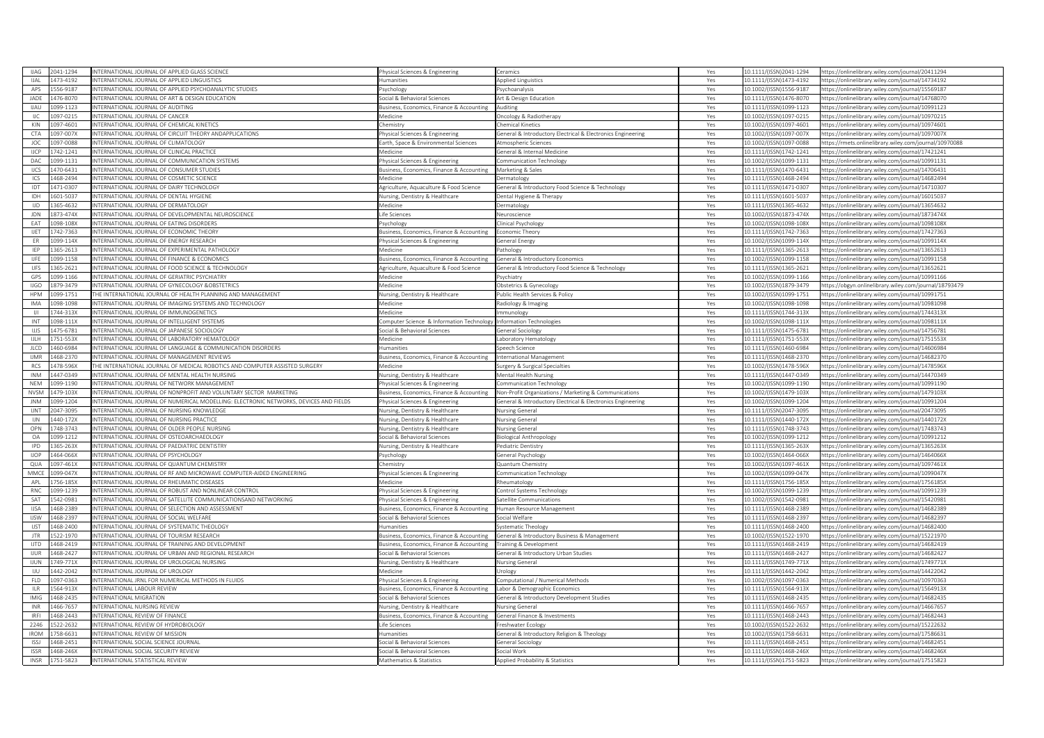| | | | | | | | |
|---|---|---|---|---|---|---|---|
| IJAG | 2041-1294 | INTERNATIONAL JOURNAL OF APPLIED GLASS SCIENCE | Physical Sciences & Engineering | Ceramics | Yes | 10.1111/(ISSN)2041-1294 | https://onlinelibrary.wiley.com/journal/20411294 |
| IJAL | 1473-4192 | INTERNATIONAL JOURNAL OF APPLIED LINGUISTICS | Humanities | Applied Linguistics | Yes | 10.1111/(ISSN)1473-4192 | https://onlinelibrary.wiley.com/journal/14734192 |
| APS | 1556-9187 | INTERNATIONAL JOURNAL OF APPLIED PSYCHOANALYTIC STUDIES | Psychology | Psychoanalysis | Yes | 10.1002/(ISSN)1556-9187 | https://onlinelibrary.wiley.com/journal/15569187 |
| JADE | 1476-8070 | INTERNATIONAL JOURNAL OF ART & DESIGN EDUCATION | Social & Behavioral Sciences | Art & Design Education | Yes | 10.1111/(ISSN)1476-8070 | https://onlinelibrary.wiley.com/journal/14768070 |
| IJAU | 1099-1123 | INTERNATIONAL JOURNAL OF AUDITING | Business, Economics, Finance & Accounting | Auditing | Yes | 10.1111/(ISSN)1099-1123 | https://onlinelibrary.wiley.com/journal/10991123 |
| IJC | 1097-0215 | INTERNATIONAL JOURNAL OF CANCER | Medicine | Oncology & Radiotherapy | Yes | 10.1002/(ISSN)1097-0215 | https://onlinelibrary.wiley.com/journal/10970215 |
| KIN | 1097-4601 | INTERNATIONAL JOURNAL OF CHEMICAL KINETICS | Chemistry | Chemical Kinetics | Yes | 10.1002/(ISSN)1097-4601 | https://onlinelibrary.wiley.com/journal/10974601 |
| CTA | 1097-007X | INTERNATIONAL JOURNAL OF CIRCUIT THEORY ANDAPPLICATIONS | Physical Sciences & Engineering | General & Introductory Electrical & Electronics Engineering | Yes | 10.1002/(ISSN)1097-007X | https://onlinelibrary.wiley.com/journal/1097007X |
| JOC | 1097-0088 | INTERNATIONAL JOURNAL OF CLIMATOLOGY | Earth, Space & Environmental Sciences | Atmospheric Sciences | Yes | 10.1002/(ISSN)1097-0088 | https://rmets.onlinelibrary.wiley.com/journal/10970088 |
| IJCP | 1742-1241 | INTERNATIONAL JOURNAL OF CLINICAL PRACTICE | Medicine | General & Internal Medicine | Yes | 10.1111/(ISSN)1742-1241 | https://onlinelibrary.wiley.com/journal/17421241 |
| DAC | 1099-1131 | INTERNATIONAL JOURNAL OF COMMUNICATION SYSTEMS | Physical Sciences & Engineering | Communication Technology | Yes | 10.1002/(ISSN)1099-1131 | https://onlinelibrary.wiley.com/journal/10991131 |
| IJCS | 1470-6431 | INTERNATIONAL JOURNAL OF CONSUMER STUDIES | Business, Economics, Finance & Accounting | Marketing & Sales | Yes | 10.1111/(ISSN)1470-6431 | https://onlinelibrary.wiley.com/journal/14706431 |
| ICS | 1468-2494 | INTERNATIONAL JOURNAL OF COSMETIC SCIENCE | Medicine | Dermatology | Yes | 10.1111/(ISSN)1468-2494 | https://onlinelibrary.wiley.com/journal/14682494 |
| IDT | 1471-0307 | INTERNATIONAL JOURNAL OF DAIRY TECHNOLOGY | Agriculture, Aquaculture & Food Science | General & Introductory Food Science & Technology | Yes | 10.1111/(ISSN)1471-0307 | https://onlinelibrary.wiley.com/journal/14710307 |
| IDH | 1601-5037 | INTERNATIONAL JOURNAL OF DENTAL HYGIENE | Nursing, Dentistry & Healthcare | Dental Hygiene & Therapy | Yes | 10.1111/(ISSN)1601-5037 | https://onlinelibrary.wiley.com/journal/16015037 |
| IJD | 1365-4632 | INTERNATIONAL JOURNAL OF DERMATOLOGY | Medicine | Dermatology | Yes | 10.1111/(ISSN)1365-4632 | https://onlinelibrary.wiley.com/journal/13654632 |
| JDN | 1873-474X | INTERNATIONAL JOURNAL OF DEVELOPMENTAL NEUROSCIENCE | Life Sciences | Neuroscience | Yes | 10.1002/(ISSN)1873-474X | https://onlinelibrary.wiley.com/journal/1873474X |
| EAT | 1098-108X | INTERNATIONAL JOURNAL OF EATING DISORDERS | Psychology | Clinical Psychology | Yes | 10.1002/(ISSN)1098-108X | https://onlinelibrary.wiley.com/journal/1098108X |
| IJET | 1742-7363 | INTERNATIONAL JOURNAL OF ECONOMIC THEORY | Business, Economics, Finance & Accounting | Economic Theory | Yes | 10.1111/(ISSN)1742-7363 | https://onlinelibrary.wiley.com/journal/17427363 |
| ER | 1099-114X | INTERNATIONAL JOURNAL OF ENERGY RESEARCH | Physical Sciences & Engineering | General Energy | Yes | 10.1002/(ISSN)1099-114X | https://onlinelibrary.wiley.com/journal/1099114X |
| IEP | 1365-2613 | INTERNATIONAL JOURNAL OF EXPERIMENTAL PATHOLOGY | Medicine | Pathology | Yes | 10.1111/(ISSN)1365-2613 | https://onlinelibrary.wiley.com/journal/13652613 |
| IJFE | 1099-1158 | INTERNATIONAL JOURNAL OF FINANCE & ECONOMICS | Business, Economics, Finance & Accounting | General & Introductory Economics | Yes | 10.1002/(ISSN)1099-1158 | https://onlinelibrary.wiley.com/journal/10991158 |
| IJFS | 1365-2621 | INTERNATIONAL JOURNAL OF FOOD SCIENCE & TECHNOLOGY | Agriculture, Aquaculture & Food Science | General & Introductory Food Science & Technology | Yes | 10.1111/(ISSN)1365-2621 | https://onlinelibrary.wiley.com/journal/13652621 |
| GPS | 1099-1166 | INTERNATIONAL JOURNAL OF GERIATRIC PSYCHIATRY | Medicine | Psychiatry | Yes | 10.1002/(ISSN)1099-1166 | https://onlinelibrary.wiley.com/journal/10991166 |
| IJGO | 1879-3479 | INTERNATIONAL JOURNAL OF GYNECOLOGY &OBSTETRICS | Medicine | Obstetrics & Gynecology | Yes | 10.1002/(ISSN)1879-3479 | https://obgyn.onlinelibrary.wiley.com/journal/18793479 |
| HPM | 1099-1751 | THE INTERNATIONAL JOURNAL OF HEALTH PLANNING AND MANAGEMENT | Nursing, Dentistry & Healthcare | Public Health Services & Policy | Yes | 10.1002/(ISSN)1099-1751 | https://onlinelibrary.wiley.com/journal/10991751 |
| IMA | 1098-1098 | INTERNATIONAL JOURNAL OF IMAGING SYSTEMS AND TECHNOLOGY | Medicine | Radiology & Imaging | Yes | 10.1002/(ISSN)1098-1098 | https://onlinelibrary.wiley.com/journal/10981098 |
| IJI | 1744-313X | INTERNATIONAL JOURNAL OF IMMUNOGENETICS | Medicine | Immunology | Yes | 10.1111/(ISSN)1744-313X | https://onlinelibrary.wiley.com/journal/1744313X |
| INT | 1098-111X | INTERNATIONAL JOURNAL OF INTELLIGENT SYSTEMS | Computer Science & Information Technology | Information Technologies | Yes | 10.1002/(ISSN)1098-111X | https://onlinelibrary.wiley.com/journal/1098111X |
| IJJS | 1475-6781 | INTERNATIONAL JOURNAL OF JAPANESE SOCIOLOGY | Social & Behavioral Sciences | General Sociology | Yes | 10.1111/(ISSN)1475-6781 | https://onlinelibrary.wiley.com/journal/14756781 |
| IJLH | 1751-553X | INTERNATIONAL JOURNAL OF LABORATORY HEMATOLOGY | Medicine | Laboratory Hematology | Yes | 10.1111/(ISSN)1751-553X | https://onlinelibrary.wiley.com/journal/1751553X |
| JLCD | 1460-6984 | INTERNATIONAL JOURNAL OF LANGUAGE & COMMUNICATION DISORDERS | Humanities | Speech Science | Yes | 10.1111/(ISSN)1460-6984 | https://onlinelibrary.wiley.com/journal/14606984 |
| IJMR | 1468-2370 | INTERNATIONAL JOURNAL OF MANAGEMENT REVIEWS | Business, Economics, Finance & Accounting | International Management | Yes | 10.1111/(ISSN)1468-2370 | https://onlinelibrary.wiley.com/journal/14682370 |
| RCS | 1478-596X | THE INTERNATIONAL JOURNAL OF MEDICAL ROBOTICS AND COMPUTER ASSISTED SURGERY | Medicine | Surgery & Surgical Specialties | Yes | 10.1002/(ISSN)1478-596X | https://onlinelibrary.wiley.com/journal/1478596X |
| INM | 1447-0349 | INTERNATIONAL JOURNAL OF MENTAL HEALTH NURSING | Nursing, Dentistry & Healthcare | Mental Health Nursing | Yes | 10.1111/(ISSN)1447-0349 | https://onlinelibrary.wiley.com/journal/14470349 |
| NEM | 1099-1190 | INTERNATIONAL JOURNAL OF NETWORK MANAGEMENT | Physical Sciences & Engineering | Communication Technology | Yes | 10.1002/(ISSN)1099-1190 | https://onlinelibrary.wiley.com/journal/10991190 |
| NVSM | 1479-103X | INTERNATIONAL JOURNAL OF NONPROFIT AND VOLUNTARY SECTOR MARKETING | Business, Economics, Finance & Accounting | Non-Profit Organizations / Marketing & Communications | Yes | 10.1002/(ISSN)1479-103X | https://onlinelibrary.wiley.com/journal/1479103X |
| JNM | 1099-1204 | INTERNATIONAL JOURNAL OF NUMERICAL MODELLING: ELECTRONIC NETWORKS, DEVICES AND FIELDS | Physical Sciences & Engineering | General & Introductory Electrical & Electronics Engineering | Yes | 10.1002/(ISSN)1099-1204 | https://onlinelibrary.wiley.com/journal/10991204 |
| IJNT | 2047-3095 | INTERNATIONAL JOURNAL OF NURSING KNOWLEDGE | Nursing, Dentistry & Healthcare | Nursing General | Yes | 10.1111/(ISSN)2047-3095 | https://onlinelibrary.wiley.com/journal/20473095 |
| IJN | 1440-172X | INTERNATIONAL JOURNAL OF NURSING PRACTICE | Nursing, Dentistry & Healthcare | Nursing General | Yes | 10.1111/(ISSN)1440-172X | https://onlinelibrary.wiley.com/journal/1440172X |
| OPN | 1748-3743 | INTERNATIONAL JOURNAL OF OLDER PEOPLE NURSING | Nursing, Dentistry & Healthcare | Nursing General | Yes | 10.1111/(ISSN)1748-3743 | https://onlinelibrary.wiley.com/journal/17483743 |
| OA | 1099-1212 | INTERNATIONAL JOURNAL OF OSTEOARCHAEOLOGY | Social & Behavioral Sciences | Biological Anthropology | Yes | 10.1002/(ISSN)1099-1212 | https://onlinelibrary.wiley.com/journal/10991212 |
| IPD | 1365-263X | INTERNATIONAL JOURNAL OF PAEDIATRIC DENTISTRY | Nursing, Dentistry & Healthcare | Pediatric Dentistry | Yes | 10.1111/(ISSN)1365-263X | https://onlinelibrary.wiley.com/journal/1365263X |
| IJOP | 1464-066X | INTERNATIONAL JOURNAL OF PSYCHOLOGY | Psychology | General Psychology | Yes | 10.1002/(ISSN)1464-066X | https://onlinelibrary.wiley.com/journal/1464066X |
| QUA | 1097-461X | INTERNATIONAL JOURNAL OF QUANTUM CHEMISTRY | Chemistry | Quantum Chemistry | Yes | 10.1002/(ISSN)1097-461X | https://onlinelibrary.wiley.com/journal/1097461X |
| MMCE | 1099-047X | INTERNATIONAL JOURNAL OF RF AND MICROWAVE COMPUTER-AIDED ENGINEERING | Physical Sciences & Engineering | Communication Technology | Yes | 10.1002/(ISSN)1099-047X | https://onlinelibrary.wiley.com/journal/1099047X |
| APL | 1756-185X | INTERNATIONAL JOURNAL OF RHEUMATIC DISEASES | Medicine | Rheumatology | Yes | 10.1111/(ISSN)1756-185X | https://onlinelibrary.wiley.com/journal/1756185X |
| RNC | 1099-1239 | INTERNATIONAL JOURNAL OF ROBUST AND NONLINEAR CONTROL | Physical Sciences & Engineering | Control Systems Technology | Yes | 10.1002/(ISSN)1099-1239 | https://onlinelibrary.wiley.com/journal/10991239 |
| SAT | 1542-0981 | INTERNATIONAL JOURNAL OF SATELLITE COMMUNICATIONSAND NETWORKING | Physical Sciences & Engineering | Satellite Communications | Yes | 10.1002/(ISSN)1542-0981 | https://onlinelibrary.wiley.com/journal/15420981 |
| IJSA | 1468-2389 | INTERNATIONAL JOURNAL OF SELECTION AND ASSESSMENT | Business, Economics, Finance & Accounting | Human Resource Management | Yes | 10.1111/(ISSN)1468-2389 | https://onlinelibrary.wiley.com/journal/14682389 |
| IJSW | 1468-2397 | INTERNATIONAL JOURNAL OF SOCIAL WELFARE | Social & Behavioral Sciences | Social Welfare | Yes | 10.1111/(ISSN)1468-2397 | https://onlinelibrary.wiley.com/journal/14682397 |
| IJST | 1468-2400 | INTERNATIONAL JOURNAL OF SYSTEMATIC THEOLOGY | Humanities | Systematic Theology | Yes | 10.1111/(ISSN)1468-2400 | https://onlinelibrary.wiley.com/journal/14682400 |
| JTR | 1522-1970 | INTERNATIONAL JOURNAL OF TOURISM RESEARCH | Business, Economics, Finance & Accounting | General & Introductory Business & Management | Yes | 10.1002/(ISSN)1522-1970 | https://onlinelibrary.wiley.com/journal/15221970 |
| IJTD | 1468-2419 | INTERNATIONAL JOURNAL OF TRAINING AND DEVELOPMENT | Business, Economics, Finance & Accounting | Training & Development | Yes | 10.1111/(ISSN)1468-2419 | https://onlinelibrary.wiley.com/journal/14682419 |
| IJUR | 1468-2427 | INTERNATIONAL JOURNAL OF URBAN AND REGIONAL RESEARCH | Social & Behavioral Sciences | General & Introductory Urban Studies | Yes | 10.1111/(ISSN)1468-2427 | https://onlinelibrary.wiley.com/journal/14682427 |
| IJUN | 1749-771X | INTERNATIONAL JOURNAL OF UROLOGICAL NURSING | Nursing, Dentistry & Healthcare | Nursing General | Yes | 10.1111/(ISSN)1749-771X | https://onlinelibrary.wiley.com/journal/1749771X |
| IJU | 1442-2042 | INTERNATIONAL JOURNAL OF UROLOGY | Medicine | Urology | Yes | 10.1111/(ISSN)1442-2042 | https://onlinelibrary.wiley.com/journal/14422042 |
| FLD | 1097-0363 | INTERNATIONAL JRNL FOR NUMERICAL METHODS IN FLUIDS | Physical Sciences & Engineering | Computational / Numerical Methods | Yes | 10.1002/(ISSN)1097-0363 | https://onlinelibrary.wiley.com/journal/10970363 |
| ILR | 1564-913X | INTERNATIONAL LABOUR REVIEW | Business, Economics, Finance & Accounting | Labor & Demographic Economics | Yes | 10.1111/(ISSN)1564-913X | https://onlinelibrary.wiley.com/journal/1564913X |
| IMIG | 1468-2435 | INTERNATIONAL MIGRATION | Social & Behavioral Sciences | General & Introductory Development Studies | Yes | 10.1111/(ISSN)1468-2435 | https://onlinelibrary.wiley.com/journal/14682435 |
| INR | 1466-7657 | INTERNATIONAL NURSING REVIEW | Nursing, Dentistry & Healthcare | Nursing General | Yes | 10.1111/(ISSN)1466-7657 | https://onlinelibrary.wiley.com/journal/14667657 |
| IRFI | 1468-2443 | INTERNATIONAL REVIEW OF FINANCE | Business, Economics, Finance & Accounting | General Finance & Investments | Yes | 10.1111/(ISSN)1468-2443 | https://onlinelibrary.wiley.com/journal/14682443 |
| 2246 | 1522-2632 | INTERNATIONAL REVIEW OF HYDROBIOLOGY | Life Sciences | Freshwater Ecology | Yes | 10.1002/(ISSN)1522-2632 | https://onlinelibrary.wiley.com/journal/15222632 |
| IROM | 1758-6631 | INTERNATIONAL REVIEW OF MISSION | Humanities | General & Introductory Religion & Theology | Yes | 10.1002/(ISSN)1758-6631 | https://onlinelibrary.wiley.com/journal/17586631 |
| ISSJ | 1468-2451 | INTERNATIONAL SOCIAL SCIENCE JOURNAL | Social & Behavioral Sciences | General Sociology | Yes | 10.1111/(ISSN)1468-2451 | https://onlinelibrary.wiley.com/journal/14682451 |
| ISSR | 1468-246X | INTERNATIONAL SOCIAL SECURITY REVIEW | Social & Behavioral Sciences | Social Work | Yes | 10.1111/(ISSN)1468-246X | https://onlinelibrary.wiley.com/journal/1468246X |
| INSR | 1751-5823 | INTERNATIONAL STATISTICAL REVIEW | Mathematics & Statistics | Applied Probability & Statistics | Yes | 10.1111/(ISSN)1751-5823 | https://onlinelibrary.wiley.com/journal/17515823 |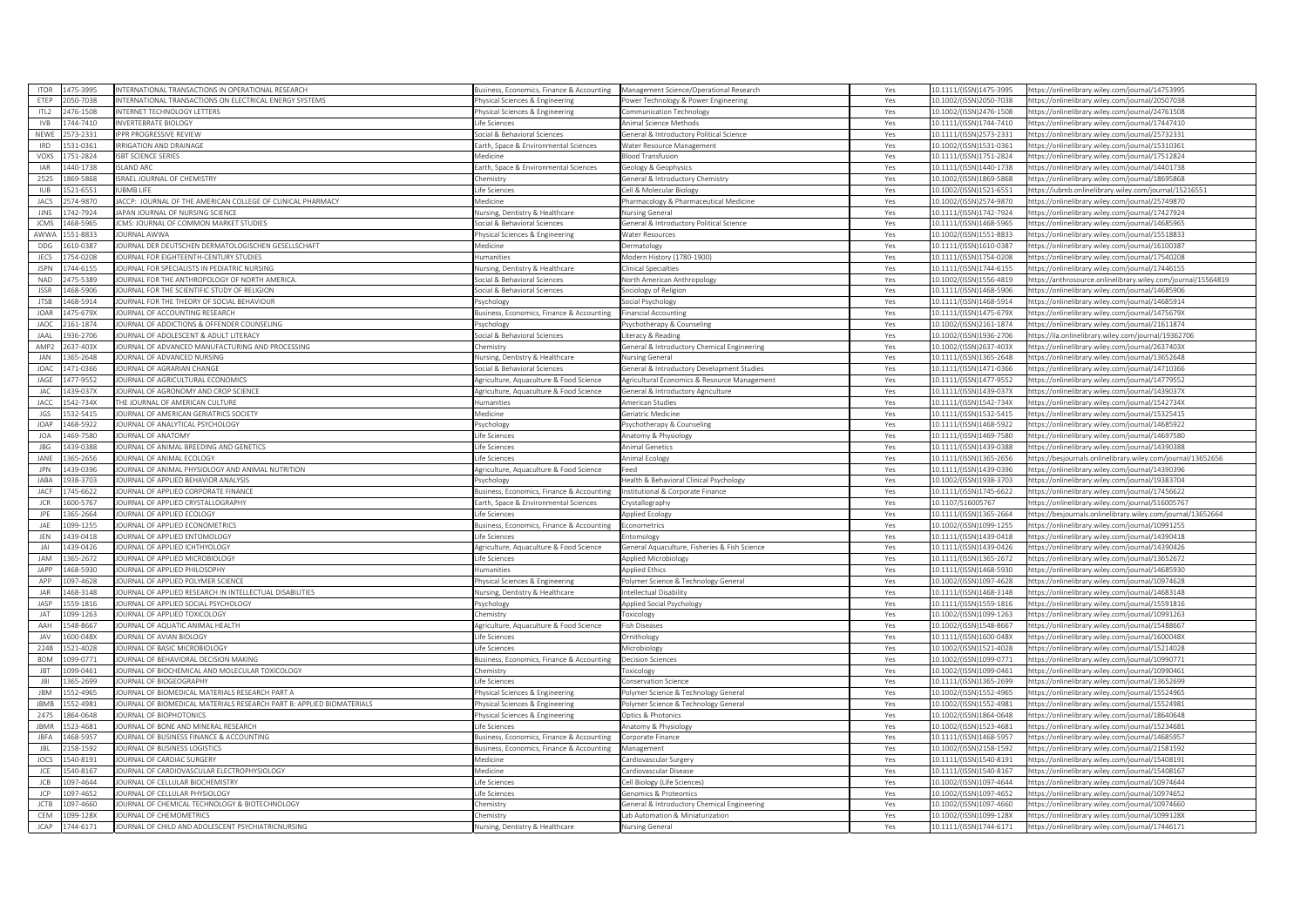| | | | | | | | |
|---|---|---|---|---|---|---|---|
| ITOR | 1475-3995 | INTERNATIONAL TRANSACTIONS IN OPERATIONAL RESEARCH | Business, Economics, Finance & Accounting | Management Science/Operational Research | Yes | 10.1111/(ISSN)1475-3995 | https://onlinelibrary.wiley.com/journal/14753995 |
| ETEP | 2050-7038 | INTERNATIONAL TRANSACTIONS ON ELECTRICAL ENERGY SYSTEMS | Physical Sciences & Engineering | Power Technology & Power Engineering | Yes | 10.1002/(ISSN)2050-7038 | https://onlinelibrary.wiley.com/journal/20507038 |
| ITL2 | 2476-1508 | INTERNET TECHNOLOGY LETTERS | Physical Sciences & Engineering | Communication Technology | Yes | 10.1002/(ISSN)2476-1508 | https://onlinelibrary.wiley.com/journal/24761508 |
| IVB | 1744-7410 | INVERTEBRATE BIOLOGY | Life Sciences | Animal Science Methods | Yes | 10.1111/(ISSN)1744-7410 | https://onlinelibrary.wiley.com/journal/17447410 |
| NEWE | 2573-2331 | IPPR PROGRESSIVE REVIEW | Social & Behavioral Sciences | General & Introductory Political Science | Yes | 10.1111/(ISSN)2573-2331 | https://onlinelibrary.wiley.com/journal/25732331 |
| IRD | 1531-0361 | IRRIGATION AND DRAINAGE | Earth, Space & Environmental Sciences | Water Resource Management | Yes | 10.1002/(ISSN)1531-0361 | https://onlinelibrary.wiley.com/journal/15310361 |
| VOXS | 1751-2824 | ISBT SCIENCE SERIES | Medicine | Blood Transfusion | Yes | 10.1111/(ISSN)1751-2824 | https://onlinelibrary.wiley.com/journal/17512824 |
| IAR | 1440-1738 | ISLAND ARC | Earth, Space & Environmental Sciences | Geology & Geophysics | Yes | 10.1111/(ISSN)1440-1738 | https://onlinelibrary.wiley.com/journal/14401738 |
| 2525 | 1869-5868 | ISRAEL JOURNAL OF CHEMISTRY | Chemistry | General & Introductory Chemistry | Yes | 10.1002/(ISSN)1869-5868 | https://onlinelibrary.wiley.com/journal/18695868 |
| IUB | 1521-6551 | IUBMB LIFE | Life Sciences | Cell & Molecular Biology | Yes | 10.1002/(ISSN)1521-6551 | https://iubmb.onlinelibrary.wiley.com/journal/15216551 |
| JAC5 | 2574-9870 | JACCP: JOURNAL OF THE AMERICAN COLLEGE OF CLINICAL PHARMACY | Medicine | Pharmacology & Pharmaceutical Medicine | Yes | 10.1002/(ISSN)2574-9870 | https://onlinelibrary.wiley.com/journal/25749870 |
| JJNS | 1742-7924 | JAPAN JOURNAL OF NURSING SCIENCE | Nursing, Dentistry & Healthcare | Nursing General | Yes | 10.1111/(ISSN)1742-7924 | https://onlinelibrary.wiley.com/journal/17427924 |
| JCMS | 1468-5965 | JCMS: JOURNAL OF COMMON MARKET STUDIES | Social & Behavioral Sciences | General & Introductory Political Science | Yes | 10.1111/(ISSN)1468-5965 | https://onlinelibrary.wiley.com/journal/14685965 |
| AWWA | 1551-8833 | JOURNAL AWWA | Physical Sciences & Engineering | Water Resources | Yes | 10.1002/(ISSN)1551-8833 | https://onlinelibrary.wiley.com/journal/15518833 |
| DDG | 1610-0387 | JOURNAL DER DEUTSCHEN DERMATOLOGISCHEN GESELLSCHAFT | Medicine | Dermatology | Yes | 10.1111/(ISSN)1610-0387 | https://onlinelibrary.wiley.com/journal/16100387 |
| JECS | 1754-0208 | JOURNAL FOR EIGHTEENTH-CENTURY STUDIES | Humanities | Modern History (1780-1900) | Yes | 10.1111/(ISSN)1754-0208 | https://onlinelibrary.wiley.com/journal/17540208 |
| JSPN | 1744-6155 | JOURNAL FOR SPECIALISTS IN PEDIATRIC NURSING | Nursing, Dentistry & Healthcare | Clinical Specialties | Yes | 10.1111/(ISSN)1744-6155 | https://onlinelibrary.wiley.com/journal/17446155 |
| NAD | 2475-5389 | JOURNAL FOR THE ANTHROPOLOGY OF NORTH AMERICA. | Social & Behavioral Sciences | North American Anthropology | Yes | 10.1002/(ISSN)1556-4819 | https://anthrosource.onlinelibrary.wiley.com/journal/15564819 |
| JSSR | 1468-5906 | JOURNAL FOR THE SCIENTIFIC STUDY OF RELIGION | Social & Behavioral Sciences | Sociology of Religion | Yes | 10.1111/(ISSN)1468-5906 | https://onlinelibrary.wiley.com/journal/14685906 |
| JTSB | 1468-5914 | JOURNAL FOR THE THEORY OF SOCIAL BEHAVIOUR | Psychology | Social Psychology | Yes | 10.1111/(ISSN)1468-5914 | https://onlinelibrary.wiley.com/journal/14685914 |
| JOAR | 1475-679X | JOURNAL OF ACCOUNTING RESEARCH | Business, Economics, Finance & Accounting | Financial Accounting | Yes | 10.1111/(ISSN)1475-679X | https://onlinelibrary.wiley.com/journal/1475679X |
| JAOC | 2161-1874 | JOURNAL OF ADDICTIONS & OFFENDER COUNSELING | Psychology | Psychotherapy & Counseling | Yes | 10.1002/(ISSN)2161-1874 | https://onlinelibrary.wiley.com/journal/21611874 |
| JAAL | 1936-2706 | JOURNAL OF ADOLESCENT & ADULT LITERACY | Social & Behavioral Sciences | Literacy & Reading | Yes | 10.1002/(ISSN)1936-2706 | https://ila.onlinelibrary.wiley.com/journal/19362706 |
| AMP2 | 2637-403X | JOURNAL OF ADVANCED MANUFACTURING AND PROCESSING | Chemistry | General & Introductory Chemical Engineering | Yes | 10.1002/(ISSN)2637-403X | https://onlinelibrary.wiley.com/journal/2637403X |
| JAN | 1365-2648 | JOURNAL OF ADVANCED NURSING | Nursing, Dentistry & Healthcare | Nursing General | Yes | 10.1111/(ISSN)1365-2648 | https://onlinelibrary.wiley.com/journal/13652648 |
| JOAC | 1471-0366 | JOURNAL OF AGRARIAN CHANGE | Social & Behavioral Sciences | General & Introductory Development Studies | Yes | 10.1111/(ISSN)1471-0366 | https://onlinelibrary.wiley.com/journal/14710366 |
| JAGE | 1477-9552 | JOURNAL OF AGRICULTURAL ECONOMICS | Agriculture, Aquaculture & Food Science | Agricultural Economics & Resource Management | Yes | 10.1111/(ISSN)1477-9552 | https://onlinelibrary.wiley.com/journal/14779552 |
| JAC | 1439-037X | JOURNAL OF AGRONOMY AND CROP SCIENCE | Agriculture, Aquaculture & Food Science | General & Introductory Agriculture | Yes | 10.1111/(ISSN)1439-037X | https://onlinelibrary.wiley.com/journal/1439037X |
| JACC | 1542-734X | THE JOURNAL OF AMERICAN CULTURE | Humanities | American Studies | Yes | 10.1111/(ISSN)1542-734X | https://onlinelibrary.wiley.com/journal/1542734X |
| JGS | 1532-5415 | JOURNAL OF AMERICAN GERIATRICS SOCIETY | Medicine | Geriatric Medicine | Yes | 10.1111/(ISSN)1532-5415 | https://onlinelibrary.wiley.com/journal/15325415 |
| JOAP | 1468-5922 | JOURNAL OF ANALYTICAL PSYCHOLOGY | Psychology | Psychotherapy & Counseling | Yes | 10.1111/(ISSN)1468-5922 | https://onlinelibrary.wiley.com/journal/14685922 |
| JOA | 1469-7580 | JOURNAL OF ANATOMY | Life Sciences | Anatomy & Physiology | Yes | 10.1111/(ISSN)1469-7580 | https://onlinelibrary.wiley.com/journal/14697580 |
| JBG | 1439-0388 | JOURNAL OF ANIMAL BREEDING AND GENETICS | Life Sciences | Animal Genetics | Yes | 10.1111/(ISSN)1439-0388 | https://onlinelibrary.wiley.com/journal/14390388 |
| JANE | 1365-2656 | JOURNAL OF ANIMAL ECOLOGY | Life Sciences | Animal Ecology | Yes | 10.1111/(ISSN)1365-2656 | https://besjournals.onlinelibrary.wiley.com/journal/13652656 |
| JPN | 1439-0396 | JOURNAL OF ANIMAL PHYSIOLOGY AND ANIMAL NUTRITION | Agriculture, Aquaculture & Food Science | Feed | Yes | 10.1111/(ISSN)1439-0396 | https://onlinelibrary.wiley.com/journal/14390396 |
| JABA | 1938-3703 | JOURNAL OF APPLIED BEHAVIOR ANALYSIS | Psychology | Health & Behavioral Clinical Psychology | Yes | 10.1002/(ISSN)1938-3703 | https://onlinelibrary.wiley.com/journal/19383704 |
| JACF | 1745-6622 | JOURNAL OF APPLIED CORPORATE FINANCE | Business, Economics, Finance & Accounting | Institutional & Corporate Finance | Yes | 10.1111/(ISSN)1745-6622 | https://onlinelibrary.wiley.com/journal/17456622 |
| JCR | 1600-5767 | JOURNAL OF APPLIED CRYSTALLOGRAPHY | Earth, Space & Environmental Sciences | Crystallography | Yes | 10.1107/S16005767 | https://onlinelibrary.wiley.com/journal/S16005767 |
| JPE | 1365-2664 | JOURNAL OF APPLIED ECOLOGY | Life Sciences | Applied Ecology | Yes | 10.1111/(ISSN)1365-2664 | https://besjournals.onlinelibrary.wiley.com/journal/13652664 |
| JAE | 1099-1255 | JOURNAL OF APPLIED ECONOMETRICS | Business, Economics, Finance & Accounting | Econometrics | Yes | 10.1002/(ISSN)1099-1255 | https://onlinelibrary.wiley.com/journal/10991255 |
| JEN | 1439-0418 | JOURNAL OF APPLIED ENTOMOLOGY | Life Sciences | Entomology | Yes | 10.1111/(ISSN)1439-0418 | https://onlinelibrary.wiley.com/journal/14390418 |
| JAI | 1439-0426 | JOURNAL OF APPLIED ICHTHYOLOGY | Agriculture, Aquaculture & Food Science | General Aquaculture, Fisheries & Fish Science | Yes | 10.1111/(ISSN)1439-0426 | https://onlinelibrary.wiley.com/journal/14390426 |
| JAM | 1365-2672 | JOURNAL OF APPLIED MICROBIOLOGY | Life Sciences | Applied Microbiology | Yes | 10.1111/(ISSN)1365-2672 | https://onlinelibrary.wiley.com/journal/13652672 |
| JAPP | 1468-5930 | JOURNAL OF APPLIED PHILOSOPHY | Humanities | Applied Ethics | Yes | 10.1111/(ISSN)1468-5930 | https://onlinelibrary.wiley.com/journal/14685930 |
| APP | 1097-4628 | JOURNAL OF APPLIED POLYMER SCIENCE | Physical Sciences & Engineering | Polymer Science & Technology General | Yes | 10.1002/(ISSN)1097-4628 | https://onlinelibrary.wiley.com/journal/10974628 |
| JAR | 1468-3148 | JOURNAL OF APPLIED RESEARCH IN INTELLECTUAL DISABILITIES | Nursing, Dentistry & Healthcare | Intellectual Disability | Yes | 10.1111/(ISSN)1468-3148 | https://onlinelibrary.wiley.com/journal/14683148 |
| JASP | 1559-1816 | JOURNAL OF APPLIED SOCIAL PSYCHOLOGY | Psychology | Applied Social Psychology | Yes | 10.1111/(ISSN)1559-1816 | https://onlinelibrary.wiley.com/journal/15591816 |
| JAT | 1099-1263 | JOURNAL OF APPLIED TOXICOLOGY | Chemistry | Toxicology | Yes | 10.1002/(ISSN)1099-1263 | https://onlinelibrary.wiley.com/journal/10991263 |
| AAH | 1548-8667 | JOURNAL OF AQUATIC ANIMAL HEALTH | Agriculture, Aquaculture & Food Science | Fish Diseases | Yes | 10.1002/(ISSN)1548-8667 | https://onlinelibrary.wiley.com/journal/15488667 |
| JAV | 1600-048X | JOURNAL OF AVIAN BIOLOGY | Life Sciences | Ornithology | Yes | 10.1111/(ISSN)1600-048X | https://onlinelibrary.wiley.com/journal/1600048X |
| 2248 | 1521-4028 | JOURNAL OF BASIC MICROBIOLOGY | Life Sciences | Microbiology | Yes | 10.1002/(ISSN)1521-4028 | https://onlinelibrary.wiley.com/journal/15214028 |
| BDM | 1099-0771 | JOURNAL OF BEHAVIORAL DECISION MAKING | Business, Economics, Finance & Accounting | Decision Sciences | Yes | 10.1002/(ISSN)1099-0771 | https://onlinelibrary.wiley.com/journal/10990771 |
| JBT | 1099-0461 | JOURNAL OF BIOCHEMICAL AND MOLECULAR TOXICOLOGY | Chemistry | Toxicology | Yes | 10.1002/(ISSN)1099-0461 | https://onlinelibrary.wiley.com/journal/10990461 |
| JBI | 1365-2699 | JOURNAL OF BIOGEOGRAPHY | Life Sciences | Conservation Science | Yes | 10.1111/(ISSN)1365-2699 | https://onlinelibrary.wiley.com/journal/13652699 |
| JBM | 1552-4965 | JOURNAL OF BIOMEDICAL MATERIALS RESEARCH PART A | Physical Sciences & Engineering | Polymer Science & Technology General | Yes | 10.1002/(ISSN)1552-4965 | https://onlinelibrary.wiley.com/journal/15524965 |
| JBMB | 1552-4981 | JOURNAL OF BIOMEDICAL MATERIALS RESEARCH PART B: APPLIED BIOMATERIALS | Physical Sciences & Engineering | Polymer Science & Technology General | Yes | 10.1002/(ISSN)1552-4981 | https://onlinelibrary.wiley.com/journal/15524981 |
| 2475 | 1864-0648 | JOURNAL OF BIOPHOTONICS | Physical Sciences & Engineering | Optics & Photonics | Yes | 10.1002/(ISSN)1864-0648 | https://onlinelibrary.wiley.com/journal/18640648 |
| JBMR | 1523-4681 | JOURNAL OF BONE AND MINERAL RESEARCH | Life Sciences | Anatomy & Physiology | Yes | 10.1002/(ISSN)1523-4681 | https://onlinelibrary.wiley.com/journal/15234681 |
| JBFA | 1468-5957 | JOURNAL OF BUSINESS FINANCE & ACCOUNTING | Business, Economics, Finance & Accounting | Corporate Finance | Yes | 10.1111/(ISSN)1468-5957 | https://onlinelibrary.wiley.com/journal/14685957 |
| JBL | 2158-1592 | JOURNAL OF BUSINESS LOGISTICS | Business, Economics, Finance & Accounting | Management | Yes | 10.1002/(ISSN)2158-1592 | https://onlinelibrary.wiley.com/journal/21581592 |
| JOCS | 1540-8191 | JOURNAL OF CARDIAC SURGERY | Medicine | Cardiovascular Surgery | Yes | 10.1111/(ISSN)1540-8191 | https://onlinelibrary.wiley.com/journal/15408191 |
| JCE | 1540-8167 | JOURNAL OF CARDIOVASCULAR ELECTROPHYSIOLOGY | Medicine | Cardiovascular Disease | Yes | 10.1111/(ISSN)1540-8167 | https://onlinelibrary.wiley.com/journal/15408167 |
| JCB | 1097-4644 | JOURNAL OF CELLULAR BIOCHEMISTRY | Life Sciences | Cell Biology (Life Sciences) | Yes | 10.1002/(ISSN)1097-4644 | https://onlinelibrary.wiley.com/journal/10974644 |
| JCP | 1097-4652 | JOURNAL OF CELLULAR PHYSIOLOGY | Life Sciences | Genomics & Proteomics | Yes | 10.1002/(ISSN)1097-4652 | https://onlinelibrary.wiley.com/journal/10974652 |
| JCTB | 1097-4660 | JOURNAL OF CHEMICAL TECHNOLOGY & BIOTECHNOLOGY | Chemistry | General & Introductory Chemical Engineering | Yes | 10.1002/(ISSN)1097-4660 | https://onlinelibrary.wiley.com/journal/10974660 |
| CEM | 1099-128X | JOURNAL OF CHEMOMETRICS | Chemistry | Lab Automation & Miniaturization | Yes | 10.1002/(ISSN)1099-128X | https://onlinelibrary.wiley.com/journal/1099128X |
| JCAP | 1744-6171 | JOURNAL OF CHILD AND ADOLESCENT PSYCHIATRICNURSING | Nursing, Dentistry & Healthcare | Nursing General | Yes | 10.1111/(ISSN)1744-6171 | https://onlinelibrary.wiley.com/journal/17446171 |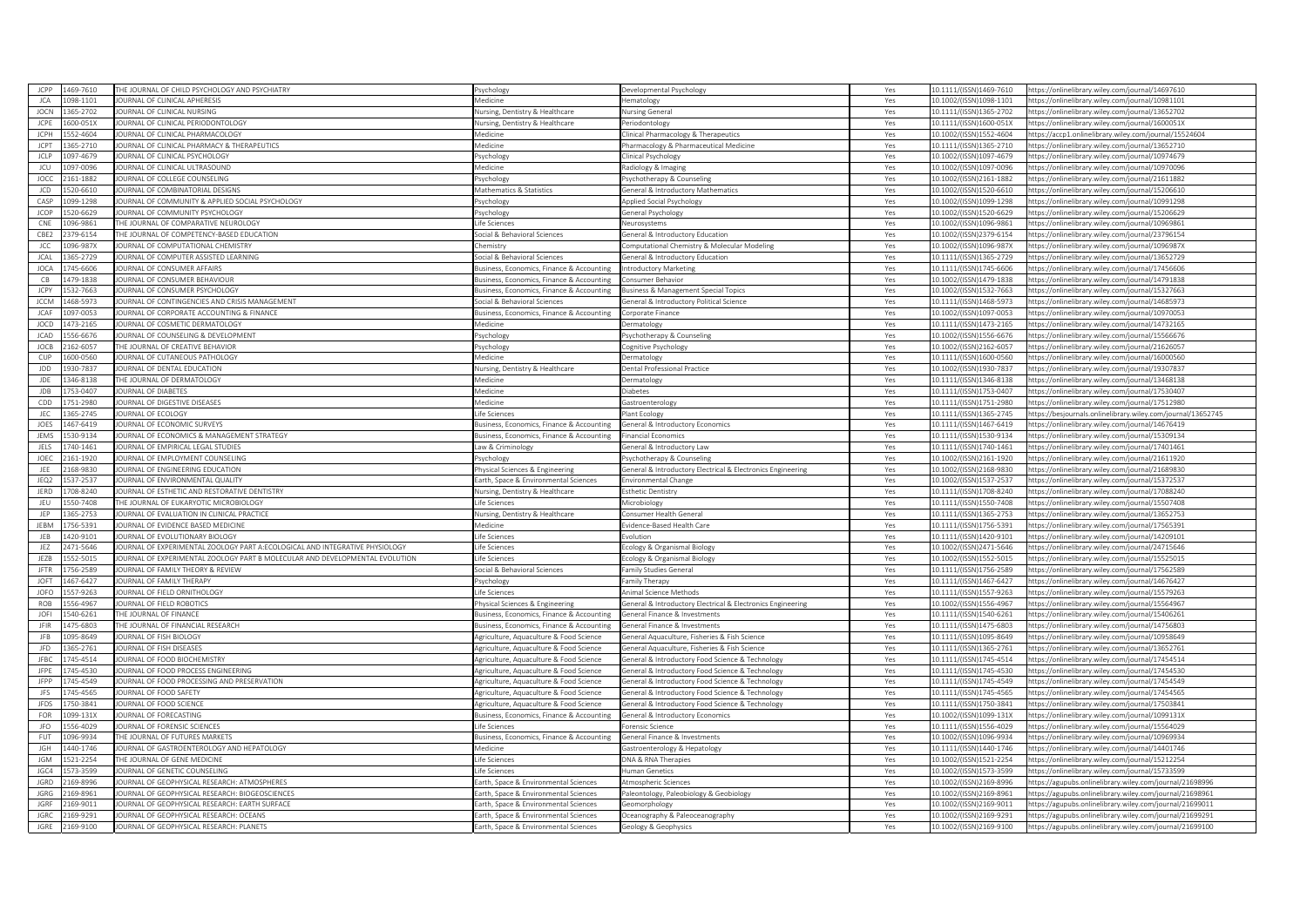| | | | | | | | |
|---|---|---|---|---|---|---|---|
| JCPP | 1469-7610 | THE JOURNAL OF CHILD PSYCHOLOGY AND PSYCHIATRY | Psychology | Developmental Psychology | Yes | 10.1111/(ISSN)1469-7610 | https://onlinelibrary.wiley.com/journal/14697610 |
| JCA | 1098-1101 | JOURNAL OF CLINICAL APHERESIS | Medicine | Hematology | Yes | 10.1002/(ISSN)1098-1101 | https://onlinelibrary.wiley.com/journal/10981101 |
| JOCN | 1365-2702 | JOURNAL OF CLINICAL NURSING | Nursing, Dentistry & Healthcare | Nursing General | Yes | 10.1111/(ISSN)1365-2702 | https://onlinelibrary.wiley.com/journal/13652702 |
| JCPE | 1600-051X | JOURNAL OF CLINICAL PERIODONTOLOGY | Nursing, Dentistry & Healthcare | Periodontology | Yes | 10.1111/(ISSN)1600-051X | https://onlinelibrary.wiley.com/journal/1600051X |
| JCPH | 1552-4604 | JOURNAL OF CLINICAL PHARMACOLOGY | Medicine | Clinical Pharmacology & Therapeutics | Yes | 10.1002/(ISSN)1552-4604 | https://accp1.onlinelibrary.wiley.com/journal/15524604 |
| JCPT | 1365-2710 | JOURNAL OF CLINICAL PHARMACY & THERAPEUTICS | Medicine | Pharmacology & Pharmaceutical Medicine | Yes | 10.1111/(ISSN)1365-2710 | https://onlinelibrary.wiley.com/journal/13652710 |
| JCLP | 1097-4679 | JOURNAL OF CLINICAL PSYCHOLOGY | Psychology | Clinical Psychology | Yes | 10.1002/(ISSN)1097-4679 | https://onlinelibrary.wiley.com/journal/10974679 |
| JCU | 1097-0096 | JOURNAL OF CLINICAL ULTRASOUND | Medicine | Radiology & Imaging | Yes | 10.1002/(ISSN)1097-0096 | https://onlinelibrary.wiley.com/journal/10970096 |
| JOCC | 2161-1882 | JOURNAL OF COLLEGE COUNSELING | Psychology | Psychotherapy & Counseling | Yes | 10.1002/(ISSN)2161-1882 | https://onlinelibrary.wiley.com/journal/21611882 |
| JCD | 1520-6610 | JOURNAL OF COMBINATORIAL DESIGNS | Mathematics & Statistics | General & Introductory Mathematics | Yes | 10.1002/(ISSN)1520-6610 | https://onlinelibrary.wiley.com/journal/15206610 |
| CASP | 1099-1298 | JOURNAL OF COMMUNITY & APPLIED SOCIAL PSYCHOLOGY | Psychology | Applied Social Psychology | Yes | 10.1002/(ISSN)1099-1298 | https://onlinelibrary.wiley.com/journal/10991298 |
| JCOP | 1520-6629 | JOURNAL OF COMMUNITY PSYCHOLOGY | Psychology | General Psychology | Yes | 10.1002/(ISSN)1520-6629 | https://onlinelibrary.wiley.com/journal/15206629 |
| CNE | 1096-9861 | THE JOURNAL OF COMPARATIVE NEUROLOGY | Life Sciences | Neurosystems | Yes | 10.1002/(ISSN)1096-9861 | https://onlinelibrary.wiley.com/journal/10969861 |
| CBE2 | 2379-6154 | THE JOURNAL OF COMPETENCY-BASED EDUCATION | Social & Behavioral Sciences | General & Introductory Education | Yes | 10.1002/(ISSN)2379-6154 | https://onlinelibrary.wiley.com/journal/23796154 |
| JCC | 1096-987X | JOURNAL OF COMPUTATIONAL CHEMISTRY | Chemistry | Computational Chemistry & Molecular Modeling | Yes | 10.1002/(ISSN)1096-987X | https://onlinelibrary.wiley.com/journal/1096987X |
| JCAL | 1365-2729 | JOURNAL OF COMPUTER ASSISTED LEARNING | Social & Behavioral Sciences | General & Introductory Education | Yes | 10.1111/(ISSN)1365-2729 | https://onlinelibrary.wiley.com/journal/13652729 |
| JOCA | 1745-6606 | JOURNAL OF CONSUMER AFFAIRS | Business, Economics, Finance & Accounting | Introductory Marketing | Yes | 10.1111/(ISSN)1745-6606 | https://onlinelibrary.wiley.com/journal/17456606 |
| CB | 1479-1838 | JOURNAL OF CONSUMER BEHAVIOUR | Business, Economics, Finance & Accounting | Consumer Behavior | Yes | 10.1002/(ISSN)1479-1838 | https://onlinelibrary.wiley.com/journal/14791838 |
| JCPY | 1532-7663 | JOURNAL OF CONSUMER PSYCHOLOGY | Business, Economics, Finance & Accounting | Business & Management Special Topics | Yes | 10.1002/(ISSN)1532-7663 | https://onlinelibrary.wiley.com/journal/15327663 |
| JCCM | 1468-5973 | JOURNAL OF CONTINGENCIES AND CRISIS MANAGEMENT | Social & Behavioral Sciences | General & Introductory Political Science | Yes | 10.1111/(ISSN)1468-5973 | https://onlinelibrary.wiley.com/journal/14685973 |
| JCAF | 1097-0053 | JOURNAL OF CORPORATE ACCOUNTING & FINANCE | Business, Economics, Finance & Accounting | Corporate Finance | Yes | 10.1002/(ISSN)1097-0053 | https://onlinelibrary.wiley.com/journal/10970053 |
| JOCD | 1473-2165 | JOURNAL OF COSMETIC DERMATOLOGY | Medicine | Dermatology | Yes | 10.1111/(ISSN)1473-2165 | https://onlinelibrary.wiley.com/journal/14732165 |
| JCAD | 1556-6676 | JOURNAL OF COUNSELING & DEVELOPMENT | Psychology | Psychotherapy & Counseling | Yes | 10.1002/(ISSN)1556-6676 | https://onlinelibrary.wiley.com/journal/15566676 |
| JOCB | 2162-6057 | THE JOURNAL OF CREATIVE BEHAVIOR | Psychology | Cognitive Psychology | Yes | 10.1002/(ISSN)2162-6057 | https://onlinelibrary.wiley.com/journal/21626057 |
| CUP | 1600-0560 | JOURNAL OF CUTANEOUS PATHOLOGY | Medicine | Dermatology | Yes | 10.1111/(ISSN)1600-0560 | https://onlinelibrary.wiley.com/journal/16000560 |
| JDD | 1930-7837 | JOURNAL OF DENTAL EDUCATION | Nursing, Dentistry & Healthcare | Dental Professional Practice | Yes | 10.1002/(ISSN)1930-7837 | https://onlinelibrary.wiley.com/journal/19307837 |
| JDE | 1346-8138 | THE JOURNAL OF DERMATOLOGY | Medicine | Dermatology | Yes | 10.1111/(ISSN)1346-8138 | https://onlinelibrary.wiley.com/journal/13468138 |
| JDB | 1753-0407 | JOURNAL OF DIABETES | Medicine | Diabetes | Yes | 10.1111/(ISSN)1753-0407 | https://onlinelibrary.wiley.com/journal/17530407 |
| CDD | 1751-2980 | JOURNAL OF DIGESTIVE DISEASES | Medicine | Gastroenterology | Yes | 10.1111/(ISSN)1751-2980 | https://onlinelibrary.wiley.com/journal/17512980 |
| JEC | 1365-2745 | JOURNAL OF ECOLOGY | Life Sciences | Plant Ecology | Yes | 10.1111/(ISSN)1365-2745 | https://besjournals.onlinelibrary.wiley.com/journal/13652745 |
| JOES | 1467-6419 | JOURNAL OF ECONOMIC SURVEYS | Business, Economics, Finance & Accounting | General & Introductory Economics | Yes | 10.1111/(ISSN)1467-6419 | https://onlinelibrary.wiley.com/journal/14676419 |
| JEMS | 1530-9134 | JOURNAL OF ECONOMICS & MANAGEMENT STRATEGY | Business, Economics, Finance & Accounting | Financial Economics | Yes | 10.1111/(ISSN)1530-9134 | https://onlinelibrary.wiley.com/journal/15309134 |
| JELS | 1740-1461 | JOURNAL OF EMPIRICAL LEGAL STUDIES | Law & Criminology | General & Introductory Law | Yes | 10.1111/(ISSN)1740-1461 | https://onlinelibrary.wiley.com/journal/17401461 |
| JOEC | 2161-1920 | JOURNAL OF EMPLOYMENT COUNSELING | Psychology | Psychotherapy & Counseling | Yes | 10.1002/(ISSN)2161-1920 | https://onlinelibrary.wiley.com/journal/21611920 |
| JEE | 2168-9830 | JOURNAL OF ENGINEERING EDUCATION | Physical Sciences & Engineering | General & Introductory Electrical & Electronics Engineering | Yes | 10.1002/(ISSN)2168-9830 | https://onlinelibrary.wiley.com/journal/21689830 |
| JEQ2 | 1537-2537 | JOURNAL OF ENVIRONMENTAL QUALITY | Earth, Space & Environmental Sciences | Environmental Change | Yes | 10.1002/(ISSN)1537-2537 | https://onlinelibrary.wiley.com/journal/15372537 |
| JERD | 1708-8240 | JOURNAL OF ESTHETIC AND RESTORATIVE DENTISTRY | Nursing, Dentistry & Healthcare | Esthetic Dentistry | Yes | 10.1111/(ISSN)1708-8240 | https://onlinelibrary.wiley.com/journal/17088240 |
| JEU | 1550-7408 | THE JOURNAL OF EUKARYOTIC MICROBIOLOGY | Life Sciences | Microbiology | Yes | 10.1111/(ISSN)1550-7408 | https://onlinelibrary.wiley.com/journal/15507408 |
| JEP | 1365-2753 | JOURNAL OF EVALUATION IN CLINICAL PRACTICE | Nursing, Dentistry & Healthcare | Consumer Health General | Yes | 10.1111/(ISSN)1365-2753 | https://onlinelibrary.wiley.com/journal/13652753 |
| JEBM | 1756-5391 | JOURNAL OF EVIDENCE BASED MEDICINE | Medicine | Evidence-Based Health Care | Yes | 10.1111/(ISSN)1756-5391 | https://onlinelibrary.wiley.com/journal/17565391 |
| JEB | 1420-9101 | JOURNAL OF EVOLUTIONARY BIOLOGY | Life Sciences | Evolution | Yes | 10.1111/(ISSN)1420-9101 | https://onlinelibrary.wiley.com/journal/14209101 |
| JEZ | 2471-5646 | JOURNAL OF EXPERIMENTAL ZOOLOGY PART A:ECOLOGICAL AND INTEGRATIVE PHYSIOLOGY | Life Sciences | Ecology & Organismal Biology | Yes | 10.1002/(ISSN)2471-5646 | https://onlinelibrary.wiley.com/journal/24715646 |
| JEZB | 1552-5015 | JOURNAL OF EXPERIMENTAL ZOOLOGY PART B MOLECULAR AND DEVELOPMENTAL EVOLUTION | Life Sciences | Ecology & Organismal Biology | Yes | 10.1002/(ISSN)1552-5015 | https://onlinelibrary.wiley.com/journal/15525015 |
| JFTR | 1756-2589 | JOURNAL OF FAMILY THEORY & REVIEW | Social & Behavioral Sciences | Family Studies General | Yes | 10.1111/(ISSN)1756-2589 | https://onlinelibrary.wiley.com/journal/17562589 |
| JOFT | 1467-6427 | JOURNAL OF FAMILY THERAPY | Psychology | Family Therapy | Yes | 10.1111/(ISSN)1467-6427 | https://onlinelibrary.wiley.com/journal/14676427 |
| JOFO | 1557-9263 | JOURNAL OF FIELD ORNITHOLOGY | Life Sciences | Animal Science Methods | Yes | 10.1111/(ISSN)1557-9263 | https://onlinelibrary.wiley.com/journal/15579263 |
| ROB | 1556-4967 | JOURNAL OF FIELD ROBOTICS | Physical Sciences & Engineering | General & Introductory Electrical & Electronics Engineering | Yes | 10.1002/(ISSN)1556-4967 | https://onlinelibrary.wiley.com/journal/15564967 |
| JOFI | 1540-6261 | THE JOURNAL OF FINANCE | Business, Economics, Finance & Accounting | General Finance & Investments | Yes | 10.1111/(ISSN)1540-6261 | https://onlinelibrary.wiley.com/journal/15406261 |
| JFIR | 1475-6803 | THE JOURNAL OF FINANCIAL RESEARCH | Business, Economics, Finance & Accounting | General Finance & Investments | Yes | 10.1111/(ISSN)1475-6803 | https://onlinelibrary.wiley.com/journal/14756803 |
| JFB | 1095-8649 | JOURNAL OF FISH BIOLOGY | Agriculture, Aquaculture & Food Science | General Aquaculture, Fisheries & Fish Science | Yes | 10.1111/(ISSN)1095-8649 | https://onlinelibrary.wiley.com/journal/10958649 |
| JFD | 1365-2761 | JOURNAL OF FISH DISEASES | Agriculture, Aquaculture & Food Science | General Aquaculture, Fisheries & Fish Science | Yes | 10.1111/(ISSN)1365-2761 | https://onlinelibrary.wiley.com/journal/13652761 |
| JFBC | 1745-4514 | JOURNAL OF FOOD BIOCHEMISTRY | Agriculture, Aquaculture & Food Science | General & Introductory Food Science & Technology | Yes | 10.1111/(ISSN)1745-4514 | https://onlinelibrary.wiley.com/journal/17454514 |
| JFPE | 1745-4530 | JOURNAL OF FOOD PROCESS ENGINEERING | Agriculture, Aquaculture & Food Science | General & Introductory Food Science & Technology | Yes | 10.1111/(ISSN)1745-4530 | https://onlinelibrary.wiley.com/journal/17454530 |
| JFPP | 1745-4549 | JOURNAL OF FOOD PROCESSING AND PRESERVATION | Agriculture, Aquaculture & Food Science | General & Introductory Food Science & Technology | Yes | 10.1111/(ISSN)1745-4549 | https://onlinelibrary.wiley.com/journal/17454549 |
| JFS | 1745-4565 | JOURNAL OF FOOD SAFETY | Agriculture, Aquaculture & Food Science | General & Introductory Food Science & Technology | Yes | 10.1111/(ISSN)1745-4565 | https://onlinelibrary.wiley.com/journal/17454565 |
| JFDS | 1750-3841 | JOURNAL OF FOOD SCIENCE | Agriculture, Aquaculture & Food Science | General & Introductory Food Science & Technology | Yes | 10.1111/(ISSN)1750-3841 | https://onlinelibrary.wiley.com/journal/17503841 |
| FOR | 1099-131X | JOURNAL OF FORECASTING | Business, Economics, Finance & Accounting | General & Introductory Economics | Yes | 10.1002/(ISSN)1099-131X | https://onlinelibrary.wiley.com/journal/1099131X |
| JFO | 1556-4029 | JOURNAL OF FORENSIC SCIENCES | Life Sciences | Forensic Science | Yes | 10.1111/(ISSN)1556-4029 | https://onlinelibrary.wiley.com/journal/15564029 |
| FUT | 1096-9934 | THE JOURNAL OF FUTURES MARKETS | Business, Economics, Finance & Accounting | General Finance & Investments | Yes | 10.1002/(ISSN)1096-9934 | https://onlinelibrary.wiley.com/journal/10969934 |
| JGH | 1440-1746 | JOURNAL OF GASTROENTEROLOGY AND HEPATOLOGY | Medicine | Gastroenterology & Hepatology | Yes | 10.1111/(ISSN)1440-1746 | https://onlinelibrary.wiley.com/journal/14401746 |
| JGM | 1521-2254 | THE JOURNAL OF GENE MEDICINE | Life Sciences | DNA & RNA Therapies | Yes | 10.1002/(ISSN)1521-2254 | https://onlinelibrary.wiley.com/journal/15212254 |
| JGC4 | 1573-3599 | JOURNAL OF GENETIC COUNSELING | Life Sciences | Human Genetics | Yes | 10.1002/(ISSN)1573-3599 | https://onlinelibrary.wiley.com/journal/15733599 |
| JGRD | 2169-8996 | JOURNAL OF GEOPHYSICAL RESEARCH: ATMOSPHERES | Earth, Space & Environmental Sciences | Atmospheric Sciences | Yes | 10.1002/(ISSN)2169-8996 | https://agupubs.onlinelibrary.wiley.com/journal/21698996 |
| JGRG | 2169-8961 | JOURNAL OF GEOPHYSICAL RESEARCH: BIOGEOSCIENCES | Earth, Space & Environmental Sciences | Paleontology, Paleobiology & Geobiology | Yes | 10.1002/(ISSN)2169-8961 | https://agupubs.onlinelibrary.wiley.com/journal/21698961 |
| JGRF | 2169-9011 | JOURNAL OF GEOPHYSICAL RESEARCH: EARTH SURFACE | Earth, Space & Environmental Sciences | Geomorphology | Yes | 10.1002/(ISSN)2169-9011 | https://agupubs.onlinelibrary.wiley.com/journal/21699011 |
| JGRC | 2169-9291 | JOURNAL OF GEOPHYSICAL RESEARCH: OCEANS | Earth, Space & Environmental Sciences | Oceanography & Paleoceanography | Yes | 10.1002/(ISSN)2169-9291 | https://agupubs.onlinelibrary.wiley.com/journal/21699291 |
| JGRE | 2169-9100 | JOURNAL OF GEOPHYSICAL RESEARCH: PLANETS | Earth, Space & Environmental Sciences | Geology & Geophysics | Yes | 10.1002/(ISSN)2169-9100 | https://agupubs.onlinelibrary.wiley.com/journal/21699100 |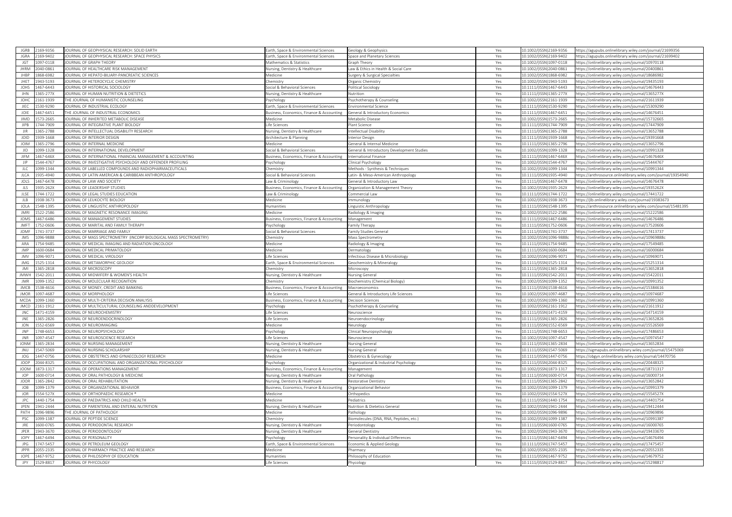| | | | | | | | |
|---|---|---|---|---|---|---|---|
| JGRB | 2169-9356 | JOURNAL OF GEOPHYSICAL RESEARCH: SOLID EARTH | Earth, Space & Environmental Sciences | Geology & Geophysics | Yes | 10.1002/(ISSN)2169-9356 | https://agupubs.onlinelibrary.wiley.com/journal/21699356 |
| JGRA | 2169-9402 | JOURNAL OF GEOPHYSICAL RESEARCH: SPACE PHYSICS | Earth, Space & Environmental Sciences | Space and Planetary Sciences | Yes | 10.1002/(ISSN)2169-9402 | https://agupubs.onlinelibrary.wiley.com/journal/21699402 |
| JGT | 1097-0118 | JOURNAL OF GRAPH THEORY | Mathematics & Statistics | Graph Theory | Yes | 10.1002/(ISSN)1097-0118 | https://onlinelibrary.wiley.com/journal/10970118 |
| JHRM | 2040-0861 | JOURNAL OF HEALTHCARE RISK MANAGEMENT | Nursing, Dentistry & Healthcare | Law & Ethics in Health & Social Care | Yes | 10.1002/(ISSN)2040-0861 | https://onlinelibrary.wiley.com/journal/20400861 |
| JHBP | 1868-6982 | JOURNAL OF HEPATO-BILIARY-PANCREATIC SCIENCES | Medicine | Surgery & Surgical Specialties | Yes | 10.1002/(ISSN)1868-6982 | https://onlinelibrary.wiley.com/journal/18686982 |
| JHET | 1943-5193 | JOURNAL OF HETEROCYCLIC CHEMISTRY | Chemistry | Organic Chemistry | Yes | 10.1002/(ISSN)1943-5193 | https://onlinelibrary.wiley.com/journal/19435193 |
| JOHS | 1467-6443 | JOURNAL OF HISTORICAL SOCIOLOGY | Social & Behavioral Sciences | Political Sociology | Yes | 10.1111/(ISSN)1467-6443 | https://onlinelibrary.wiley.com/journal/14676443 |
| JHN | 1365-277X | JOURNAL OF HUMAN NUTRITION & DIETETICS | Nursing, Dentistry & Healthcare | Nutrition | Yes | 10.1111/(ISSN)1365-277X | https://onlinelibrary.wiley.com/journal/1365277X |
| JOHC | 2161-1939 | THE JOURNAL OF HUMANISTIC COUNSELING | Psychology | Psychotherapy & Counseling | Yes | 10.1002/(ISSN)2161-1939 | https://onlinelibrary.wiley.com/journal/21611939 |
| JIEC | 1530-9290 | JOURNAL OF INDUSTRIAL ECOLOGY | Earth, Space & Environmental Sciences | Environmental Science | Yes | 10.1111/(ISSN)1530-9290 | https://onlinelibrary.wiley.com/journal/15309290 |
| JOIE | 1467-6451 | THE JOURNAL OF INDUSTRIAL ECONOMICS | Business, Economics, Finance & Accounting | General & Introductory Economics | Yes | 10.1111/(ISSN)1467-6451 | https://onlinelibrary.wiley.com/journal/14676451 |
| JIMD | 1573-2665 | JOURNAL OF INHERITED METABOLIC DISEASE | Medicine | Metabolic Disease | Yes | 10.1002/(ISSN)1573-2665 | https://onlinelibrary.wiley.com/journal/15732665 |
| JIPB | 1744-7909 | JOURNAL OF INTEGRATIVE PLANT BIOLOGY | Life Sciences | Plant Science | Yes | 10.1111/(ISSN)1744-7909 | https://onlinelibrary.wiley.com/journal/17447909 |
| JIR | 1365-2788 | JOURNAL OF INTELLECTUAL DISABILITY RESEARCH | Nursing, Dentistry & Healthcare | Intellectual Disability | Yes | 10.1111/(ISSN)1365-2788 | https://onlinelibrary.wiley.com/journal/13652788 |
| JOID | 1939-1668 | JOURNAL OF INTERIOR DESIGN | Architecture & Planning | Interior Design | Yes | 10.1111/(ISSN)1939-1668 | https://onlinelibrary.wiley.com/journal/19391668 |
| JOIM | 1365-2796 | JOURNAL OF INTERNAL MEDICINE | Medicine | General & Internal Medicine | Yes | 10.1111/(ISSN)1365-2796 | https://onlinelibrary.wiley.com/journal/13652796 |
| JID | 1099-1328 | JOURNAL OF INTERNATIONAL DEVELOPMENT | Social & Behavioral Sciences | General & Introductory Development Studies | Yes | 10.1002/(ISSN)1099-1328 | https://onlinelibrary.wiley.com/journal/10991328 |
| JIFM | 1467-646X | JOURNAL OF INTERNATIONAL FINANCIAL MANAGEMENT & ACCOUNTING | Business, Economics, Finance & Accounting | International Finance | Yes | 10.1111/(ISSN)1467-646X | https://onlinelibrary.wiley.com/journal/1467646X |
| JIP | 1544-4767 | JOURNAL OF INVESTIGATIVE PSYCHOLOGY AND OFFENDER PROFILING | Psychology | Clinical Psychology | Yes | 10.1002/(ISSN)1544-4767 | https://onlinelibrary.wiley.com/journal/15444767 |
| JLC | 1099-1344 | JOURNAL OF LABELLED COMPOUNDS AND RADIOPHARMACEUTICALS | Chemistry | Methods - Synthesis & Techniques | Yes | 10.1002/(ISSN)1099-1344 | https://onlinelibrary.wiley.com/journal/10991344 |
| JLCA | 1935-4940 | JOURNAL OF LATIN AMERICAN & CARIBBEAN ANTHROPOLOGY | Social & Behavioral Sciences | Latin- & Meso-American Anthropology | Yes | 10.1111/(ISSN)1935-4940 | https://anthrosource.onlinelibrary.wiley.com/journal/19354940 |
| JOLS | 1467-6478 | JOURNAL OF LAW AND SOCIETY | Law & Criminology | General & Introductory Law | Yes | 10.1111/(ISSN)1467-6478 | https://onlinelibrary.wiley.com/journal/14676478 |
| JLS | 1935-262X | JOURNAL OF LEADERSHIP STUDIES | Business, Economics, Finance & Accounting | Organization & Management Theory | Yes | 10.1002/(ISSN)1935-262X | https://onlinelibrary.wiley.com/journal/1935262X |
| JLSE | 1744-1722 | JOURNAL OF LEGAL STUDIES EDUCATION | Law & Criminology | Commercial Law | Yes | 10.1111/(ISSN)1744-1722 | https://onlinelibrary.wiley.com/journal/17441722 |
| JLB | 1938-3673 | JOURNAL OF LEUKOCYTE BIOLOGY | Medicine | Immunology | Yes | 10.1002/(ISSN)1938-3673 | https://jlb.onlinelibrary.wiley.com/journal/19383673 |
| JOLA | 1548-1395 | JOURNAL OF LINGUISTIC ANTHROPOLOGY | Humanities | Linguistic Anthropology | Yes | 10.1111/(ISSN)1548-1395 | https://anthrosource.onlinelibrary.wiley.com/journal/15481395 |
| JMRI | 1522-2586 | JOURNAL OF MAGNETIC RESONANCE IMAGING | Medicine | Radiology & Imaging | Yes | 10.1002/(ISSN)1522-2586 | https://onlinelibrary.wiley.com/journal/15222586 |
| JOMS | 1467-6486 | JOURNAL OF MANAGEMENT STUDIES | Business, Economics, Finance & Accounting | Management | Yes | 10.1111/(ISSN)1467-6486 | https://onlinelibrary.wiley.com/journal/14676486 |
| JMFT | 1752-0606 | JOURNAL OF MARITAL AND FAMILY THERAPY | Psychology | Family Therapy | Yes | 10.1111/(ISSN)1752-0606 | https://onlinelibrary.wiley.com/journal/17520606 |
| JOMF | 1741-3737 | JOURNAL OF MARRIAGE AND FAMILY | Social & Behavioral Sciences | Family Studies General | Yes | 10.1111/(ISSN)1741-3737 | https://onlinelibrary.wiley.com/journal/17413737 |
| JMS | 1096-9888 | JOURNAL OF MASS SPECTROMETRY (INCORP BIOLOGICAL MASS SPECTROMETRY) | Chemistry | Mass Spectrometry | Yes | 10.1002/(ISSN)1096-9888c | https://onlinelibrary.wiley.com/journal/10969888c |
| ARA | 1754-9485 | JOURNAL OF MEDICAL IMAGING AND RADIATION ONCOLOGY | Medicine | Radiology & Imaging | Yes | 10.1111/(ISSN)1754-9485 | https://onlinelibrary.wiley.com/journal/17549485 |
| JMP | 1600-0684 | JOURNAL OF MEDICAL PRIMATOLOGY | Medicine | Dermatology | Yes | 10.1111/(ISSN)1600-0684 | https://onlinelibrary.wiley.com/journal/16000684 |
| JMV | 1096-9071 | JOURNAL OF MEDICAL VIROLOGY | Life Sciences | Infectious Disease & Microbiology | Yes | 10.1002/(ISSN)1096-9071 | https://onlinelibrary.wiley.com/journal/10969071 |
| JMG | 1525-1314 | JOURNAL OF METAMORPHIC GEOLOGY | Earth, Space & Environmental Sciences | Geochemistry & Mineralogy | Yes | 10.1111/(ISSN)1525-1314 | https://onlinelibrary.wiley.com/journal/15251314 |
| JMI | 1365-2818 | JOURNAL OF MICROSCOPY | Chemistry | Microscopy | Yes | 10.1111/(ISSN)1365-2818 | https://onlinelibrary.wiley.com/journal/13652818 |
| JMWH | 1542-2011 | JOURNAL OF MIDWIFERY & WOMEN'S HEALTH | Nursing, Dentistry & Healthcare | Nursing General | Yes | 10.1111/(ISSN)1542-2011 | https://onlinelibrary.wiley.com/journal/15422011 |
| JMR | 1099-1352 | JOURNAL OF MOLECULAR RECOGNITION | Chemistry | Biochemistry (Chemical Biology) | Yes | 10.1002/(ISSN)1099-1352 | https://onlinelibrary.wiley.com/journal/10991352 |
| JMCB | 1538-4616 | JOURNAL OF MONEY, CREDIT AND BANKING | Business, Economics, Finance & Accounting | Macroeconomics | Yes | 10.1111/(ISSN)1538-4616 | https://onlinelibrary.wiley.com/journal/15384616 |
| JMOR | 1097-4687 | JOURNAL OF MORPHOLOGY | Life Sciences | General & Introductory Life Sciences | Yes | 10.1002/(ISSN)1097-4687 | https://onlinelibrary.wiley.com/journal/10974687 |
| MCDA | 1099-1360 | JOURNAL OF MULTI-CRITERIA DECISION ANALYSIS | Business, Economics, Finance & Accounting | Decision Sciences | Yes | 10.1002/(ISSN)1099-1360 | https://onlinelibrary.wiley.com/journal/10991360 |
| JMCD | 2161-1912 | JOURNAL OF MULTICULTURAL COUNSELING ANDDEVELOPMENT | Psychology | Psychotherapy & Counseling | Yes | 10.1002/(ISSN)2161-1912 | https://onlinelibrary.wiley.com/journal/21611912 |
| JNC | 1471-4159 | JOURNAL OF NEUROCHEMISTRY | Life Sciences | Neuroscience | Yes | 10.1111/(ISSN)1471-4159 | https://onlinelibrary.wiley.com/journal/14714159 |
| JNE | 1365-2826 | JOURNAL OF NEUROENDOCRINOLOGY | Life Sciences | Neuroendocrinology | Yes | 10.1111/(ISSN)1365-2826 | https://onlinelibrary.wiley.com/journal/13652826 |
| JON | 1552-6569 | JOURNAL OF NEUROIMAGING | Medicine | Neurology | Yes | 10.1111/(ISSN)1552-6569 | https://onlinelibrary.wiley.com/journal/15526569 |
| JNP | 1748-6653 | JOURNAL OF NEUROPSYCHOLOGY | Psychology | Clinical Neuropsychology | Yes | 10.1111/(ISSN)1748-6653 | https://onlinelibrary.wiley.com/journal/17486653 |
| JNR | 1097-4547 | JOURNAL OF NEUROSCIENCE RESEARCH | Life Sciences | Neuroscience | Yes | 10.1002/(ISSN)1097-4547 | https://onlinelibrary.wiley.com/journal/10974547 |
| JONM | 1365-2834 | JOURNAL OF NURSING MANAGEMENT | Nursing, Dentistry & Healthcare | Nursing General | Yes | 10.1111/(ISSN)1365-2834 | https://onlinelibrary.wiley.com/journal/13652834 |
| JNU | 1547-5069 | JOURNAL OF NURSING SCHOLARSHIP | Nursing, Dentistry & Healthcare | Nursing General | Yes | 10.1111/(ISSN)1547-5069 | https://sigmapubs.onlinelibrary.wiley.com/journal/15475069 |
| JOG | 1447-0756 | JOURNAL OF OBSTETRICS AND GYNAECOLOGY RESEARCH | Medicine | Obstetrics & Gynecology | Yes | 10.1111/(ISSN)1447-0756 | https://obgyn.onlinelibrary.wiley.com/journal/14470756 |
| JOOP | 2044-8325 | JOURNAL OF OCCUPATIONAL AND ORGANIZATIONAL PSYCHOLOGY | Psychology | Organizational & Industrial Psychology | Yes | 10.1111/(ISSN)2044-8325 | https://onlinelibrary.wiley.com/journal/20448325 |
| JOOM | 1873-1317 | JOURNAL OF OPERATIONS MANAGEMENT | Business, Economics, Finance & Accounting | Management | Yes | 10.1002/(ISSN)1873-1317 | https://onlinelibrary.wiley.com/journal/18731317 |
| JOP | 1600-0714 | JOURNAL OF ORAL PATHOLOGY & MEDICINE | Nursing, Dentistry & Healthcare | Oral Pathology | Yes | 10.1111/(ISSN)1600-0714 | https://onlinelibrary.wiley.com/journal/16000714 |
| JOOR | 1365-2842 | JOURNAL OF ORAL REHABILITATION | Nursing, Dentistry & Healthcare | Restorative Dentistry | Yes | 10.1111/(ISSN)1365-2842 | https://onlinelibrary.wiley.com/journal/13652842 |
| JOB | 1099-1379 | JOURNAL OF ORGANIZATIONAL BEHAVIOR | Business, Economics, Finance & Accounting | Organizational Behavior | Yes | 10.1002/(ISSN)1099-1379 | https://onlinelibrary.wiley.com/journal/10991379 |
| JOR | 1554-527X | JOURNAL OF ORTHOPAEDIC RESEARCH ® | Medicine | Orthopedics | Yes | 10.1002/(ISSN)1554-527X | https://onlinelibrary.wiley.com/journal/1554527X |
| JPC | 1440-1754 | JOURNAL OF PAEDIATRICS AND CHILD HEALTH | Medicine | Pediatrics | Yes | 10.1111/(ISSN)1440-1754 | https://onlinelibrary.wiley.com/journal/14401754 |
| JPEN | 1941-2444 | JOURNAL OF PARENTERAL AND ENTERAL NUTRITION | Nursing, Dentistry & Healthcare | Nutrition & Dietetics General | Yes | 10.1002/(ISSN)1941-2444 | https://onlinelibrary.wiley.com/journal/19412444 |
| PATH | 1096-9896 | THE JOURNAL OF PATHOLOGY | Medicine | Pathology | Yes | 10.1002/(ISSN)1096-9896 | https://onlinelibrary.wiley.com/journal/10969896 |
| PSC | 1099-1387 | JOURNAL OF PEPTIDE SCIENCE | Chemistry | Biomolecules (DNA, RNA, Peptides, etc.) | Yes | 10.1002/(ISSN)1099-1387 | https://onlinelibrary.wiley.com/journal/10991387 |
| JRE | 1600-0765 | JOURNAL OF PERIODONTAL RESEARCH | Nursing, Dentistry & Healthcare | Periodontology | Yes | 10.1111/(ISSN)1600-0765 | https://onlinelibrary.wiley.com/journal/16000765 |
| JPER | 1943-3670 | JOURNAL OF PERIODONTOLOGY | Nursing, Dentistry & Healthcare | General Dentistry | Yes | 10.1002/(ISSN)1943-3670 | https://onlinelibrary.wiley.com/journal/19433670 |
| JOPY | 1467-6494 | JOURNAL OF PERSONALITY | Psychology | Personality & Individual Differences | Yes | 10.1111/(ISSN)1467-6494 | https://onlinelibrary.wiley.com/journal/14676494 |
| JPG | 1747-5457 | JOURNAL OF PETROLEUM GEOLOGY | Earth, Space & Environmental Sciences | Economic & Applied Geology | Yes | 10.1111/(ISSN)1747-5457 | https://onlinelibrary.wiley.com/journal/17475457 |
| JPPR | 2055-2335 | JOURNAL OF PHARMACY PRACTICE AND RESEARCH | Medicine | Pharmacy | Yes | 10.1002/(ISSN)2055-2335 | https://onlinelibrary.wiley.com/journal/20552335 |
| JOPE | 1467-9752 | JOURNAL OF PHILOSOPHY OF EDUCATION | Humanities | Philosophy of Education | Yes | 10.1111/(ISSN)1467-9752 | https://onlinelibrary.wiley.com/journal/14679752 |
| JPY | 1529-8817 | JOURNAL OF PHYCOLOGY | Life Sciences | Phycology | Yes | 10.1111/(ISSN)1529-8817 | https://onlinelibrary.wiley.com/journal/15298817 |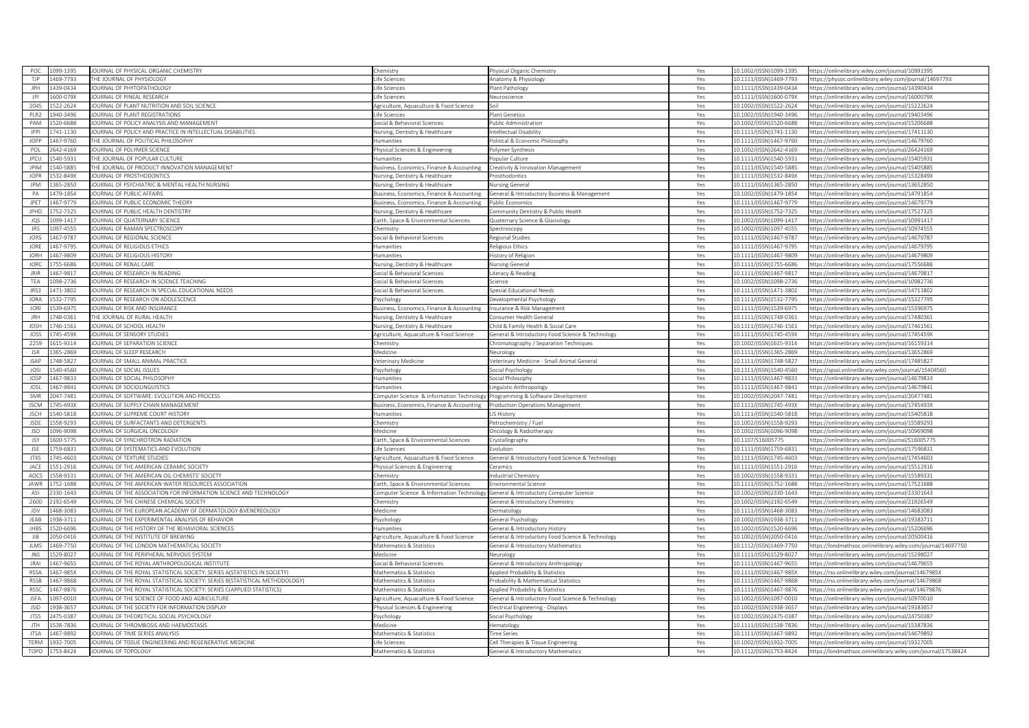| | | | | | | | |
|---|---|---|---|---|---|---|---|
| POC | 1099-1395 | JOURNAL OF PHYSICAL ORGANIC CHEMISTRY | Chemistry | Physical Organic Chemistry | Yes | 10.1002/(ISSN)1099-1395 | https://onlinelibrary.wiley.com/journal/10991395 |
| TJP | 1469-7793 | THE JOURNAL OF PHYSIOLOGY | Life Sciences | Anatomy & Physiology | Yes | 10.1111/(ISSN)1469-7793 | https://physoc.onlinelibrary.wiley.com/journal/14697793 |
| JPH | 1439-0434 | JOURNAL OF PHYTOPATHOLOGY | Life Sciences | Plant Pathology | Yes | 10.1111/(ISSN)1439-0434 | https://onlinelibrary.wiley.com/journal/14390434 |
| JPI | 1600-079X | JOURNAL OF PINEAL RESEARCH | Life Sciences | Neuroscience | Yes | 10.1111/(ISSN)1600-079X | https://onlinelibrary.wiley.com/journal/1600079X |
| 2045 | 1522-2624 | JOURNAL OF PLANT NUTRITION AND SOIL SCIENCE | Agriculture, Aquaculture & Food Science | Soil | Yes | 10.1002/(ISSN)1522-2624 | https://onlinelibrary.wiley.com/journal/15222624 |
| PLR2 | 1940-3496 | JOURNAL OF PLANT REGISTRATIONS | Life Sciences | Plant Genetics | Yes | 10.1002/(ISSN)1940-3496 | https://onlinelibrary.wiley.com/journal/19403496 |
| PAM | 1520-6688 | JOURNAL OF POLICY ANALYSIS AND MANAGEMENT | Social & Behavioral Sciences | Public Administration | Yes | 10.1002/(ISSN)1520-6688 | https://onlinelibrary.wiley.com/journal/15206688 |
| JPPI | 1741-1130 | JOURNAL OF POLICY AND PRACTICE IN INTELLECTUAL DISABILITIES | Nursing, Dentistry & Healthcare | Intellectual Disability | Yes | 10.1111/(ISSN)1741-1130 | https://onlinelibrary.wiley.com/journal/17411130 |
| JOPP | 1467-9760 | THE JOURNAL OF POLITICAL PHILOSOPHY | Humanities | Political & Economic Philosophy | Yes | 10.1111/(ISSN)1467-9760 | https://onlinelibrary.wiley.com/journal/14679760 |
| POL | 2642-4169 | JOURNAL OF POLYMER SCIENCE | Physical Sciences & Engineering | Polymer Synthesis | Yes | 10.1002/(ISSN)2642-4169 | https://onlinelibrary.wiley.com/journal/26424169 |
| JPCU | 1540-5931 | THE JOURNAL OF POPULAR CULTURE | Humanities | Popular Culture | Yes | 10.1111/(ISSN)1540-5931 | https://onlinelibrary.wiley.com/journal/15405931 |
| JPIM | 1540-5885 | THE JOURNAL OF PRODUCT INNOVATION MANAGEMENT | Business, Economics, Finance & Accounting | Creativity & Innovation Management | Yes | 10.1111/(ISSN)1540-5885 | https://onlinelibrary.wiley.com/journal/15405885 |
| JOPR | 1532-849X | JOURNAL OF PROSTHODONTICS | Nursing, Dentistry & Healthcare | Prosthodontics | Yes | 10.1111/(ISSN)1532-849X | https://onlinelibrary.wiley.com/journal/1532849X |
| JPM | 1365-2850 | JOURNAL OF PSYCHIATRIC & MENTAL HEALTH NURSING | Nursing, Dentistry & Healthcare | Nursing General | Yes | 10.1111/(ISSN)1365-2850 | https://onlinelibrary.wiley.com/journal/13652850 |
| PA | 1479-1854 | JOURNAL OF PUBLIC AFFAIRS | Business, Economics, Finance & Accounting | General & Introductory Business & Management | Yes | 10.1002/(ISSN)1479-1854 | https://onlinelibrary.wiley.com/journal/14791854 |
| JPET | 1467-9779 | JOURNAL OF PUBLIC ECONOMIC THEORY | Business, Economics, Finance & Accounting | Public Economics | Yes | 10.1111/(ISSN)1467-9779 | https://onlinelibrary.wiley.com/journal/14679779 |
| JPHD | 1752-7325 | JOURNAL OF PUBLIC HEALTH DENTISTRY | Nursing, Dentistry & Healthcare | Community Dentistry & Public Health | Yes | 10.1111/(ISSN)1752-7325 | https://onlinelibrary.wiley.com/journal/17527325 |
| JQS | 1099-1417 | JOURNAL OF QUATERNARY SCIENCE | Earth, Space & Environmental Sciences | Quaternary Science & Glaciology | Yes | 10.1002/(ISSN)1099-1417 | https://onlinelibrary.wiley.com/journal/10991417 |
| JRS | 1097-4555 | JOURNAL OF RAMAN SPECTROSCOPY | Chemistry | Spectroscopy | Yes | 10.1002/(ISSN)1097-4555 | https://onlinelibrary.wiley.com/journal/10974555 |
| JORS | 1467-9787 | JOURNAL OF REGIONAL SCIENCE | Social & Behavioral Sciences | Regional Studies | Yes | 10.1111/(ISSN)1467-9787 | https://onlinelibrary.wiley.com/journal/14679787 |
| JORE | 1467-9795 | JOURNAL OF RELIGIOUS ETHICS | Humanities | Religious Ethics | Yes | 10.1111/(ISSN)1467-9795 | https://onlinelibrary.wiley.com/journal/14679795 |
| JORH | 1467-9809 | JOURNAL OF RELIGIOUS HISTORY | Humanities | History of Religion | Yes | 10.1111/(ISSN)1467-9809 | https://onlinelibrary.wiley.com/journal/14679809 |
| JORC | 1755-6686 | JOURNAL OF RENAL CARE | Nursing, Dentistry & Healthcare | Nursing General | Yes | 10.1111/(ISSN)1755-6686 | https://onlinelibrary.wiley.com/journal/17556686 |
| JRIR | 1467-9817 | JOURNAL OF RESEARCH IN READING | Social & Behavioral Sciences | Literacy & Reading | Yes | 10.1111/(ISSN)1467-9817 | https://onlinelibrary.wiley.com/journal/14679817 |
| TEA | 1098-2736 | JOURNAL OF RESEARCH IN SCIENCE TEACHING | Social & Behavioral Sciences | Science | Yes | 10.1002/(ISSN)1098-2736 | https://onlinelibrary.wiley.com/journal/10982736 |
| JRS3 | 1471-3802 | JOURNAL OF RESEARCH IN SPECIAL EDUCATIONAL NEEDS | Social & Behavioral Sciences | Special Educational Needs | Yes | 10.1111/(ISSN)1471-3802 | https://onlinelibrary.wiley.com/journal/14713802 |
| JORA | 1532-7795 | JOURNAL OF RESEARCH ON ADOLESCENCE | Psychology | Developmental Psychology | Yes | 10.1111/(ISSN)1532-7795 | https://onlinelibrary.wiley.com/journal/15327795 |
| JORI | 1539-6975 | JOURNAL OF RISK AND INSURANCE | Business, Economics, Finance & Accounting | Insurance & Risk Management | Yes | 10.1111/(ISSN)1539-6975 | https://onlinelibrary.wiley.com/journal/15396975 |
| JRH | 1748-0361 | THE JOURNAL OF RURAL HEALTH | Nursing, Dentistry & Healthcare | Consumer Health General | Yes | 10.1111/(ISSN)1748-0361 | https://onlinelibrary.wiley.com/journal/17480361 |
| JOSH | 1746-1561 | JOURNAL OF SCHOOL HEALTH | Nursing, Dentistry & Healthcare | Child & Family Health & Social Care | Yes | 10.1111/(ISSN)1746-1561 | https://onlinelibrary.wiley.com/journal/17461561 |
| JOSS | 1745-459X | JOURNAL OF SENSORY STUDIES | Agriculture, Aquaculture & Food Science | General & Introductory Food Science & Technology | Yes | 10.1111/(ISSN)1745-459X | https://onlinelibrary.wiley.com/journal/1745459X |
| 2259 | 1615-9314 | JOURNAL OF SEPARATION SCIENCE | Chemistry | Chromatography / Separation Techniques | Yes | 10.1002/(ISSN)1615-9314 | https://onlinelibrary.wiley.com/journal/16159314 |
| JSR | 1365-2869 | JOURNAL OF SLEEP RESEARCH | Medicine | Neurology | Yes | 10.1111/(ISSN)1365-2869 | https://onlinelibrary.wiley.com/journal/13652869 |
| JSAP | 1748-5827 | JOURNAL OF SMALL ANIMAL PRACTICE | Veterinary Medicine | Veterinary Medicine - Small Animal General | Yes | 10.1111/(ISSN)1748-5827 | https://onlinelibrary.wiley.com/journal/17485827 |
| JOSI | 1540-4560 | JOURNAL OF SOCIAL ISSUES | Psychology | Social Psychology | Yes | 10.1111/(ISSN)1540-4560 | https://spssi.onlinelibrary.wiley.com/journal/15404560 |
| JOSP | 1467-9833 | JOURNAL OF SOCIAL PHILOSOPHY | Humanities | Social Philosophy | Yes | 10.1111/(ISSN)1467-9833 | https://onlinelibrary.wiley.com/journal/14679833 |
| JOSL | 1467-9841 | JOURNAL OF SOCIOLINGUISTICS | Humanities | Linguistic Anthropology | Yes | 10.1111/(ISSN)1467-9841 | https://onlinelibrary.wiley.com/journal/14679841 |
| SMR | 2047-7481 | JOURNAL OF SOFTWARE: EVOLUTION AND PROCESS | Computer Science & Information Technology | Programming & Software Development | Yes | 10.1002/(ISSN)2047-7481 | https://onlinelibrary.wiley.com/journal/20477481 |
| JSCM | 1745-493X | JOURNAL OF SUPPLY CHAIN MANAGEMENT | Business, Economics, Finance & Accounting | Production Operations Management | Yes | 10.1111/(ISSN)1745-493X | https://onlinelibrary.wiley.com/journal/1745493X |
| JSCH | 1540-5818 | JOURNAL OF SUPREME COURT HISTORY | Humanities | US History | Yes | 10.1111/(ISSN)1540-5818 | https://onlinelibrary.wiley.com/journal/15405818 |
| JSDE | 1558-9293 | JOURNAL OF SURFACTANTS AND DETERGENTS | Chemistry | Petrochemistry / Fuel | Yes | 10.1002/(ISSN)1558-9293 | https://onlinelibrary.wiley.com/journal/15589293 |
| JSO | 1096-9098 | JOURNAL OF SURGICAL ONCOLOGY | Medicine | Oncology & Radiotherapy | Yes | 10.1002/(ISSN)1096-9098 | https://onlinelibrary.wiley.com/journal/10969098 |
| JSY | 1600-5775 | JOURNAL OF SYNCHROTRON RADIATION | Earth, Space & Environmental Sciences | Crystallography | Yes | 10.1107/S16005775 | https://onlinelibrary.wiley.com/journal/S16005775 |
| JSE | 1759-6831 | JOURNAL OF SYSTEMATICS AND EVOLUTION | Life Sciences | Evolution | Yes | 10.1111/(ISSN)1759-6831 | https://onlinelibrary.wiley.com/journal/17596831 |
| JTXS | 1745-4603 | JOURNAL OF TEXTURE STUDIES | Agriculture, Aquaculture & Food Science | General & Introductory Food Science & Technology | Yes | 10.1111/(ISSN)1745-4603 | https://onlinelibrary.wiley.com/journal/17454603 |
| JACE | 1551-2916 | JOURNAL OF THE AMERICAN CERAMIC SOCIETY | Physical Sciences & Engineering | Ceramics | Yes | 10.1111/(ISSN)1551-2916 | https://onlinelibrary.wiley.com/journal/15512916 |
| AOCS | 1558-9331 | JOURNAL OF THE AMERICAN OIL CHEMISTS' SOCIETY | Chemistry | Industrial Chemistry | Yes | 10.1002/(ISSN)1558-9331 | https://onlinelibrary.wiley.com/journal/15589331 |
| JAWR | 1752-1688 | JOURNAL OF THE AMERICAN WATER RESOURCES ASSOCIATION | Earth, Space & Environmental Sciences | Environmental Science | Yes | 10.1111/(ISSN)1752-1688 | https://onlinelibrary.wiley.com/journal/17521688 |
| ASI | 2330-1643 | JOURNAL OF THE ASSOCIATION FOR INFORMATION SCIENCE AND TECHNOLOGY | Computer Science & Information Technology | General & Introductory Computer Science | Yes | 10.1002/(ISSN)2330-1643 | https://onlinelibrary.wiley.com/journal/23301643 |
| 2600 | 2192-6549 | JOURNAL OF THE CHINESE CHEMICAL SOCIETY | Chemistry | General & Introductory Chemistry | Yes | 10.1002/(ISSN)2192-6549 | https://onlinelibrary.wiley.com/journal/21926549 |
| JDV | 1468-3083 | JOURNAL OF THE EUROPEAN ACADEMY OF DERMATOLOGY &VENEREOLOGY | Medicine | Dermatology | Yes | 10.1111/(ISSN)1468-3083 | https://onlinelibrary.wiley.com/journal/14683083 |
| JEAB | 1938-3711 | JOURNAL OF THE EXPERIMENTAL ANALYSIS OF BEHAVIOR | Psychology | General Psychology | Yes | 10.1002/(ISSN)1938-3711 | https://onlinelibrary.wiley.com/journal/19383711 |
| JHBS | 1520-6696 | JOURNAL OF THE HISTORY OF THE BEHAVIORAL SCIENCES | Humanities | General & Introductory History | Yes | 10.1002/(ISSN)1520-6696 | https://onlinelibrary.wiley.com/journal/15206696 |
| JIB | 2050-0416 | JOURNAL OF THE INSTITUTE OF BREWING | Agriculture, Aquaculture & Food Science | General & Introductory Food Science & Technology | Yes | 10.1002/(ISSN)2050-0416 | https://onlinelibrary.wiley.com/journal/20500416 |
| JLMS | 1469-7750 | JOURNAL OF THE LONDON MATHEMATICAL SOCIETY | Mathematics & Statistics | General & Introductory Mathematics | Yes | 10.1112/(ISSN)1469-7750 | https://londmathsoc.onlinelibrary.wiley.com/journal/14697750 |
| JNS | 1529-8027 | JOURNAL OF THE PERIPHERAL NERVOUS SYSTEM | Medicine | Neurology | Yes | 10.1111/(ISSN)1529-8027 | https://onlinelibrary.wiley.com/journal/15298027 |
| JRAI | 1467-9655 | JOURNAL OF THE ROYAL ANTHROPOLOGICAL INSTITUTE | Social & Behavioral Sciences | General & Introductory Anthropology | Yes | 10.1111/(ISSN)1467-9655 | https://onlinelibrary.wiley.com/journal/14679655 |
| RSSA | 1467-985X | JOURNAL OF THE ROYAL STATISTICAL SOCIETY: SERIES A(STATISTICS IN SOCIETY) | Mathematics & Statistics | Applied Probability & Statistics | Yes | 10.1111/(ISSN)1467-985X | https://rss.onlinelibrary.wiley.com/journal/1467985X |
| RSSB | 1467-9868 | JOURNAL OF THE ROYAL STATISTICAL SOCIETY: SERIES B(STATISTICAL METHODOLOGY) | Mathematics & Statistics | Probability & Mathematical Statistics | Yes | 10.1111/(ISSN)1467-9868 | https://rss.onlinelibrary.wiley.com/journal/14679868 |
| RSSC | 1467-9876 | JOURNAL OF THE ROYAL STATISTICAL SOCIETY: SERIES C(APPLIED STATISTICS) | Mathematics & Statistics | Applied Probability & Statistics | Yes | 10.1111/(ISSN)1467-9876 | https://rss.onlinelibrary.wiley.com/journal/14679876 |
| JSFA | 1097-0010 | JOURNAL OF THE SCIENCE OF FOOD AND AGRICULTURE | Agriculture, Aquaculture & Food Science | General & Introductory Food Science & Technology | Yes | 10.1002/(ISSN)1097-0010 | https://onlinelibrary.wiley.com/journal/10970010 |
| JSID | 1938-3657 | JOURNAL OF THE SOCIETY FOR INFORMATION DISPLAY | Physical Sciences & Engineering | Electrical Engineering - Displays | Yes | 10.1002/(ISSN)1938-3657 | https://onlinelibrary.wiley.com/journal/19383657 |
| JTS5 | 2475-0387 | JOURNAL OF THEORETICAL SOCIAL PSYCHOLOGY | Psychology | Social Psychology | Yes | 10.1002/(ISSN)2475-0387 | https://onlinelibrary.wiley.com/journal/24750387 |
| JTH | 1538-7836 | JOURNAL OF THROMBOSIS AND HAEMOSTASIS | Medicine | Hematology | Yes | 10.1111/(ISSN)1538-7836 | https://onlinelibrary.wiley.com/journal/15387836 |
| JTSA | 1467-9892 | JOURNAL OF TIME SERIES ANALYSIS | Mathematics & Statistics | Time Series | Yes | 10.1111/(ISSN)1467-9892 | https://onlinelibrary.wiley.com/journal/14679892 |
| TERM | 1932-7005 | JOURNAL OF TISSUE ENGINEERING AND REGENERATIVE MEDICINE | Life Sciences | Cell Therapies & Tissue Engineering | Yes | 10.1002/(ISSN)1932-7005 | https://onlinelibrary.wiley.com/journal/19327005 |
| TOPO | 1753-8424 | JOURNAL OF TOPOLOGY | Mathematics & Statistics | General & Introductory Mathematics | Yes | 10.1112/(ISSN)1753-8424 | https://londmathsoc.onlinelibrary.wiley.com/journal/17538424 |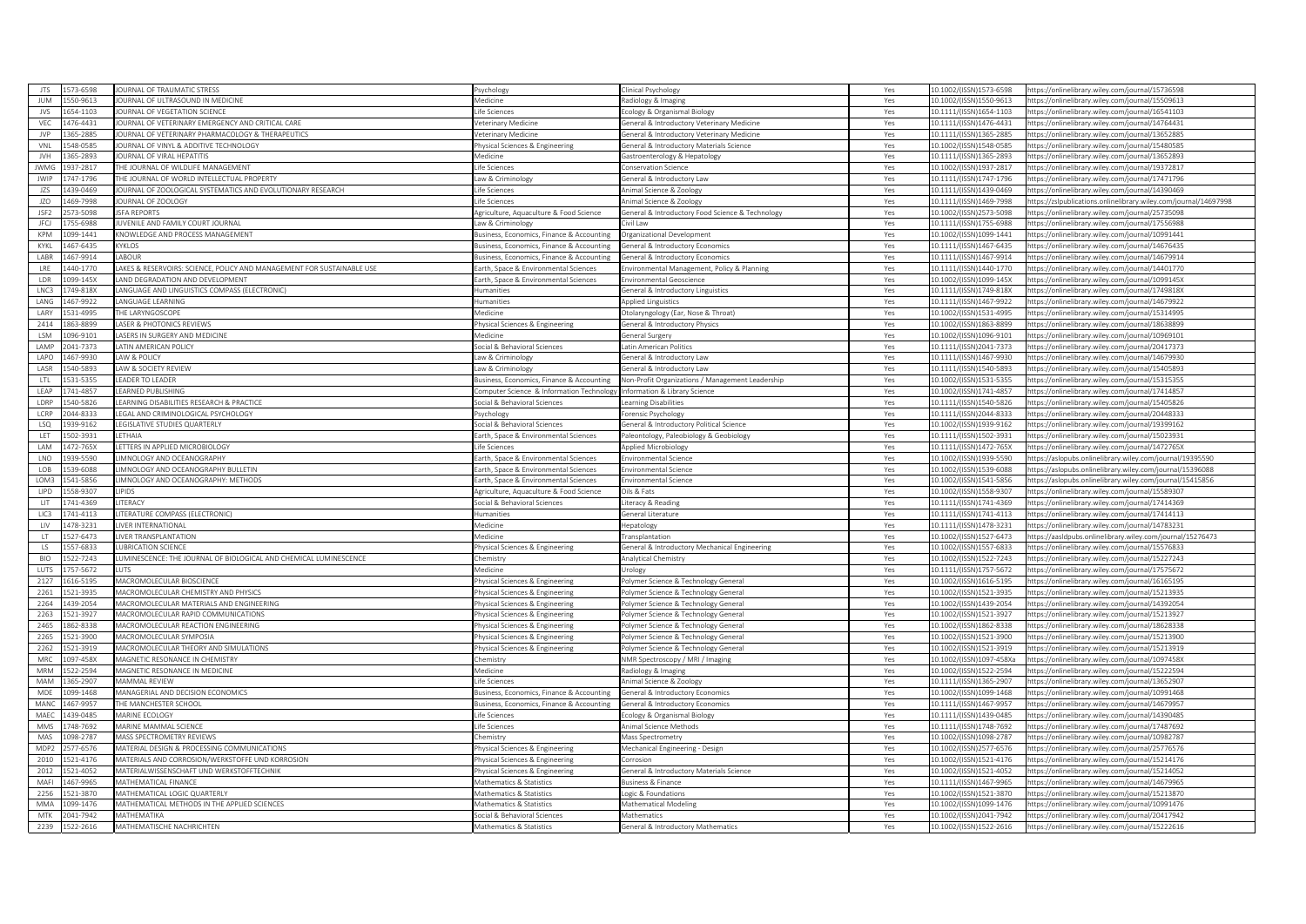| JTS | 1573-6598 | JOURNAL OF TRAUMATIC STRESS | Psychology | Clinical Psychology | Yes | 10.1002/(ISSN)1573-6598 | https://onlinelibrary.wiley.com/journal/15736598 |
|---|---|---|---|---|---|---|---|
| JUM | 1550-9613 | JOURNAL OF ULTRASOUND IN MEDICINE | Medicine | Radiology & Imaging | Yes | 10.1002/(ISSN)1550-9613 | https://onlinelibrary.wiley.com/journal/15509613 |
| JVS | 1654-1103 | JOURNAL OF VEGETATION SCIENCE | Life Sciences | Ecology & Organismal Biology | Yes | 10.1111/(ISSN)1654-1103 | https://onlinelibrary.wiley.com/journal/16541103 |
| VEC | 1476-4431 | JOURNAL OF VETERINARY EMERGENCY AND CRITICAL CARE | Veterinary Medicine | General & Introductory Veterinary Medicine | Yes | 10.1111/(ISSN)1476-4431 | https://onlinelibrary.wiley.com/journal/14764431 |
| JVP | 1365-2885 | JOURNAL OF VETERINARY PHARMACOLOGY & THERAPEUTICS | Veterinary Medicine | General & Introductory Veterinary Medicine | Yes | 10.1111/(ISSN)1365-2885 | https://onlinelibrary.wiley.com/journal/13652885 |
| VNL | 1548-0585 | JOURNAL OF VINYL & ADDITIVE TECHNOLOGY | Physical Sciences & Engineering | General & Introductory Materials Science | Yes | 10.1002/(ISSN)1548-0585 | https://onlinelibrary.wiley.com/journal/15480585 |
| JVH | 1365-2893 | JOURNAL OF VIRAL HEPATITIS | Medicine | Gastroenterology & Hepatology | Yes | 10.1111/(ISSN)1365-2893 | https://onlinelibrary.wiley.com/journal/13652893 |
| JWMG | 1937-2817 | THE JOURNAL OF WILDLIFE MANAGEMENT | Life Sciences | Conservation Science | Yes | 10.1002/(ISSN)1937-2817 | https://onlinelibrary.wiley.com/journal/19372817 |
| JWIP | 1747-1796 | THE JOURNAL OF WORLD INTELLECTUAL PROPERTY | Law & Criminology | General & Introductory Law | Yes | 10.1111/(ISSN)1747-1796 | https://onlinelibrary.wiley.com/journal/17471796 |
| JZS | 1439-0469 | JOURNAL OF ZOOLOGICAL SYSTEMATICS AND EVOLUTIONARY RESEARCH | Life Sciences | Animal Science & Zoology | Yes | 10.1111/(ISSN)1439-0469 | https://onlinelibrary.wiley.com/journal/14390469 |
| JZO | 1469-7998 | JOURNAL OF ZOOLOGY | Life Sciences | Animal Science & Zoology | Yes | 10.1111/(ISSN)1469-7998 | https://zslpublications.onlinelibrary.wiley.com/journal/14697998 |
| JSF2 | 2573-5098 | JSFA REPORTS | Agriculture, Aquaculture & Food Science | General & Introductory Food Science & Technology | Yes | 10.1002/(ISSN)2573-5098 | https://onlinelibrary.wiley.com/journal/25735098 |
| JFCJ | 1755-6988 | JUVENILE AND FAMILY COURT JOURNAL | Law & Criminology | Civil Law | Yes | 10.1111/(ISSN)1755-6988 | https://onlinelibrary.wiley.com/journal/17556988 |
| KPM | 1099-1441 | KNOWLEDGE AND PROCESS MANAGEMENT | Business, Economics, Finance & Accounting | Organizational Development | Yes | 10.1002/(ISSN)1099-1441 | https://onlinelibrary.wiley.com/journal/10991441 |
| KYKL | 1467-6435 | KYKLOS | Business, Economics, Finance & Accounting | General & Introductory Economics | Yes | 10.1111/(ISSN)1467-6435 | https://onlinelibrary.wiley.com/journal/14676435 |
| LABR | 1467-9914 | LABOUR | Business, Economics, Finance & Accounting | General & Introductory Economics | Yes | 10.1111/(ISSN)1467-9914 | https://onlinelibrary.wiley.com/journal/14679914 |
| LRE | 1440-1770 | LAKES & RESERVOIRS: SCIENCE, POLICY AND MANAGEMENT FOR SUSTAINABLE USE | Earth, Space & Environmental Sciences | Environmental Management, Policy & Planning | Yes | 10.1111/(ISSN)1440-1770 | https://onlinelibrary.wiley.com/journal/14401770 |
| LDR | 1099-145X | LAND DEGRADATION AND DEVELOPMENT | Earth, Space & Environmental Sciences | Environmental Geoscience | Yes | 10.1002/(ISSN)1099-145X | https://onlinelibrary.wiley.com/journal/1099145X |
| LNC3 | 1749-818X | LANGUAGE AND LINGUISTICS COMPASS (ELECTRONIC) | Humanities | General & Introductory Linguistics | Yes | 10.1111/(ISSN)1749-818X | https://onlinelibrary.wiley.com/journal/1749818X |
| LANG | 1467-9922 | LANGUAGE LEARNING | Humanities | Applied Linguistics | Yes | 10.1111/(ISSN)1467-9922 | https://onlinelibrary.wiley.com/journal/14679922 |
| LARY | 1531-4995 | THE LARYNGOSCOPE | Medicine | Otolaryngology (Ear, Nose & Throat) | Yes | 10.1002/(ISSN)1531-4995 | https://onlinelibrary.wiley.com/journal/15314995 |
| 2414 | 1863-8899 | LASER & PHOTONICS REVIEWS | Physical Sciences & Engineering | General & Introductory Physics | Yes | 10.1002/(ISSN)1863-8899 | https://onlinelibrary.wiley.com/journal/18638899 |
| LSM | 1096-9101 | LASERS IN SURGERY AND MEDICINE | Medicine | General Surgery | Yes | 10.1002/(ISSN)1096-9101 | https://onlinelibrary.wiley.com/journal/10969101 |
| LAMP | 2041-7373 | LATIN AMERICAN POLICY | Social & Behavioral Sciences | Latin American Politics | Yes | 10.1111/(ISSN)2041-7373 | https://onlinelibrary.wiley.com/journal/20417373 |
| LAPO | 1467-9930 | LAW & POLICY | Law & Criminology | General & Introductory Law | Yes | 10.1111/(ISSN)1467-9930 | https://onlinelibrary.wiley.com/journal/14679930 |
| LASR | 1540-5893 | LAW & SOCIETY REVIEW | Law & Criminology | General & Introductory Law | Yes | 10.1111/(ISSN)1540-5893 | https://onlinelibrary.wiley.com/journal/15405893 |
| LTL | 1531-5355 | LEADER TO LEADER | Business, Economics, Finance & Accounting | Non-Profit Organizations / Management Leadership | Yes | 10.1002/(ISSN)1531-5355 | https://onlinelibrary.wiley.com/journal/15315355 |
| LEAP | 1741-4857 | LEARNED PUBLISHING | Computer Science & Information Technology | Information & Library Science | Yes | 10.1002/(ISSN)1741-4857 | https://onlinelibrary.wiley.com/journal/17414857 |
| LDRP | 1540-5826 | LEARNING DISABILITIES RESEARCH & PRACTICE | Social & Behavioral Sciences | Learning Disabilities | Yes | 10.1111/(ISSN)1540-5826 | https://onlinelibrary.wiley.com/journal/15405826 |
| LCRP | 2044-8333 | LEGAL AND CRIMINOLOGICAL PSYCHOLOGY | Psychology | Forensic Psychology | Yes | 10.1111/(ISSN)2044-8333 | https://onlinelibrary.wiley.com/journal/20448333 |
| LSQ | 1939-9162 | LEGISLATIVE STUDIES QUARTERLY | Social & Behavioral Sciences | General & Introductory Political Science | Yes | 10.1002/(ISSN)1939-9162 | https://onlinelibrary.wiley.com/journal/19399162 |
| LET | 1502-3931 | LETHAIA | Earth, Space & Environmental Sciences | Paleontology, Paleobiology & Geobiology | Yes | 10.1111/(ISSN)1502-3931 | https://onlinelibrary.wiley.com/journal/15023931 |
| LAM | 1472-765X | LETTERS IN APPLIED MICROBIOLOGY | Life Sciences | Applied Microbiology | Yes | 10.1111/(ISSN)1472-765X | https://onlinelibrary.wiley.com/journal/1472765X |
| LNO | 1939-5590 | LIMNOLOGY AND OCEANOGRAPHY | Earth, Space & Environmental Sciences | Environmental Science | Yes | 10.1002/(ISSN)1939-5590 | https://aslopubs.onlinelibrary.wiley.com/journal/19395590 |
| LOB | 1539-6088 | LIMNOLOGY AND OCEANOGRAPHY BULLETIN | Earth, Space & Environmental Sciences | Environmental Science | Yes | 10.1002/(ISSN)1539-6088 | https://aslopubs.onlinelibrary.wiley.com/journal/15396088 |
| LOM3 | 1541-5856 | LIMNOLOGY AND OCEANOGRAPHY: METHODS | Earth, Space & Environmental Sciences | Environmental Science | Yes | 10.1002/(ISSN)1541-5856 | https://aslopubs.onlinelibrary.wiley.com/journal/15415856 |
| LIPD | 1558-9307 | LIPIDS | Agriculture, Aquaculture & Food Science | Oils & Fats | Yes | 10.1002/(ISSN)1558-9307 | https://onlinelibrary.wiley.com/journal/15589307 |
| LIT | 1741-4369 | LITERACY | Social & Behavioral Sciences | Literacy & Reading | Yes | 10.1111/(ISSN)1741-4369 | https://onlinelibrary.wiley.com/journal/17414369 |
| LIC3 | 1741-4113 | LITERATURE COMPASS (ELECTRONIC) | Humanities | General Literature | Yes | 10.1111/(ISSN)1741-4113 | https://onlinelibrary.wiley.com/journal/17414113 |
| LIV | 1478-3231 | LIVER INTERNATIONAL | Medicine | Hepatology | Yes | 10.1111/(ISSN)1478-3231 | https://onlinelibrary.wiley.com/journal/14783231 |
| LT | 1527-6473 | LIVER TRANSPLANTATION | Medicine | Transplantation | Yes | 10.1002/(ISSN)1527-6473 | https://aasldpubs.onlinelibrary.wiley.com/journal/15276473 |
| LS | 1557-6833 | LUBRICATION SCIENCE | Physical Sciences & Engineering | General & Introductory Mechanical Engineering | Yes | 10.1002/(ISSN)1557-6833 | https://onlinelibrary.wiley.com/journal/15576833 |
| BIO | 1522-7243 | LUMINESCENCE: THE JOURNAL OF BIOLOGICAL AND CHEMICAL LUMINESCENCE | Chemistry | Analytical Chemistry | Yes | 10.1002/(ISSN)1522-7243 | https://onlinelibrary.wiley.com/journal/15227243 |
| LUTS | 1757-5672 | LUTS | Medicine | Urology | Yes | 10.1111/(ISSN)1757-5672 | https://onlinelibrary.wiley.com/journal/17575672 |
| 2127 | 1616-5195 | MACROMOLECULAR BIOSCIENCE | Physical Sciences & Engineering | Polymer Science & Technology General | Yes | 10.1002/(ISSN)1616-5195 | https://onlinelibrary.wiley.com/journal/16165195 |
| 2261 | 1521-3935 | MACROMOLECULAR CHEMISTRY AND PHYSICS | Physical Sciences & Engineering | Polymer Science & Technology General | Yes | 10.1002/(ISSN)1521-3935 | https://onlinelibrary.wiley.com/journal/15213935 |
| 2264 | 1439-2054 | MACROMOLECULAR MATERIALS AND ENGINEERING | Physical Sciences & Engineering | Polymer Science & Technology General | Yes | 10.1002/(ISSN)1439-2054 | https://onlinelibrary.wiley.com/journal/14392054 |
| 2263 | 1521-3927 | MACROMOLECULAR RAPID COMMUNICATIONS | Physical Sciences & Engineering | Polymer Science & Technology General | Yes | 10.1002/(ISSN)1521-3927 | https://onlinelibrary.wiley.com/journal/15213927 |
| 2465 | 1862-8338 | MACROMOLECULAR REACTION ENGINEERING | Physical Sciences & Engineering | Polymer Science & Technology General | Yes | 10.1002/(ISSN)1862-8338 | https://onlinelibrary.wiley.com/journal/18628338 |
| 2265 | 1521-3900 | MACROMOLECULAR SYMPOSIA | Physical Sciences & Engineering | Polymer Science & Technology General | Yes | 10.1002/(ISSN)1521-3900 | https://onlinelibrary.wiley.com/journal/15213900 |
| 2262 | 1521-3919 | MACROMOLECULAR THEORY AND SIMULATIONS | Physical Sciences & Engineering | Polymer Science & Technology General | Yes | 10.1002/(ISSN)1521-3919 | https://onlinelibrary.wiley.com/journal/15213919 |
| MRC | 1097-458X | MAGNETIC RESONANCE IN CHEMISTRY | Chemistry | NMR Spectroscopy / MRI / Imaging | Yes | 10.1002/(ISSN)1097-458Xa | https://onlinelibrary.wiley.com/journal/1097458X |
| MRM | 1522-2594 | MAGNETIC RESONANCE IN MEDICINE | Medicine | Radiology & Imaging | Yes | 10.1002/(ISSN)1522-2594 | https://onlinelibrary.wiley.com/journal/15222594 |
| MAM | 1365-2907 | MAMMAL REVIEW | Life Sciences | Animal Science & Zoology | Yes | 10.1111/(ISSN)1365-2907 | https://onlinelibrary.wiley.com/journal/13652907 |
| MDE | 1099-1468 | MANAGERIAL AND DECISION ECONOMICS | Business, Economics, Finance & Accounting | General & Introductory Economics | Yes | 10.1002/(ISSN)1099-1468 | https://onlinelibrary.wiley.com/journal/10991468 |
| MANC | 1467-9957 | THE MANCHESTER SCHOOL | Business, Economics, Finance & Accounting | General & Introductory Economics | Yes | 10.1111/(ISSN)1467-9957 | https://onlinelibrary.wiley.com/journal/14679957 |
| MAEC | 1439-0485 | MARINE ECOLOGY | Life Sciences | Ecology & Organismal Biology | Yes | 10.1111/(ISSN)1439-0485 | https://onlinelibrary.wiley.com/journal/14390485 |
| MMS | 1748-7692 | MARINE MAMMAL SCIENCE | Life Sciences | Animal Science Methods | Yes | 10.1111/(ISSN)1748-7692 | https://onlinelibrary.wiley.com/journal/17487692 |
| MAS | 1098-2787 | MASS SPECTROMETRY REVIEWS | Chemistry | Mass Spectrometry | Yes | 10.1002/(ISSN)1098-2787 | https://onlinelibrary.wiley.com/journal/10982787 |
| MDP2 | 2577-6576 | MATERIAL DESIGN & PROCESSING COMMUNICATIONS | Physical Sciences & Engineering | Mechanical Engineering - Design | Yes | 10.1002/(ISSN)2577-6576 | https://onlinelibrary.wiley.com/journal/25776576 |
| 2010 | 1521-4176 | MATERIALS AND CORROSION/WERKSTOFFE UND KORROSION | Physical Sciences & Engineering | Corrosion | Yes | 10.1002/(ISSN)1521-4176 | https://onlinelibrary.wiley.com/journal/15214176 |
| 2012 | 1521-4052 | MATERIALWISSENSCHAFT UND WERKSTOFFTECHNIK | Physical Sciences & Engineering | General & Introductory Materials Science | Yes | 10.1002/(ISSN)1521-4052 | https://onlinelibrary.wiley.com/journal/15214052 |
| MAFI | 1467-9965 | MATHEMATICAL FINANCE | Mathematics & Statistics | Business & Finance | Yes | 10.1111/(ISSN)1467-9965 | https://onlinelibrary.wiley.com/journal/14679965 |
| 2256 | 1521-3870 | MATHEMATICAL LOGIC QUARTERLY | Mathematics & Statistics | Logic & Foundations | Yes | 10.1002/(ISSN)1521-3870 | https://onlinelibrary.wiley.com/journal/15213870 |
| MMA | 1099-1476 | MATHEMATICAL METHODS IN THE APPLIED SCIENCES | Mathematics & Statistics | Mathematical Modeling | Yes | 10.1002/(ISSN)1099-1476 | https://onlinelibrary.wiley.com/journal/10991476 |
| MTK | 2041-7942 | MATHEMATIKA | Social & Behavioral Sciences | Mathematics | Yes | 10.1002/(ISSN)2041-7942 | https://onlinelibrary.wiley.com/journal/20417942 |
| 2239 | 1522-2616 | MATHEMATISCHE NACHRICHTEN | Mathematics & Statistics | General & Introductory Mathematics | Yes | 10.1002/(ISSN)1522-2616 | https://onlinelibrary.wiley.com/journal/15222616 |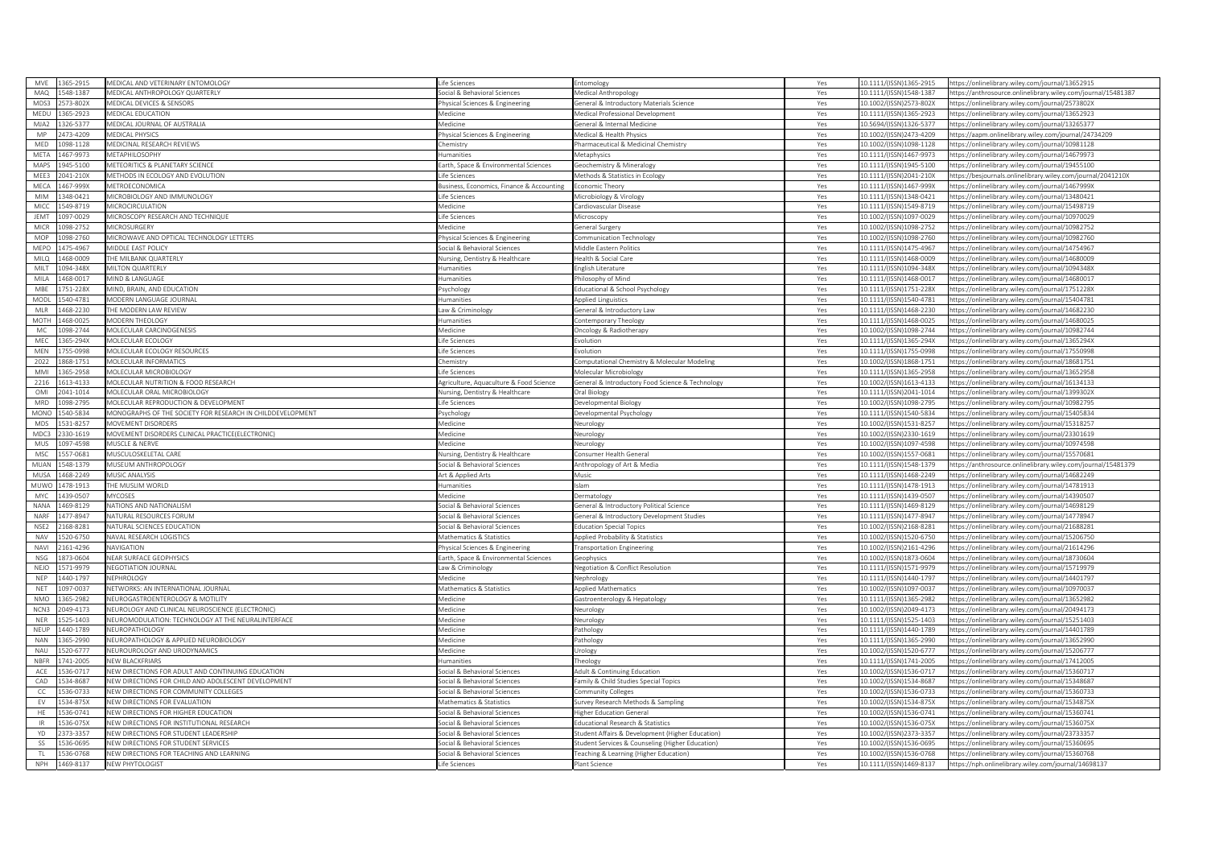| MVE | 1365-2915 | MEDICAL AND VETERINARY ENTOMOLOGY | Life Sciences | Entomology | Yes | 10.1111/(ISSN)1365-2915 | https://onlinelibrary.wiley.com/journal/13652915 |
|---|---|---|---|---|---|---|---|
| MAQ | 1548-1387 | MEDICAL ANTHROPOLOGY QUARTERLY | Social & Behavioral Sciences | Medical Anthropology | Yes | 10.1111/(ISSN)1548-1387 | https://anthrosource.onlinelibrary.wiley.com/journal/15481387 |
| MDS3 | 2573-802X | MEDICAL DEVICES & SENSORS | Physical Sciences & Engineering | General & Introductory Materials Science | Yes | 10.1002/(ISSN)2573-802X | https://onlinelibrary.wiley.com/journal/2573802X |
| MEDU | 1365-2923 | MEDICAL EDUCATION | Medicine | Medical Professional Development | Yes | 10.1111/(ISSN)1365-2923 | https://onlinelibrary.wiley.com/journal/13652923 |
| MJA2 | 1326-5377 | MEDICAL JOURNAL OF AUSTRALIA | Medicine | General & Internal Medicine | Yes | 10.5694/(ISSN)1326-5377 | https://onlinelibrary.wiley.com/journal/13265377 |
| MP | 2473-4209 | MEDICAL PHYSICS | Physical Sciences & Engineering | Medical & Health Physics | Yes | 10.1002/(ISSN)2473-4209 | https://aapm.onlinelibrary.wiley.com/journal/24734209 |
| MED | 1098-1128 | MEDICINAL RESEARCH REVIEWS | Chemistry | Pharmaceutical & Medicinal Chemistry | Yes | 10.1002/(ISSN)1098-1128 | https://onlinelibrary.wiley.com/journal/10981128 |
| META | 1467-9973 | METAPHILOSOPHY | Humanities | Metaphysics | Yes | 10.1111/(ISSN)1467-9973 | https://onlinelibrary.wiley.com/journal/14679973 |
| MAPS | 1945-5100 | METEORITICS & PLANETARY SCIENCE | Earth, Space & Environmental Sciences | Geochemistry & Mineralogy | Yes | 10.1111/(ISSN)1945-5100 | https://onlinelibrary.wiley.com/journal/19455100 |
| MEE3 | 2041-210X | METHODS IN ECOLOGY AND EVOLUTION | Life Sciences | Methods & Statistics in Ecology | Yes | 10.1111/(ISSN)2041-210X | https://besjournals.onlinelibrary.wiley.com/journal/2041210X |
| MECA | 1467-999X | METROECONOMICA | Business, Economics, Finance & Accounting | Economic Theory | Yes | 10.1111/(ISSN)1467-999X | https://onlinelibrary.wiley.com/journal/1467999X |
| MIM | 1348-0421 | MICROBIOLOGY AND IMMUNOLOGY | Life Sciences | Microbiology & Virology | Yes | 10.1111/(ISSN)1348-0421 | https://onlinelibrary.wiley.com/journal/13480421 |
| MICC | 1549-8719 | MICROCIRCULATION | Medicine | Cardiovascular Disease | Yes | 10.1111/(ISSN)1549-8719 | https://onlinelibrary.wiley.com/journal/15498719 |
| JEMT | 1097-0029 | MICROSCOPY RESEARCH AND TECHNIQUE | Life Sciences | Microscopy | Yes | 10.1002/(ISSN)1097-0029 | https://onlinelibrary.wiley.com/journal/10970029 |
| MICR | 1098-2752 | MICROSURGERY | Medicine | General Surgery | Yes | 10.1002/(ISSN)1098-2752 | https://onlinelibrary.wiley.com/journal/10982752 |
| MOP | 1098-2760 | MICROWAVE AND OPTICAL TECHNOLOGY LETTERS | Physical Sciences & Engineering | Communication Technology | Yes | 10.1002/(ISSN)1098-2760 | https://onlinelibrary.wiley.com/journal/10982760 |
| MEPO | 1475-4967 | MIDDLE EAST POLICY | Social & Behavioral Sciences | Middle Eastern Politics | Yes | 10.1111/(ISSN)1475-4967 | https://onlinelibrary.wiley.com/journal/14754967 |
| MILQ | 1468-0009 | THE MILBANK QUARTERLY | Nursing, Dentistry & Healthcare | Health & Social Care | Yes | 10.1111/(ISSN)1468-0009 | https://onlinelibrary.wiley.com/journal/14680009 |
| MILT | 1094-348X | MILTON QUARTERLY | Humanities | English Literature | Yes | 10.1111/(ISSN)1094-348X | https://onlinelibrary.wiley.com/journal/1094348X |
| MILA | 1468-0017 | MIND & LANGUAGE | Humanities | Philosophy of Mind | Yes | 10.1111/(ISSN)1468-0017 | https://onlinelibrary.wiley.com/journal/14680017 |
| MBE | 1751-228X | MIND, BRAIN, AND EDUCATION | Psychology | Educational & School Psychology | Yes | 10.1111/(ISSN)1751-228X | https://onlinelibrary.wiley.com/journal/1751228X |
| MODL | 1540-4781 | MODERN LANGUAGE JOURNAL | Humanities | Applied Linguistics | Yes | 10.1111/(ISSN)1540-4781 | https://onlinelibrary.wiley.com/journal/15404781 |
| MLR | 1468-2230 | THE MODERN LAW REVIEW | Law & Criminology | General & Introductory Law | Yes | 10.1111/(ISSN)1468-2230 | https://onlinelibrary.wiley.com/journal/14682230 |
| MOTH | 1468-0025 | MODERN THEOLOGY | Humanities | Contemporary Theology | Yes | 10.1111/(ISSN)1468-0025 | https://onlinelibrary.wiley.com/journal/14680025 |
| MC | 1098-2744 | MOLECULAR CARCINOGENESIS | Medicine | Oncology & Radiotherapy | Yes | 10.1002/(ISSN)1098-2744 | https://onlinelibrary.wiley.com/journal/10982744 |
| MEC | 1365-294X | MOLECULAR ECOLOGY | Life Sciences | Evolution | Yes | 10.1111/(ISSN)1365-294X | https://onlinelibrary.wiley.com/journal/1365294X |
| MEN | 1755-0998 | MOLECULAR ECOLOGY RESOURCES | Life Sciences | Evolution | Yes | 10.1111/(ISSN)1755-0998 | https://onlinelibrary.wiley.com/journal/17550998 |
| 2022 | 1868-1751 | MOLECULAR INFORMATICS | Chemistry | Computational Chemistry & Molecular Modeling | Yes | 10.1002/(ISSN)1868-1751 | https://onlinelibrary.wiley.com/journal/18681751 |
| MMI | 1365-2958 | MOLECULAR MICROBIOLOGY | Life Sciences | Molecular Microbiology | Yes | 10.1111/(ISSN)1365-2958 | https://onlinelibrary.wiley.com/journal/13652958 |
| 2216 | 1613-4133 | MOLECULAR NUTRITION & FOOD RESEARCH | Agriculture, Aquaculture & Food Science | General & Introductory Food Science & Technology | Yes | 10.1002/(ISSN)1613-4133 | https://onlinelibrary.wiley.com/journal/16134133 |
| OMI | 2041-1014 | MOLECULAR ORAL MICROBIOLOGY | Nursing, Dentistry & Healthcare | Oral Biology | Yes | 10.1111/(ISSN)2041-1014 | https://onlinelibrary.wiley.com/journal/1399302X |
| MRD | 1098-2795 | MOLECULAR REPRODUCTION & DEVELOPMENT | Life Sciences | Developmental Biology | Yes | 10.1002/(ISSN)1098-2795 | https://onlinelibrary.wiley.com/journal/10982795 |
| MONO | 1540-5834 | MONOGRAPHS OF THE SOCIETY FOR RESEARCH IN CHILDDEVELOPMENT | Psychology | Developmental Psychology | Yes | 10.1111/(ISSN)1540-5834 | https://onlinelibrary.wiley.com/journal/15405834 |
| MDS | 1531-8257 | MOVEMENT DISORDERS | Medicine | Neurology | Yes | 10.1002/(ISSN)1531-8257 | https://onlinelibrary.wiley.com/journal/15318257 |
| MDC3 | 2330-1619 | MOVEMENT DISORDERS CLINICAL PRACTICE(ELECTRONIC) | Medicine | Neurology | Yes | 10.1002/(ISSN)2330-1619 | https://onlinelibrary.wiley.com/journal/23301619 |
| MUS | 1097-4598 | MUSCLE & NERVE | Medicine | Neurology | Yes | 10.1002/(ISSN)1097-4598 | https://onlinelibrary.wiley.com/journal/10974598 |
| MSC | 1557-0681 | MUSCULOSKELETAL CARE | Nursing, Dentistry & Healthcare | Consumer Health General | Yes | 10.1002/(ISSN)1557-0681 | https://onlinelibrary.wiley.com/journal/15570681 |
| MUAN | 1548-1379 | MUSEUM ANTHROPOLOGY | Social & Behavioral Sciences | Anthropology of Art & Media | Yes | 10.1111/(ISSN)1548-1379 | https://anthrosource.onlinelibrary.wiley.com/journal/15481379 |
| MUSA | 1468-2249 | MUSIC ANALYSIS | Art & Applied Arts | Music | Yes | 10.1111/(ISSN)1468-2249 | https://onlinelibrary.wiley.com/journal/14682249 |
| MUWO | 1478-1913 | THE MUSLIM WORLD | Humanities | Islam | Yes | 10.1111/(ISSN)1478-1913 | https://onlinelibrary.wiley.com/journal/14781913 |
| MYC | 1439-0507 | MYCOSES | Medicine | Dermatology | Yes | 10.1111/(ISSN)1439-0507 | https://onlinelibrary.wiley.com/journal/14390507 |
| NANA | 1469-8129 | NATIONS AND NATIONALISM | Social & Behavioral Sciences | General & Introductory Political Science | Yes | 10.1111/(ISSN)1469-8129 | https://onlinelibrary.wiley.com/journal/14698129 |
| NARF | 1477-8947 | NATURAL RESOURCES FORUM | Social & Behavioral Sciences | General & Introductory Development Studies | Yes | 10.1111/(ISSN)1477-8947 | https://onlinelibrary.wiley.com/journal/14778947 |
| NSE2 | 2168-8281 | NATURAL SCIENCES EDUCATION | Social & Behavioral Sciences | Education Special Topics | Yes | 10.1002/(ISSN)2168-8281 | https://onlinelibrary.wiley.com/journal/21688281 |
| NAV | 1520-6750 | NAVAL RESEARCH LOGISTICS | Mathematics & Statistics | Applied Probability & Statistics | Yes | 10.1002/(ISSN)1520-6750 | https://onlinelibrary.wiley.com/journal/15206750 |
| NAVI | 2161-4296 | NAVIGATION | Physical Sciences & Engineering | Transportation Engineering | Yes | 10.1002/(ISSN)2161-4296 | https://onlinelibrary.wiley.com/journal/21614296 |
| NSG | 1873-0604 | NEAR SURFACE GEOPHYSICS | Earth, Space & Environmental Sciences | Geophysics | Yes | 10.1002/(ISSN)1873-0604 | https://onlinelibrary.wiley.com/journal/18730604 |
| NEJO | 1571-9979 | NEGOTIATION JOURNAL | Law & Criminology | Negotiation & Conflict Resolution | Yes | 10.1111/(ISSN)1571-9979 | https://onlinelibrary.wiley.com/journal/15719979 |
| NEP | 1440-1797 | NEPHROLOGY | Medicine | Nephrology | Yes | 10.1111/(ISSN)1440-1797 | https://onlinelibrary.wiley.com/journal/14401797 |
| NET | 1097-0037 | NETWORKS: AN INTERNATIONAL JOURNAL | Mathematics & Statistics | Applied Mathematics | Yes | 10.1002/(ISSN)1097-0037 | https://onlinelibrary.wiley.com/journal/10970037 |
| NMO | 1365-2982 | NEUROGASTROENTEROLOGY & MOTILITY | Medicine | Gastroenterology & Hepatology | Yes | 10.1111/(ISSN)1365-2982 | https://onlinelibrary.wiley.com/journal/13652982 |
| NCN3 | 2049-4173 | NEUROLOGY AND CLINICAL NEUROSCIENCE (ELECTRONIC) | Medicine | Neurology | Yes | 10.1002/(ISSN)2049-4173 | https://onlinelibrary.wiley.com/journal/20494173 |
| NER | 1525-1403 | NEUROMODULATION: TECHNOLOGY AT THE NEURALINTERFACE | Medicine | Neurology | Yes | 10.1111/(ISSN)1525-1403 | https://onlinelibrary.wiley.com/journal/15251403 |
| NEUP | 1440-1789 | NEUROPATHOLOGY | Medicine | Pathology | Yes | 10.1111/(ISSN)1440-1789 | https://onlinelibrary.wiley.com/journal/14401789 |
| NAN | 1365-2990 | NEUROPATHOLOGY & APPLIED NEUROBIOLOGY | Medicine | Pathology | Yes | 10.1111/(ISSN)1365-2990 | https://onlinelibrary.wiley.com/journal/13652990 |
| NAU | 1520-6777 | NEUROUROLOGY AND URODYNAMICS | Medicine | Urology | Yes | 10.1002/(ISSN)1520-6777 | https://onlinelibrary.wiley.com/journal/15206777 |
| NBFR | 1741-2005 | NEW BLACKFRIARS | Humanities | Theology | Yes | 10.1111/(ISSN)1741-2005 | https://onlinelibrary.wiley.com/journal/17412005 |
| ACE | 1536-0717 | NEW DIRECTIONS FOR ADULT AND CONTINUING EDUCATION | Social & Behavioral Sciences | Adult & Continuing Education | Yes | 10.1002/(ISSN)1536-0717 | https://onlinelibrary.wiley.com/journal/15360717 |
| CAD | 1534-8687 | NEW DIRECTIONS FOR CHILD AND ADOLESCENT DEVELOPMENT | Social & Behavioral Sciences | Family & Child Studies Special Topics | Yes | 10.1002/(ISSN)1534-8687 | https://onlinelibrary.wiley.com/journal/15348687 |
| CC | 1536-0733 | NEW DIRECTIONS FOR COMMUNITY COLLEGES | Social & Behavioral Sciences | Community Colleges | Yes | 10.1002/(ISSN)1536-0733 | https://onlinelibrary.wiley.com/journal/15360733 |
| EV | 1534-875X | NEW DIRECTIONS FOR EVALUATION | Mathematics & Statistics | Survey Research Methods & Sampling | Yes | 10.1002/(ISSN)1534-875X | https://onlinelibrary.wiley.com/journal/1534875X |
| HE | 1536-0741 | NEW DIRECTIONS FOR HIGHER EDUCATION | Social & Behavioral Sciences | Higher Education General | Yes | 10.1002/(ISSN)1536-0741 | https://onlinelibrary.wiley.com/journal/15360741 |
| IR | 1536-075X | NEW DIRECTIONS FOR INSTITUTIONAL RESEARCH | Social & Behavioral Sciences | Educational Research & Statistics | Yes | 10.1002/(ISSN)1536-075X | https://onlinelibrary.wiley.com/journal/1536075X |
| YD | 2373-3357 | NEW DIRECTIONS FOR STUDENT LEADERSHIP | Social & Behavioral Sciences | Student Affairs & Development (Higher Education) | Yes | 10.1002/(ISSN)2373-3357 | https://onlinelibrary.wiley.com/journal/23733357 |
| SS | 1536-0695 | NEW DIRECTIONS FOR STUDENT SERVICES | Social & Behavioral Sciences | Student Services & Counseling (Higher Education) | Yes | 10.1002/(ISSN)1536-0695 | https://onlinelibrary.wiley.com/journal/15360695 |
| TL | 1536-0768 | NEW DIRECTIONS FOR TEACHING AND LEARNING | Social & Behavioral Sciences | Teaching & Learning (Higher Education) | Yes | 10.1002/(ISSN)1536-0768 | https://onlinelibrary.wiley.com/journal/15360768 |
| NPH | 1469-8137 | NEW PHYTOLOGIST | Life Sciences | Plant Science | Yes | 10.1111/(ISSN)1469-8137 | https://nph.onlinelibrary.wiley.com/journal/14698137 |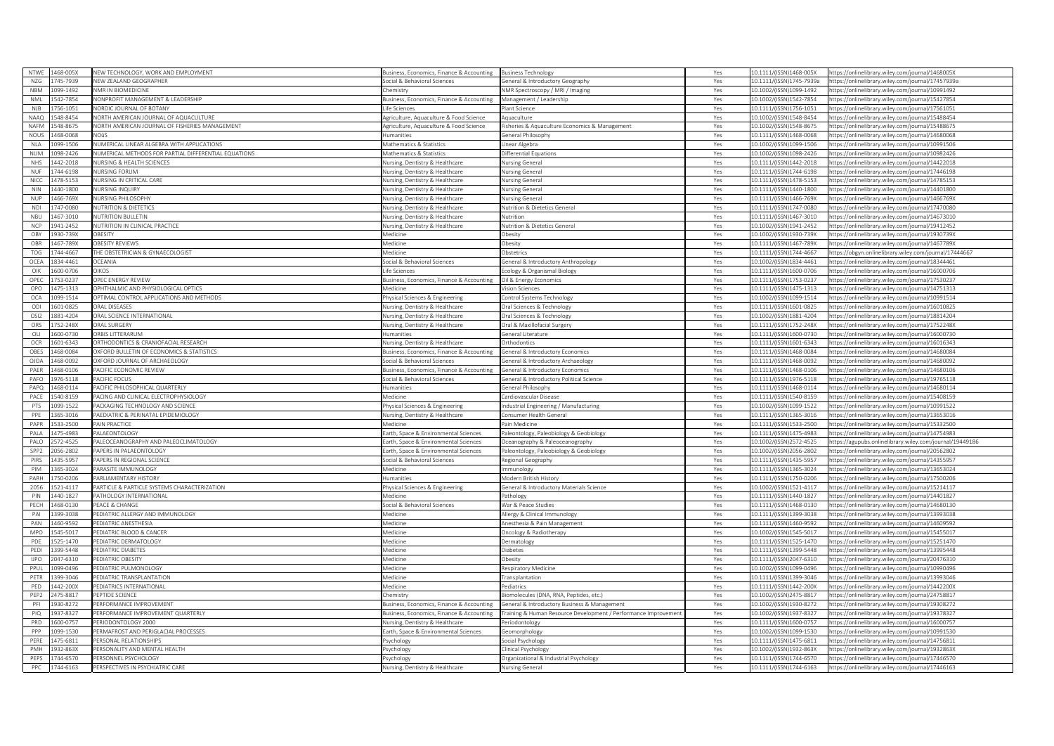| NTWE | 1468-005X | NEW TECHNOLOGY, WORK AND EMPLOYMENT | Business, Economics, Finance & Accounting | Business Technology | Yes | 10.1111/(ISSN)1468-005X | https://onlinelibrary.wiley.com/journal/1468005X |
|---|---|---|---|---|---|---|---|
| NZG | 1745-7939 | NEW ZEALAND GEOGRAPHER | Social & Behavioral Sciences | General & Introductory Geography | Yes | 10.1111/(ISSN)1745-7939a | https://onlinelibrary.wiley.com/journal/17457939a |
| NBM | 1099-1492 | NMR IN BIOMEDICINE | Chemistry | NMR Spectroscopy / MRI / Imaging | Yes | 10.1002/(ISSN)1099-1492 | https://onlinelibrary.wiley.com/journal/10991492 |
| NML | 1542-7854 | NONPROFIT MANAGEMENT & LEADERSHIP | Business, Economics, Finance & Accounting | Management / Leadership | Yes | 10.1002/(ISSN)1542-7854 | https://onlinelibrary.wiley.com/journal/15427854 |
| NJB | 1756-1051 | NORDIC JOURNAL OF BOTANY | Life Sciences | Plant Science | Yes | 10.1111/(ISSN)1756-1051 | https://onlinelibrary.wiley.com/journal/17561051 |
| NAAQ | 1548-8454 | NORTH AMERICAN JOURNAL OF AQUACULTURE | Agriculture, Aquaculture & Food Science | Aquaculture | Yes | 10.1002/(ISSN)1548-8454 | https://onlinelibrary.wiley.com/journal/15488454 |
| NAFM | 1548-8675 | NORTH AMERICAN JOURNAL OF FISHERIES MANAGEMENT | Agriculture, Aquaculture & Food Science | Fisheries & Aquaculture Economics & Management | Yes | 10.1002/(ISSN)1548-8675 | https://onlinelibrary.wiley.com/journal/15488675 |
| NOUS | 1468-0068 | NOÛS | Humanities | General Philosophy | Yes | 10.1111/(ISSN)1468-0068 | https://onlinelibrary.wiley.com/journal/14680068 |
| NLA | 1099-1506 | NUMERICAL LINEAR ALGEBRA WITH APPLICATIONS | Mathematics & Statistics | Linear Algebra | Yes | 10.1002/(ISSN)1099-1506 | https://onlinelibrary.wiley.com/journal/10991506 |
| NUM | 1098-2426 | NUMERICAL METHODS FOR PARTIAL DIFFERENTIAL EQUATIONS | Mathematics & Statistics | Differential Equations | Yes | 10.1002/(ISSN)1098-2426 | https://onlinelibrary.wiley.com/journal/10982426 |
| NHS | 1442-2018 | NURSING & HEALTH SCIENCES | Nursing, Dentistry & Healthcare | Nursing General | Yes | 10.1111/(ISSN)1442-2018 | https://onlinelibrary.wiley.com/journal/14422018 |
| NUF | 1744-6198 | NURSING FORUM | Nursing, Dentistry & Healthcare | Nursing General | Yes | 10.1111/(ISSN)1744-6198 | https://onlinelibrary.wiley.com/journal/17446198 |
| NICC | 1478-5153 | NURSING IN CRITICAL CARE | Nursing, Dentistry & Healthcare | Nursing General | Yes | 10.1111/(ISSN)1478-5153 | https://onlinelibrary.wiley.com/journal/14785153 |
| NIN | 1440-1800 | NURSING INQUIRY | Nursing, Dentistry & Healthcare | Nursing General | Yes | 10.1111/(ISSN)1440-1800 | https://onlinelibrary.wiley.com/journal/14401800 |
| NUP | 1466-769X | NURSING PHILOSOPHY | Nursing, Dentistry & Healthcare | Nursing General | Yes | 10.1111/(ISSN)1466-769X | https://onlinelibrary.wiley.com/journal/1466769X |
| NDI | 1747-0080 | NUTRITION & DIETETICS | Nursing, Dentistry & Healthcare | Nutrition & Dietetics General | Yes | 10.1111/(ISSN)1747-0080 | https://onlinelibrary.wiley.com/journal/17470080 |
| NBU | 1467-3010 | NUTRITION BULLETIN | Nursing, Dentistry & Healthcare | Nutrition | Yes | 10.1111/(ISSN)1467-3010 | https://onlinelibrary.wiley.com/journal/14673010 |
| NCP | 1941-2452 | NUTRITION IN CLINICAL PRACTICE | Nursing, Dentistry & Healthcare | Nutrition & Dietetics General | Yes | 10.1002/(ISSN)1941-2452 | https://onlinelibrary.wiley.com/journal/19412452 |
| OBY | 1930-739X | OBESITY | Medicine | Obesity | Yes | 10.1002/(ISSN)1930-739X | https://onlinelibrary.wiley.com/journal/1930739X |
| OBR | 1467-789X | OBESITY REVIEWS | Medicine | Obesity | Yes | 10.1111/(ISSN)1467-789X | https://onlinelibrary.wiley.com/journal/1467789X |
| TOG | 1744-4667 | THE OBSTETRICIAN & GYNAECOLOGIST | Medicine | Obstetrics | Yes | 10.1111/(ISSN)1744-4667 | https://obgyn.onlinelibrary.wiley.com/journal/17444667 |
| OCEA | 1834-4461 | OCEANIA | Social & Behavioral Sciences | General & Introductory Anthropology | Yes | 10.1002/(ISSN)1834-4461 | https://onlinelibrary.wiley.com/journal/18344461 |
| OIK | 1600-0706 | OIKOS | Life Sciences | Ecology & Organismal Biology | Yes | 10.1111/(ISSN)1600-0706 | https://onlinelibrary.wiley.com/journal/16000706 |
| OPEC | 1753-0237 | OPEC ENERGY REVIEW | Business, Economics, Finance & Accounting | Oil & Energy Economics | Yes | 10.1111/(ISSN)1753-0237 | https://onlinelibrary.wiley.com/journal/17530237 |
| OPO | 1475-1313 | OPHTHALMIC AND PHYSIOLOGICAL OPTICS | Medicine | Vision Sciences | Yes | 10.1111/(ISSN)1475-1313 | https://onlinelibrary.wiley.com/journal/14751313 |
| OCA | 1099-1514 | OPTIMAL CONTROL APPLICATIONS AND METHODS | Physical Sciences & Engineering | Control Systems Technology | Yes | 10.1002/(ISSN)1099-1514 | https://onlinelibrary.wiley.com/journal/10991514 |
| ODI | 1601-0825 | ORAL DISEASES | Nursing, Dentistry & Healthcare | Oral Sciences & Technology | Yes | 10.1111/(ISSN)1601-0825 | https://onlinelibrary.wiley.com/journal/16010825 |
| OSI2 | 1881-4204 | ORAL SCIENCE INTERNATIONAL | Nursing, Dentistry & Healthcare | Oral Sciences & Technology | Yes | 10.1002/(ISSN)1881-4204 | https://onlinelibrary.wiley.com/journal/18814204 |
| ORS | 1752-248X | ORAL SURGERY | Nursing, Dentistry & Healthcare | Oral & Maxillofacial Surgery | Yes | 10.1111/(ISSN)1752-248X | https://onlinelibrary.wiley.com/journal/1752248X |
| OLI | 1600-0730 | ORBIS LITTERARUM | Humanities | General Literature | Yes | 10.1111/(ISSN)1600-0730 | https://onlinelibrary.wiley.com/journal/16000730 |
| OCR | 1601-6343 | ORTHODONTICS & CRANIOFACIAL RESEARCH | Nursing, Dentistry & Healthcare | Orthodontics | Yes | 10.1111/(ISSN)1601-6343 | https://onlinelibrary.wiley.com/journal/16016343 |
| OBES | 1468-0084 | OXFORD BULLETIN OF ECONOMICS & STATISTICS | Business, Economics, Finance & Accounting | General & Introductory Economics | Yes | 10.1111/(ISSN)1468-0084 | https://onlinelibrary.wiley.com/journal/14680084 |
| OJOA | 1468-0092 | OXFORD JOURNAL OF ARCHAEOLOGY | Social & Behavioral Sciences | General & Introductory Archaeology | Yes | 10.1111/(ISSN)1468-0092 | https://onlinelibrary.wiley.com/journal/14680092 |
| PAER | 1468-0106 | PACIFIC ECONOMIC REVIEW | Business, Economics, Finance & Accounting | General & Introductory Economics | Yes | 10.1111/(ISSN)1468-0106 | https://onlinelibrary.wiley.com/journal/14680106 |
| PAFO | 1976-5118 | PACIFIC FOCUS | Social & Behavioral Sciences | General & Introductory Political Science | Yes | 10.1111/(ISSN)1976-5118 | https://onlinelibrary.wiley.com/journal/19765118 |
| PAPQ | 1468-0114 | PACIFIC PHILOSOPHICAL QUARTERLY | Humanities | General Philosophy | Yes | 10.1111/(ISSN)1468-0114 | https://onlinelibrary.wiley.com/journal/14680114 |
| PACE | 1540-8159 | PACING AND CLINICAL ELECTROPHYSIOLOGY | Medicine | Cardiovascular Disease | Yes | 10.1111/(ISSN)1540-8159 | https://onlinelibrary.wiley.com/journal/15408159 |
| PTS | 1099-1522 | PACKAGING TECHNOLOGY AND SCIENCE | Physical Sciences & Engineering | Industrial Engineering / Manufacturing | Yes | 10.1002/(ISSN)1099-1522 | https://onlinelibrary.wiley.com/journal/10991522 |
| PPE | 1365-3016 | PAEDIATRIC & PERINATAL EPIDEMIOLOGY | Nursing, Dentistry & Healthcare | Consumer Health General | Yes | 10.1111/(ISSN)1365-3016 | https://onlinelibrary.wiley.com/journal/13653016 |
| PAPR | 1533-2500 | PAIN PRACTICE | Medicine | Pain Medicine | Yes | 10.1111/(ISSN)1533-2500 | https://onlinelibrary.wiley.com/journal/15332500 |
| PALA | 1475-4983 | PALAEONTOLOGY | Earth, Space & Environmental Sciences | Paleontology, Paleobiology & Geobiology | Yes | 10.1111/(ISSN)1475-4983 | https://onlinelibrary.wiley.com/journal/14754983 |
| PALO | 2572-4525 | PALEOCEANOGRAPHY AND PALEOCLIMATOLOGY | Earth, Space & Environmental Sciences | Oceanography & Paleoceanography | Yes | 10.1002/(ISSN)2572-4525 | https://agupubs.onlinelibrary.wiley.com/journal/19449186 |
| SPP2 | 2056-2802 | PAPERS IN PALAEONTOLOGY | Earth, Space & Environmental Sciences | Paleontology, Paleobiology & Geobiology | Yes | 10.1002/(ISSN)2056-2802 | https://onlinelibrary.wiley.com/journal/20562802 |
| PIRS | 1435-5957 | PAPERS IN REGIONAL SCIENCE | Social & Behavioral Sciences | Regional Geography | Yes | 10.1111/(ISSN)1435-5957 | https://onlinelibrary.wiley.com/journal/14355957 |
| PIM | 1365-3024 | PARASITE IMMUNOLOGY | Medicine | Immunology | Yes | 10.1111/(ISSN)1365-3024 | https://onlinelibrary.wiley.com/journal/13653024 |
| PARH | 1750-0206 | PARLIAMENTARY HISTORY | Humanities | Modern British History | Yes | 10.1111/(ISSN)1750-0206 | https://onlinelibrary.wiley.com/journal/17500206 |
| 2056 | 1521-4117 | PARTICLE & PARTICLE SYSTEMS CHARACTERIZATION | Physical Sciences & Engineering | General & Introductory Materials Science | Yes | 10.1002/(ISSN)1521-4117 | https://onlinelibrary.wiley.com/journal/15214117 |
| PIN | 1440-1827 | PATHOLOGY INTERNATIONAL | Medicine | Pathology | Yes | 10.1111/(ISSN)1440-1827 | https://onlinelibrary.wiley.com/journal/14401827 |
| PECH | 1468-0130 | PEACE & CHANGE | Social & Behavioral Sciences | War & Peace Studies | Yes | 10.1111/(ISSN)1468-0130 | https://onlinelibrary.wiley.com/journal/14680130 |
| PAI | 1399-3038 | PEDIATRIC ALLERGY AND IMMUNOLOGY | Medicine | Allergy & Clinical Immunology | Yes | 10.1111/(ISSN)1399-3038 | https://onlinelibrary.wiley.com/journal/13993038 |
| PAN | 1460-9592 | PEDIATRIC ANESTHESIA | Medicine | Anesthesia & Pain Management | Yes | 10.1111/(ISSN)1460-9592 | https://onlinelibrary.wiley.com/journal/14609592 |
| MPO | 1545-5017 | PEDIATRIC BLOOD & CANCER | Medicine | Oncology & Radiotherapy | Yes | 10.1002/(ISSN)1545-5017 | https://onlinelibrary.wiley.com/journal/15455017 |
| PDE | 1525-1470 | PEDIATRIC DERMATOLOGY | Medicine | Dermatology | Yes | 10.1111/(ISSN)1525-1470 | https://onlinelibrary.wiley.com/journal/15251470 |
| PEDI | 1399-5448 | PEDIATRIC DIABETES | Medicine | Diabetes | Yes | 10.1111/(ISSN)1399-5448 | https://onlinelibrary.wiley.com/journal/13995448 |
| IJPO | 2047-6310 | PEDIATRIC OBESITY | Medicine | Obesity | Yes | 10.1111/(ISSN)2047-6310 | https://onlinelibrary.wiley.com/journal/20476310 |
| PPUL | 1099-0496 | PEDIATRIC PULMONOLOGY | Medicine | Respiratory Medicine | Yes | 10.1002/(ISSN)1099-0496 | https://onlinelibrary.wiley.com/journal/10990496 |
| PETR | 1399-3046 | PEDIATRIC TRANSPLANTATION | Medicine | Transplantation | Yes | 10.1111/(ISSN)1399-3046 | https://onlinelibrary.wiley.com/journal/13993046 |
| PED | 1442-200X | PEDIATRICS INTERNATIONAL | Medicine | Pediatrics | Yes | 10.1111/(ISSN)1442-200X | https://onlinelibrary.wiley.com/journal/1442200X |
| PEP2 | 2475-8817 | PEPTIDE SCIENCE | Chemistry | Biomolecules (DNA, RNA, Peptides, etc.) | Yes | 10.1002/(ISSN)2475-8817 | https://onlinelibrary.wiley.com/journal/24758817 |
| PFI | 1930-8272 | PERFORMANCE IMPROVEMENT | Business, Economics, Finance & Accounting | General & Introductory Business & Management | Yes | 10.1002/(ISSN)1930-8272 | https://onlinelibrary.wiley.com/journal/19308272 |
| PIQ | 1937-8327 | PERFORMANCE IMPROVEMENT QUARTERLY | Business, Economics, Finance & Accounting | Training & Human Resource Development / Performance Improvement | Yes | 10.1002/(ISSN)1937-8327 | https://onlinelibrary.wiley.com/journal/19378327 |
| PRD | 1600-0757 | PERIODONTOLOGY 2000 | Nursing, Dentistry & Healthcare | Periodontology | Yes | 10.1111/(ISSN)1600-0757 | https://onlinelibrary.wiley.com/journal/16000757 |
| PPP | 1099-1530 | PERMAFROST AND PERIGLACIAL PROCESSES | Earth, Space & Environmental Sciences | Geomorphology | Yes | 10.1002/(ISSN)1099-1530 | https://onlinelibrary.wiley.com/journal/10991530 |
| PERE | 1475-6811 | PERSONAL RELATIONSHIPS | Psychology | Social Psychology | Yes | 10.1111/(ISSN)1475-6811 | https://onlinelibrary.wiley.com/journal/14756811 |
| PMH | 1932-863X | PERSONALITY AND MENTAL HEALTH | Psychology | Clinical Psychology | Yes | 10.1002/(ISSN)1932-863X | https://onlinelibrary.wiley.com/journal/1932863X |
| PEPS | 1744-6570 | PERSONNEL PSYCHOLOGY | Psychology | Organizational & Industrial Psychology | Yes | 10.1111/(ISSN)1744-6570 | https://onlinelibrary.wiley.com/journal/17446570 |
| PPC | 1744-6163 | PERSPECTIVES IN PSYCHIATRIC CARE | Nursing, Dentistry & Healthcare | Nursing General | Yes | 10.1111/(ISSN)1744-6163 | https://onlinelibrary.wiley.com/journal/17446163 |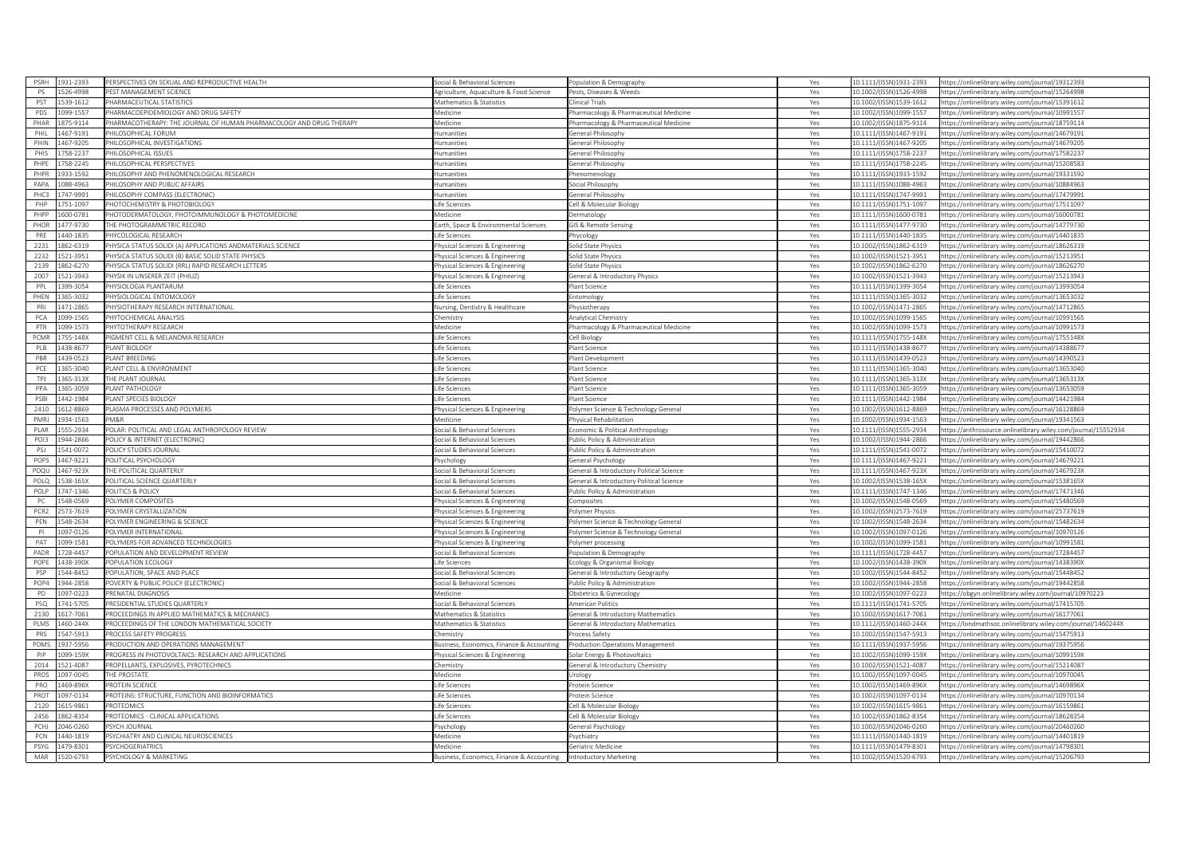| PSRH | 1931-2393 | PERSPECTIVES ON SEXUAL AND REPRODUCTIVE HEALTH | Social & Behavioral Sciences | Population & Demography | Yes | 10.1111/(ISSN)1931-2393 | https://onlinelibrary.wiley.com/journal/19312393 |
|---|---|---|---|---|---|---|---|
| PS | 1526-4998 | PEST MANAGEMENT SCIENCE | Agriculture, Aquaculture & Food Science | Pests, Diseases & Weeds | Yes | 10.1002/(ISSN)1526-4998 | https://onlinelibrary.wiley.com/journal/15264998 |
| PST | 1539-1612 | PHARMACEUTICAL STATISTICS | Mathematics & Statistics | Clinical Trials | Yes | 10.1002/(ISSN)1539-1612 | https://onlinelibrary.wiley.com/journal/15391612 |
| PDS | 1099-1557 | PHARMACOEPIDEMIOLOGY AND DRUG SAFETY | Medicine | Pharmacology & Pharmaceutical Medicine | Yes | 10.1002/(ISSN)1099-1557 | https://onlinelibrary.wiley.com/journal/10991557 |
| PHAR | 1875-9114 | PHARMACOTHERAPY: THE JOURNAL OF HUMAN PHARMACOLOGY AND DRUG THERAPY | Medicine | Pharmacology & Pharmaceutical Medicine | Yes | 10.1002/(ISSN)1875-9114 | https://onlinelibrary.wiley.com/journal/18759114 |
| PHIL | 1467-9191 | PHILOSOPHICAL FORUM | Humanities | General Philosophy | Yes | 10.1111/(ISSN)1467-9191 | https://onlinelibrary.wiley.com/journal/14679191 |
| PHIN | 1467-9205 | PHILOSOPHICAL INVESTIGATIONS | Humanities | General Philosophy | Yes | 10.1111/(ISSN)1467-9205 | https://onlinelibrary.wiley.com/journal/14679205 |
| PHIS | 1758-2237 | PHILOSOPHICAL ISSUES | Humanities | General Philosophy | Yes | 10.1111/(ISSN)1758-2237 | https://onlinelibrary.wiley.com/journal/17582237 |
| PHPE | 1758-2245 | PHILOSOPHICAL PERSPECTIVES | Humanities | General Philosophy | Yes | 10.1111/(ISSN)1758-2245 | https://onlinelibrary.wiley.com/journal/15208583 |
| PHPR | 1933-1592 | PHILOSOPHY AND PHENOMENOLOGICAL RESEARCH | Humanities | Phenomenology | Yes | 10.1111/(ISSN)1933-1592 | https://onlinelibrary.wiley.com/journal/19331592 |
| PAPA | 1088-4963 | PHILOSOPHY AND PUBLIC AFFAIRS | Humanities | Social Philosophy | Yes | 10.1111/(ISSN)1088-4963 | https://onlinelibrary.wiley.com/journal/10884963 |
| PHC3 | 1747-9991 | PHILOSOPHY COMPASS (ELECTRONIC) | Humanities | General Philosophy | Yes | 10.1111/(ISSN)1747-9991 | https://onlinelibrary.wiley.com/journal/17479991 |
| PHP | 1751-1097 | PHOTOCHEMISTRY & PHOTOBIOLOGY | Life Sciences | Cell & Molecular Biology | Yes | 10.1111/(ISSN)1751-1097 | https://onlinelibrary.wiley.com/journal/17511097 |
| PHPP | 1600-0781 | PHOTODERMATOLOGY, PHOTOIMMUNOLOGY & PHOTOMEDICINE | Medicine | Dermatology | Yes | 10.1111/(ISSN)1600-0781 | https://onlinelibrary.wiley.com/journal/16000781 |
| PHOR | 1477-9730 | THE PHOTOGRAMMETRIC RECORD | Earth, Space & Environmental Sciences | GIS & Remote Sensing | Yes | 10.1111/(ISSN)1477-9730 | https://onlinelibrary.wiley.com/journal/14779730 |
| PRE | 1440-1835 | PHYCOLOGICAL RESEARCH | Life Sciences | Phycology | Yes | 10.1111/(ISSN)1440-1835 | https://onlinelibrary.wiley.com/journal/14401835 |
| 2231 | 1862-6319 | PHYSICA STATUS SOLIDI (A) APPLICATIONS ANDMATERIALS SCIENCE | Physical Sciences & Engineering | Solid State Physics | Yes | 10.1002/(ISSN)1862-6319 | https://onlinelibrary.wiley.com/journal/18626319 |
| 2232 | 1521-3951 | PHYSICA STATUS SOLIDI (B) BASIC SOLID STATE PHYSICS | Physical Sciences & Engineering | Solid State Physics | Yes | 10.1002/(ISSN)1521-3951 | https://onlinelibrary.wiley.com/journal/15213951 |
| 2139 | 1862-6270 | PHYSICA STATUS SOLIDI (RRL) RAPID RESEARCH LETTERS | Physical Sciences & Engineering | Solid State Physics | Yes | 10.1002/(ISSN)1862-6270 | https://onlinelibrary.wiley.com/journal/18626270 |
| 2007 | 1521-3943 | PHYSIK IN UNSERER ZEIT (PHIUZ) | Physical Sciences & Engineering | General & Introductory Physics | Yes | 10.1002/(ISSN)1521-3943 | https://onlinelibrary.wiley.com/journal/15213943 |
| PPL | 1399-3054 | PHYSIOLOGIA PLANTARUM | Life Sciences | Plant Science | Yes | 10.1111/(ISSN)1399-3054 | https://onlinelibrary.wiley.com/journal/13993054 |
| PHEN | 1365-3032 | PHYSIOLOGICAL ENTOMOLOGY | Life Sciences | Entomology | Yes | 10.1111/(ISSN)1365-3032 | https://onlinelibrary.wiley.com/journal/13653032 |
| PRI | 1471-2865 | PHYSIOTHERAPY RESEARCH INTERNATIONAL | Nursing, Dentistry & Healthcare | Physiotherapy | Yes | 10.1002/(ISSN)1471-2865 | https://onlinelibrary.wiley.com/journal/14712865 |
| PCA | 1099-1565 | PHYTOCHEMICAL ANALYSIS | Chemistry | Analytical Chemistry | Yes | 10.1002/(ISSN)1099-1565 | https://onlinelibrary.wiley.com/journal/10991565 |
| PTR | 1099-1573 | PHYTOTHERAPY RESEARCH | Medicine | Pharmacology & Pharmaceutical Medicine | Yes | 10.1002/(ISSN)1099-1573 | https://onlinelibrary.wiley.com/journal/10991573 |
| PCMR | 1755-148X | PIGMENT CELL & MELANOMA RESEARCH | Life Sciences | Cell Biology | Yes | 10.1111/(ISSN)1755-148X | https://onlinelibrary.wiley.com/journal/1755148X |
| PLB | 1438-8677 | PLANT BIOLOGY | Life Sciences | Plant Science | Yes | 10.1111/(ISSN)1438-8677 | https://onlinelibrary.wiley.com/journal/14388677 |
| PBR | 1439-0523 | PLANT BREEDING | Life Sciences | Plant Development | Yes | 10.1111/(ISSN)1439-0523 | https://onlinelibrary.wiley.com/journal/14390523 |
| PCE | 1365-3040 | PLANT CELL & ENVIRONMENT | Life Sciences | Plant Science | Yes | 10.1111/(ISSN)1365-3040 | https://onlinelibrary.wiley.com/journal/13653040 |
| TPJ | 1365-313X | THE PLANT JOURNAL | Life Sciences | Plant Science | Yes | 10.1111/(ISSN)1365-313X | https://onlinelibrary.wiley.com/journal/1365313X |
| PPA | 1365-3059 | PLANT PATHOLOGY | Life Sciences | Plant Science | Yes | 10.1111/(ISSN)1365-3059 | https://onlinelibrary.wiley.com/journal/13653059 |
| PSBI | 1442-1984 | PLANT SPECIES BIOLOGY | Life Sciences | Plant Science | Yes | 10.1111/(ISSN)1442-1984 | https://onlinelibrary.wiley.com/journal/14421984 |
| 2410 | 1612-8869 | PLASMA PROCESSES AND POLYMERS | Physical Sciences & Engineering | Polymer Science & Technology General | Yes | 10.1002/(ISSN)1612-8869 | https://onlinelibrary.wiley.com/journal/16128869 |
| PMRJ | 1934-1563 | PM&R | Medicine | Physical Rehabilitation | Yes | 10.1002/(ISSN)1934-1563 | https://onlinelibrary.wiley.com/journal/19341563 |
| PLAR | 1555-2934 | POLAR: POLITICAL AND LEGAL ANTHROPOLOGY REVIEW | Social & Behavioral Sciences | Economic & Political Anthropology | Yes | 10.1111/(ISSN)1555-2934 | https://anthrosource.onlinelibrary.wiley.com/journal/15552934 |
| POI3 | 1944-2866 | POLICY & INTERNET (ELECTRONIC) | Social & Behavioral Sciences | Public Policy & Administration | Yes | 10.1002/(ISSN)1944-2866 | https://onlinelibrary.wiley.com/journal/19442866 |
| PSJ | 1541-0072 | POLICY STUDIES JOURNAL | Social & Behavioral Sciences | Public Policy & Administration | Yes | 10.1111/(ISSN)1541-0072 | https://onlinelibrary.wiley.com/journal/15410072 |
| POPS | 1467-9221 | POLITICAL PSYCHOLOGY | Psychology | General Psychology | Yes | 10.1111/(ISSN)1467-9221 | https://onlinelibrary.wiley.com/journal/14679221 |
| POQU | 1467-923X | THE POLITICAL QUARTERLY | Social & Behavioral Sciences | General & Introductory Political Science | Yes | 10.1111/(ISSN)1467-923X | https://onlinelibrary.wiley.com/journal/1467923X |
| POLQ | 1538-165X | POLITICAL SCIENCE QUARTERLY | Social & Behavioral Sciences | General & Introductory Political Science | Yes | 10.1002/(ISSN)1538-165X | https://onlinelibrary.wiley.com/journal/1538165X |
| POLP | 1747-1346 | POLITICS & POLICY | Social & Behavioral Sciences | Public Policy & Administration | Yes | 10.1111/(ISSN)1747-1346 | https://onlinelibrary.wiley.com/journal/17471346 |
| PC | 1548-0569 | POLYMER COMPOSITES | Physical Sciences & Engineering | Composites | Yes | 10.1002/(ISSN)1548-0569 | https://onlinelibrary.wiley.com/journal/15480569 |
| PCR2 | 2573-7619 | POLYMER CRYSTALLIZATION | Physical Sciences & Engineering | Polymer Physics | Yes | 10.1002/(ISSN)2573-7619 | https://onlinelibrary.wiley.com/journal/25737619 |
| PEN | 1548-2634 | POLYMER ENGINEERING & SCIENCE | Physical Sciences & Engineering | Polymer Science & Technology General | Yes | 10.1002/(ISSN)1548-2634 | https://onlinelibrary.wiley.com/journal/15482634 |
| PI | 1097-0126 | POLYMER INTERNATIONAL | Physical Sciences & Engineering | Polymer Science & Technology General | Yes | 10.1002/(ISSN)1097-0126 | https://onlinelibrary.wiley.com/journal/10970126 |
| PAT | 1099-1581 | POLYMERS FOR ADVANCED TECHNOLOGIES | Physical Sciences & Engineering | Polymer processing | Yes | 10.1002/(ISSN)1099-1581 | https://onlinelibrary.wiley.com/journal/10991581 |
| PADR | 1728-4457 | POPULATION AND DEVELOPMENT REVIEW | Social & Behavioral Sciences | Population & Demography | Yes | 10.1111/(ISSN)1728-4457 | https://onlinelibrary.wiley.com/journal/17284457 |
| POPE | 1438-390X | POPULATION ECOLOGY | Life Sciences | Ecology & Organismal Biology | Yes | 10.1002/(ISSN)1438-390X | https://onlinelibrary.wiley.com/journal/1438390X |
| PSP | 1544-8452 | POPULATION, SPACE AND PLACE | Social & Behavioral Sciences | General & Introductory Geography | Yes | 10.1002/(ISSN)1544-8452 | https://onlinelibrary.wiley.com/journal/15448452 |
| POP4 | 1944-2858 | POVERTY & PUBLIC POLICY (ELECTRONIC) | Social & Behavioral Sciences | Public Policy & Administration | Yes | 10.1002/(ISSN)1944-2858 | https://onlinelibrary.wiley.com/journal/19442858 |
| PD | 1097-0223 | PRENATAL DIAGNOSIS | Medicine | Obstetrics & Gynecology | Yes | 10.1002/(ISSN)1097-0223 | https://obgyn.onlinelibrary.wiley.com/journal/10970223 |
| PSQ | 1741-5705 | PRESIDENTIAL STUDIES QUARTERLY | Social & Behavioral Sciences | American Politics | Yes | 10.1111/(ISSN)1741-5705 | https://onlinelibrary.wiley.com/journal/17415705 |
| 2130 | 1617-7061 | PROCEEDINGS IN APPLIED MATHEMATICS & MECHANICS | Mathematics & Statistics | General & Introductory Mathematics | Yes | 10.1002/(ISSN)1617-7061 | https://onlinelibrary.wiley.com/journal/16177061 |
| PLMS | 1460-244X | PROCEEDINGS OF THE LONDON MATHEMATICAL SOCIETY | Mathematics & Statistics | General & Introductory Mathematics | Yes | 10.1112/(ISSN)1460-244X | https://londmathsoc.onlinelibrary.wiley.com/journal/1460244X |
| PRS | 1547-5913 | PROCESS SAFETY PROGRESS | Chemistry | Process Safety | Yes | 10.1002/(ISSN)1547-5913 | https://onlinelibrary.wiley.com/journal/15475913 |
| POMS | 1937-5956 | PRODUCTION AND OPERATIONS MANAGEMENT | Business, Economics, Finance & Accounting | Production Operations Management | Yes | 10.1111/(ISSN)1937-5956 | https://onlinelibrary.wiley.com/journal/19375956 |
| PIP | 1099-159X | PROGRESS IN PHOTOVOLTAICS: RESEARCH AND APPLICATIONS | Physical Sciences & Engineering | Solar Energy & Photovoltaics | Yes | 10.1002/(ISSN)1099-159X | https://onlinelibrary.wiley.com/journal/1099159X |
| 2014 | 1521-4087 | PROPELLANTS, EXPLOSIVES, PYROTECHNICS | Chemistry | General & Introductory Chemistry | Yes | 10.1002/(ISSN)1521-4087 | https://onlinelibrary.wiley.com/journal/15214087 |
| PROS | 1097-0045 | THE PROSTATE | Medicine | Urology | Yes | 10.1002/(ISSN)1097-0045 | https://onlinelibrary.wiley.com/journal/10970045 |
| PRO | 1469-896X | PROTEIN SCIENCE | Life Sciences | Protein Science | Yes | 10.1002/(ISSN)1469-896X | https://onlinelibrary.wiley.com/journal/1469896X |
| PROT | 1097-0134 | PROTEINS: STRUCTURE, FUNCTION AND BIOINFORMATICS | Life Sciences | Protein Science | Yes | 10.1002/(ISSN)1097-0134 | https://onlinelibrary.wiley.com/journal/10970134 |
| 2120 | 1615-9861 | PROTEOMICS | Life Sciences | Cell & Molecular Biology | Yes | 10.1002/(ISSN)1615-9861 | https://onlinelibrary.wiley.com/journal/16159861 |
| 2456 | 1862-8354 | PROTEOMICS - CLINICAL APPLICATIONS | Life Sciences | Cell & Molecular Biology | Yes | 10.1002/(ISSN)1862-8354 | https://onlinelibrary.wiley.com/journal/18628354 |
| PCHJ | 2046-0260 | PSYCH JOURNAL | Psychology | General Psychology | Yes | 10.1002/(ISSN)2046-0260 | https://onlinelibrary.wiley.com/journal/20460260 |
| PCN | 1440-1819 | PSYCHIATRY AND CLINICAL NEUROSCIENCES | Medicine | Psychiatry | Yes | 10.1111/(ISSN)1440-1819 | https://onlinelibrary.wiley.com/journal/14401819 |
| PSYG | 1479-8301 | PSYCHOGERIATRICS | Medicine | Geriatric Medicine | Yes | 10.1111/(ISSN)1479-8301 | https://onlinelibrary.wiley.com/journal/14798301 |
| MAR | 1520-6793 | PSYCHOLOGY & MARKETING | Business, Economics, Finance & Accounting | Introductory Marketing | Yes | 10.1002/(ISSN)1520-6793 | https://onlinelibrary.wiley.com/journal/15206793 |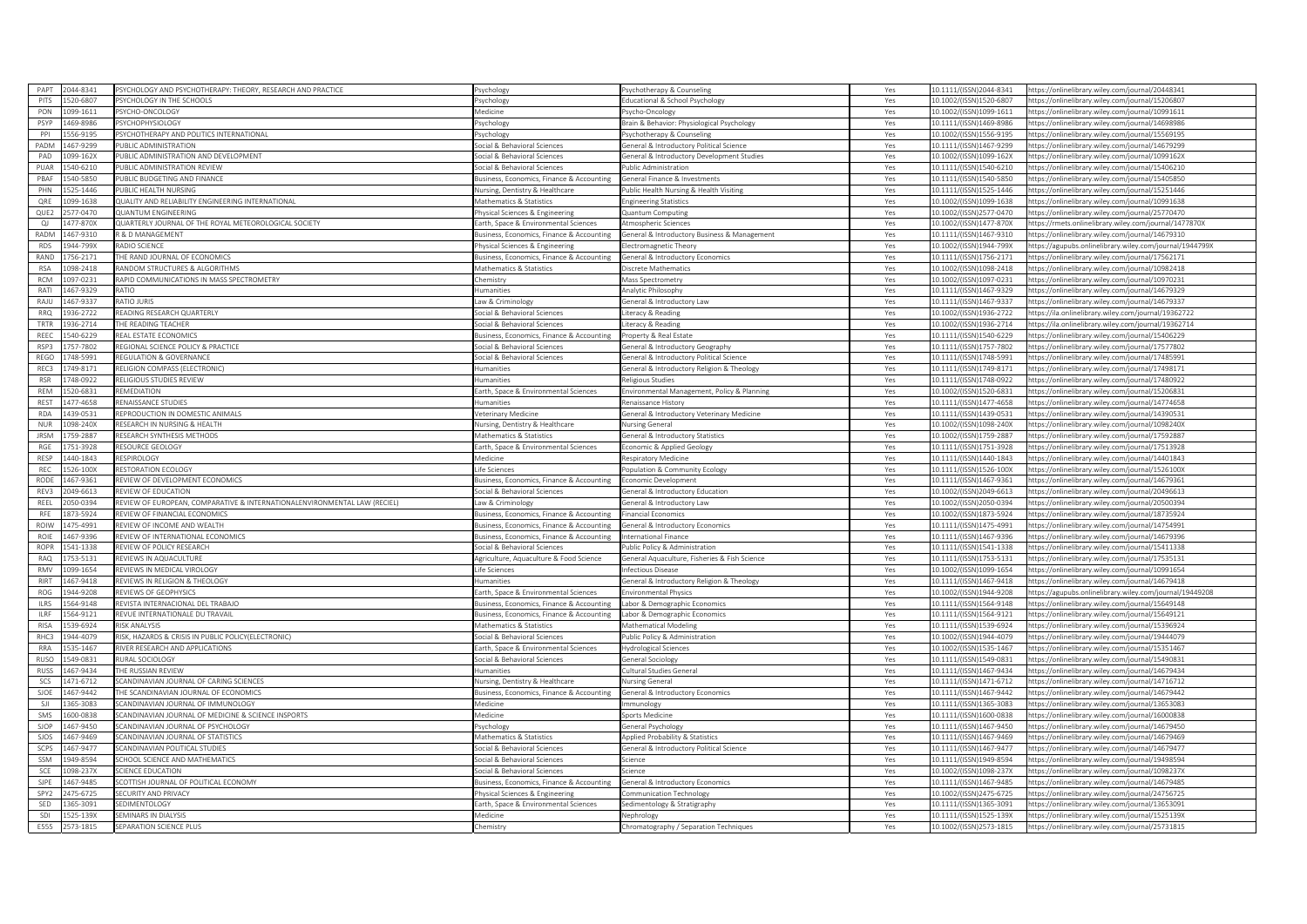| | | | | | | | |
|---|---|---|---|---|---|---|---|
| PAPT | 2044-8341 | PSYCHOLOGY AND PSYCHOTHERAPY: THEORY, RESEARCH AND PRACTICE | Psychology | Psychotherapy & Counseling | Yes | 10.1111/(ISSN)2044-8341 | https://onlinelibrary.wiley.com/journal/20448341 |
| PITS | 1520-6807 | PSYCHOLOGY IN THE SCHOOLS | Psychology | Educational & School Psychology | Yes | 10.1002/(ISSN)1520-6807 | https://onlinelibrary.wiley.com/journal/15206807 |
| PON | 1099-1611 | PSYCHO-ONCOLOGY | Medicine | Psycho-Oncology | Yes | 10.1002/(ISSN)1099-1611 | https://onlinelibrary.wiley.com/journal/10991611 |
| PSYP | 1469-8986 | PSYCHOPHYSIOLOGY | Psychology | Brain & Behavior: Physiological Psychology | Yes | 10.1111/(ISSN)1469-8986 | https://onlinelibrary.wiley.com/journal/14698986 |
| PPI | 1556-9195 | PSYCHOTHERAPY AND POLITICS INTERNATIONAL | Psychology | Psychotherapy & Counseling | Yes | 10.1002/(ISSN)1556-9195 | https://onlinelibrary.wiley.com/journal/15569195 |
| PADM | 1467-9299 | PUBLIC ADMINISTRATION | Social & Behavioral Sciences | General & Introductory Political Science | Yes | 10.1111/(ISSN)1467-9299 | https://onlinelibrary.wiley.com/journal/14679299 |
| PAD | 1099-162X | PUBLIC ADMINISTRATION AND DEVELOPMENT | Social & Behavioral Sciences | General & Introductory Development Studies | Yes | 10.1002/(ISSN)1099-162X | https://onlinelibrary.wiley.com/journal/1099162X |
| PUAR | 1540-6210 | PUBLIC ADMINISTRATION REVIEW | Social & Behavioral Sciences | Public Administration | Yes | 10.1111/(ISSN)1540-6210 | https://onlinelibrary.wiley.com/journal/15406210 |
| PBAF | 1540-5850 | PUBLIC BUDGETING AND FINANCE | Business, Economics, Finance & Accounting | General Finance & Investments | Yes | 10.1111/(ISSN)1540-5850 | https://onlinelibrary.wiley.com/journal/15405850 |
| PHN | 1525-1446 | PUBLIC HEALTH NURSING | Nursing, Dentistry & Healthcare | Public Health Nursing & Health Visiting | Yes | 10.1111/(ISSN)1525-1446 | https://onlinelibrary.wiley.com/journal/15251446 |
| QRE | 1099-1638 | QUALITY AND RELIABILITY ENGINEERING INTERNATIONAL | Mathematics & Statistics | Engineering Statistics | Yes | 10.1002/(ISSN)1099-1638 | https://onlinelibrary.wiley.com/journal/10991638 |
| QUE2 | 2577-0470 | QUANTUM ENGINEERING | Physical Sciences & Engineering | Quantum Computing | Yes | 10.1002/(ISSN)2577-0470 | https://onlinelibrary.wiley.com/journal/25770470 |
| QJ | 1477-870X | QUARTERLY JOURNAL OF THE ROYAL METEOROLOGICAL SOCIETY | Earth, Space & Environmental Sciences | Atmospheric Sciences | Yes | 10.1002/(ISSN)1477-870X | https://rmets.onlinelibrary.wiley.com/journal/1477870X |
| RADM | 1467-9310 | R & D MANAGEMENT | Business, Economics, Finance & Accounting | General & Introductory Business & Management | Yes | 10.1111/(ISSN)1467-9310 | https://onlinelibrary.wiley.com/journal/14679310 |
| RDS | 1944-799X | RADIO SCIENCE | Physical Sciences & Engineering | Electromagnetic Theory | Yes | 10.1002/(ISSN)1944-799X | https://agupubs.onlinelibrary.wiley.com/journal/1944799X |
| RAND | 1756-2171 | THE RAND JOURNAL OF ECONOMICS | Business, Economics, Finance & Accounting | General & Introductory Economics | Yes | 10.1111/(ISSN)1756-2171 | https://onlinelibrary.wiley.com/journal/17562171 |
| RSA | 1098-2418 | RANDOM STRUCTURES & ALGORITHMS | Mathematics & Statistics | Discrete Mathematics | Yes | 10.1002/(ISSN)1098-2418 | https://onlinelibrary.wiley.com/journal/10982418 |
| RCM | 1097-0231 | RAPID COMMUNICATIONS IN MASS SPECTROMETRY | Chemistry | Mass Spectrometry | Yes | 10.1002/(ISSN)1097-0231 | https://onlinelibrary.wiley.com/journal/10970231 |
| RATI | 1467-9329 | RATIO | Humanities | Analytic Philosophy | Yes | 10.1111/(ISSN)1467-9329 | https://onlinelibrary.wiley.com/journal/14679329 |
| RAJU | 1467-9337 | RATIO JURIS | Law & Criminology | General & Introductory Law | Yes | 10.1111/(ISSN)1467-9337 | https://onlinelibrary.wiley.com/journal/14679337 |
| RRQ | 1936-2722 | READING RESEARCH QUARTERLY | Social & Behavioral Sciences | Literacy & Reading | Yes | 10.1002/(ISSN)1936-2722 | https://ila.onlinelibrary.wiley.com/journal/19362722 |
| TRTR | 1936-2714 | THE READING TEACHER | Social & Behavioral Sciences | Literacy & Reading | Yes | 10.1002/(ISSN)1936-2714 | https://ila.onlinelibrary.wiley.com/journal/19362714 |
| REEC | 1540-6229 | REAL ESTATE ECONOMICS | Business, Economics, Finance & Accounting | Property & Real Estate | Yes | 10.1111/(ISSN)1540-6229 | https://onlinelibrary.wiley.com/journal/15406229 |
| RSP3 | 1757-7802 | REGIONAL SCIENCE POLICY & PRACTICE | Social & Behavioral Sciences | General & Introductory Geography | Yes | 10.1111/(ISSN)1757-7802 | https://onlinelibrary.wiley.com/journal/17577802 |
| REGO | 1748-5991 | REGULATION & GOVERNANCE | Social & Behavioral Sciences | General & Introductory Political Science | Yes | 10.1111/(ISSN)1748-5991 | https://onlinelibrary.wiley.com/journal/17485991 |
| REC3 | 1749-8171 | RELIGION COMPASS (ELECTRONIC) | Humanities | General & Introductory Religion & Theology | Yes | 10.1111/(ISSN)1749-8171 | https://onlinelibrary.wiley.com/journal/17498171 |
| RSR | 1748-0922 | RELIGIOUS STUDIES REVIEW | Humanities | Religious Studies | Yes | 10.1111/(ISSN)1748-0922 | https://onlinelibrary.wiley.com/journal/17480922 |
| REM | 1520-6831 | REMEDIATION | Earth, Space & Environmental Sciences | Environmental Management, Policy & Planning | Yes | 10.1002/(ISSN)1520-6831 | https://onlinelibrary.wiley.com/journal/15206831 |
| REST | 1477-4658 | RENAISSANCE STUDIES | Humanities | Renaissance History | Yes | 10.1111/(ISSN)1477-4658 | https://onlinelibrary.wiley.com/journal/14774658 |
| RDA | 1439-0531 | REPRODUCTION IN DOMESTIC ANIMALS | Veterinary Medicine | General & Introductory Veterinary Medicine | Yes | 10.1111/(ISSN)1439-0531 | https://onlinelibrary.wiley.com/journal/14390531 |
| NUR | 1098-240X | RESEARCH IN NURSING & HEALTH | Nursing, Dentistry & Healthcare | Nursing General | Yes | 10.1002/(ISSN)1098-240X | https://onlinelibrary.wiley.com/journal/1098240X |
| JRSM | 1759-2887 | RESEARCH SYNTHESIS METHODS | Mathematics & Statistics | General & Introductory Statistics | Yes | 10.1002/(ISSN)1759-2887 | https://onlinelibrary.wiley.com/journal/17592887 |
| RGE | 1751-3928 | RESOURCE GEOLOGY | Earth, Space & Environmental Sciences | Economic & Applied Geology | Yes | 10.1111/(ISSN)1751-3928 | https://onlinelibrary.wiley.com/journal/17513928 |
| RESP | 1440-1843 | RESPIROLOGY | Medicine | Respiratory Medicine | Yes | 10.1111/(ISSN)1440-1843 | https://onlinelibrary.wiley.com/journal/14401843 |
| REC | 1526-100X | RESTORATION ECOLOGY | Life Sciences | Population & Community Ecology | Yes | 10.1111/(ISSN)1526-100X | https://onlinelibrary.wiley.com/journal/1526100X |
| RODE | 1467-9361 | REVIEW OF DEVELOPMENT ECONOMICS | Business, Economics, Finance & Accounting | Economic Development | Yes | 10.1111/(ISSN)1467-9361 | https://onlinelibrary.wiley.com/journal/14679361 |
| REV3 | 2049-6613 | REVIEW OF EDUCATION | Social & Behavioral Sciences | General & Introductory Education | Yes | 10.1002/(ISSN)2049-6613 | https://onlinelibrary.wiley.com/journal/20496613 |
| REEL | 2050-0394 | REVIEW OF EUROPEAN, COMPARATIVE & INTERNATIONALENVIRONMENTAL LAW (RECIEL) | Law & Criminology | General & Introductory Law | Yes | 10.1002/(ISSN)2050-0394 | https://onlinelibrary.wiley.com/journal/20500394 |
| RFE | 1873-5924 | REVIEW OF FINANCIAL ECONOMICS | Business, Economics, Finance & Accounting | Financial Economics | Yes | 10.1002/(ISSN)1873-5924 | https://onlinelibrary.wiley.com/journal/18735924 |
| ROIW | 1475-4991 | REVIEW OF INCOME AND WEALTH | Business, Economics, Finance & Accounting | General & Introductory Economics | Yes | 10.1111/(ISSN)1475-4991 | https://onlinelibrary.wiley.com/journal/14754991 |
| ROIE | 1467-9396 | REVIEW OF INTERNATIONAL ECONOMICS | Business, Economics, Finance & Accounting | International Finance | Yes | 10.1111/(ISSN)1467-9396 | https://onlinelibrary.wiley.com/journal/14679396 |
| ROPR | 1541-1338 | REVIEW OF POLICY RESEARCH | Social & Behavioral Sciences | Public Policy & Administration | Yes | 10.1111/(ISSN)1541-1338 | https://onlinelibrary.wiley.com/journal/15411338 |
| RAQ | 1753-5131 | REVIEWS IN AQUACULTURE | Agriculture, Aquaculture & Food Science | General Aquaculture, Fisheries & Fish Science | Yes | 10.1111/(ISSN)1753-5131 | https://onlinelibrary.wiley.com/journal/17535131 |
| RMV | 1099-1654 | REVIEWS IN MEDICAL VIROLOGY | Life Sciences | Infectious Disease | Yes | 10.1002/(ISSN)1099-1654 | https://onlinelibrary.wiley.com/journal/10991654 |
| RIRT | 1467-9418 | REVIEWS IN RELIGION & THEOLOGY | Humanities | General & Introductory Religion & Theology | Yes | 10.1111/(ISSN)1467-9418 | https://onlinelibrary.wiley.com/journal/14679418 |
| ROG | 1944-9208 | REVIEWS OF GEOPHYSICS | Earth, Space & Environmental Sciences | Environmental Physics | Yes | 10.1002/(ISSN)1944-9208 | https://agupubs.onlinelibrary.wiley.com/journal/19449208 |
| ILRS | 1564-9148 | REVISTA INTERNACIONAL DEL TRABAJO | Business, Economics, Finance & Accounting | Labor & Demographic Economics | Yes | 10.1111/(ISSN)1564-9148 | https://onlinelibrary.wiley.com/journal/15649148 |
| ILRF | 1564-9121 | REVUE INTERNATIONALE DU TRAVAIL | Business, Economics, Finance & Accounting | Labor & Demographic Economics | Yes | 10.1111/(ISSN)1564-9121 | https://onlinelibrary.wiley.com/journal/15649121 |
| RISA | 1539-6924 | RISK ANALYSIS | Mathematics & Statistics | Mathematical Modeling | Yes | 10.1111/(ISSN)1539-6924 | https://onlinelibrary.wiley.com/journal/15396924 |
| RHC3 | 1944-4079 | RISK, HAZARDS & CRISIS IN PUBLIC POLICY(ELECTRONIC) | Social & Behavioral Sciences | Public Policy & Administration | Yes | 10.1002/(ISSN)1944-4079 | https://onlinelibrary.wiley.com/journal/19444079 |
| RRA | 1535-1467 | RIVER RESEARCH AND APPLICATIONS | Earth, Space & Environmental Sciences | Hydrological Sciences | Yes | 10.1002/(ISSN)1535-1467 | https://onlinelibrary.wiley.com/journal/15351467 |
| RUSO | 1549-0831 | RURAL SOCIOLOGY | Social & Behavioral Sciences | General Sociology | Yes | 10.1111/(ISSN)1549-0831 | https://onlinelibrary.wiley.com/journal/15490831 |
| RUSS | 1467-9434 | THE RUSSIAN REVIEW | Humanities | Cultural Studies General | Yes | 10.1111/(ISSN)1467-9434 | https://onlinelibrary.wiley.com/journal/14679434 |
| SCS | 1471-6712 | SCANDINAVIAN JOURNAL OF CARING SCIENCES | Nursing, Dentistry & Healthcare | Nursing General | Yes | 10.1111/(ISSN)1471-6712 | https://onlinelibrary.wiley.com/journal/14716712 |
| SJOE | 1467-9442 | THE SCANDINAVIAN JOURNAL OF ECONOMICS | Business, Economics, Finance & Accounting | General & Introductory Economics | Yes | 10.1111/(ISSN)1467-9442 | https://onlinelibrary.wiley.com/journal/14679442 |
| SJI | 1365-3083 | SCANDINAVIAN JOURNAL OF IMMUNOLOGY | Medicine | Immunology | Yes | 10.1111/(ISSN)1365-3083 | https://onlinelibrary.wiley.com/journal/13653083 |
| SMS | 1600-0838 | SCANDINAVIAN JOURNAL OF MEDICINE & SCIENCE INSPORTS | Medicine | Sports Medicine | Yes | 10.1111/(ISSN)1600-0838 | https://onlinelibrary.wiley.com/journal/16000838 |
| SJOP | 1467-9450 | SCANDINAVIAN JOURNAL OF PSYCHOLOGY | Psychology | General Psychology | Yes | 10.1111/(ISSN)1467-9450 | https://onlinelibrary.wiley.com/journal/14679450 |
| SJOS | 1467-9469 | SCANDINAVIAN JOURNAL OF STATISTICS | Mathematics & Statistics | Applied Probability & Statistics | Yes | 10.1111/(ISSN)1467-9469 | https://onlinelibrary.wiley.com/journal/14679469 |
| SCPS | 1467-9477 | SCANDINAVIAN POLITICAL STUDIES | Social & Behavioral Sciences | General & Introductory Political Science | Yes | 10.1111/(ISSN)1467-9477 | https://onlinelibrary.wiley.com/journal/14679477 |
| SSM | 1949-8594 | SCHOOL SCIENCE AND MATHEMATICS | Social & Behavioral Sciences | Science | Yes | 10.1111/(ISSN)1949-8594 | https://onlinelibrary.wiley.com/journal/19498594 |
| SCE | 1098-237X | SCIENCE EDUCATION | Social & Behavioral Sciences | Science | Yes | 10.1002/(ISSN)1098-237X | https://onlinelibrary.wiley.com/journal/1098237X |
| SJPE | 1467-9485 | SCOTTISH JOURNAL OF POLITICAL ECONOMY | Business, Economics, Finance & Accounting | General & Introductory Economics | Yes | 10.1111/(ISSN)1467-9485 | https://onlinelibrary.wiley.com/journal/14679485 |
| SPY2 | 2475-6725 | SECURITY AND PRIVACY | Physical Sciences & Engineering | Communication Technology | Yes | 10.1002/(ISSN)2475-6725 | https://onlinelibrary.wiley.com/journal/24756725 |
| SED | 1365-3091 | SEDIMENTOLOGY | Earth, Space & Environmental Sciences | Sedimentology & Stratigraphy | Yes | 10.1111/(ISSN)1365-3091 | https://onlinelibrary.wiley.com/journal/13653091 |
| SDI | 1525-139X | SEMINARS IN DIALYSIS | Medicine | Nephrology | Yes | 10.1111/(ISSN)1525-139X | https://onlinelibrary.wiley.com/journal/1525139X |
| ESS5 | 2573-1815 | SEPARATION SCIENCE PLUS | Chemistry | Chromatography / Separation Techniques | Yes | 10.1002/(ISSN)2573-1815 | https://onlinelibrary.wiley.com/journal/25731815 |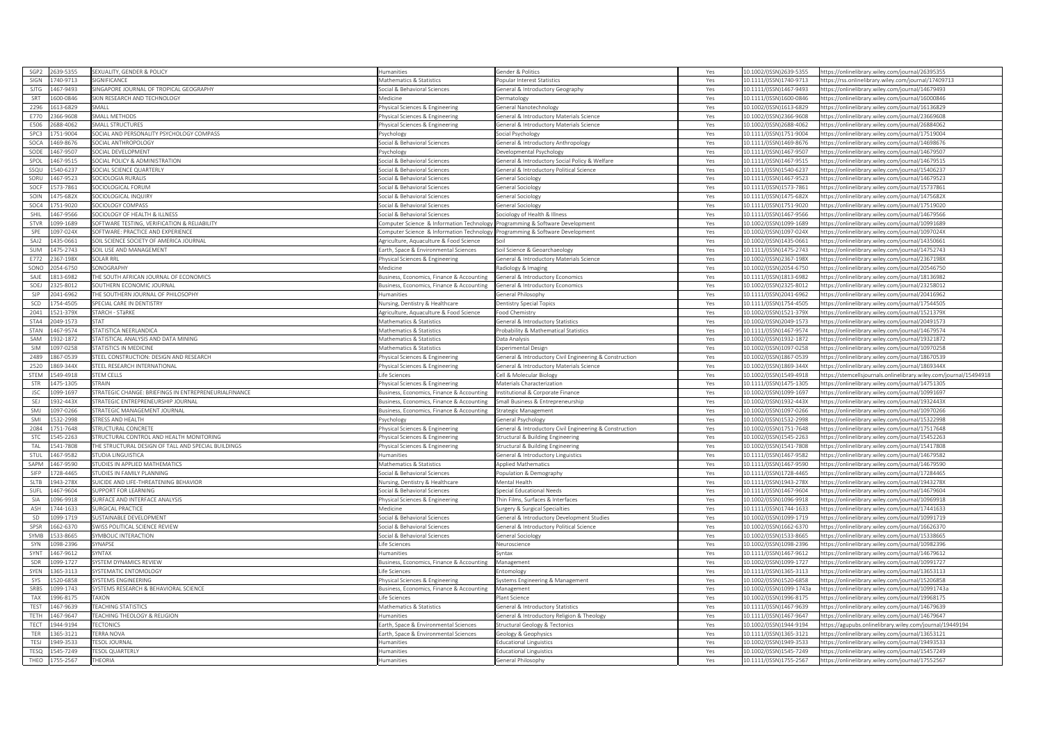| SGP2 | 2639-5355 | SEXUALITY, GENDER & POLICY | Humanities | Gender & Politics | Yes | 10.1002/(ISSN)2639-5355 | https://onlinelibrary.wiley.com/journal/26395355 |
|---|---|---|---|---|---|---|---|
| SIGN | 1740-9713 | SIGNIFICANCE | Mathematics & Statistics | Popular Interest Statistics | Yes | 10.1111/(ISSN)1740-9713 | https://rss.onlinelibrary.wiley.com/journal/17409713 |
| SJTG | 1467-9493 | SINGAPORE JOURNAL OF TROPICAL GEOGRAPHY | Social & Behavioral Sciences | General & Introductory Geography | Yes | 10.1111/(ISSN)1467-9493 | https://onlinelibrary.wiley.com/journal/14679493 |
| SRT | 1600-0846 | SKIN RESEARCH AND TECHNOLOGY | Medicine | Dermatology | Yes | 10.1111/(ISSN)1600-0846 | https://onlinelibrary.wiley.com/journal/16000846 |
| 2296 | 1613-6829 | SMALL | Physical Sciences & Engineering | General Nanotechnology | Yes | 10.1002/(ISSN)1613-6829 | https://onlinelibrary.wiley.com/journal/16136829 |
| E770 | 2366-9608 | SMALL METHODS | Physical Sciences & Engineering | General & Introductory Materials Science | Yes | 10.1002/(ISSN)2366-9608 | https://onlinelibrary.wiley.com/journal/23669608 |
| E506 | 2688-4062 | SMALL STRUCTURES | Physical Sciences & Engineering | General & Introductory Materials Science | Yes | 10.1002/(ISSN)2688-4062 | https://onlinelibrary.wiley.com/journal/26884062 |
| SPC3 | 1751-9004 | SOCIAL AND PERSONALITY PSYCHOLOGY COMPASS | Psychology | Social Psychology | Yes | 10.1111/(ISSN)1751-9004 | https://onlinelibrary.wiley.com/journal/17519004 |
| SOCA | 1469-8676 | SOCIAL ANTHROPOLOGY | Social & Behavioral Sciences | General & Introductory Anthropology | Yes | 10.1111/(ISSN)1469-8676 | https://onlinelibrary.wiley.com/journal/14698676 |
| SODE | 1467-9507 | SOCIAL DEVELOPMENT | Psychology | Developmental Psychology | Yes | 10.1111/(ISSN)1467-9507 | https://onlinelibrary.wiley.com/journal/14679507 |
| SPOL | 1467-9515 | SOCIAL POLICY & ADMINISTRATION | Social & Behavioral Sciences | General & Introductory Social Policy & Welfare | Yes | 10.1111/(ISSN)1467-9515 | https://onlinelibrary.wiley.com/journal/14679515 |
| SSQU | 1540-6237 | SOCIAL SCIENCE QUARTERLY | Social & Behavioral Sciences | General & Introductory Political Science | Yes | 10.1111/(ISSN)1540-6237 | https://onlinelibrary.wiley.com/journal/15406237 |
| SORU | 1467-9523 | SOCIOLOGIA RURALIS | Social & Behavioral Sciences | General Sociology | Yes | 10.1111/(ISSN)1467-9523 | https://onlinelibrary.wiley.com/journal/14679523 |
| SOCF | 1573-7861 | SOCIOLOGICAL FORUM | Social & Behavioral Sciences | General Sociology | Yes | 10.1111/(ISSN)1573-7861 | https://onlinelibrary.wiley.com/journal/15737861 |
| SOIN | 1475-682X | SOCIOLOGICAL INQUIRY | Social & Behavioral Sciences | General Sociology | Yes | 10.1111/(ISSN)1475-682X | https://onlinelibrary.wiley.com/journal/1475682X |
| SOC4 | 1751-9020 | SOCIOLOGY COMPASS | Social & Behavioral Sciences | General Sociology | Yes | 10.1111/(ISSN)1751-9020 | https://onlinelibrary.wiley.com/journal/17519020 |
| SHIL | 1467-9566 | SOCIOLOGY OF HEALTH & ILLNESS | Social & Behavioral Sciences | Sociology of Health & Illness | Yes | 10.1111/(ISSN)1467-9566 | https://onlinelibrary.wiley.com/journal/14679566 |
| STVR | 1099-1689 | SOFTWARE TESTING, VERIFICATION & RELIABILITY | Computer Science & Information Technology | Programming & Software Development | Yes | 10.1002/(ISSN)1099-1689 | https://onlinelibrary.wiley.com/journal/10991689 |
| SPE | 1097-024X | SOFTWARE: PRACTICE AND EXPERIENCE | Computer Science & Information Technology | Programming & Software Development | Yes | 10.1002/(ISSN)1097-024X | https://onlinelibrary.wiley.com/journal/1097024X |
| SAJ2 | 1435-0661 | SOIL SCIENCE SOCIETY OF AMERICA JOURNAL | Agriculture, Aquaculture & Food Science | Soil | Yes | 10.1002/(ISSN)1435-0661 | https://onlinelibrary.wiley.com/journal/14350661 |
| SUM | 1475-2743 | SOIL USE AND MANAGEMENT | Earth, Space & Environmental Sciences | Soil Science & Geoarchaeology | Yes | 10.1111/(ISSN)1475-2743 | https://onlinelibrary.wiley.com/journal/14752743 |
| E772 | 2367-198X | SOLAR RRL | Physical Sciences & Engineering | General & Introductory Materials Science | Yes | 10.1002/(ISSN)2367-198X | https://onlinelibrary.wiley.com/journal/2367198X |
| SONO | 2054-6750 | SONOGRAPHY | Medicine | Radiology & Imaging | Yes | 10.1002/(ISSN)2054-6750 | https://onlinelibrary.wiley.com/journal/20546750 |
| SAJE | 1813-6982 | THE SOUTH AFRICAN JOURNAL OF ECONOMICS | Business, Economics, Finance & Accounting | General & Introductory Economics | Yes | 10.1111/(ISSN)1813-6982 | https://onlinelibrary.wiley.com/journal/18136982 |
| SOEJ | 2325-8012 | SOUTHERN ECONOMIC JOURNAL | Business, Economics, Finance & Accounting | General & Introductory Economics | Yes | 10.1002/(ISSN)2325-8012 | https://onlinelibrary.wiley.com/journal/23258012 |
| SJP | 2041-6962 | THE SOUTHERN JOURNAL OF PHILOSOPHY | Humanities | General Philosophy | Yes | 10.1111/(ISSN)2041-6962 | https://onlinelibrary.wiley.com/journal/20416962 |
| SCD | 1754-4505 | SPECIAL CARE IN DENTISTRY | Nursing, Dentistry & Healthcare | Dentistry Special Topics | Yes | 10.1111/(ISSN)1754-4505 | https://onlinelibrary.wiley.com/journal/17544505 |
| 2041 | 1521-379X | STARCH - STÄRKE | Agriculture, Aquaculture & Food Science | Food Chemistry | Yes | 10.1002/(ISSN)1521-379X | https://onlinelibrary.wiley.com/journal/1521379X |
| STA4 | 2049-1573 | STAT | Mathematics & Statistics | General & Introductory Statistics | Yes | 10.1002/(ISSN)2049-1573 | https://onlinelibrary.wiley.com/journal/20491573 |
| STAN | 1467-9574 | STATISTICA NEERLANDICA | Mathematics & Statistics | Probability & Mathematical Statistics | Yes | 10.1111/(ISSN)1467-9574 | https://onlinelibrary.wiley.com/journal/14679574 |
| SAM | 1932-1872 | STATISTICAL ANALYSIS AND DATA MINING | Mathematics & Statistics | Data Analysis | Yes | 10.1002/(ISSN)1932-1872 | https://onlinelibrary.wiley.com/journal/19321872 |
| SIM | 1097-0258 | STATISTICS IN MEDICINE | Mathematics & Statistics | Experimental Design | Yes | 10.1002/(ISSN)1097-0258 | https://onlinelibrary.wiley.com/journal/10970258 |
| 2489 | 1867-0539 | STEEL CONSTRUCTION: DESIGN AND RESEARCH | Physical Sciences & Engineering | General & Introductory Civil Engineering & Construction | Yes | 10.1002/(ISSN)1867-0539 | https://onlinelibrary.wiley.com/journal/18670539 |
| 2520 | 1869-344X | STEEL RESEARCH INTERNATIONAL | Physical Sciences & Engineering | General & Introductory Materials Science | Yes | 10.1002/(ISSN)1869-344X | https://onlinelibrary.wiley.com/journal/1869344X |
| STEM | 1549-4918 | STEM CELLS | Life Sciences | Cell & Molecular Biology | Yes | 10.1002/(ISSN)1549-4918 | https://stemcellsjournals.onlinelibrary.wiley.com/journal/15494918 |
| STR | 1475-1305 | STRAIN | Physical Sciences & Engineering | Materials Characterization | Yes | 10.1111/(ISSN)1475-1305 | https://onlinelibrary.wiley.com/journal/14751305 |
| JSC | 1099-1697 | STRATEGIC CHANGE: BRIEFINGS IN ENTREPRENEURIALFINANCE | Business, Economics, Finance & Accounting | Institutional & Corporate Finance | Yes | 10.1002/(ISSN)1099-1697 | https://onlinelibrary.wiley.com/journal/10991697 |
| SEJ | 1932-443X | STRATEGIC ENTREPRENEURSHIP JOURNAL | Business, Economics, Finance & Accounting | Small Business & Entrepreneurship | Yes | 10.1002/(ISSN)1932-443X | https://onlinelibrary.wiley.com/journal/1932443X |
| SMJ | 1097-0266 | STRATEGIC MANAGEMENT JOURNAL | Business, Economics, Finance & Accounting | Strategic Management | Yes | 10.1002/(ISSN)1097-0266 | https://onlinelibrary.wiley.com/journal/10970266 |
| SMI | 1532-2998 | STRESS AND HEALTH | Psychology | General Psychology | Yes | 10.1002/(ISSN)1532-2998 | https://onlinelibrary.wiley.com/journal/15322998 |
| 2084 | 1751-7648 | STRUCTURAL CONCRETE | Physical Sciences & Engineering | General & Introductory Civil Engineering & Construction | Yes | 10.1002/(ISSN)1751-7648 | https://onlinelibrary.wiley.com/journal/17517648 |
| STC | 1545-2263 | STRUCTURAL CONTROL AND HEALTH MONITORING | Physical Sciences & Engineering | Structural & Building Engineering | Yes | 10.1002/(ISSN)1545-2263 | https://onlinelibrary.wiley.com/journal/15452263 |
| TAL | 1541-7808 | THE STRUCTURAL DESIGN OF TALL AND SPECIAL BUILDINGS | Physical Sciences & Engineering | Structural & Building Engineering | Yes | 10.1002/(ISSN)1541-7808 | https://onlinelibrary.wiley.com/journal/15417808 |
| STUL | 1467-9582 | STUDIA LINGUISTICA | Humanities | General & Introductory Linguistics | Yes | 10.1111/(ISSN)1467-9582 | https://onlinelibrary.wiley.com/journal/14679582 |
| SAPM | 1467-9590 | STUDIES IN APPLIED MATHEMATICS | Mathematics & Statistics | Applied Mathematics | Yes | 10.1111/(ISSN)1467-9590 | https://onlinelibrary.wiley.com/journal/14679590 |
| SIFP | 1728-4465 | STUDIES IN FAMILY PLANNING | Social & Behavioral Sciences | Population & Demography | Yes | 10.1111/(ISSN)1728-4465 | https://onlinelibrary.wiley.com/journal/17284465 |
| SLTB | 1943-278X | SUICIDE AND LIFE-THREATENING BEHAVIOR | Nursing, Dentistry & Healthcare | Mental Health | Yes | 10.1111/(ISSN)1943-278X | https://onlinelibrary.wiley.com/journal/1943278X |
| SUFL | 1467-9604 | SUPPORT FOR LEARNING | Social & Behavioral Sciences | Special Educational Needs | Yes | 10.1111/(ISSN)1467-9604 | https://onlinelibrary.wiley.com/journal/14679604 |
| SIA | 1096-9918 | SURFACE AND INTERFACE ANALYSIS | Physical Sciences & Engineering | Thin Films, Surfaces & Interfaces | Yes | 10.1002/(ISSN)1096-9918 | https://onlinelibrary.wiley.com/journal/10969918 |
| ASH | 1744-1633 | SURGICAL PRACTICE | Medicine | Surgery & Surgical Specialties | Yes | 10.1111/(ISSN)1744-1633 | https://onlinelibrary.wiley.com/journal/17441633 |
| SD | 1099-1719 | SUSTAINABLE DEVELOPMENT | Social & Behavioral Sciences | General & Introductory Development Studies | Yes | 10.1002/(ISSN)1099-1719 | https://onlinelibrary.wiley.com/journal/10991719 |
| SPSR | 1662-6370 | SWISS POLITICAL SCIENCE REVIEW | Social & Behavioral Sciences | General & Introductory Political Science | Yes | 10.1002/(ISSN)1662-6370 | https://onlinelibrary.wiley.com/journal/16626370 |
| SYMB | 1533-8665 | SYMBOLIC INTERACTION | Social & Behavioral Sciences | General Sociology | Yes | 10.1002/(ISSN)1533-8665 | https://onlinelibrary.wiley.com/journal/15338665 |
| SYN | 1098-2396 | SYNAPSE | Life Sciences | Neuroscience | Yes | 10.1002/(ISSN)1098-2396 | https://onlinelibrary.wiley.com/journal/10982396 |
| SYNT | 1467-9612 | SYNTAX | Humanities | Syntax | Yes | 10.1111/(ISSN)1467-9612 | https://onlinelibrary.wiley.com/journal/14679612 |
| SDR | 1099-1727 | SYSTEM DYNAMICS REVIEW | Business, Economics, Finance & Accounting | Management | Yes | 10.1002/(ISSN)1099-1727 | https://onlinelibrary.wiley.com/journal/10991727 |
| SYEN | 1365-3113 | SYSTEMATIC ENTOMOLOGY | Life Sciences | Entomology | Yes | 10.1111/(ISSN)1365-3113 | https://onlinelibrary.wiley.com/journal/13653113 |
| SYS | 1520-6858 | SYSTEMS ENGINEERING | Physical Sciences & Engineering | Systems Engineering & Management | Yes | 10.1002/(ISSN)1520-6858 | https://onlinelibrary.wiley.com/journal/15206858 |
| SRBS | 1099-1743 | SYSTEMS RESEARCH & BEHAVIORAL SCIENCE | Business, Economics, Finance & Accounting | Management | Yes | 10.1002/(ISSN)1099-1743a | https://onlinelibrary.wiley.com/journal/10991743a |
| TAX | 1996-8175 | TAXON | Life Sciences | Plant Science | Yes | 10.1002/(ISSN)1996-8175 | https://onlinelibrary.wiley.com/journal/19968175 |
| TEST | 1467-9639 | TEACHING STATISTICS | Mathematics & Statistics | General & Introductory Statistics | Yes | 10.1111/(ISSN)1467-9639 | https://onlinelibrary.wiley.com/journal/14679639 |
| TETH | 1467-9647 | TEACHING THEOLOGY & RELIGION | Humanities | General & Introductory Religion & Theology | Yes | 10.1111/(ISSN)1467-9647 | https://onlinelibrary.wiley.com/journal/14679647 |
| TECT | 1944-9194 | TECTONICS | Earth, Space & Environmental Sciences | Structural Geology & Tectonics | Yes | 10.1002/(ISSN)1944-9194 | https://agupubs.onlinelibrary.wiley.com/journal/19449194 |
| TER | 1365-3121 | TERRA NOVA | Earth, Space & Environmental Sciences | Geology & Geophysics | Yes | 10.1111/(ISSN)1365-3121 | https://onlinelibrary.wiley.com/journal/13653121 |
| TESJ | 1949-3533 | TESOL JOURNAL | Humanities | Educational Linguistics | Yes | 10.1002/(ISSN)1949-3533 | https://onlinelibrary.wiley.com/journal/19493533 |
| TESQ | 1545-7249 | TESOL QUARTERLY | Humanities | Educational Linguistics | Yes | 10.1002/(ISSN)1545-7249 | https://onlinelibrary.wiley.com/journal/15457249 |
| THEO | 1755-2567 | THEORIA | Humanities | General Philosophy | Yes | 10.1111/(ISSN)1755-2567 | https://onlinelibrary.wiley.com/journal/17552567 |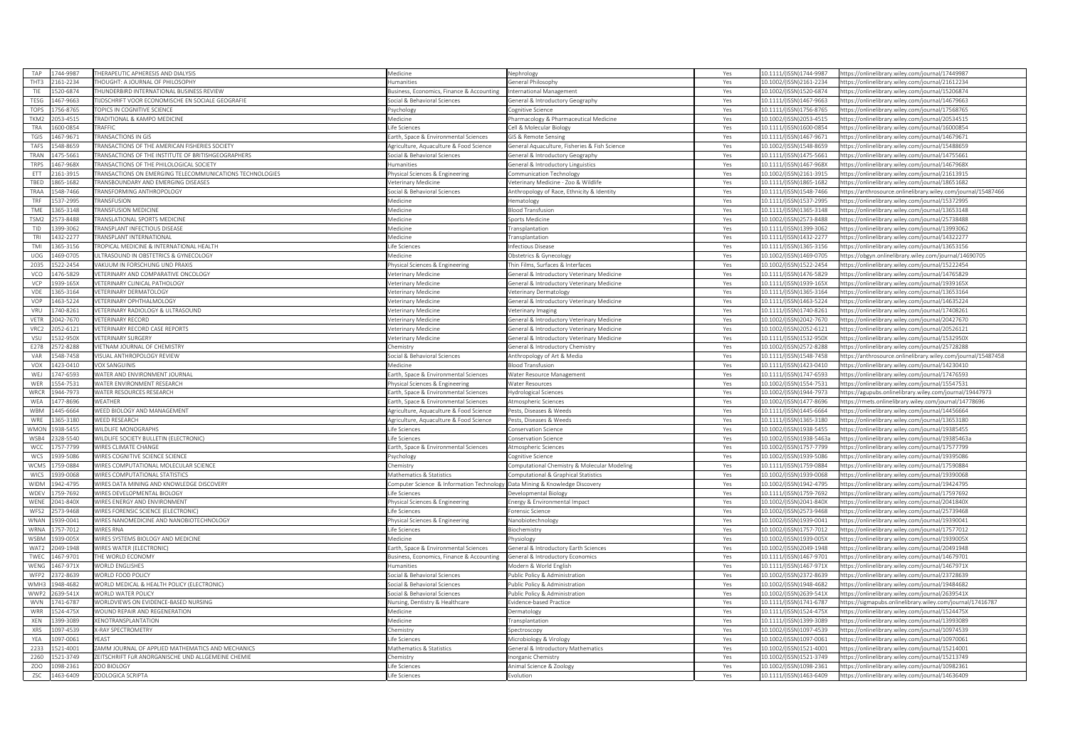| TAP | 1744-9987 | THERAPEUTIC APHERESIS AND DIALYSIS | Medicine | Nephrology | Yes | 10.1111/(ISSN)1744-9987 | https://onlinelibrary.wiley.com/journal/17449987 |
|---|---|---|---|---|---|---|---|
| THT3 | 2161-2234 | THOUGHT: A JOURNAL OF PHILOSOPHY | Humanities | General Philosophy | Yes | 10.1002/(ISSN)2161-2234 | https://onlinelibrary.wiley.com/journal/21612234 |
| TIE | 1520-6874 | THUNDERBIRD INTERNATIONAL BUSINESS REVIEW | Business, Economics, Finance & Accounting | International Management | Yes | 10.1002/(ISSN)1520-6874 | https://onlinelibrary.wiley.com/journal/15206874 |
| TESG | 1467-9663 | TIJDSCHRIFT VOOR ECONOMISCHE EN SOCIALE GEOGRAFIE | Social & Behavioral Sciences | General & Introductory Geography | Yes | 10.1111/(ISSN)1467-9663 | https://onlinelibrary.wiley.com/journal/14679663 |
| TOPS | 1756-8765 | TOPICS IN COGNITIVE SCIENCE | Psychology | Cognitive Science | Yes | 10.1111/(ISSN)1756-8765 | https://onlinelibrary.wiley.com/journal/17568765 |
| TKM2 | 2053-4515 | TRADITIONAL & KAMPO MEDICINE | Medicine | Pharmacology & Pharmaceutical Medicine | Yes | 10.1002/(ISSN)2053-4515 | https://onlinelibrary.wiley.com/journal/20534515 |
| TRA | 1600-0854 | TRAFFIC | Life Sciences | Cell & Molecular Biology | Yes | 10.1111/(ISSN)1600-0854 | https://onlinelibrary.wiley.com/journal/16000854 |
| TGIS | 1467-9671 | TRANSACTIONS IN GIS | Earth, Space & Environmental Sciences | GIS & Remote Sensing | Yes | 10.1111/(ISSN)1467-9671 | https://onlinelibrary.wiley.com/journal/14679671 |
| TAFS | 1548-8659 | TRANSACTIONS OF THE AMERICAN FISHERIES SOCIETY | Agriculture, Aquaculture & Food Science | General Aquaculture, Fisheries & Fish Science | Yes | 10.1002/(ISSN)1548-8659 | https://onlinelibrary.wiley.com/journal/15488659 |
| TRAN | 1475-5661 | TRANSACTIONS OF THE INSTITUTE OF BRITISHGEOGRAPHERS | Social & Behavioral Sciences | General & Introductory Geography | Yes | 10.1111/(ISSN)1475-5661 | https://onlinelibrary.wiley.com/journal/14755661 |
| TRPS | 1467-968X | TRANSACTIONS OF THE PHILOLOGICAL SOCIETY | Humanities | General & Introductory Linguistics | Yes | 10.1111/(ISSN)1467-968X | https://onlinelibrary.wiley.com/journal/1467968X |
| ETT | 2161-3915 | TRANSACTIONS ON EMERGING TELECOMMUNICATIONS TECHNOLOGIES | Physical Sciences & Engineering | Communication Technology | Yes | 10.1002/(ISSN)2161-3915 | https://onlinelibrary.wiley.com/journal/21613915 |
| TBED | 1865-1682 | TRANSBOUNDARY AND EMERGING DISEASES | Veterinary Medicine | Veterinary Medicine - Zoo & Wildlife | Yes | 10.1111/(ISSN)1865-1682 | https://onlinelibrary.wiley.com/journal/18651682 |
| TRAA | 1548-7466 | TRANSFORMING ANTHROPOLOGY | Social & Behavioral Sciences | Anthropology of Race, Ethnicity & Identity | Yes | 10.1111/(ISSN)1548-7466 | https://anthrosource.onlinelibrary.wiley.com/journal/15487466 |
| TRF | 1537-2995 | TRANSFUSION | Medicine | Hematology | Yes | 10.1111/(ISSN)1537-2995 | https://onlinelibrary.wiley.com/journal/15372995 |
| TME | 1365-3148 | TRANSFUSION MEDICINE | Medicine | Blood Transfusion | Yes | 10.1111/(ISSN)1365-3148 | https://onlinelibrary.wiley.com/journal/13653148 |
| TSM2 | 2573-8488 | TRANSLATIONAL SPORTS MEDICINE | Medicine | Sports Medicine | Yes | 10.1002/(ISSN)2573-8488 | https://onlinelibrary.wiley.com/journal/25738488 |
| TID | 1399-3062 | TRANSPLANT INFECTIOUS DISEASE | Medicine | Transplantation | Yes | 10.1111/(ISSN)1399-3062 | https://onlinelibrary.wiley.com/journal/13993062 |
| TRI | 1432-2277 | TRANSPLANT INTERNATIONAL | Medicine | Transplantation | Yes | 10.1111/(ISSN)1432-2277 | https://onlinelibrary.wiley.com/journal/14322277 |
| TMI | 1365-3156 | TROPICAL MEDICINE & INTERNATIONAL HEALTH | Life Sciences | Infectious Disease | Yes | 10.1111/(ISSN)1365-3156 | https://onlinelibrary.wiley.com/journal/13653156 |
| UOG | 1469-0705 | ULTRASOUND IN OBSTETRICS & GYNECOLOGY | Medicine | Obstetrics & Gynecology | Yes | 10.1002/(ISSN)1469-0705 | https://obgyn.onlinelibrary.wiley.com/journal/14690705 |
| 2035 | 1522-2454 | VAKUUM IN FORSCHUNG UND PRAXIS | Physical Sciences & Engineering | Thin Films, Surfaces & Interfaces | Yes | 10.1002/(ISSN)1522-2454 | https://onlinelibrary.wiley.com/journal/15222454 |
| VCO | 1476-5829 | VETERINARY AND COMPARATIVE ONCOLOGY | Veterinary Medicine | General & Introductory Veterinary Medicine | Yes | 10.1111/(ISSN)1476-5829 | https://onlinelibrary.wiley.com/journal/14765829 |
| VCP | 1939-165X | VETERINARY CLINICAL PATHOLOGY | Veterinary Medicine | General & Introductory Veterinary Medicine | Yes | 10.1111/(ISSN)1939-165X | https://onlinelibrary.wiley.com/journal/1939165X |
| VDE | 1365-3164 | VETERINARY DERMATOLOGY | Veterinary Medicine | Veterinary Dermatology | Yes | 10.1111/(ISSN)1365-3164 | https://onlinelibrary.wiley.com/journal/13653164 |
| VOP | 1463-5224 | VETERINARY OPHTHALMOLOGY | Veterinary Medicine | General & Introductory Veterinary Medicine | Yes | 10.1111/(ISSN)1463-5224 | https://onlinelibrary.wiley.com/journal/14635224 |
| VRU | 1740-8261 | VETERINARY RADIOLOGY & ULTRASOUND | Veterinary Medicine | Veterinary Imaging | Yes | 10.1111/(ISSN)1740-8261 | https://onlinelibrary.wiley.com/journal/17408261 |
| VETR | 2042-7670 | VETERINARY RECORD | Veterinary Medicine | General & Introductory Veterinary Medicine | Yes | 10.1002/(ISSN)2042-7670 | https://onlinelibrary.wiley.com/journal/20427670 |
| VRC2 | 2052-6121 | VETERINARY RECORD CASE REPORTS | Veterinary Medicine | General & Introductory Veterinary Medicine | Yes | 10.1002/(ISSN)2052-6121 | https://onlinelibrary.wiley.com/journal/20526121 |
| VSU | 1532-950X | VETERINARY SURGERY | Veterinary Medicine | General & Introductory Veterinary Medicine | Yes | 10.1111/(ISSN)1532-950X | https://onlinelibrary.wiley.com/journal/1532950X |
| E278 | 2572-8288 | VIETNAM JOURNAL OF CHEMISTRY | Chemistry | General & Introductory Chemistry | Yes | 10.1002/(ISSN)2572-8288 | https://onlinelibrary.wiley.com/journal/25728288 |
| VAR | 1548-7458 | VISUAL ANTHROPOLOGY REVIEW | Social & Behavioral Sciences | Anthropology of Art & Media | Yes | 10.1111/(ISSN)1548-7458 | https://anthrosource.onlinelibrary.wiley.com/journal/15487458 |
| VOX | 1423-0410 | VOX SANGUINIS | Medicine | Blood Transfusion | Yes | 10.1111/(ISSN)1423-0410 | https://onlinelibrary.wiley.com/journal/14230410 |
| WEJ | 1747-6593 | WATER AND ENVIRONMENT JOURNAL | Earth, Space & Environmental Sciences | Water Resource Management | Yes | 10.1111/(ISSN)1747-6593 | https://onlinelibrary.wiley.com/journal/17476593 |
| WER | 1554-7531 | WATER ENVIRONMENT RESEARCH | Physical Sciences & Engineering | Water Resources | Yes | 10.1002/(ISSN)1554-7531 | https://onlinelibrary.wiley.com/journal/15547531 |
| WRCR | 1944-7973 | WATER RESOURCES RESEARCH | Earth, Space & Environmental Sciences | Hydrological Sciences | Yes | 10.1002/(ISSN)1944-7973 | https://agupubs.onlinelibrary.wiley.com/journal/19447973 |
| WEA | 1477-8696 | WEATHER | Earth, Space & Environmental Sciences | Atmospheric Sciences | Yes | 10.1002/(ISSN)1477-8696 | https://rmets.onlinelibrary.wiley.com/journal/14778696 |
| WBM | 1445-6664 | WEED BIOLOGY AND MANAGEMENT | Agriculture, Aquaculture & Food Science | Pests, Diseases & Weeds | Yes | 10.1111/(ISSN)1445-6664 | https://onlinelibrary.wiley.com/journal/14456664 |
| WRE | 1365-3180 | WEED RESEARCH | Agriculture, Aquaculture & Food Science | Pests, Diseases & Weeds | Yes | 10.1111/(ISSN)1365-3180 | https://onlinelibrary.wiley.com/journal/13653180 |
| WMON | 1938-5455 | WILDLIFE MONOGRAPHS | Life Sciences | Conservation Science | Yes | 10.1002/(ISSN)1938-5455 | https://onlinelibrary.wiley.com/journal/19385455 |
| WSB4 | 2328-5540 | WILDLIFE SOCIETY BULLETIN (ELECTRONIC) | Life Sciences | Conservation Science | Yes | 10.1002/(ISSN)1938-5463a | https://onlinelibrary.wiley.com/journal/19385463a |
| WCC | 1757-7799 | WIRES CLIMATE CHANGE | Earth, Space & Environmental Sciences | Atmospheric Sciences | Yes | 10.1002/(ISSN)1757-7799 | https://onlinelibrary.wiley.com/journal/17577799 |
| WCS | 1939-5086 | WIRES COGNITIVE SCIENCE SCIENCE | Psychology | Cognitive Science | Yes | 10.1002/(ISSN)1939-5086 | https://onlinelibrary.wiley.com/journal/19395086 |
| WCMS | 1759-0884 | WIRES COMPUTATIONAL MOLECULAR SCIENCE | Chemistry | Computational Chemistry & Molecular Modeling | Yes | 10.1111/(ISSN)1759-0884 | https://onlinelibrary.wiley.com/journal/17590884 |
| WICS | 1939-0068 | WIRES COMPUTATIONAL STATISTICS | Mathematics & Statistics | Computational & Graphical Statistics | Yes | 10.1002/(ISSN)1939-0068 | https://onlinelibrary.wiley.com/journal/19390068 |
| WIDM | 1942-4795 | WIRES DATA MINING AND KNOWLEDGE DISCOVERY | Computer Science & Information Technology | Data Mining & Knowledge Discovery | Yes | 10.1002/(ISSN)1942-4795 | https://onlinelibrary.wiley.com/journal/19424795 |
| WDEV | 1759-7692 | WIRES DEVELOPMENTAL BIOLOGY | Life Sciences | Developmental Biology | Yes | 10.1111/(ISSN)1759-7692 | https://onlinelibrary.wiley.com/journal/17597692 |
| WENE | 2041-840X | WIRES ENERGY AND ENVIRONMENT | Physical Sciences & Engineering | Energy & Environmental Impact | Yes | 10.1002/(ISSN)2041-840X | https://onlinelibrary.wiley.com/journal/2041840X |
| WFS2 | 2573-9468 | WIRES FORENSIC SCIENCE (ELECTRONIC) | Life Sciences | Forensic Science | Yes | 10.1002/(ISSN)2573-9468 | https://onlinelibrary.wiley.com/journal/25739468 |
| WNAN | 1939-0041 | WIRES NANOMEDICINE AND NANOBIOTECHNOLOGY | Physical Sciences & Engineering | Nanobiotechnology | Yes | 10.1002/(ISSN)1939-0041 | https://onlinelibrary.wiley.com/journal/19390041 |
| WRNA | 1757-7012 | WIRES RNA | Life Sciences | Biochemistry | Yes | 10.1002/(ISSN)1757-7012 | https://onlinelibrary.wiley.com/journal/17577012 |
| WSBM | 1939-005X | WIRES SYSTEMS BIOLOGY AND MEDICINE | Medicine | Physiology | Yes | 10.1002/(ISSN)1939-005X | https://onlinelibrary.wiley.com/journal/1939005X |
| WAT2 | 2049-1948 | WIRES WATER (ELECTRONIC) | Earth, Space & Environmental Sciences | General & Introductory Earth Sciences | Yes | 10.1002/(ISSN)2049-1948 | https://onlinelibrary.wiley.com/journal/20491948 |
| TWEC | 1467-9701 | THE WORLD ECONOMY | Business, Economics, Finance & Accounting | General & Introductory Economics | Yes | 10.1111/(ISSN)1467-9701 | https://onlinelibrary.wiley.com/journal/14679701 |
| WENG | 1467-971X | WORLD ENGLISHES | Humanities | Modern & World English | Yes | 10.1111/(ISSN)1467-971X | https://onlinelibrary.wiley.com/journal/1467971X |
| WFP2 | 2372-8639 | WORLD FOOD POLICY | Social & Behavioral Sciences | Public Policy & Administration | Yes | 10.1002/(ISSN)2372-8639 | https://onlinelibrary.wiley.com/journal/23728639 |
| WMH3 | 1948-4682 | WORLD MEDICAL & HEALTH POLICY (ELECTRONIC) | Social & Behavioral Sciences | Public Policy & Administration | Yes | 10.1002/(ISSN)1948-4682 | https://onlinelibrary.wiley.com/journal/19484682 |
| WWP2 | 2639-541X | WORLD WATER POLICY | Social & Behavioral Sciences | Public Policy & Administration | Yes | 10.1002/(ISSN)2639-541X | https://onlinelibrary.wiley.com/journal/2639541X |
| WVN | 1741-6787 | WORLDVIEWS ON EVIDENCE-BASED NURSING | Nursing, Dentistry & Healthcare | Evidence-based Practice | Yes | 10.1111/(ISSN)1741-6787 | https://sigmapubs.onlinelibrary.wiley.com/journal/17416787 |
| WRR | 1524-475X | WOUND REPAIR AND REGENERATION | Medicine | Dermatology | Yes | 10.1111/(ISSN)1524-475X | https://onlinelibrary.wiley.com/journal/1524475X |
| XEN | 1399-3089 | XENOTRANSPLANTATION | Medicine | Transplantation | Yes | 10.1111/(ISSN)1399-3089 | https://onlinelibrary.wiley.com/journal/13993089 |
| XRS | 1097-4539 | X-RAY SPECTROMETRY | Chemistry | Spectroscopy | Yes | 10.1002/(ISSN)1097-4539 | https://onlinelibrary.wiley.com/journal/10974539 |
| YEA | 1097-0061 | YEAST | Life Sciences | Microbiology & Virology | Yes | 10.1002/(ISSN)1097-0061 | https://onlinelibrary.wiley.com/journal/10970061 |
| 2233 | 1521-4001 | ZAMM JOURNAL OF APPLIED MATHEMATICS AND MECHANICS | Mathematics & Statistics | General & Introductory Mathematics | Yes | 10.1002/(ISSN)1521-4001 | https://onlinelibrary.wiley.com/journal/15214001 |
| 2260 | 1521-3749 | ZEITSCHRIFT FUR ANORGANISCHE UND ALLGEMEINE CHEMIE | Chemistry | Inorganic Chemistry | Yes | 10.1002/(ISSN)1521-3749 | https://onlinelibrary.wiley.com/journal/15213749 |
| ZOO | 1098-2361 | ZOO BIOLOGY | Life Sciences | Animal Science & Zoology | Yes | 10.1002/(ISSN)1098-2361 | https://onlinelibrary.wiley.com/journal/10982361 |
| ZSC | 1463-6409 | ZOOLOGICA SCRIPTA | Life Sciences | Evolution | Yes | 10.1111/(ISSN)1463-6409 | https://onlinelibrary.wiley.com/journal/14636409 |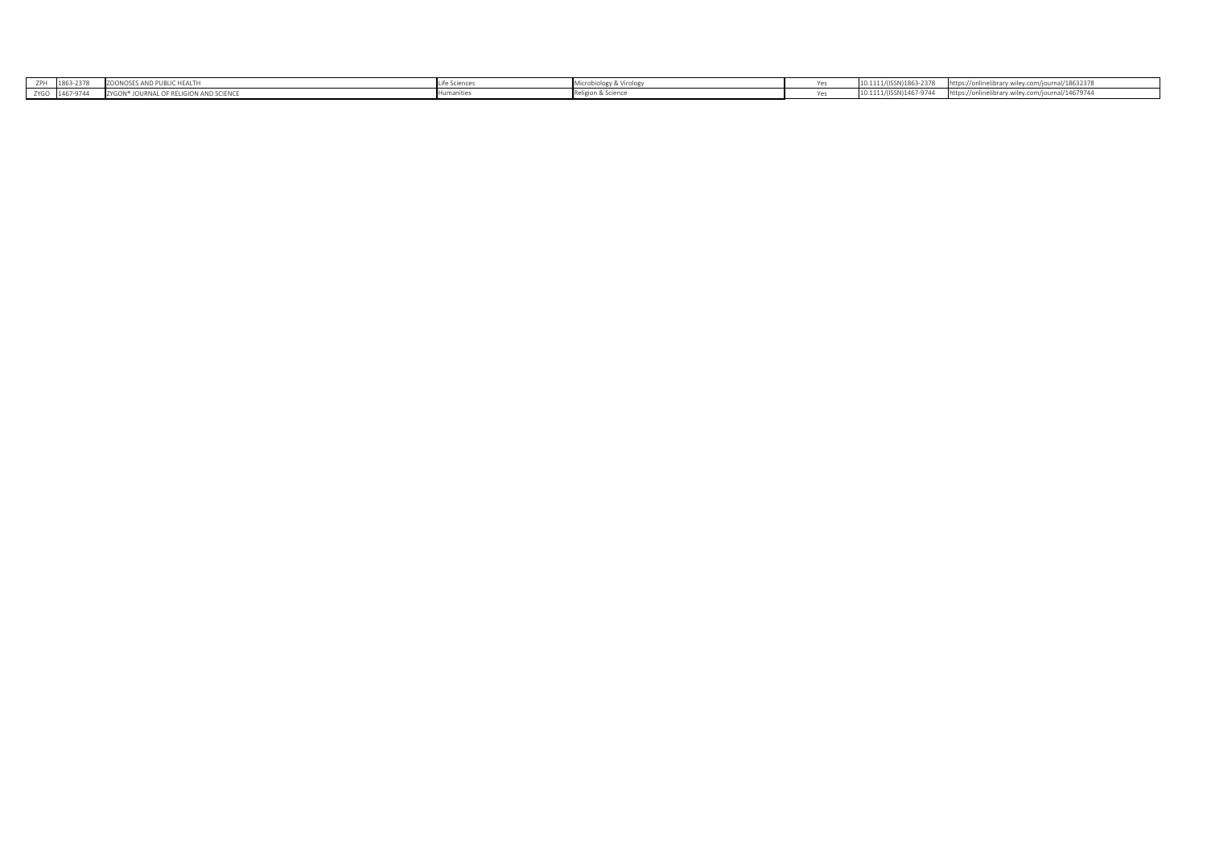| | | | | | | | |
|---|---|---|---|---|---|---|---|
| ZPH | 1863-2378 | ZOONOSES AND PUBLIC HEALTH | Life Sciences | Microbiology & Virology | Yes | 10.1111/(ISSN)1863-2378 | https://onlinelibrary.wiley.com/journal/18632378 |
| ZYGO | 1467-9744 | ZYGON® JOURNAL OF RELIGION AND SCIENCE | Humanities | Religion & Science | Yes | 10.1111/(ISSN)1467-9744 | https://onlinelibrary.wiley.com/journal/14679744 |